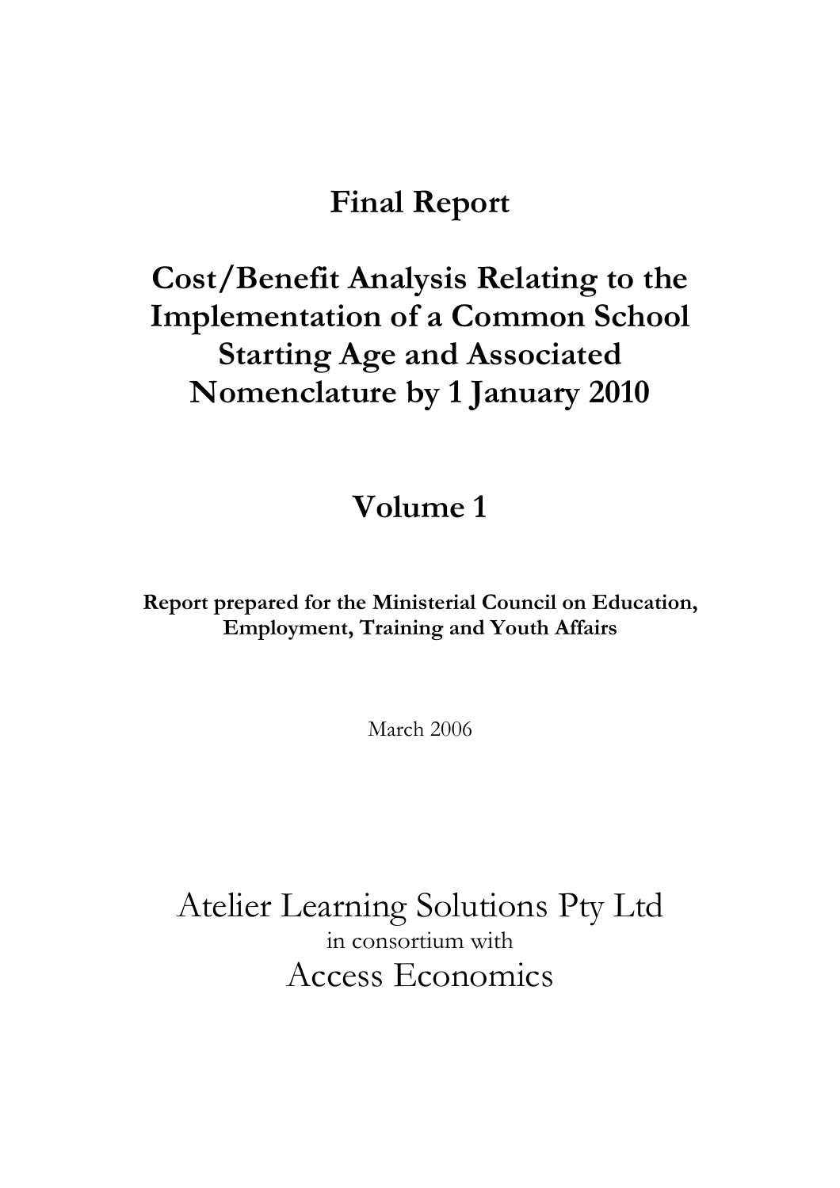# Final Report

# Cost/Benefit Analysis Relating to the Implementation of a Common School Starting Age and Associated Nomenclature by 1 January 2010

## Volume 1

**Report prepared for the Ministerial Council on Education, Employment, Training and Youth Affairs**

March 2006

Atelier Learning Solutions Pty Ltd
in consortium with
Access Economics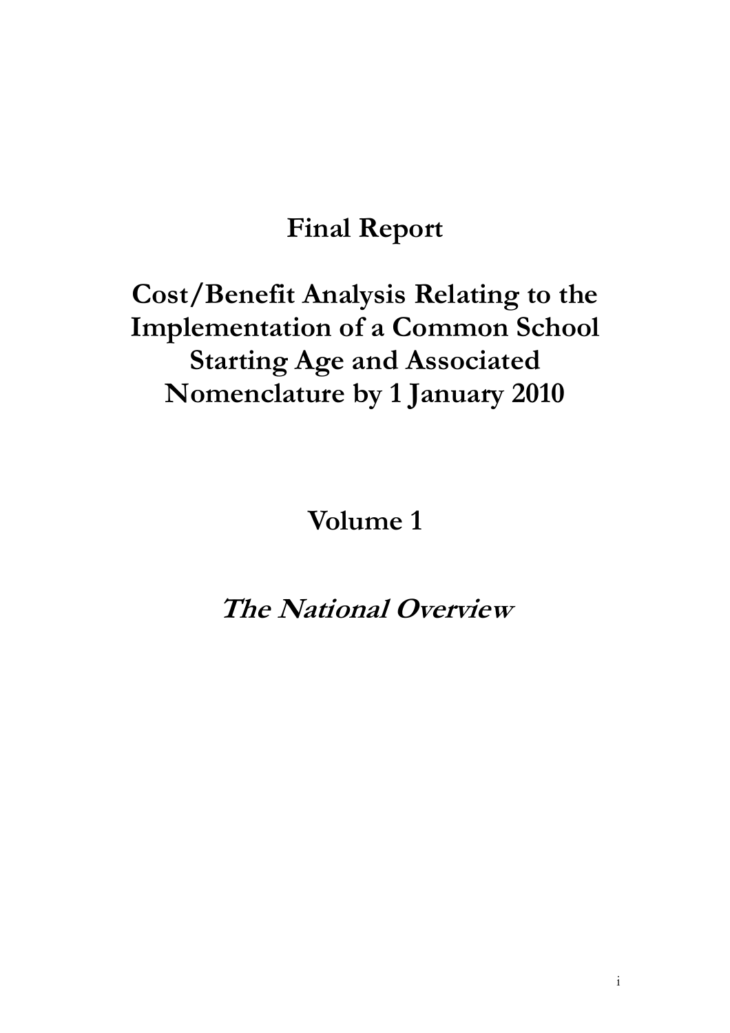# Final Report

# Cost/Benefit Analysis Relating to the Implementation of a Common School Starting Age and Associated Nomenclature by 1 January 2010

## Volume 1

## *The National Overview*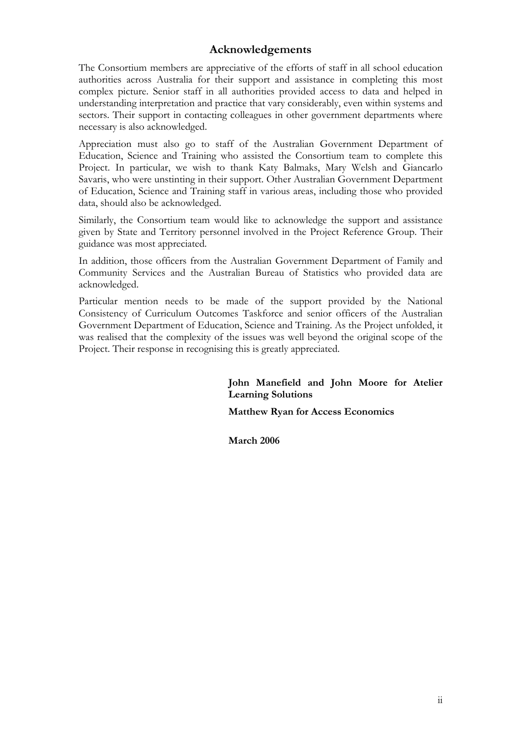## Acknowledgements

The Consortium members are appreciative of the efforts of staff in all school education authorities across Australia for their support and assistance in completing this most complex picture. Senior staff in all authorities provided access to data and helped in understanding interpretation and practice that vary considerably, even within systems and sectors. Their support in contacting colleagues in other government departments where necessary is also acknowledged.

Appreciation must also go to staff of the Australian Government Department of Education, Science and Training who assisted the Consortium team to complete this Project. In particular, we wish to thank Katy Balmaks, Mary Welsh and Giancarlo Savaris, who were unstinting in their support. Other Australian Government Department of Education, Science and Training staff in various areas, including those who provided data, should also be acknowledged.

Similarly, the Consortium team would like to acknowledge the support and assistance given by State and Territory personnel involved in the Project Reference Group. Their guidance was most appreciated.

In addition, those officers from the Australian Government Department of Family and Community Services and the Australian Bureau of Statistics who provided data are acknowledged.

Particular mention needs to be made of the support provided by the National Consistency of Curriculum Outcomes Taskforce and senior officers of the Australian Government Department of Education, Science and Training. As the Project unfolded, it was realised that the complexity of the issues was well beyond the original scope of the Project. Their response in recognising this is greatly appreciated.

**John Manefield and John Moore for Atelier Learning Solutions**

**Matthew Ryan for Access Economics**

**March 2006**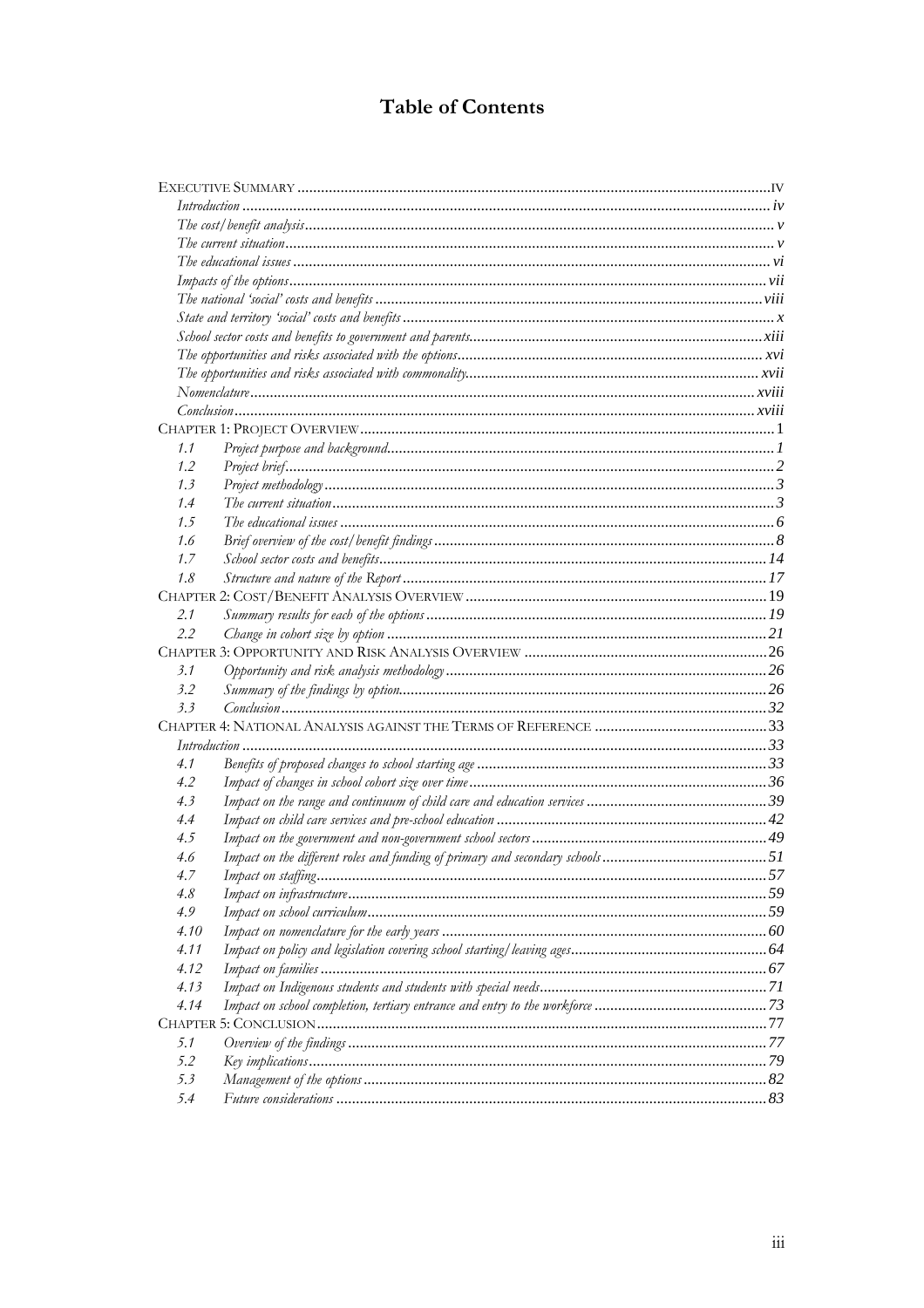# Table of Contents

| | | |
|---|---|---|
| EXECUTIVE SUMMARY | | IV |
| | *Introduction* | *iv* |
| | *The cost/benefit analysis* | *v* |
| | *The current situation* | *v* |
| | *The educational issues* | *vi* |
| | *Impacts of the options* | *vii* |
| | *The national 'social' costs and benefits* | *viii* |
| | *State and territory 'social' costs and benefits* | *x* |
| | *School sector costs and benefits to government and parents* | *xiii* |
| | *The opportunities and risks associated with the options* | *xvi* |
| | *The opportunities and risks associated with commonality* | *xvii* |
| | *Nomenclature* | *xviii* |
| | *Conclusion* | *xviii* |
| CHAPTER 1: PROJECT OVERVIEW | | 1 |
| *1.1* | *Project purpose and background* | *1* |
| *1.2* | *Project brief* | *2* |
| *1.3* | *Project methodology* | *3* |
| *1.4* | *The current situation* | *3* |
| *1.5* | *The educational issues* | *6* |
| *1.6* | *Brief overview of the cost/benefit findings* | *8* |
| *1.7* | *School sector costs and benefits* | *14* |
| *1.8* | *Structure and nature of the Report* | *17* |
| CHAPTER 2: COST/BENEFIT ANALYSIS OVERVIEW | | 19 |
| *2.1* | *Summary results for each of the options* | *19* |
| *2.2* | *Change in cohort size by option* | *21* |
| CHAPTER 3: OPPORTUNITY AND RISK ANALYSIS OVERVIEW | | 26 |
| *3.1* | *Opportunity and risk analysis methodology* | *26* |
| *3.2* | *Summary of the findings by option* | *26* |
| *3.3* | *Conclusion* | *32* |
| CHAPTER 4: NATIONAL ANALYSIS AGAINST THE TERMS OF REFERENCE | | 33 |
| | *Introduction* | *33* |
| *4.1* | *Benefits of proposed changes to school starting age* | *33* |
| *4.2* | *Impact of changes in school cohort size over time* | *36* |
| *4.3* | *Impact on the range and continuum of child care and education services* | *39* |
| *4.4* | *Impact on child care services and pre-school education* | *42* |
| *4.5* | *Impact on the government and non-government school sectors* | *49* |
| *4.6* | *Impact on the different roles and funding of primary and secondary schools* | *51* |
| *4.7* | *Impact on staffing* | *57* |
| *4.8* | *Impact on infrastructure* | *59* |
| *4.9* | *Impact on school curriculum* | *59* |
| *4.10* | *Impact on nomenclature for the early years* | *60* |
| *4.11* | *Impact on policy and legislation covering school starting/leaving ages* | *64* |
| *4.12* | *Impact on families* | *67* |
| *4.13* | *Impact on Indigenous students and students with special needs* | *71* |
| *4.14* | *Impact on school completion, tertiary entrance and entry to the workforce* | *73* |
| CHAPTER 5: CONCLUSION | | 77 |
| *5.1* | *Overview of the findings* | *77* |
| *5.2* | *Key implications* | *79* |
| *5.3* | *Management of the options* | *82* |
| *5.4* | *Future considerations* | *83* |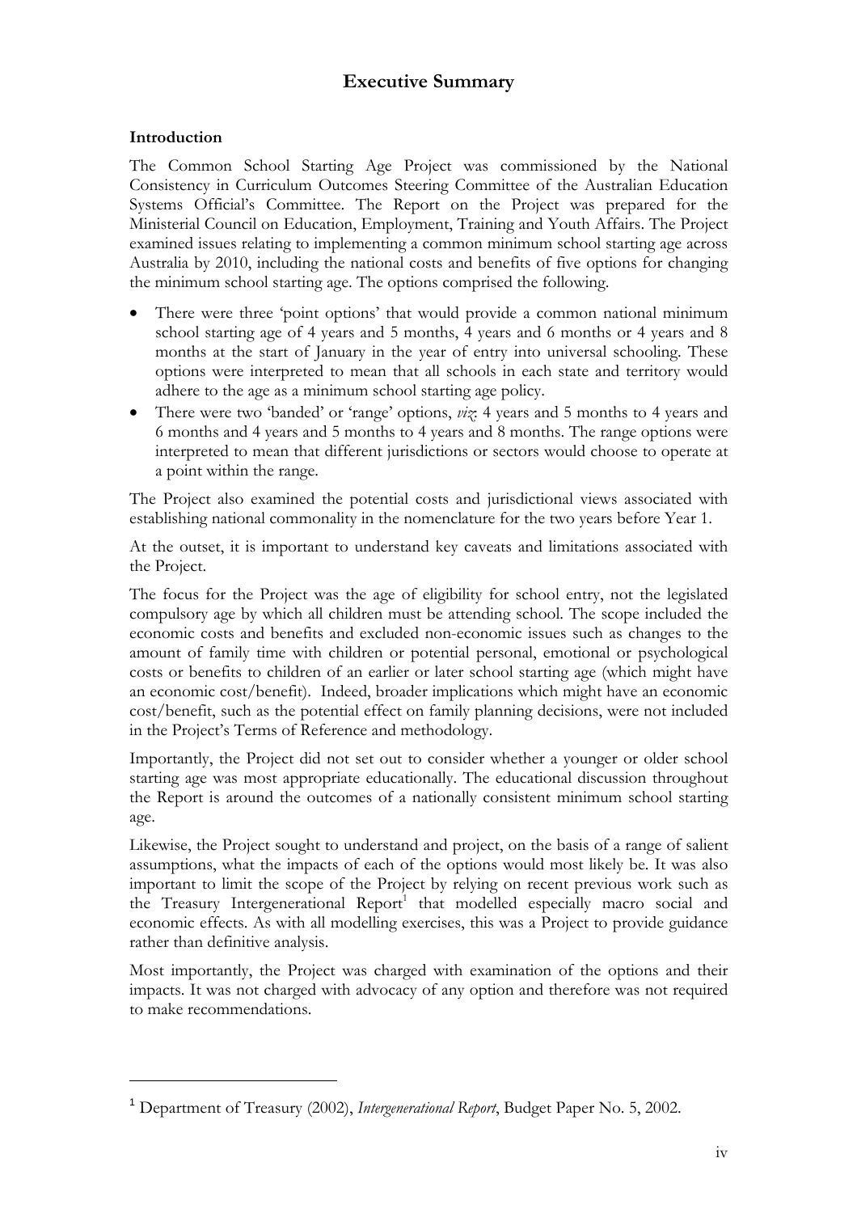# Executive Summary

### Introduction

The Common School Starting Age Project was commissioned by the National Consistency in Curriculum Outcomes Steering Committee of the Australian Education Systems Official's Committee. The Report on the Project was prepared for the Ministerial Council on Education, Employment, Training and Youth Affairs. The Project examined issues relating to implementing a common minimum school starting age across Australia by 2010, including the national costs and benefits of five options for changing the minimum school starting age. The options comprised the following.

- There were three 'point options' that would provide a common national minimum school starting age of 4 years and 5 months, 4 years and 6 months or 4 years and 8 months at the start of January in the year of entry into universal schooling. These options were interpreted to mean that all schools in each state and territory would adhere to the age as a minimum school starting age policy.
- There were two 'banded' or 'range' options, *viz*: 4 years and 5 months to 4 years and 6 months and 4 years and 5 months to 4 years and 8 months. The range options were interpreted to mean that different jurisdictions or sectors would choose to operate at a point within the range.

The Project also examined the potential costs and jurisdictional views associated with establishing national commonality in the nomenclature for the two years before Year 1.

At the outset, it is important to understand key caveats and limitations associated with the Project.

The focus for the Project was the age of eligibility for school entry, not the legislated compulsory age by which all children must be attending school. The scope included the economic costs and benefits and excluded non-economic issues such as changes to the amount of family time with children or potential personal, emotional or psychological costs or benefits to children of an earlier or later school starting age (which might have an economic cost/benefit). Indeed, broader implications which might have an economic cost/benefit, such as the potential effect on family planning decisions, were not included in the Project's Terms of Reference and methodology.

Importantly, the Project did not set out to consider whether a younger or older school starting age was most appropriate educationally. The educational discussion throughout the Report is around the outcomes of a nationally consistent minimum school starting age.

Likewise, the Project sought to understand and project, on the basis of a range of salient assumptions, what the impacts of each of the options would most likely be. It was also important to limit the scope of the Project by relying on recent previous work such as the Treasury Intergenerational Report[1] that modelled especially macro social and economic effects. As with all modelling exercises, this was a Project to provide guidance rather than definitive analysis.

Most importantly, the Project was charged with examination of the options and their impacts. It was not charged with advocacy of any option and therefore was not required to make recommendations.

---

[1] Department of Treasury (2002), *Intergenerational Report*, Budget Paper No. 5, 2002.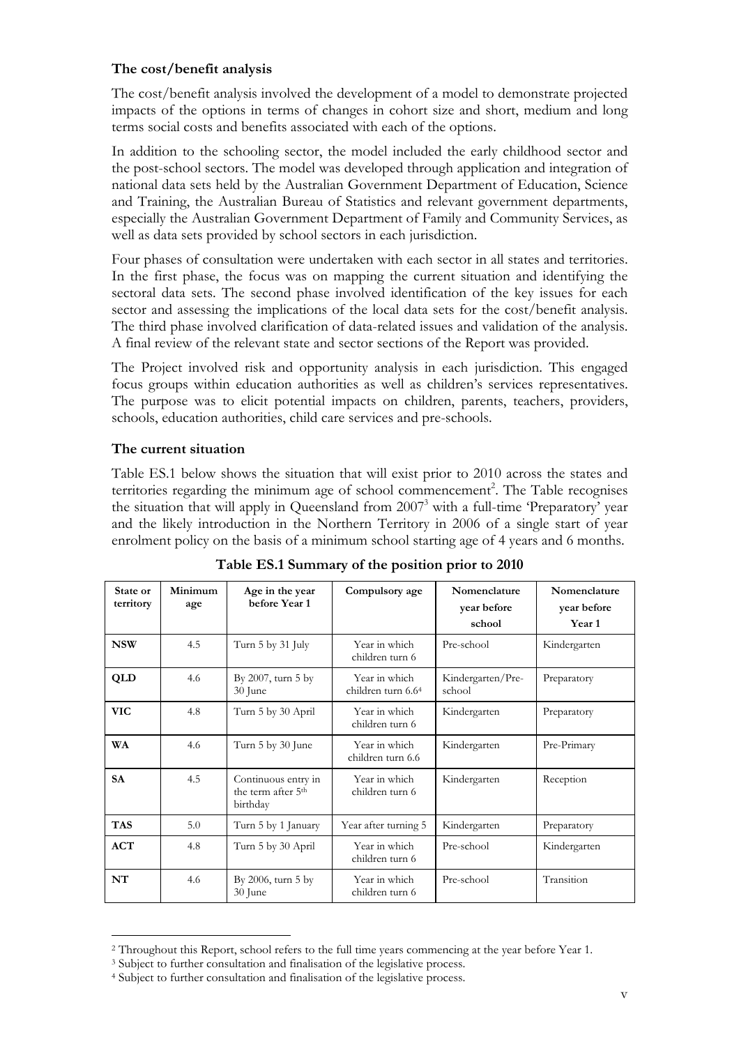### The cost/benefit analysis

The cost/benefit analysis involved the development of a model to demonstrate projected impacts of the options in terms of changes in cohort size and short, medium and long terms social costs and benefits associated with each of the options.

In addition to the schooling sector, the model included the early childhood sector and the post-school sectors. The model was developed through application and integration of national data sets held by the Australian Government Department of Education, Science and Training, the Australian Bureau of Statistics and relevant government departments, especially the Australian Government Department of Family and Community Services, as well as data sets provided by school sectors in each jurisdiction.

Four phases of consultation were undertaken with each sector in all states and territories. In the first phase, the focus was on mapping the current situation and identifying the sectoral data sets. The second phase involved identification of the key issues for each sector and assessing the implications of the local data sets for the cost/benefit analysis. The third phase involved clarification of data-related issues and validation of the analysis. A final review of the relevant state and sector sections of the Report was provided.

The Project involved risk and opportunity analysis in each jurisdiction. This engaged focus groups within education authorities as well as children's services representatives. The purpose was to elicit potential impacts on children, parents, teachers, providers, schools, education authorities, child care services and pre-schools.

### The current situation

Table ES.1 below shows the situation that will exist prior to 2010 across the states and territories regarding the minimum age of school commencement[2]. The Table recognises the situation that will apply in Queensland from 2007[3] with a full-time 'Preparatory' year and the likely introduction in the Northern Territory in 2006 of a single start of year enrolment policy on the basis of a minimum school starting age of 4 years and 6 months.

**Table ES.1 Summary of the position prior to 2010**

| State or territory | Minimum age | Age in the year before Year 1 | Compulsory age | Nomenclature year before school | Nomenclature year before Year 1 |
|---|---|---|---|---|---|
| **NSW** | 4.5 | Turn 5 by 31 July | Year in which children turn 6 | Pre-school | Kindergarten |
| **QLD** | 4.6 | By 2007, turn 5 by 30 June | Year in which children turn 6.6[4] | Kindergarten/Pre-school | Preparatory |
| **VIC** | 4.8 | Turn 5 by 30 April | Year in which children turn 6 | Kindergarten | Preparatory |
| **WA** | 4.6 | Turn 5 by 30 June | Year in which children turn 6.6 | Kindergarten | Pre-Primary |
| **SA** | 4.5 | Continuous entry in the term after 5th birthday | Year in which children turn 6 | Kindergarten | Reception |
| **TAS** | 5.0 | Turn 5 by 1 January | Year after turning 5 | Kindergarten | Preparatory |
| **ACT** | 4.8 | Turn 5 by 30 April | Year in which children turn 6 | Pre-school | Kindergarten |
| **NT** | 4.6 | By 2006, turn 5 by 30 June | Year in which children turn 6 | Pre-school | Transition |

[2] Throughout this Report, school refers to the full time years commencing at the year before Year 1.

[3] Subject to further consultation and finalisation of the legislative process.

[4] Subject to further consultation and finalisation of the legislative process.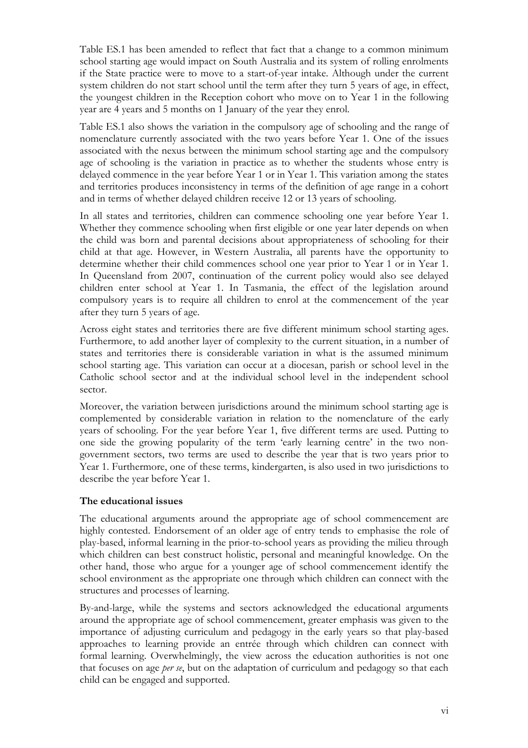Table ES.1 has been amended to reflect that fact that a change to a common minimum school starting age would impact on South Australia and its system of rolling enrolments if the State practice were to move to a start-of-year intake. Although under the current system children do not start school until the term after they turn 5 years of age, in effect, the youngest children in the Reception cohort who move on to Year 1 in the following year are 4 years and 5 months on 1 January of the year they enrol.

Table ES.1 also shows the variation in the compulsory age of schooling and the range of nomenclature currently associated with the two years before Year 1. One of the issues associated with the nexus between the minimum school starting age and the compulsory age of schooling is the variation in practice as to whether the students whose entry is delayed commence in the year before Year 1 or in Year 1. This variation among the states and territories produces inconsistency in terms of the definition of age range in a cohort and in terms of whether delayed children receive 12 or 13 years of schooling.

In all states and territories, children can commence schooling one year before Year 1. Whether they commence schooling when first eligible or one year later depends on when the child was born and parental decisions about appropriateness of schooling for their child at that age. However, in Western Australia, all parents have the opportunity to determine whether their child commences school one year prior to Year 1 or in Year 1. In Queensland from 2007, continuation of the current policy would also see delayed children enter school at Year 1. In Tasmania, the effect of the legislation around compulsory years is to require all children to enrol at the commencement of the year after they turn 5 years of age.

Across eight states and territories there are five different minimum school starting ages. Furthermore, to add another layer of complexity to the current situation, in a number of states and territories there is considerable variation in what is the assumed minimum school starting age. This variation can occur at a diocesan, parish or school level in the Catholic school sector and at the individual school level in the independent school sector.

Moreover, the variation between jurisdictions around the minimum school starting age is complemented by considerable variation in relation to the nomenclature of the early years of schooling. For the year before Year 1, five different terms are used. Putting to one side the growing popularity of the term 'early learning centre' in the two non-government sectors, two terms are used to describe the year that is two years prior to Year 1. Furthermore, one of these terms, kindergarten, is also used in two jurisdictions to describe the year before Year 1.

**The educational issues**

The educational arguments around the appropriate age of school commencement are highly contested. Endorsement of an older age of entry tends to emphasise the role of play-based, informal learning in the prior-to-school years as providing the milieu through which children can best construct holistic, personal and meaningful knowledge. On the other hand, those who argue for a younger age of school commencement identify the school environment as the appropriate one through which children can connect with the structures and processes of learning.

By-and-large, while the systems and sectors acknowledged the educational arguments around the appropriate age of school commencement, greater emphasis was given to the importance of adjusting curriculum and pedagogy in the early years so that play-based approaches to learning provide an entrée through which children can connect with formal learning. Overwhelmingly, the view across the education authorities is not one that focuses on age *per se*, but on the adaptation of curriculum and pedagogy so that each child can be engaged and supported.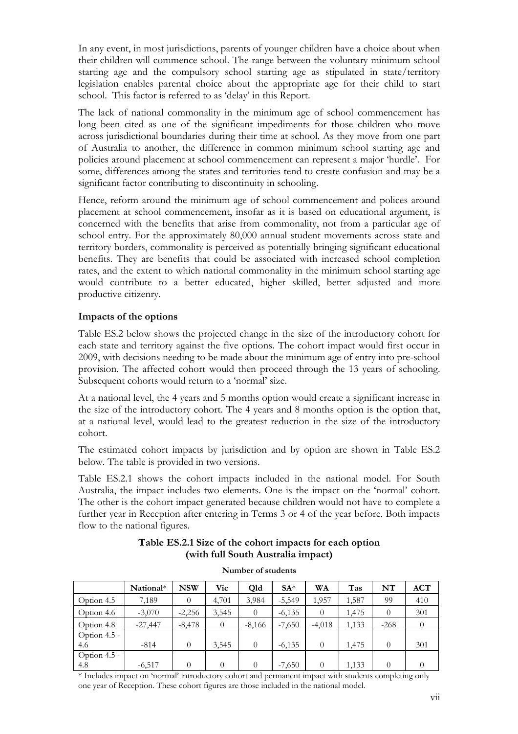In any event, in most jurisdictions, parents of younger children have a choice about when their children will commence school. The range between the voluntary minimum school starting age and the compulsory school starting age as stipulated in state/territory legislation enables parental choice about the appropriate age for their child to start school. This factor is referred to as 'delay' in this Report.

The lack of national commonality in the minimum age of school commencement has long been cited as one of the significant impediments for those children who move across jurisdictional boundaries during their time at school. As they move from one part of Australia to another, the difference in common minimum school starting age and policies around placement at school commencement can represent a major 'hurdle'. For some, differences among the states and territories tend to create confusion and may be a significant factor contributing to discontinuity in schooling.

Hence, reform around the minimum age of school commencement and polices around placement at school commencement, insofar as it is based on educational argument, is concerned with the benefits that arise from commonality, not from a particular age of school entry. For the approximately 80,000 annual student movements across state and territory borders, commonality is perceived as potentially bringing significant educational benefits. They are benefits that could be associated with increased school completion rates, and the extent to which national commonality in the minimum school starting age would contribute to a better educated, higher skilled, better adjusted and more productive citizenry.

### Impacts of the options

Table ES.2 below shows the projected change in the size of the introductory cohort for each state and territory against the five options. The cohort impact would first occur in 2009, with decisions needing to be made about the minimum age of entry into pre-school provision. The affected cohort would then proceed through the 13 years of schooling. Subsequent cohorts would return to a 'normal' size.

At a national level, the 4 years and 5 months option would create a significant increase in the size of the introductory cohort. The 4 years and 8 months option is the option that, at a national level, would lead to the greatest reduction in the size of the introductory cohort.

The estimated cohort impacts by jurisdiction and by option are shown in Table ES.2 below. The table is provided in two versions.

Table ES.2.1 shows the cohort impacts included in the national model. For South Australia, the impact includes two elements. One is the impact on the 'normal' cohort. The other is the cohort impact generated because children would not have to complete a further year in Reception after entering in Terms 3 or 4 of the year before. Both impacts flow to the national figures.

**Table ES.2.1 Size of the cohort impacts for each option (with full South Australia impact)**

**Number of students**

| | National* | NSW | Vic | Qld | SA* | WA | Tas | NT | ACT |
|---|---|---|---|---|---|---|---|---|---|
| Option 4.5 | 7,189 | 0 | 4,701 | 3,984 | -5,549 | 1,957 | 1,587 | 99 | 410 |
| Option 4.6 | -3,070 | -2,256 | 3,545 | 0 | -6,135 | 0 | 1,475 | 0 | 301 |
| Option 4.8 | -27,447 | -8,478 | 0 | -8,166 | -7,650 | -4,018 | 1,133 | -268 | 0 |
| Option 4.5 - 4.6 | -814 | 0 | 3,545 | 0 | -6,135 | 0 | 1,475 | 0 | 301 |
| Option 4.5 - 4.8 | -6,517 | 0 | 0 | 0 | -7,650 | 0 | 1,133 | 0 | 0 |

\* Includes impact on 'normal' introductory cohort and permanent impact with students completing only one year of Reception. These cohort figures are those included in the national model.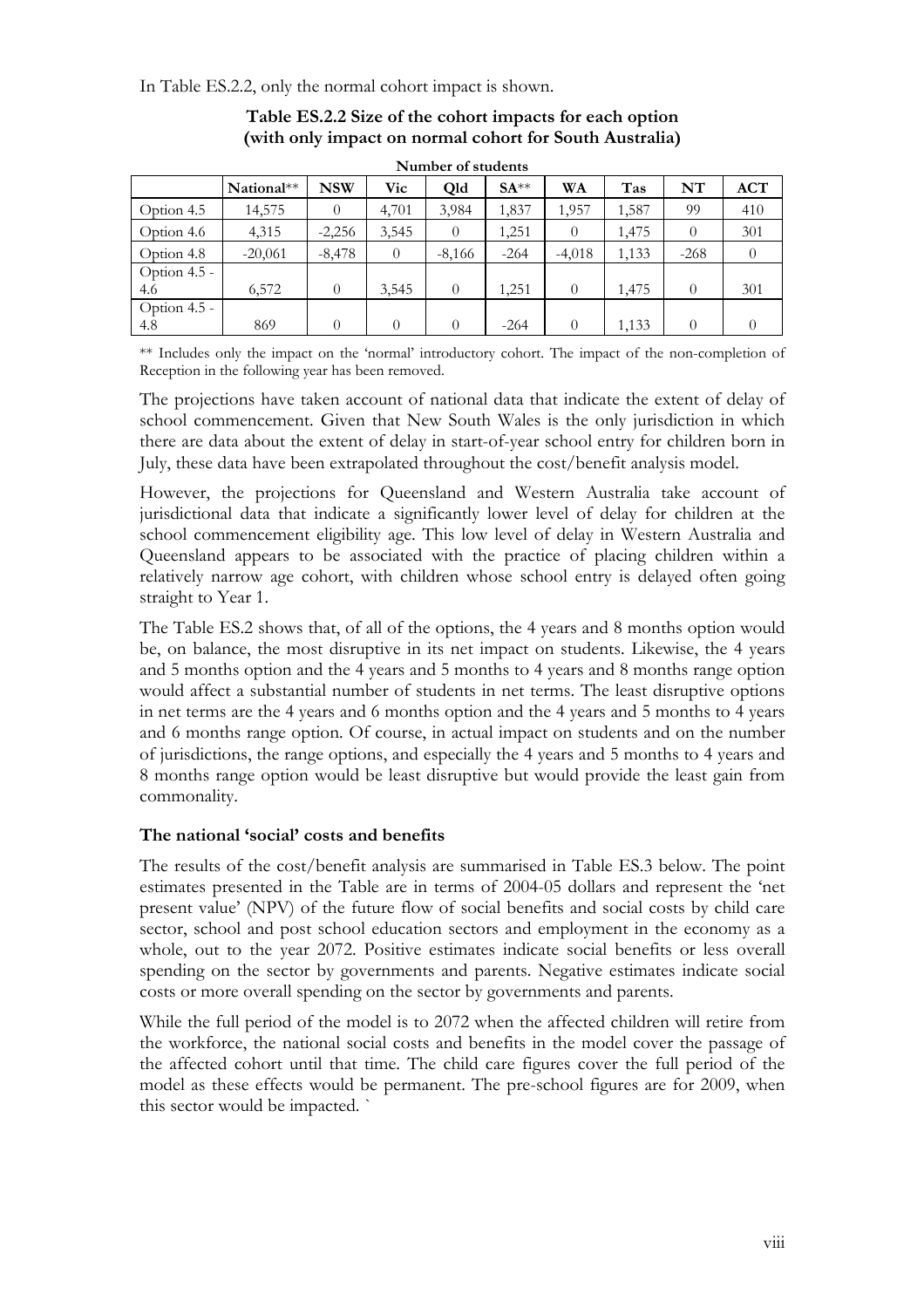In Table ES.2.2, only the normal cohort impact is shown.

**Table ES.2.2 Size of the cohort impacts for each option (with only impact on normal cohort for South Australia)**

**Number of students**

| | National** | NSW | Vic | Qld | SA** | WA | Tas | NT | ACT |
|---|---|---|---|---|---|---|---|---|---|
| Option 4.5 | 14,575 | 0 | 4,701 | 3,984 | 1,837 | 1,957 | 1,587 | 99 | 410 |
| Option 4.6 | 4,315 | -2,256 | 3,545 | 0 | 1,251 | 0 | 1,475 | 0 | 301 |
| Option 4.8 | -20,061 | -8,478 | 0 | -8,166 | -264 | -4,018 | 1,133 | -268 | 0 |
| Option 4.5 - 4.6 | 6,572 | 0 | 3,545 | 0 | 1,251 | 0 | 1,475 | 0 | 301 |
| Option 4.5 - 4.8 | 869 | 0 | 0 | 0 | -264 | 0 | 1,133 | 0 | 0 |

** Includes only the impact on the 'normal' introductory cohort. The impact of the non-completion of Reception in the following year has been removed.

The projections have taken account of national data that indicate the extent of delay of school commencement. Given that New South Wales is the only jurisdiction in which there are data about the extent of delay in start-of-year school entry for children born in July, these data have been extrapolated throughout the cost/benefit analysis model.

However, the projections for Queensland and Western Australia take account of jurisdictional data that indicate a significantly lower level of delay for children at the school commencement eligibility age. This low level of delay in Western Australia and Queensland appears to be associated with the practice of placing children within a relatively narrow age cohort, with children whose school entry is delayed often going straight to Year 1.

The Table ES.2 shows that, of all of the options, the 4 years and 8 months option would be, on balance, the most disruptive in its net impact on students. Likewise, the 4 years and 5 months option and the 4 years and 5 months to 4 years and 8 months range option would affect a substantial number of students in net terms. The least disruptive options in net terms are the 4 years and 6 months option and the 4 years and 5 months to 4 years and 6 months range option. Of course, in actual impact on students and on the number of jurisdictions, the range options, and especially the 4 years and 5 months to 4 years and 8 months range option would be least disruptive but would provide the least gain from commonality.

**The national 'social' costs and benefits**

The results of the cost/benefit analysis are summarised in Table ES.3 below. The point estimates presented in the Table are in terms of 2004-05 dollars and represent the 'net present value' (NPV) of the future flow of social benefits and social costs by child care sector, school and post school education sectors and employment in the economy as a whole, out to the year 2072. Positive estimates indicate social benefits or less overall spending on the sector by governments and parents. Negative estimates indicate social costs or more overall spending on the sector by governments and parents.

While the full period of the model is to 2072 when the affected children will retire from the workforce, the national social costs and benefits in the model cover the passage of the affected cohort until that time. The child care figures cover the full period of the model as these effects would be permanent. The pre-school figures are for 2009, when this sector would be impacted. `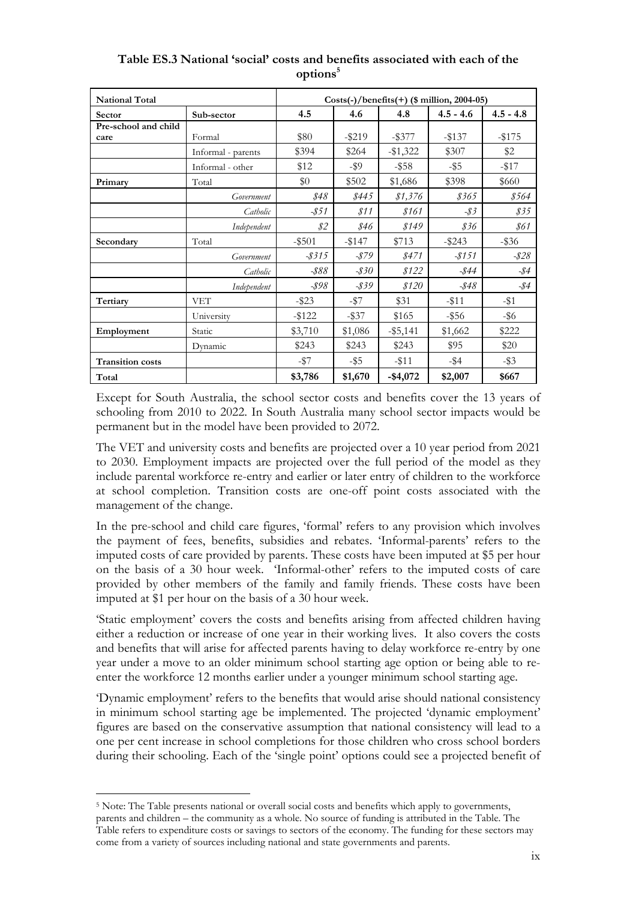**Table ES.3 National 'social' costs and benefits associated with each of the options**[5]

| National Total | | Costs(-)/benefits(+) ($ million, 2004-05) | | | | |
|---|---|---|---|---|---|---|
| **Sector** | **Sub-sector** | **4.5** | **4.6** | **4.8** | **4.5 - 4.6** | **4.5 - 4.8** |
| **Pre-school and child care** | Formal | $80 | -$219 | -$377 | -$137 | -$175 |
| | Informal - parents | $394 | $264 | -$1,322 | $307 | $2 |
| | Informal - other | $12 | -$9 | -$58 | -$5 | -$17 |
| **Primary** | Total | $0 | $502 | $1,686 | $398 | $660 |
| | *Government* | *$48* | *$445* | *$1,376* | *$365* | *$564* |
| | *Catholic* | *-$51* | *$11* | *$161* | *-$3* | *$35* |
| | *Independent* | *$2* | *$46* | *$149* | *$36* | *$61* |
| **Secondary** | Total | -$501 | -$147 | $713 | -$243 | -$36 |
| | *Government* | *-$315* | *-$79* | *$471* | *-$151* | *-$28* |
| | *Catholic* | *-$88* | *-$30* | *$122* | *-$44* | *-$4* |
| | *Independent* | *-$98* | *-$39* | *$120* | *-$48* | *-$4* |
| **Tertiary** | VET | -$23 | -$7 | $31 | -$11 | -$1 |
| | University | -$122 | -$37 | $165 | -$56 | -$6 |
| **Employment** | Static | $3,710 | $1,086 | -$5,141 | $1,662 | $222 |
| | Dynamic | $243 | $243 | $243 | $95 | $20 |
| **Transition costs** | | -$7 | -$5 | -$11 | -$4 | -$3 |
| **Total** | | **$3,786** | **$1,670** | **-$4,072** | **$2,007** | **$667** |

Except for South Australia, the school sector costs and benefits cover the 13 years of schooling from 2010 to 2022. In South Australia many school sector impacts would be permanent but in the model have been provided to 2072.

The VET and university costs and benefits are projected over a 10 year period from 2021 to 2030. Employment impacts are projected over the full period of the model as they include parental workforce re-entry and earlier or later entry of children to the workforce at school completion. Transition costs are one-off point costs associated with the management of the change.

In the pre-school and child care figures, 'formal' refers to any provision which involves the payment of fees, benefits, subsidies and rebates. 'Informal-parents' refers to the imputed costs of care provided by parents. These costs have been imputed at $5 per hour on the basis of a 30 hour week. 'Informal-other' refers to the imputed costs of care provided by other members of the family and family friends. These costs have been imputed at $1 per hour on the basis of a 30 hour week.

'Static employment' covers the costs and benefits arising from affected children having either a reduction or increase of one year in their working lives. It also covers the costs and benefits that will arise for affected parents having to delay workforce re-entry by one year under a move to an older minimum school starting age option or being able to re-enter the workforce 12 months earlier under a younger minimum school starting age.

'Dynamic employment' refers to the benefits that would arise should national consistency in minimum school starting age be implemented. The projected 'dynamic employment' figures are based on the conservative assumption that national consistency will lead to a one per cent increase in school completions for those children who cross school borders during their schooling. Each of the 'single point' options could see a projected benefit of

[5] Note: The Table presents national or overall social costs and benefits which apply to governments, parents and children – the community as a whole. No source of funding is attributed in the Table. The Table refers to expenditure costs or savings to sectors of the economy. The funding for these sectors may come from a variety of sources including national and state governments and parents.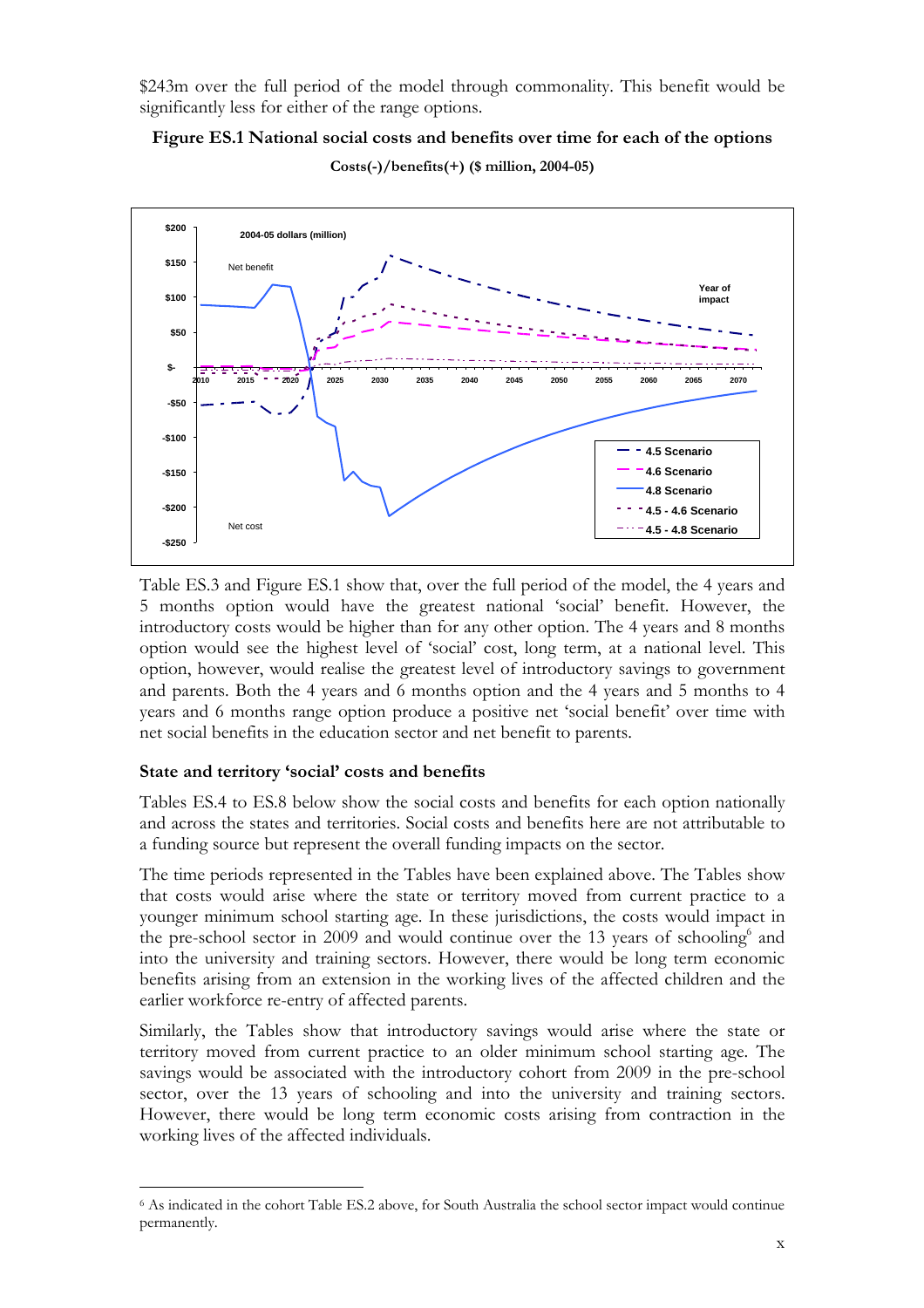$243m over the full period of the model through commonality. This benefit would be significantly less for either of the range options.

**Figure ES.1 National social costs and benefits over time for each of the options**

**Costs(-)/benefits(+) ($ million, 2004-05)**

Table ES.3 and Figure ES.1 show that, over the full period of the model, the 4 years and 5 months option would have the greatest national 'social' benefit. However, the introductory costs would be higher than for any other option. The 4 years and 8 months option would see the highest level of 'social' cost, long term, at a national level. This option, however, would realise the greatest level of introductory savings to government and parents. Both the 4 years and 6 months option and the 4 years and 5 months to 4 years and 6 months range option produce a positive net 'social benefit' over time with net social benefits in the education sector and net benefit to parents.

### State and territory 'social' costs and benefits

Tables ES.4 to ES.8 below show the social costs and benefits for each option nationally and across the states and territories. Social costs and benefits here are not attributable to a funding source but represent the overall funding impacts on the sector.

The time periods represented in the Tables have been explained above. The Tables show that costs would arise where the state or territory moved from current practice to a younger minimum school starting age. In these jurisdictions, the costs would impact in the pre-school sector in 2009 and would continue over the 13 years of schooling[6] and into the university and training sectors. However, there would be long term economic benefits arising from an extension in the working lives of the affected children and the earlier workforce re-entry of affected parents.

Similarly, the Tables show that introductory savings would arise where the state or territory moved from current practice to an older minimum school starting age. The savings would be associated with the introductory cohort from 2009 in the pre-school sector, over the 13 years of schooling and into the university and training sectors. However, there would be long term economic costs arising from contraction in the working lives of the affected individuals.

[6] As indicated in the cohort Table ES.2 above, for South Australia the school sector impact would continue permanently.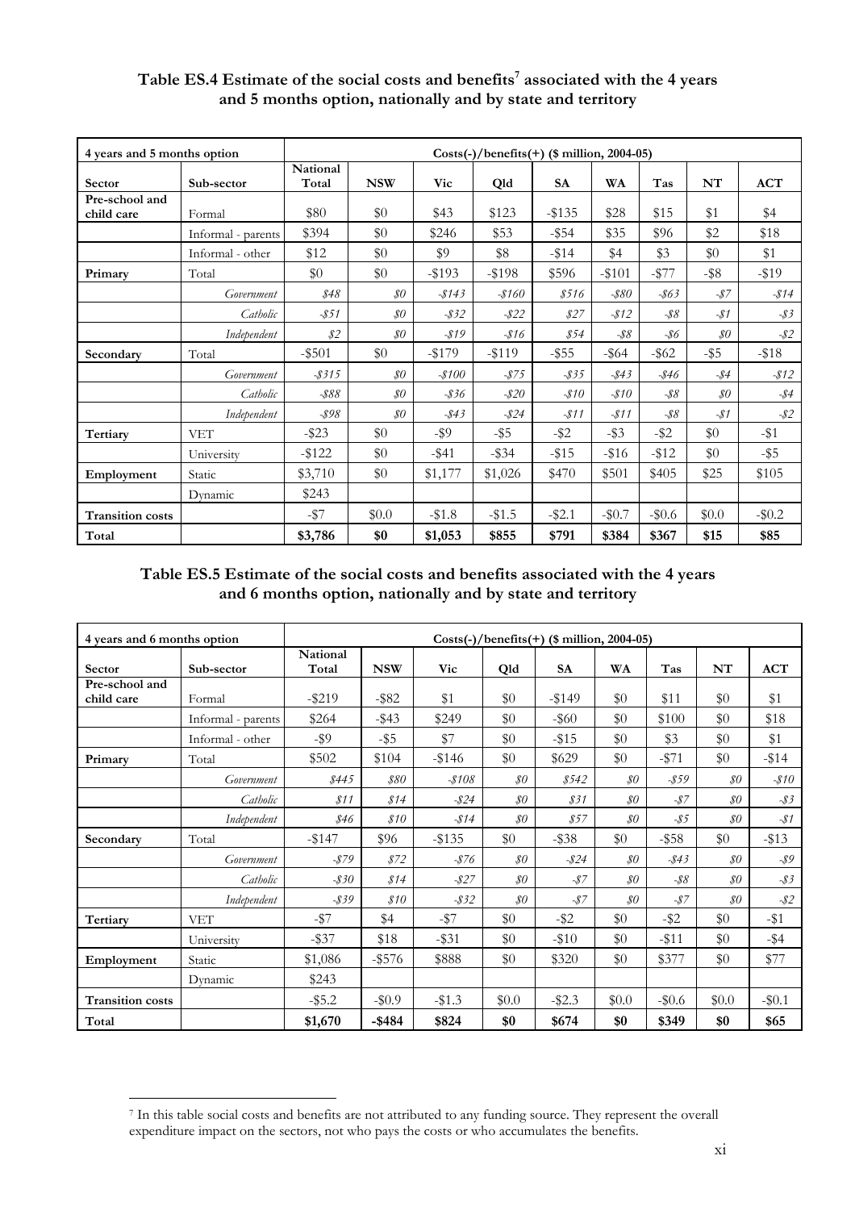**Table ES.4 Estimate of the social costs and benefits[7] associated with the 4 years and 5 months option, nationally and by state and territory**

| 4 years and 5 months option | | Costs(-)/benefits(+) ($ million, 2004-05) | | | | | | | | |
|---|---|---|---|---|---|---|---|---|---|---|
| **Sector** | **Sub-sector** | **National Total** | **NSW** | **Vic** | **Qld** | **SA** | **WA** | **Tas** | **NT** | **ACT** |
| **Pre-school and child care** | Formal | $80 | $0 | $43 | $123 | -$135 | $28 | $15 | $1 | $4 |
| | Informal - parents | $394 | $0 | $246 | $53 | -$54 | $35 | $96 | $2 | $18 |
| | Informal - other | $12 | $0 | $9 | $8 | -$14 | $4 | $3 | $0 | $1 |
| **Primary** | Total | $0 | $0 | -$193 | -$198 | $596 | -$101 | -$77 | -$8 | -$19 |
| | *Government* | *$48* | *$0* | *-$143* | *-$160* | *$516* | *-$80* | *-$63* | *-$7* | *-$14* |
| | *Catholic* | *-$51* | *$0* | *-$32* | *-$22* | *$27* | *-$12* | *-$8* | *-$1* | *-$3* |
| | *Independent* | *$2* | *$0* | *-$19* | *-$16* | *$54* | *-$8* | *-$6* | *$0* | *-$2* |
| **Secondary** | Total | -$501 | $0 | -$179 | -$119 | -$55 | -$64 | -$62 | -$5 | -$18 |
| | *Government* | *-$315* | *$0* | *-$100* | *-$75* | *-$35* | *-$43* | *-$46* | *-$4* | *-$12* |
| | *Catholic* | *-$88* | *$0* | *-$36* | *-$20* | *-$10* | *-$10* | *-$8* | *$0* | *-$4* |
| | *Independent* | *-$98* | *$0* | *-$43* | *-$24* | *-$11* | *-$11* | *-$8* | *-$1* | *-$2* |
| **Tertiary** | VET | -$23 | $0 | -$9 | -$5 | -$2 | -$3 | -$2 | $0 | -$1 |
| | University | -$122 | $0 | -$41 | -$34 | -$15 | -$16 | -$12 | $0 | -$5 |
| **Employment** | Static | $3,710 | $0 | $1,177 | $1,026 | $470 | $501 | $405 | $25 | $105 |
| | Dynamic | $243 | | | | | | | | |
| **Transition costs** | | -$7 | $0.0 | -$1.8 | -$1.5 | -$2.1 | -$0.7 | -$0.6 | $0.0 | -$0.2 |
| **Total** | | **$3,786** | **$0** | **$1,053** | **$855** | **$791** | **$384** | **$367** | **$15** | **$85** |

**Table ES.5 Estimate of the social costs and benefits associated with the 4 years and 6 months option, nationally and by state and territory**

| 4 years and 6 months option | | Costs(-)/benefits(+) ($ million, 2004-05) | | | | | | | | |
|---|---|---|---|---|---|---|---|---|---|---|
| **Sector** | **Sub-sector** | **National Total** | **NSW** | **Vic** | **Qld** | **SA** | **WA** | **Tas** | **NT** | **ACT** |
| **Pre-school and child care** | Formal | -$219 | -$82 | $1 | $0 | -$149 | $0 | $11 | $0 | $1 |
| | Informal - parents | $264 | -$43 | $249 | $0 | -$60 | $0 | $100 | $0 | $18 |
| | Informal - other | -$9 | -$5 | $7 | $0 | -$15 | $0 | $3 | $0 | $1 |
| **Primary** | Total | $502 | $104 | -$146 | $0 | $629 | $0 | -$71 | $0 | -$14 |
| | *Government* | *$445* | *$80* | *-$108* | *$0* | *$542* | *$0* | *-$59* | *$0* | *-$10* |
| | *Catholic* | *$11* | *$14* | *-$24* | *$0* | *$31* | *$0* | *-$7* | *$0* | *-$3* |
| | *Independent* | *$46* | *$10* | *-$14* | *$0* | *$57* | *$0* | *-$5* | *$0* | *-$1* |
| **Secondary** | Total | -$147 | $96 | -$135 | $0 | -$38 | $0 | -$58 | $0 | -$13 |
| | *Government* | *-$79* | *$72* | *-$76* | *$0* | *-$24* | *$0* | *-$43* | *$0* | *-$9* |
| | *Catholic* | *-$30* | *$14* | *-$27* | *$0* | *-$7* | *$0* | *-$8* | *$0* | *-$3* |
| | *Independent* | *-$39* | *$10* | *-$32* | *$0* | *-$7* | *$0* | *-$7* | *$0* | *-$2* |
| **Tertiary** | VET | -$7 | $4 | -$7 | $0 | -$2 | $0 | -$2 | $0 | -$1 |
| | University | -$37 | $18 | -$31 | $0 | -$10 | $0 | -$11 | $0 | -$4 |
| **Employment** | Static | $1,086 | -$576 | $888 | $0 | $320 | $0 | $377 | $0 | $77 |
| | Dynamic | $243 | | | | | | | | |
| **Transition costs** | | -$5.2 | -$0.9 | -$1.3 | $0.0 | -$2.3 | $0.0 | -$0.6 | $0.0 | -$0.1 |
| **Total** | | **$1,670** | **-$484** | **$824** | **$0** | **$674** | **$0** | **$349** | **$0** | **$65** |

[7] In this table social costs and benefits are not attributed to any funding source. They represent the overall expenditure impact on the sectors, not who pays the costs or who accumulates the benefits.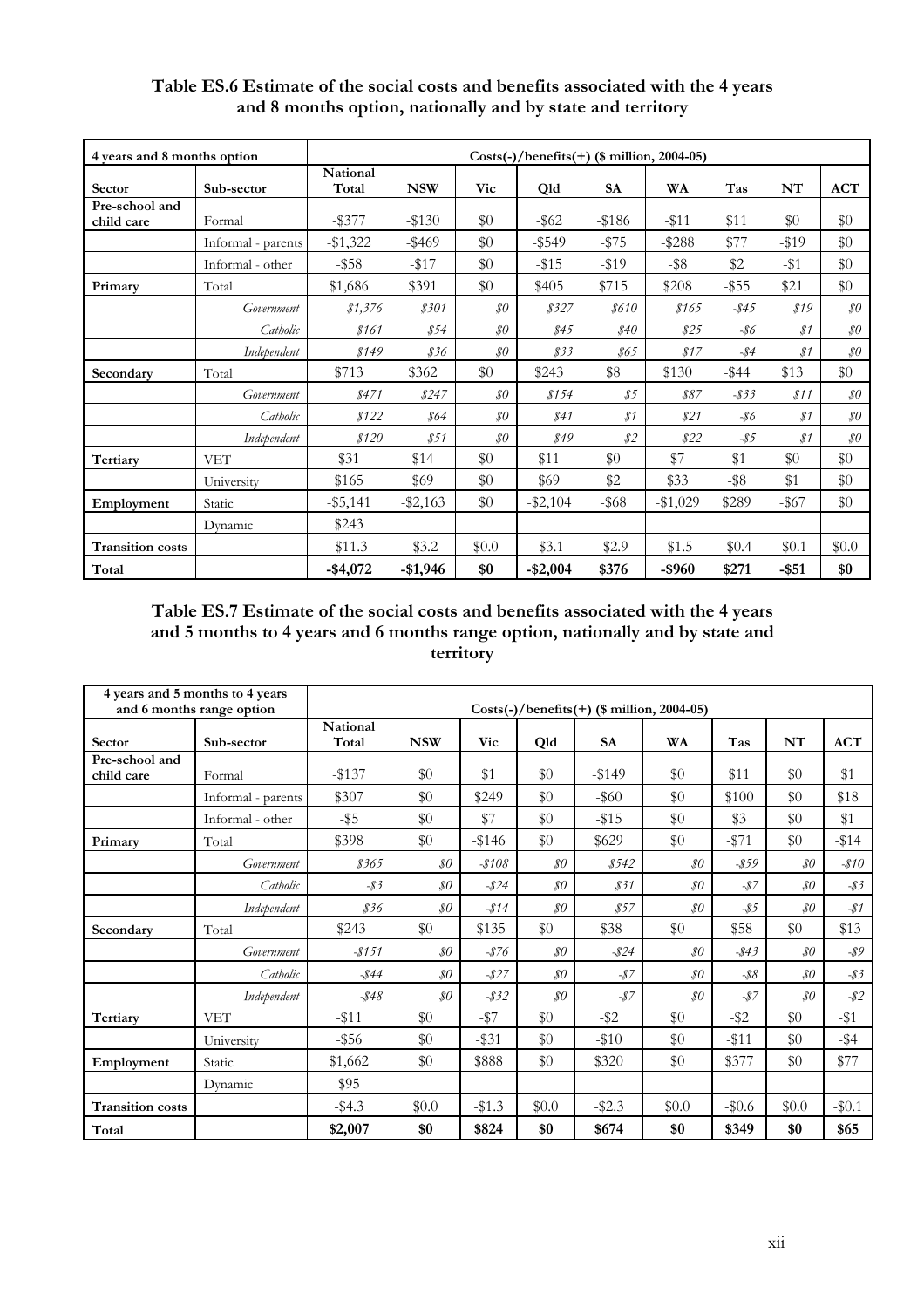**Table ES.6 Estimate of the social costs and benefits associated with the 4 years and 8 months option, nationally and by state and territory**

| 4 years and 8 months option | | Costs(-)/benefits(+) ($ million, 2004-05) | | | | | | | | |
|---|---|---|---|---|---|---|---|---|---|---|
| Sector | Sub-sector | National Total | NSW | Vic | Qld | SA | WA | Tas | NT | ACT |
| Pre-school and child care | Formal | -$377 | -$130 | $0 | -$62 | -$186 | -$11 | $11 | $0 | $0 |
| | Informal - parents | -$1,322 | -$469 | $0 | -$549 | -$75 | -$288 | $77 | -$19 | $0 |
| | Informal - other | -$58 | -$17 | $0 | -$15 | -$19 | -$8 | $2 | -$1 | $0 |
| Primary | Total | $1,686 | $391 | $0 | $405 | $715 | $208 | -$55 | $21 | $0 |
| | *Government* | *$1,376* | *$301* | *$0* | *$327* | *$610* | *$165* | *-$45* | *$19* | *$0* |
| | *Catholic* | *$161* | *$54* | *$0* | *$45* | *$40* | *$25* | *-$6* | *$1* | *$0* |
| | *Independent* | *$149* | *$36* | *$0* | *$33* | *$65* | *$17* | *-$4* | *$1* | *$0* |
| Secondary | Total | $713 | $362 | $0 | $243 | $8 | $130 | -$44 | $13 | $0 |
| | *Government* | *$471* | *$247* | *$0* | *$154* | *$5* | *$87* | *-$33* | *$11* | *$0* |
| | *Catholic* | *$122* | *$64* | *$0* | *$41* | *$1* | *$21* | *-$6* | *$1* | *$0* |
| | *Independent* | *$120* | *$51* | *$0* | *$49* | *$2* | *$22* | *-$5* | *$1* | *$0* |
| Tertiary | VET | $31 | $14 | $0 | $11 | $0 | $7 | -$1 | $0 | $0 |
| | University | $165 | $69 | $0 | $69 | $2 | $33 | -$8 | $1 | $0 |
| Employment | Static | -$5,141 | -$2,163 | $0 | -$2,104 | -$68 | -$1,029 | $289 | -$67 | $0 |
| | Dynamic | $243 | | | | | | | | |
| Transition costs | | -$11.3 | -$3.2 | $0.0 | -$3.1 | -$2.9 | -$1.5 | -$0.4 | -$0.1 | $0.0 |
| **Total** | | **-$4,072** | **-$1,946** | **$0** | **-$2,004** | **$376** | **-$960** | **$271** | **-$51** | **$0** |

**Table ES.7 Estimate of the social costs and benefits associated with the 4 years and 5 months to 4 years and 6 months range option, nationally and by state and territory**

| 4 years and 5 months to 4 years and 6 months range option | | Costs(-)/benefits(+) ($ million, 2004-05) | | | | | | | | |
|---|---|---|---|---|---|---|---|---|---|---|
| Sector | Sub-sector | National Total | NSW | Vic | Qld | SA | WA | Tas | NT | ACT |
| Pre-school and child care | Formal | -$137 | $0 | $1 | $0 | -$149 | $0 | $11 | $0 | $1 |
| | Informal - parents | $307 | $0 | $249 | $0 | -$60 | $0 | $100 | $0 | $18 |
| | Informal - other | -$5 | $0 | $7 | $0 | -$15 | $0 | $3 | $0 | $1 |
| Primary | Total | $398 | $0 | -$146 | $0 | $629 | $0 | -$71 | $0 | -$14 |
| | *Government* | *$365* | *$0* | *-$108* | *$0* | *$542* | *$0* | *-$59* | *$0* | *-$10* |
| | *Catholic* | *-$3* | *$0* | *-$24* | *$0* | *$31* | *$0* | *-$7* | *$0* | *-$3* |
| | *Independent* | *$36* | *$0* | *-$14* | *$0* | *$57* | *$0* | *-$5* | *$0* | *-$1* |
| Secondary | Total | -$243 | $0 | -$135 | $0 | -$38 | $0 | -$58 | $0 | -$13 |
| | *Government* | *-$151* | *$0* | *-$76* | *$0* | *-$24* | *$0* | *-$43* | *$0* | *-$9* |
| | *Catholic* | *-$44* | *$0* | *-$27* | *$0* | *-$7* | *$0* | *-$8* | *$0* | *-$3* |
| | *Independent* | *-$48* | *$0* | *-$32* | *$0* | *-$7* | *$0* | *-$7* | *$0* | *-$2* |
| Tertiary | VET | -$11 | $0 | -$7 | $0 | -$2 | $0 | -$2 | $0 | -$1 |
| | University | -$56 | $0 | -$31 | $0 | -$10 | $0 | -$11 | $0 | -$4 |
| Employment | Static | $1,662 | $0 | $888 | $0 | $320 | $0 | $377 | $0 | $77 |
| | Dynamic | $95 | | | | | | | | |
| Transition costs | | -$4.3 | $0.0 | -$1.3 | $0.0 | -$2.3 | $0.0 | -$0.6 | $0.0 | -$0.1 |
| **Total** | | **$2,007** | **$0** | **$824** | **$0** | **$674** | **$0** | **$349** | **$0** | **$65** |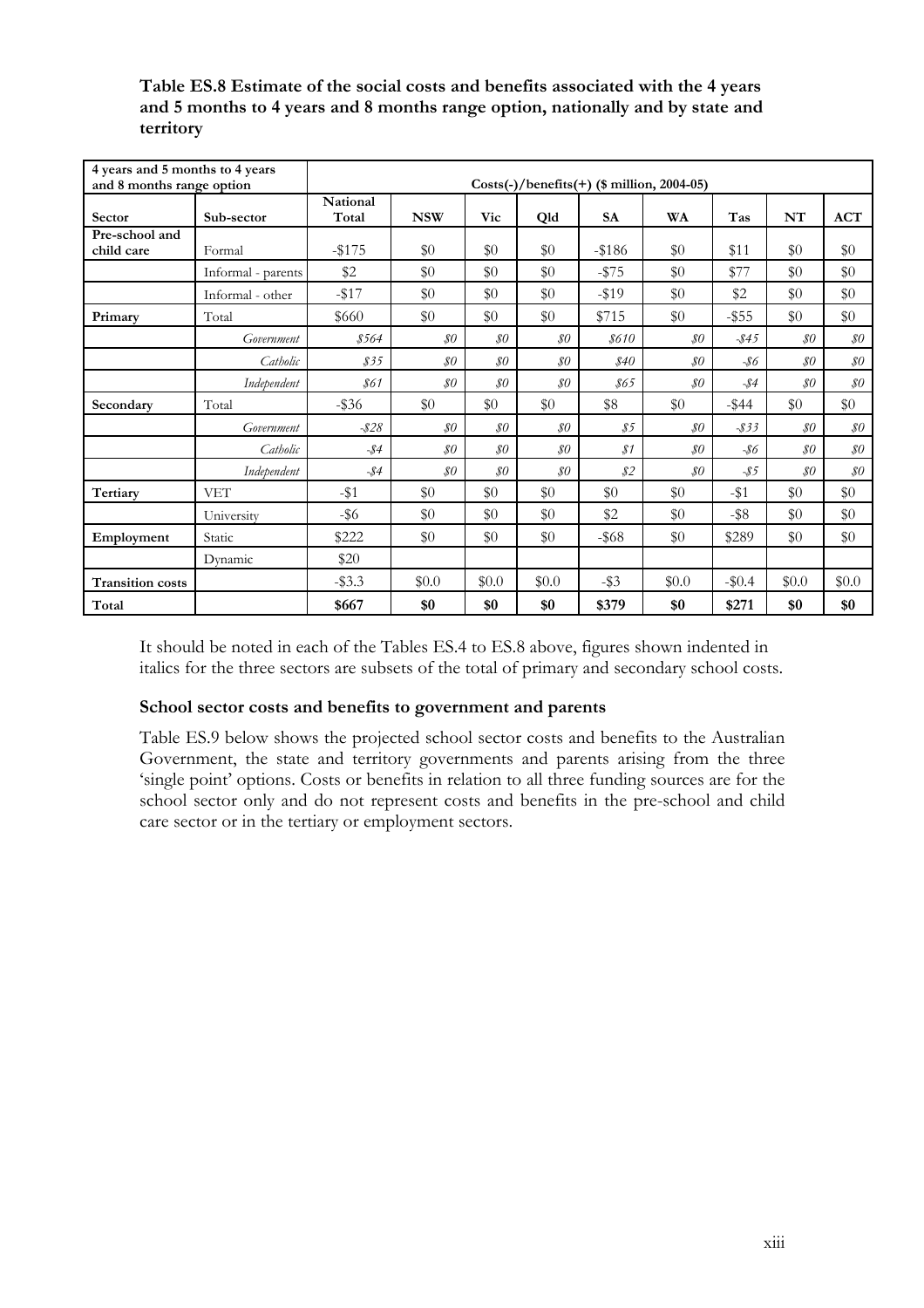**Table ES.8 Estimate of the social costs and benefits associated with the 4 years and 5 months to 4 years and 8 months range option, nationally and by state and territory**

| 4 years and 5 months to 4 years and 8 months range option | | Costs(-)/benefits(+) ($ million, 2004-05) | | | | | | | | |
|---|---|---|---|---|---|---|---|---|---|---|
| **Sector** | **Sub-sector** | **National Total** | **NSW** | **Vic** | **Qld** | **SA** | **WA** | **Tas** | **NT** | **ACT** |
| **Pre-school and child care** | Formal | -$175 | $0 | $0 | $0 | -$186 | $0 | $11 | $0 | $0 |
| | Informal - parents | $2 | $0 | $0 | $0 | -$75 | $0 | $77 | $0 | $0 |
| | Informal - other | -$17 | $0 | $0 | $0 | -$19 | $0 | $2 | $0 | $0 |
| **Primary** | Total | $660 | $0 | $0 | $0 | $715 | $0 | -$55 | $0 | $0 |
| | *Government* | *$564* | *$0* | *$0* | *$0* | *$610* | *$0* | *-$45* | *$0* | *$0* |
| | *Catholic* | *$35* | *$0* | *$0* | *$0* | *$40* | *$0* | *-$6* | *$0* | *$0* |
| | *Independent* | *$61* | *$0* | *$0* | *$0* | *$65* | *$0* | *-$4* | *$0* | *$0* |
| **Secondary** | Total | -$36 | $0 | $0 | $0 | $8 | $0 | -$44 | $0 | $0 |
| | *Government* | *-$28* | *$0* | *$0* | *$0* | *$5* | *$0* | *-$33* | *$0* | *$0* |
| | *Catholic* | *-$4* | *$0* | *$0* | *$0* | *$1* | *$0* | *-$6* | *$0* | *$0* |
| | *Independent* | *-$4* | *$0* | *$0* | *$0* | *$2* | *$0* | *-$5* | *$0* | *$0* |
| **Tertiary** | VET | -$1 | $0 | $0 | $0 | $0 | $0 | -$1 | $0 | $0 |
| | University | -$6 | $0 | $0 | $0 | $2 | $0 | -$8 | $0 | $0 |
| **Employment** | Static | $222 | $0 | $0 | $0 | -$68 | $0 | $289 | $0 | $0 |
| | Dynamic | $20 | | | | | | | | |
| **Transition costs** | | -$3.3 | $0.0 | $0.0 | $0.0 | -$3 | $0.0 | -$0.4 | $0.0 | $0.0 |
| **Total** | | **$667** | **$0** | **$0** | **$0** | **$379** | **$0** | **$271** | **$0** | **$0** |

It should be noted in each of the Tables ES.4 to ES.8 above, figures shown indented in italics for the three sectors are subsets of the total of primary and secondary school costs.

### School sector costs and benefits to government and parents

Table ES.9 below shows the projected school sector costs and benefits to the Australian Government, the state and territory governments and parents arising from the three 'single point' options. Costs or benefits in relation to all three funding sources are for the school sector only and do not represent costs and benefits in the pre-school and child care sector or in the tertiary or employment sectors.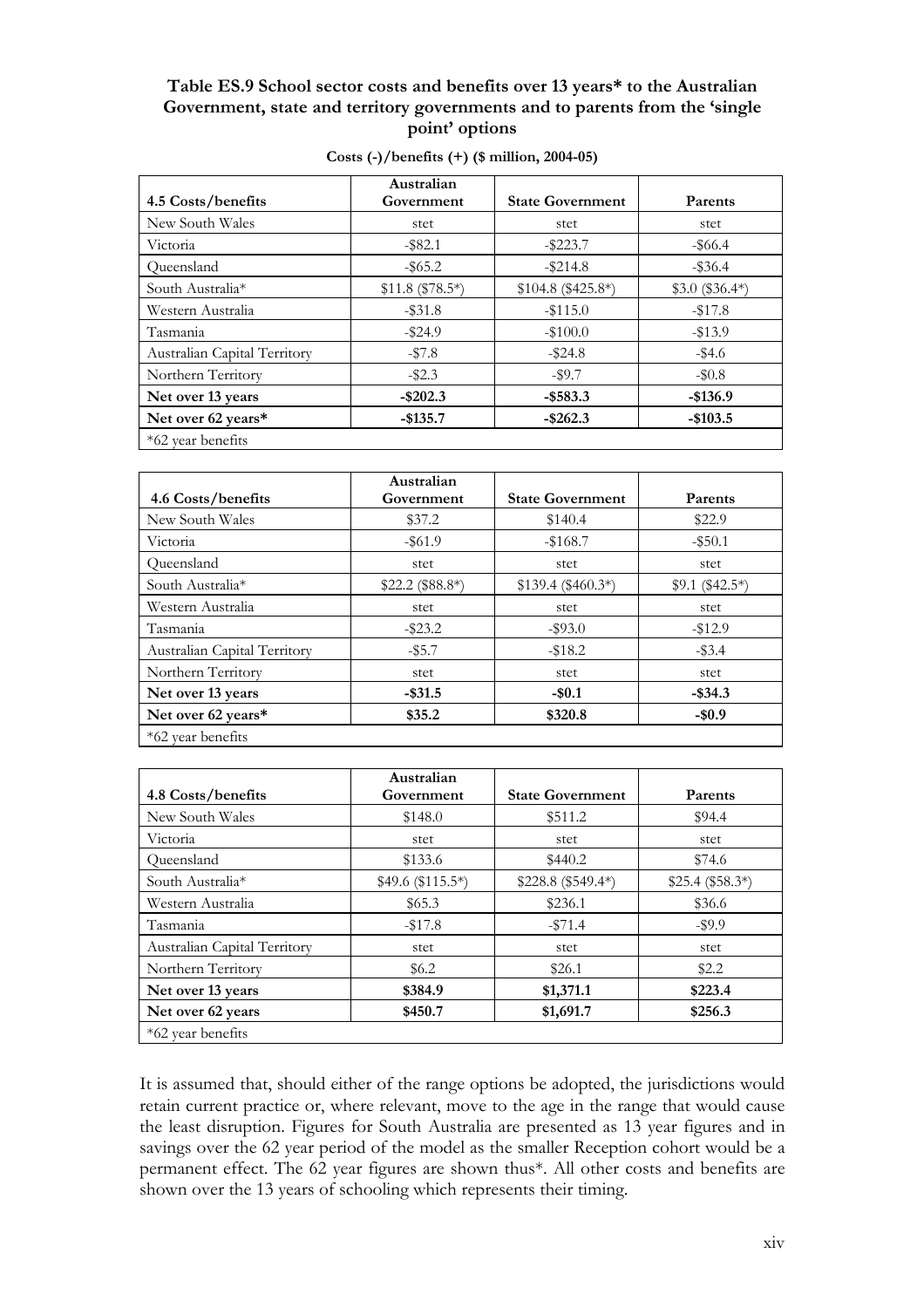**Table ES.9 School sector costs and benefits over 13 years* to the Australian Government, state and territory governments and to parents from the 'single point' options**

**Costs (-)/benefits (+) ($ million, 2004-05)**

| 4.5 Costs/benefits | Australian Government | State Government | Parents |
|---|---|---|---|
| New South Wales | stet | stet | stet |
| Victoria | -$82.1 | -$223.7 | -$66.4 |
| Queensland | -$65.2 | -$214.8 | -$36.4 |
| South Australia* | $11.8 ($78.5*) | $104.8 ($425.8*) | $3.0 ($36.4*) |
| Western Australia | -$31.8 | -$115.0 | -$17.8 |
| Tasmania | -$24.9 | -$100.0 | -$13.9 |
| Australian Capital Territory | -$7.8 | -$24.8 | -$4.6 |
| Northern Territory | -$2.3 | -$9.7 | -$0.8 |
| **Net over 13 years** | **-$202.3** | **-$583.3** | **-$136.9** |
| **Net over 62 years*** | **-$135.7** | **-$262.3** | **-$103.5** |
| *62 year benefits | | | |

| 4.6 Costs/benefits | Australian Government | State Government | Parents |
|---|---|---|---|
| New South Wales | $37.2 | $140.4 | $22.9 |
| Victoria | -$61.9 | -$168.7 | -$50.1 |
| Queensland | stet | stet | stet |
| South Australia* | $22.2 ($88.8*) | $139.4 ($460.3*) | $9.1 ($42.5*) |
| Western Australia | stet | stet | stet |
| Tasmania | -$23.2 | -$93.0 | -$12.9 |
| Australian Capital Territory | -$5.7 | -$18.2 | -$3.4 |
| Northern Territory | stet | stet | stet |
| **Net over 13 years** | **-$31.5** | **-$0.1** | **-$34.3** |
| **Net over 62 years*** | **$35.2** | **$320.8** | **-$0.9** |
| *62 year benefits | | | |

| 4.8 Costs/benefits | Australian Government | State Government | Parents |
|---|---|---|---|
| New South Wales | $148.0 | $511.2 | $94.4 |
| Victoria | stet | stet | stet |
| Queensland | $133.6 | $440.2 | $74.6 |
| South Australia* | $49.6 ($115.5*) | $228.8 ($549.4*) | $25.4 ($58.3*) |
| Western Australia | $65.3 | $236.1 | $36.6 |
| Tasmania | -$17.8 | -$71.4 | -$9.9 |
| Australian Capital Territory | stet | stet | stet |
| Northern Territory | $6.2 | $26.1 | $2.2 |
| **Net over 13 years** | **$384.9** | **$1,371.1** | **$223.4** |
| **Net over 62 years** | **$450.7** | **$1,691.7** | **$256.3** |
| *62 year benefits | | | |

It is assumed that, should either of the range options be adopted, the jurisdictions would retain current practice or, where relevant, move to the age in the range that would cause the least disruption. Figures for South Australia are presented as 13 year figures and in savings over the 62 year period of the model as the smaller Reception cohort would be a permanent effect. The 62 year figures are shown thus*. All other costs and benefits are shown over the 13 years of schooling which represents their timing.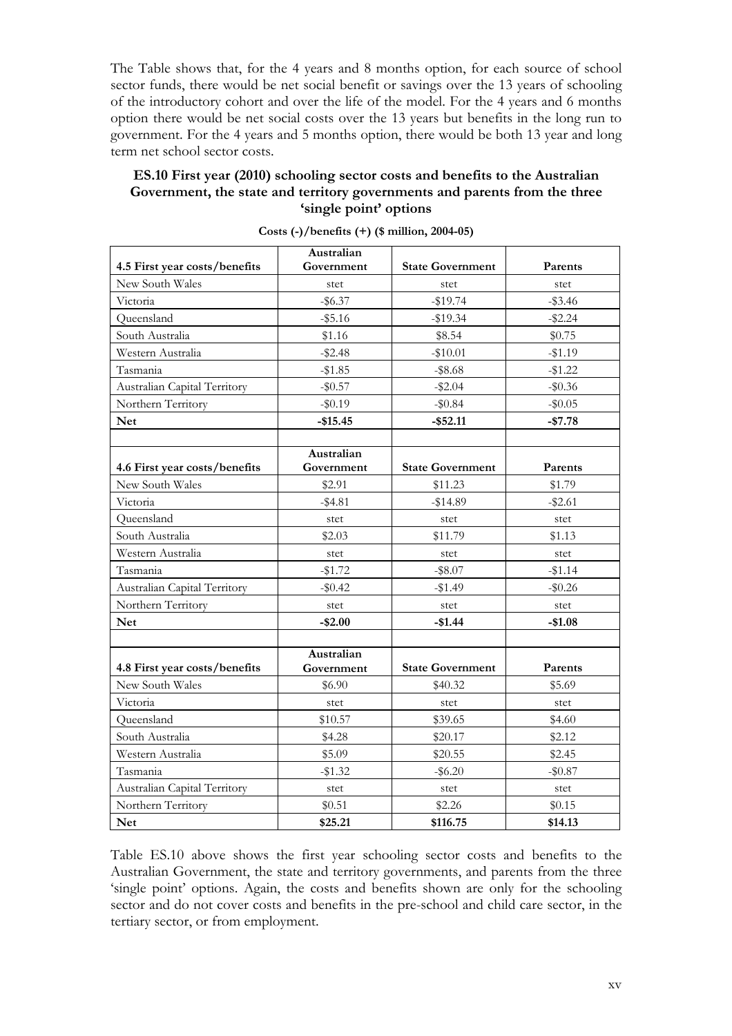The Table shows that, for the 4 years and 8 months option, for each source of school sector funds, there would be net social benefit or savings over the 13 years of schooling of the introductory cohort and over the life of the model. For the 4 years and 6 months option there would be net social costs over the 13 years but benefits in the long run to government. For the 4 years and 5 months option, there would be both 13 year and long term net school sector costs.

### ES.10 First year (2010) schooling sector costs and benefits to the Australian Government, the state and territory governments and parents from the three 'single point' options

**Costs (-)/benefits (+) ($ million, 2004-05)**

| 4.5 First year costs/benefits | Australian Government | State Government | Parents |
|---|---|---|---|
| New South Wales | stet | stet | stet |
| Victoria | -$6.37 | -$19.74 | -$3.46 |
| Queensland | -$5.16 | -$19.34 | -$2.24 |
| South Australia | $1.16 | $8.54 | $0.75 |
| Western Australia | -$2.48 | -$10.01 | -$1.19 |
| Tasmania | -$1.85 | -$8.68 | -$1.22 |
| Australian Capital Territory | -$0.57 | -$2.04 | -$0.36 |
| Northern Territory | -$0.19 | -$0.84 | -$0.05 |
| **Net** | **-$15.45** | **-$52.11** | **-$7.78** |
| | | | |
| **4.6 First year costs/benefits** | **Australian Government** | **State Government** | **Parents** |
| New South Wales | $2.91 | $11.23 | $1.79 |
| Victoria | -$4.81 | -$14.89 | -$2.61 |
| Queensland | stet | stet | stet |
| South Australia | $2.03 | $11.79 | $1.13 |
| Western Australia | stet | stet | stet |
| Tasmania | -$1.72 | -$8.07 | -$1.14 |
| Australian Capital Territory | -$0.42 | -$1.49 | -$0.26 |
| Northern Territory | stet | stet | stet |
| **Net** | **-$2.00** | **-$1.44** | **-$1.08** |
| | | | |
| **4.8 First year costs/benefits** | **Australian Government** | **State Government** | **Parents** |
| New South Wales | $6.90 | $40.32 | $5.69 |
| Victoria | stet | stet | stet |
| Queensland | $10.57 | $39.65 | $4.60 |
| South Australia | $4.28 | $20.17 | $2.12 |
| Western Australia | $5.09 | $20.55 | $2.45 |
| Tasmania | -$1.32 | -$6.20 | -$0.87 |
| Australian Capital Territory | stet | stet | stet |
| Northern Territory | $0.51 | $2.26 | $0.15 |
| **Net** | **$25.21** | **$116.75** | **$14.13** |

Table ES.10 above shows the first year schooling sector costs and benefits to the Australian Government, the state and territory governments, and parents from the three 'single point' options. Again, the costs and benefits shown are only for the schooling sector and do not cover costs and benefits in the pre-school and child care sector, in the tertiary sector, or from employment.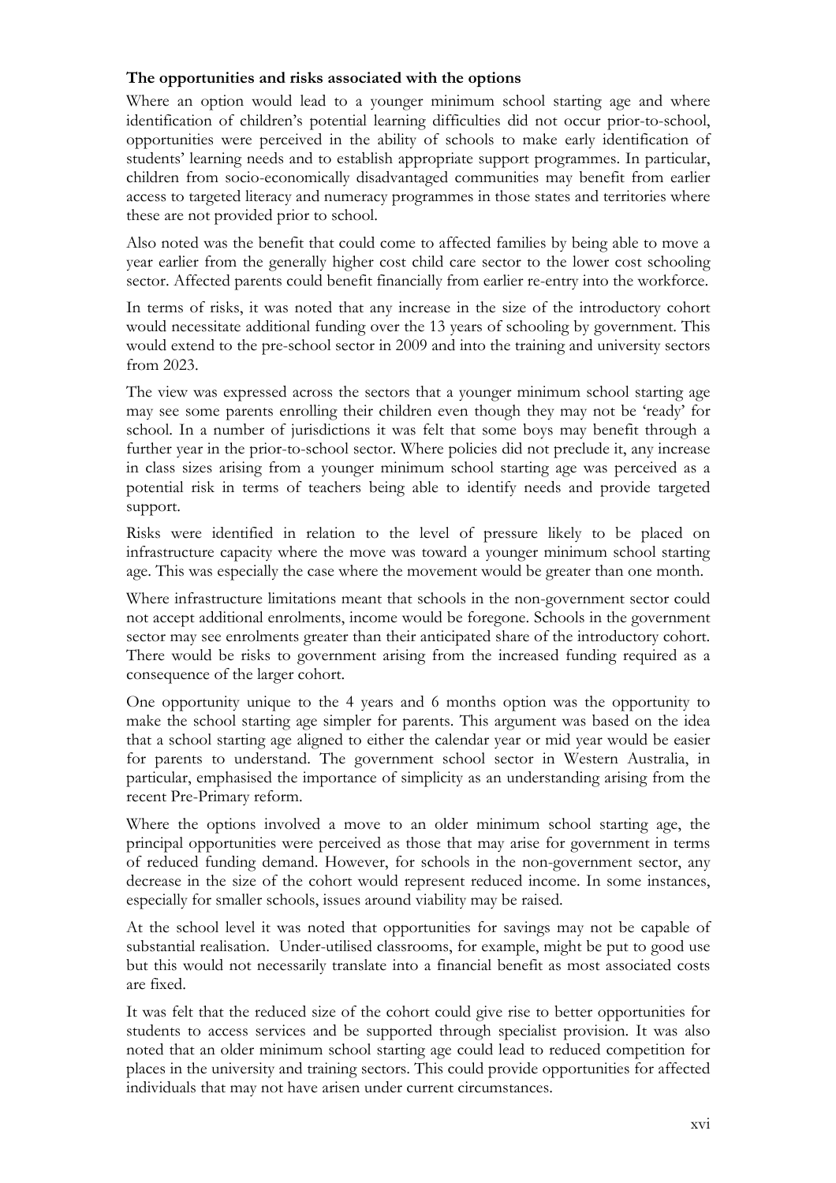**The opportunities and risks associated with the options**

Where an option would lead to a younger minimum school starting age and where identification of children's potential learning difficulties did not occur prior-to-school, opportunities were perceived in the ability of schools to make early identification of students' learning needs and to establish appropriate support programmes. In particular, children from socio-economically disadvantaged communities may benefit from earlier access to targeted literacy and numeracy programmes in those states and territories where these are not provided prior to school.

Also noted was the benefit that could come to affected families by being able to move a year earlier from the generally higher cost child care sector to the lower cost schooling sector. Affected parents could benefit financially from earlier re-entry into the workforce.

In terms of risks, it was noted that any increase in the size of the introductory cohort would necessitate additional funding over the 13 years of schooling by government. This would extend to the pre-school sector in 2009 and into the training and university sectors from 2023.

The view was expressed across the sectors that a younger minimum school starting age may see some parents enrolling their children even though they may not be 'ready' for school. In a number of jurisdictions it was felt that some boys may benefit through a further year in the prior-to-school sector. Where policies did not preclude it, any increase in class sizes arising from a younger minimum school starting age was perceived as a potential risk in terms of teachers being able to identify needs and provide targeted support.

Risks were identified in relation to the level of pressure likely to be placed on infrastructure capacity where the move was toward a younger minimum school starting age. This was especially the case where the movement would be greater than one month.

Where infrastructure limitations meant that schools in the non-government sector could not accept additional enrolments, income would be foregone. Schools in the government sector may see enrolments greater than their anticipated share of the introductory cohort. There would be risks to government arising from the increased funding required as a consequence of the larger cohort.

One opportunity unique to the 4 years and 6 months option was the opportunity to make the school starting age simpler for parents. This argument was based on the idea that a school starting age aligned to either the calendar year or mid year would be easier for parents to understand. The government school sector in Western Australia, in particular, emphasised the importance of simplicity as an understanding arising from the recent Pre-Primary reform.

Where the options involved a move to an older minimum school starting age, the principal opportunities were perceived as those that may arise for government in terms of reduced funding demand. However, for schools in the non-government sector, any decrease in the size of the cohort would represent reduced income. In some instances, especially for smaller schools, issues around viability may be raised.

At the school level it was noted that opportunities for savings may not be capable of substantial realisation. Under-utilised classrooms, for example, might be put to good use but this would not necessarily translate into a financial benefit as most associated costs are fixed.

It was felt that the reduced size of the cohort could give rise to better opportunities for students to access services and be supported through specialist provision. It was also noted that an older minimum school starting age could lead to reduced competition for places in the university and training sectors. This could provide opportunities for affected individuals that may not have arisen under current circumstances.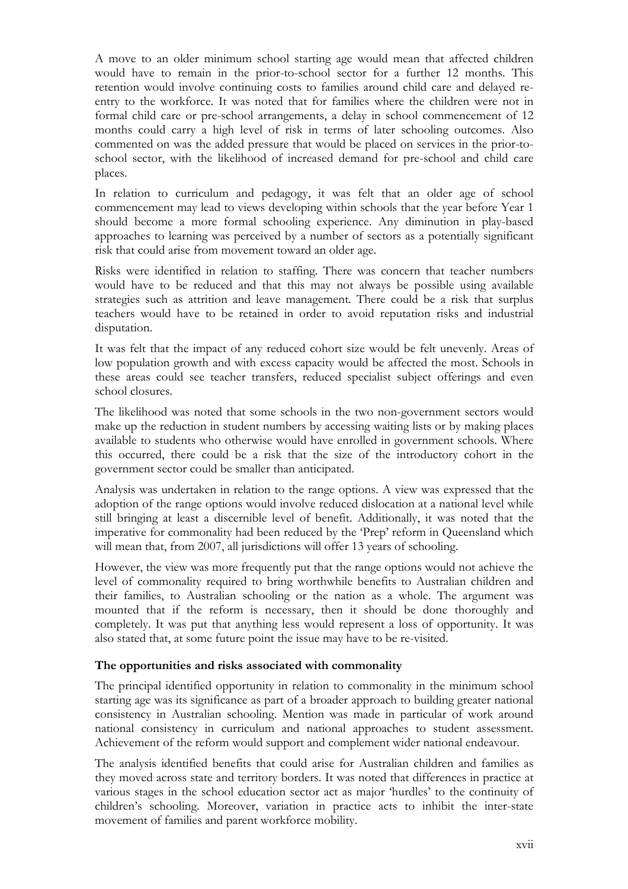A move to an older minimum school starting age would mean that affected children would have to remain in the prior-to-school sector for a further 12 months. This retention would involve continuing costs to families around child care and delayed re-entry to the workforce. It was noted that for families where the children were not in formal child care or pre-school arrangements, a delay in school commencement of 12 months could carry a high level of risk in terms of later schooling outcomes. Also commented on was the added pressure that would be placed on services in the prior-to-school sector, with the likelihood of increased demand for pre-school and child care places.

In relation to curriculum and pedagogy, it was felt that an older age of school commencement may lead to views developing within schools that the year before Year 1 should become a more formal schooling experience. Any diminution in play-based approaches to learning was perceived by a number of sectors as a potentially significant risk that could arise from movement toward an older age.

Risks were identified in relation to staffing. There was concern that teacher numbers would have to be reduced and that this may not always be possible using available strategies such as attrition and leave management. There could be a risk that surplus teachers would have to be retained in order to avoid reputation risks and industrial disputation.

It was felt that the impact of any reduced cohort size would be felt unevenly. Areas of low population growth and with excess capacity would be affected the most. Schools in these areas could see teacher transfers, reduced specialist subject offerings and even school closures.

The likelihood was noted that some schools in the two non-government sectors would make up the reduction in student numbers by accessing waiting lists or by making places available to students who otherwise would have enrolled in government schools. Where this occurred, there could be a risk that the size of the introductory cohort in the government sector could be smaller than anticipated.

Analysis was undertaken in relation to the range options. A view was expressed that the adoption of the range options would involve reduced dislocation at a national level while still bringing at least a discernible level of benefit. Additionally, it was noted that the imperative for commonality had been reduced by the 'Prep' reform in Queensland which will mean that, from 2007, all jurisdictions will offer 13 years of schooling.

However, the view was more frequently put that the range options would not achieve the level of commonality required to bring worthwhile benefits to Australian children and their families, to Australian schooling or the nation as a whole. The argument was mounted that if the reform is necessary, then it should be done thoroughly and completely. It was put that anything less would represent a loss of opportunity. It was also stated that, at some future point the issue may have to be re-visited.

**The opportunities and risks associated with commonality**

The principal identified opportunity in relation to commonality in the minimum school starting age was its significance as part of a broader approach to building greater national consistency in Australian schooling. Mention was made in particular of work around national consistency in curriculum and national approaches to student assessment. Achievement of the reform would support and complement wider national endeavour.

The analysis identified benefits that could arise for Australian children and families as they moved across state and territory borders. It was noted that differences in practice at various stages in the school education sector act as major 'hurdles' to the continuity of children's schooling. Moreover, variation in practice acts to inhibit the inter-state movement of families and parent workforce mobility.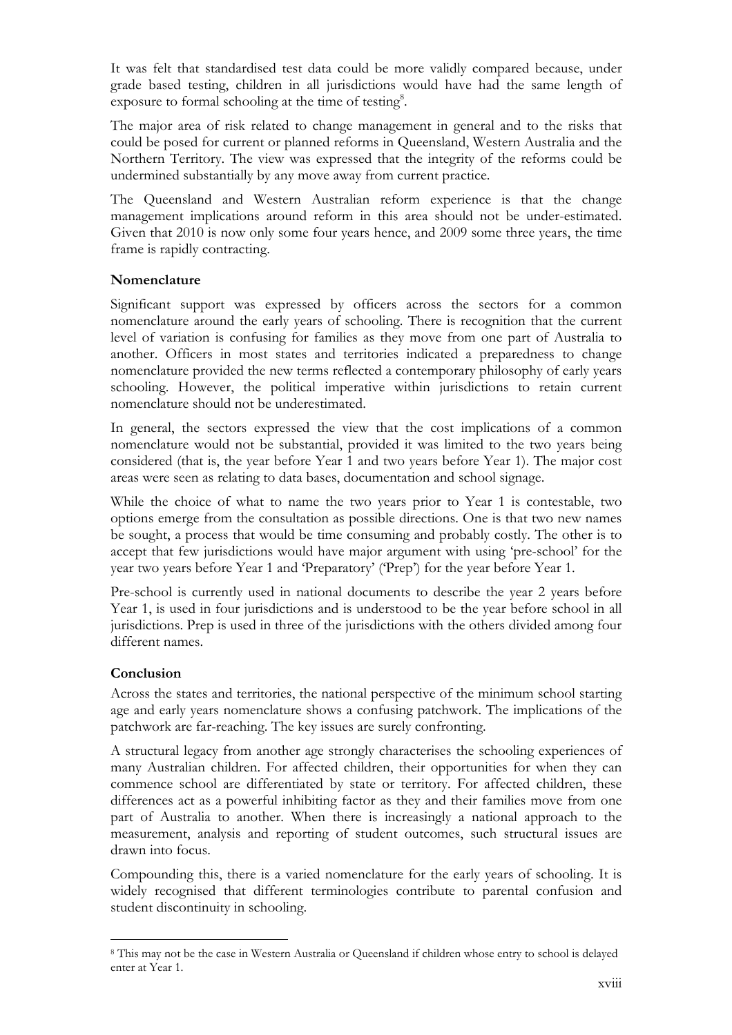It was felt that standardised test data could be more validly compared because, under grade based testing, children in all jurisdictions would have had the same length of exposure to formal schooling at the time of testing[8].

The major area of risk related to change management in general and to the risks that could be posed for current or planned reforms in Queensland, Western Australia and the Northern Territory. The view was expressed that the integrity of the reforms could be undermined substantially by any move away from current practice.

The Queensland and Western Australian reform experience is that the change management implications around reform in this area should not be under-estimated. Given that 2010 is now only some four years hence, and 2009 some three years, the time frame is rapidly contracting.

**Nomenclature**

Significant support was expressed by officers across the sectors for a common nomenclature around the early years of schooling. There is recognition that the current level of variation is confusing for families as they move from one part of Australia to another. Officers in most states and territories indicated a preparedness to change nomenclature provided the new terms reflected a contemporary philosophy of early years schooling. However, the political imperative within jurisdictions to retain current nomenclature should not be underestimated.

In general, the sectors expressed the view that the cost implications of a common nomenclature would not be substantial, provided it was limited to the two years being considered (that is, the year before Year 1 and two years before Year 1). The major cost areas were seen as relating to data bases, documentation and school signage.

While the choice of what to name the two years prior to Year 1 is contestable, two options emerge from the consultation as possible directions. One is that two new names be sought, a process that would be time consuming and probably costly. The other is to accept that few jurisdictions would have major argument with using 'pre-school' for the year two years before Year 1 and 'Preparatory' ('Prep') for the year before Year 1.

Pre-school is currently used in national documents to describe the year 2 years before Year 1, is used in four jurisdictions and is understood to be the year before school in all jurisdictions. Prep is used in three of the jurisdictions with the others divided among four different names.

**Conclusion**

Across the states and territories, the national perspective of the minimum school starting age and early years nomenclature shows a confusing patchwork. The implications of the patchwork are far-reaching. The key issues are surely confronting.

A structural legacy from another age strongly characterises the schooling experiences of many Australian children. For affected children, their opportunities for when they can commence school are differentiated by state or territory. For affected children, these differences act as a powerful inhibiting factor as they and their families move from one part of Australia to another. When there is increasingly a national approach to the measurement, analysis and reporting of student outcomes, such structural issues are drawn into focus.

Compounding this, there is a varied nomenclature for the early years of schooling. It is widely recognised that different terminologies contribute to parental confusion and student discontinuity in schooling.

---

[8] This may not be the case in Western Australia or Queensland if children whose entry to school is delayed enter at Year 1.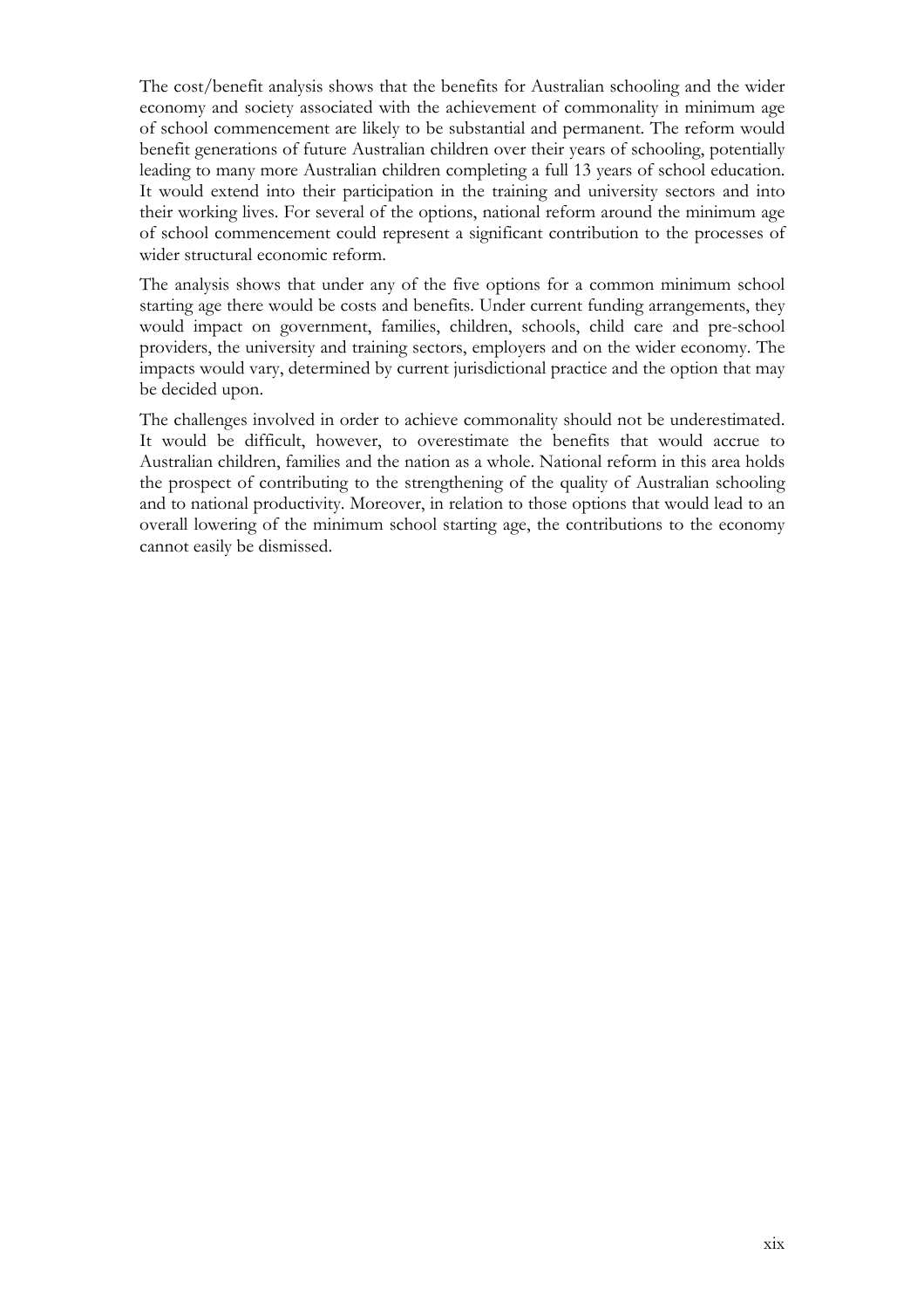The cost/benefit analysis shows that the benefits for Australian schooling and the wider economy and society associated with the achievement of commonality in minimum age of school commencement are likely to be substantial and permanent. The reform would benefit generations of future Australian children over their years of schooling, potentially leading to many more Australian children completing a full 13 years of school education. It would extend into their participation in the training and university sectors and into their working lives. For several of the options, national reform around the minimum age of school commencement could represent a significant contribution to the processes of wider structural economic reform.

The analysis shows that under any of the five options for a common minimum school starting age there would be costs and benefits. Under current funding arrangements, they would impact on government, families, children, schools, child care and pre-school providers, the university and training sectors, employers and on the wider economy. The impacts would vary, determined by current jurisdictional practice and the option that may be decided upon.

The challenges involved in order to achieve commonality should not be underestimated. It would be difficult, however, to overestimate the benefits that would accrue to Australian children, families and the nation as a whole. National reform in this area holds the prospect of contributing to the strengthening of the quality of Australian schooling and to national productivity. Moreover, in relation to those options that would lead to an overall lowering of the minimum school starting age, the contributions to the economy cannot easily be dismissed.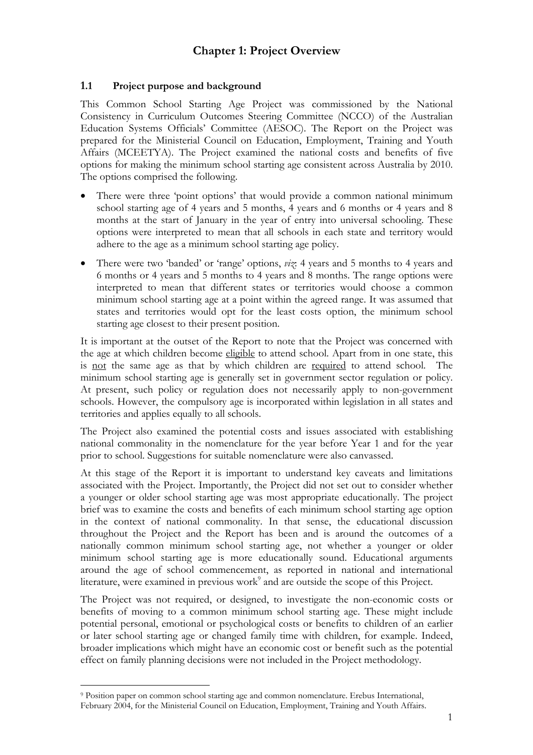# Chapter 1: Project Overview

## 1.1 Project purpose and background

This Common School Starting Age Project was commissioned by the National Consistency in Curriculum Outcomes Steering Committee (NCCO) of the Australian Education Systems Officials' Committee (AESOC). The Report on the Project was prepared for the Ministerial Council on Education, Employment, Training and Youth Affairs (MCEETYA). The Project examined the national costs and benefits of five options for making the minimum school starting age consistent across Australia by 2010. The options comprised the following.

- There were three 'point options' that would provide a common national minimum school starting age of 4 years and 5 months, 4 years and 6 months or 4 years and 8 months at the start of January in the year of entry into universal schooling. These options were interpreted to mean that all schools in each state and territory would adhere to the age as a minimum school starting age policy.
- There were two 'banded' or 'range' options, *viz*: 4 years and 5 months to 4 years and 6 months or 4 years and 5 months to 4 years and 8 months. The range options were interpreted to mean that different states or territories would choose a common minimum school starting age at a point within the agreed range. It was assumed that states and territories would opt for the least costs option, the minimum school starting age closest to their present position.

It is important at the outset of the Report to note that the Project was concerned with the age at which children become <u>eligible</u> to attend school. Apart from in one state, this is <u>not</u> the same age as that by which children are <u>required</u> to attend school. The minimum school starting age is generally set in government sector regulation or policy. At present, such policy or regulation does not necessarily apply to non-government schools. However, the compulsory age is incorporated within legislation in all states and territories and applies equally to all schools.

The Project also examined the potential costs and issues associated with establishing national commonality in the nomenclature for the year before Year 1 and for the year prior to school. Suggestions for suitable nomenclature were also canvassed.

At this stage of the Report it is important to understand key caveats and limitations associated with the Project. Importantly, the Project did not set out to consider whether a younger or older school starting age was most appropriate educationally. The project brief was to examine the costs and benefits of each minimum school starting age option in the context of national commonality. In that sense, the educational discussion throughout the Project and the Report has been and is around the outcomes of a nationally common minimum school starting age, not whether a younger or older minimum school starting age is more educationally sound. Educational arguments around the age of school commencement, as reported in national and international literature, were examined in previous work[9] and are outside the scope of this Project.

The Project was not required, or designed, to investigate the non-economic costs or benefits of moving to a common minimum school starting age. These might include potential personal, emotional or psychological costs or benefits to children of an earlier or later school starting age or changed family time with children, for example. Indeed, broader implications which might have an economic cost or benefit such as the potential effect on family planning decisions were not included in the Project methodology.

[9] Position paper on common school starting age and common nomenclature. Erebus International, February 2004, for the Ministerial Council on Education, Employment, Training and Youth Affairs.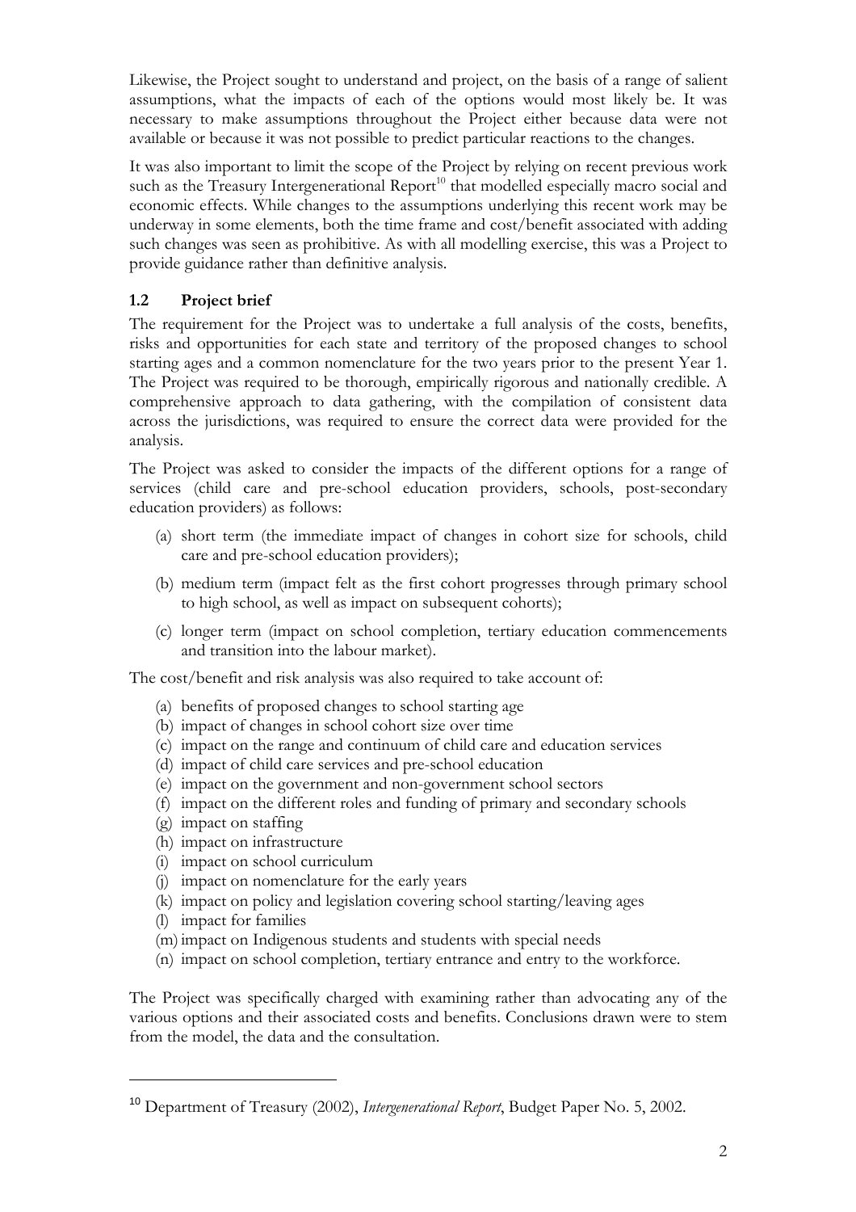Likewise, the Project sought to understand and project, on the basis of a range of salient assumptions, what the impacts of each of the options would most likely be. It was necessary to make assumptions throughout the Project either because data were not available or because it was not possible to predict particular reactions to the changes.

It was also important to limit the scope of the Project by relying on recent previous work such as the Treasury Intergenerational Report[10] that modelled especially macro social and economic effects. While changes to the assumptions underlying this recent work may be underway in some elements, both the time frame and cost/benefit associated with adding such changes was seen as prohibitive. As with all modelling exercise, this was a Project to provide guidance rather than definitive analysis.

### 1.2 Project brief

The requirement for the Project was to undertake a full analysis of the costs, benefits, risks and opportunities for each state and territory of the proposed changes to school starting ages and a common nomenclature for the two years prior to the present Year 1. The Project was required to be thorough, empirically rigorous and nationally credible. A comprehensive approach to data gathering, with the compilation of consistent data across the jurisdictions, was required to ensure the correct data were provided for the analysis.

The Project was asked to consider the impacts of the different options for a range of services (child care and pre-school education providers, schools, post-secondary education providers) as follows:

- (a) short term (the immediate impact of changes in cohort size for schools, child care and pre-school education providers);
- (b) medium term (impact felt as the first cohort progresses through primary school to high school, as well as impact on subsequent cohorts);
- (c) longer term (impact on school completion, tertiary education commencements and transition into the labour market).

The cost/benefit and risk analysis was also required to take account of:

- (a) benefits of proposed changes to school starting age
- (b) impact of changes in school cohort size over time
- (c) impact on the range and continuum of child care and education services
- (d) impact of child care services and pre-school education
- (e) impact on the government and non-government school sectors
- (f) impact on the different roles and funding of primary and secondary schools
- (g) impact on staffing
- (h) impact on infrastructure
- (i) impact on school curriculum
- (j) impact on nomenclature for the early years
- (k) impact on policy and legislation covering school starting/leaving ages
- (l) impact for families
- (m) impact on Indigenous students and students with special needs
- (n) impact on school completion, tertiary entrance and entry to the workforce.

The Project was specifically charged with examining rather than advocating any of the various options and their associated costs and benefits. Conclusions drawn were to stem from the model, the data and the consultation.

---

[10] Department of Treasury (2002), *Intergenerational Report*, Budget Paper No. 5, 2002.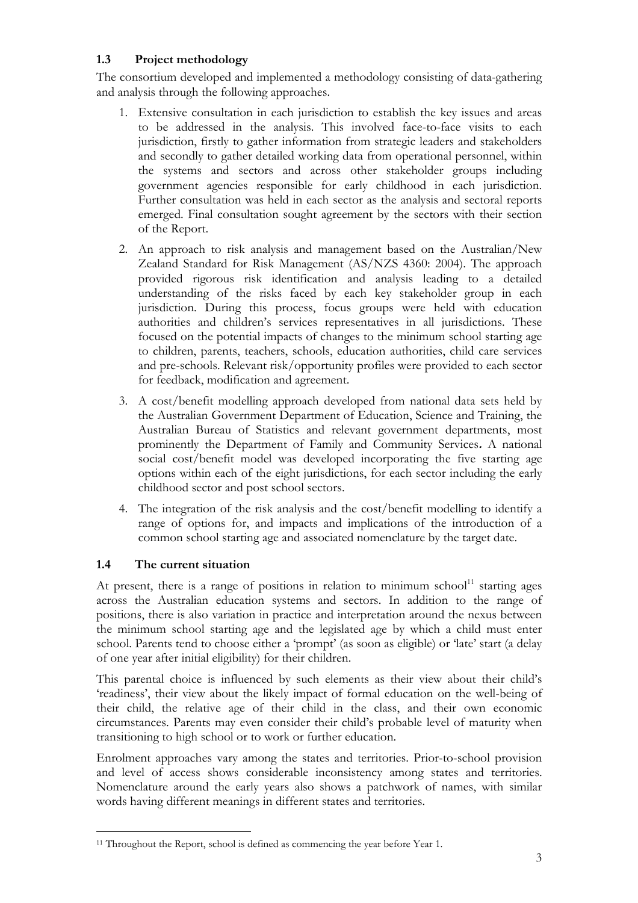### 1.3 Project methodology

The consortium developed and implemented a methodology consisting of data-gathering and analysis through the following approaches.

1. Extensive consultation in each jurisdiction to establish the key issues and areas to be addressed in the analysis. This involved face-to-face visits to each jurisdiction, firstly to gather information from strategic leaders and stakeholders and secondly to gather detailed working data from operational personnel, within the systems and sectors and across other stakeholder groups including government agencies responsible for early childhood in each jurisdiction. Further consultation was held in each sector as the analysis and sectoral reports emerged. Final consultation sought agreement by the sectors with their section of the Report.
2. An approach to risk analysis and management based on the Australian/New Zealand Standard for Risk Management (AS/NZS 4360: 2004). The approach provided rigorous risk identification and analysis leading to a detailed understanding of the risks faced by each key stakeholder group in each jurisdiction. During this process, focus groups were held with education authorities and children's services representatives in all jurisdictions. These focused on the potential impacts of changes to the minimum school starting age to children, parents, teachers, schools, education authorities, child care services and pre-schools. Relevant risk/opportunity profiles were provided to each sector for feedback, modification and agreement.
3. A cost/benefit modelling approach developed from national data sets held by the Australian Government Department of Education, Science and Training, the Australian Bureau of Statistics and relevant government departments, most prominently the Department of Family and Community Services**.** A national social cost/benefit model was developed incorporating the five starting age options within each of the eight jurisdictions, for each sector including the early childhood sector and post school sectors.
4. The integration of the risk analysis and the cost/benefit modelling to identify a range of options for, and impacts and implications of the introduction of a common school starting age and associated nomenclature by the target date.

### 1.4 The current situation

At present, there is a range of positions in relation to minimum school[11] starting ages across the Australian education systems and sectors. In addition to the range of positions, there is also variation in practice and interpretation around the nexus between the minimum school starting age and the legislated age by which a child must enter school. Parents tend to choose either a 'prompt' (as soon as eligible) or 'late' start (a delay of one year after initial eligibility) for their children.

This parental choice is influenced by such elements as their view about their child's 'readiness', their view about the likely impact of formal education on the well-being of their child, the relative age of their child in the class, and their own economic circumstances. Parents may even consider their child's probable level of maturity when transitioning to high school or to work or further education.

Enrolment approaches vary among the states and territories. Prior-to-school provision and level of access shows considerable inconsistency among states and territories. Nomenclature around the early years also shows a patchwork of names, with similar words having different meanings in different states and territories.

---

[11] Throughout the Report, school is defined as commencing the year before Year 1.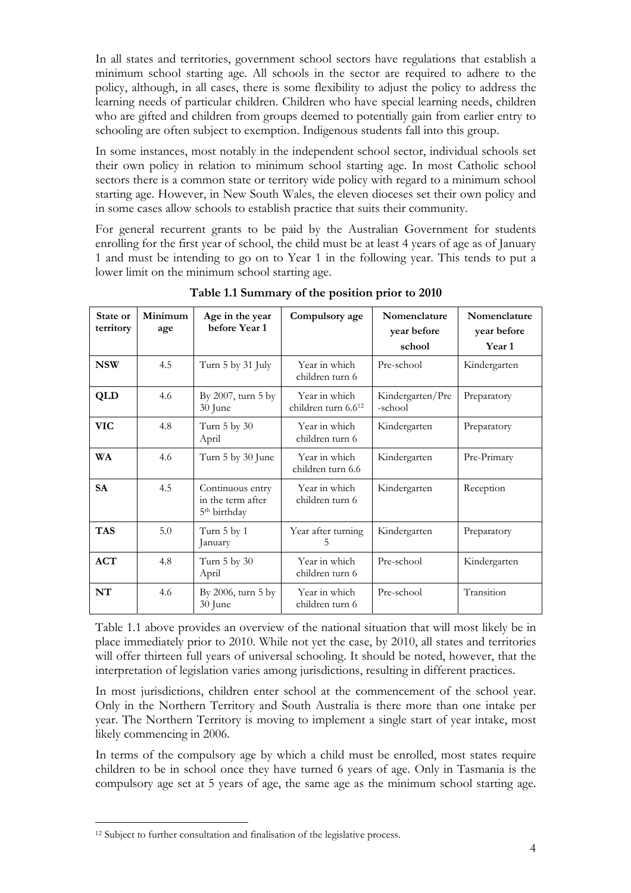In all states and territories, government school sectors have regulations that establish a minimum school starting age. All schools in the sector are required to adhere to the policy, although, in all cases, there is some flexibility to adjust the policy to address the learning needs of particular children. Children who have special learning needs, children who are gifted and children from groups deemed to potentially gain from earlier entry to schooling are often subject to exemption. Indigenous students fall into this group.

In some instances, most notably in the independent school sector, individual schools set their own policy in relation to minimum school starting age. In most Catholic school sectors there is a common state or territory wide policy with regard to a minimum school starting age. However, in New South Wales, the eleven dioceses set their own policy and in some cases allow schools to establish practice that suits their community.

For general recurrent grants to be paid by the Australian Government for students enrolling for the first year of school, the child must be at least 4 years of age as of January 1 and must be intending to go on to Year 1 in the following year. This tends to put a lower limit on the minimum school starting age.

**Table 1.1 Summary of the position prior to 2010**

| State or territory | Minimum age | Age in the year before Year 1 | Compulsory age | Nomenclature year before school | Nomenclature year before Year 1 |
|---|---|---|---|---|---|
| **NSW** | 4.5 | Turn 5 by 31 July | Year in which children turn 6 | Pre-school | Kindergarten |
| **QLD** | 4.6 | By 2007, turn 5 by 30 June | Year in which children turn 6.6[12] | Kindergarten/Pre-school | Preparatory |
| **VIC** | 4.8 | Turn 5 by 30 April | Year in which children turn 6 | Kindergarten | Preparatory |
| **WA** | 4.6 | Turn 5 by 30 June | Year in which children turn 6.6 | Kindergarten | Pre-Primary |
| **SA** | 4.5 | Continuous entry in the term after 5th birthday | Year in which children turn 6 | Kindergarten | Reception |
| **TAS** | 5.0 | Turn 5 by 1 January | Year after turning 5 | Kindergarten | Preparatory |
| **ACT** | 4.8 | Turn 5 by 30 April | Year in which children turn 6 | Pre-school | Kindergarten |
| **NT** | 4.6 | By 2006, turn 5 by 30 June | Year in which children turn 6 | Pre-school | Transition |

Table 1.1 above provides an overview of the national situation that will most likely be in place immediately prior to 2010. While not yet the case, by 2010, all states and territories will offer thirteen full years of universal schooling. It should be noted, however, that the interpretation of legislation varies among jurisdictions, resulting in different practices.

In most jurisdictions, children enter school at the commencement of the school year. Only in the Northern Territory and South Australia is there more than one intake per year. The Northern Territory is moving to implement a single start of year intake, most likely commencing in 2006.

In terms of the compulsory age by which a child must be enrolled, most states require children to be in school once they have turned 6 years of age. Only in Tasmania is the compulsory age set at 5 years of age, the same age as the minimum school starting age.

[12] Subject to further consultation and finalisation of the legislative process.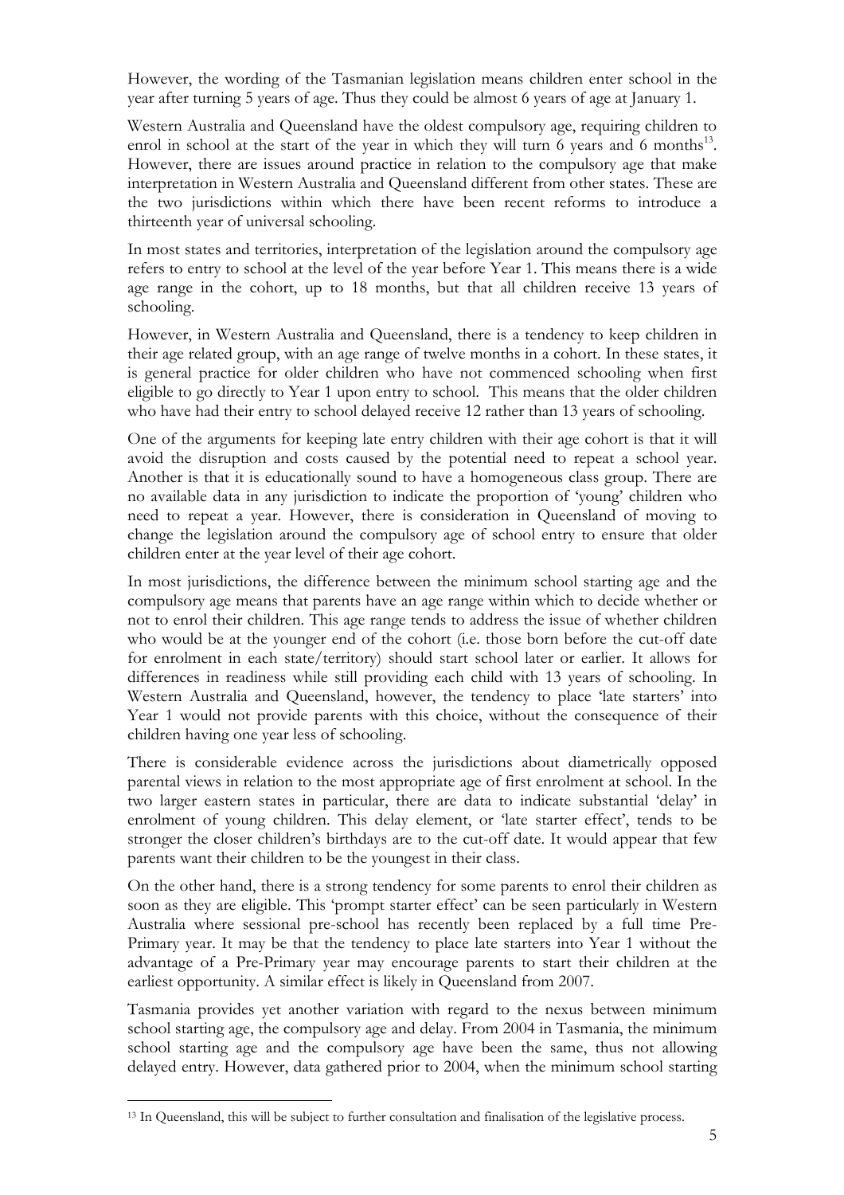However, the wording of the Tasmanian legislation means children enter school in the year after turning 5 years of age. Thus they could be almost 6 years of age at January 1.

Western Australia and Queensland have the oldest compulsory age, requiring children to enrol in school at the start of the year in which they will turn 6 years and 6 months[13]. However, there are issues around practice in relation to the compulsory age that make interpretation in Western Australia and Queensland different from other states. These are the two jurisdictions within which there have been recent reforms to introduce a thirteenth year of universal schooling.

In most states and territories, interpretation of the legislation around the compulsory age refers to entry to school at the level of the year before Year 1. This means there is a wide age range in the cohort, up to 18 months, but that all children receive 13 years of schooling.

However, in Western Australia and Queensland, there is a tendency to keep children in their age related group, with an age range of twelve months in a cohort. In these states, it is general practice for older children who have not commenced schooling when first eligible to go directly to Year 1 upon entry to school. This means that the older children who have had their entry to school delayed receive 12 rather than 13 years of schooling.

One of the arguments for keeping late entry children with their age cohort is that it will avoid the disruption and costs caused by the potential need to repeat a school year. Another is that it is educationally sound to have a homogeneous class group. There are no available data in any jurisdiction to indicate the proportion of 'young' children who need to repeat a year. However, there is consideration in Queensland of moving to change the legislation around the compulsory age of school entry to ensure that older children enter at the year level of their age cohort.

In most jurisdictions, the difference between the minimum school starting age and the compulsory age means that parents have an age range within which to decide whether or not to enrol their children. This age range tends to address the issue of whether children who would be at the younger end of the cohort (i.e. those born before the cut-off date for enrolment in each state/territory) should start school later or earlier. It allows for differences in readiness while still providing each child with 13 years of schooling. In Western Australia and Queensland, however, the tendency to place 'late starters' into Year 1 would not provide parents with this choice, without the consequence of their children having one year less of schooling.

There is considerable evidence across the jurisdictions about diametrically opposed parental views in relation to the most appropriate age of first enrolment at school. In the two larger eastern states in particular, there are data to indicate substantial 'delay' in enrolment of young children. This delay element, or 'late starter effect', tends to be stronger the closer children's birthdays are to the cut-off date. It would appear that few parents want their children to be the youngest in their class.

On the other hand, there is a strong tendency for some parents to enrol their children as soon as they are eligible. This 'prompt starter effect' can be seen particularly in Western Australia where sessional pre-school has recently been replaced by a full time Pre-Primary year. It may be that the tendency to place late starters into Year 1 without the advantage of a Pre-Primary year may encourage parents to start their children at the earliest opportunity. A similar effect is likely in Queensland from 2007.

Tasmania provides yet another variation with regard to the nexus between minimum school starting age, the compulsory age and delay. From 2004 in Tasmania, the minimum school starting age and the compulsory age have been the same, thus not allowing delayed entry. However, data gathered prior to 2004, when the minimum school starting

---

[13] In Queensland, this will be subject to further consultation and finalisation of the legislative process.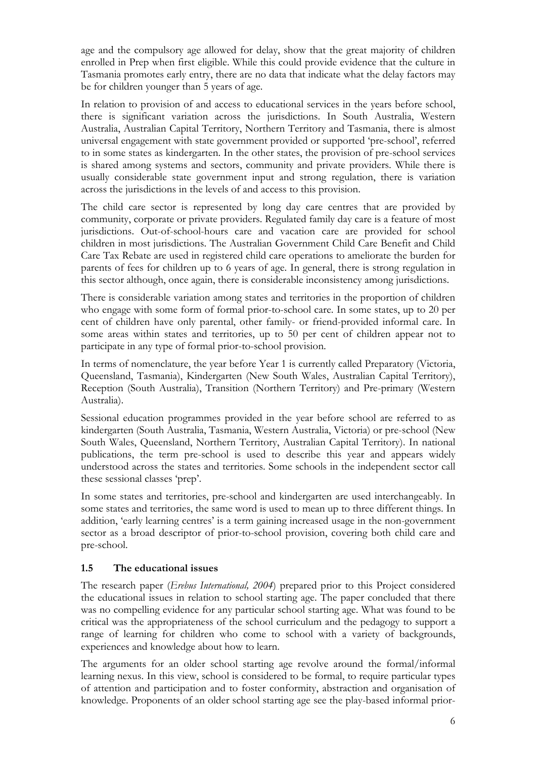age and the compulsory age allowed for delay, show that the great majority of children enrolled in Prep when first eligible. While this could provide evidence that the culture in Tasmania promotes early entry, there are no data that indicate what the delay factors may be for children younger than 5 years of age.

In relation to provision of and access to educational services in the years before school, there is significant variation across the jurisdictions. In South Australia, Western Australia, Australian Capital Territory, Northern Territory and Tasmania, there is almost universal engagement with state government provided or supported 'pre-school', referred to in some states as kindergarten. In the other states, the provision of pre-school services is shared among systems and sectors, community and private providers. While there is usually considerable state government input and strong regulation, there is variation across the jurisdictions in the levels of and access to this provision.

The child care sector is represented by long day care centres that are provided by community, corporate or private providers. Regulated family day care is a feature of most jurisdictions. Out-of-school-hours care and vacation care are provided for school children in most jurisdictions. The Australian Government Child Care Benefit and Child Care Tax Rebate are used in registered child care operations to ameliorate the burden for parents of fees for children up to 6 years of age. In general, there is strong regulation in this sector although, once again, there is considerable inconsistency among jurisdictions.

There is considerable variation among states and territories in the proportion of children who engage with some form of formal prior-to-school care. In some states, up to 20 per cent of children have only parental, other family- or friend-provided informal care. In some areas within states and territories, up to 50 per cent of children appear not to participate in any type of formal prior-to-school provision.

In terms of nomenclature, the year before Year 1 is currently called Preparatory (Victoria, Queensland, Tasmania), Kindergarten (New South Wales, Australian Capital Territory), Reception (South Australia), Transition (Northern Territory) and Pre-primary (Western Australia).

Sessional education programmes provided in the year before school are referred to as kindergarten (South Australia, Tasmania, Western Australia, Victoria) or pre-school (New South Wales, Queensland, Northern Territory, Australian Capital Territory). In national publications, the term pre-school is used to describe this year and appears widely understood across the states and territories. Some schools in the independent sector call these sessional classes 'prep'.

In some states and territories, pre-school and kindergarten are used interchangeably. In some states and territories, the same word is used to mean up to three different things. In addition, 'early learning centres' is a term gaining increased usage in the non-government sector as a broad descriptor of prior-to-school provision, covering both child care and pre-school.

### 1.5 The educational issues

The research paper (*Erebus International, 2004*) prepared prior to this Project considered the educational issues in relation to school starting age. The paper concluded that there was no compelling evidence for any particular school starting age. What was found to be critical was the appropriateness of the school curriculum and the pedagogy to support a range of learning for children who come to school with a variety of backgrounds, experiences and knowledge about how to learn.

The arguments for an older school starting age revolve around the formal/informal learning nexus. In this view, school is considered to be formal, to require particular types of attention and participation and to foster conformity, abstraction and organisation of knowledge. Proponents of an older school starting age see the play-based informal prior-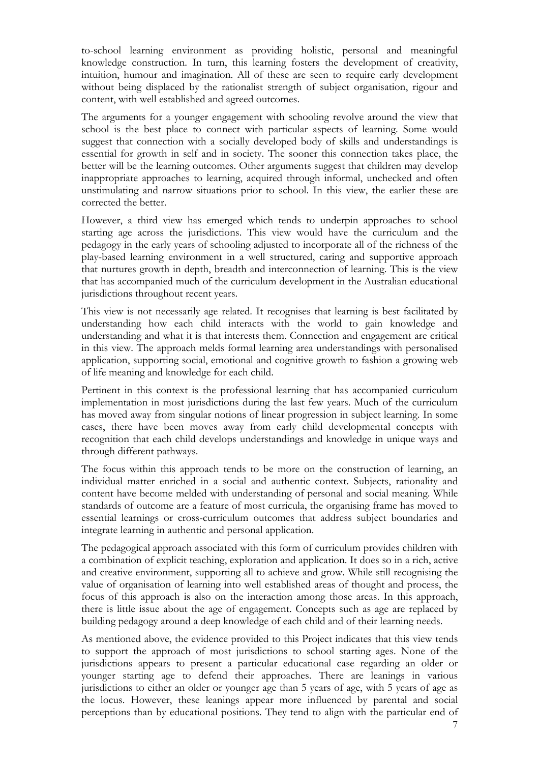to-school learning environment as providing holistic, personal and meaningful knowledge construction. In turn, this learning fosters the development of creativity, intuition, humour and imagination. All of these are seen to require early development without being displaced by the rationalist strength of subject organisation, rigour and content, with well established and agreed outcomes.

The arguments for a younger engagement with schooling revolve around the view that school is the best place to connect with particular aspects of learning. Some would suggest that connection with a socially developed body of skills and understandings is essential for growth in self and in society. The sooner this connection takes place, the better will be the learning outcomes. Other arguments suggest that children may develop inappropriate approaches to learning, acquired through informal, unchecked and often unstimulating and narrow situations prior to school. In this view, the earlier these are corrected the better.

However, a third view has emerged which tends to underpin approaches to school starting age across the jurisdictions. This view would have the curriculum and the pedagogy in the early years of schooling adjusted to incorporate all of the richness of the play-based learning environment in a well structured, caring and supportive approach that nurtures growth in depth, breadth and interconnection of learning. This is the view that has accompanied much of the curriculum development in the Australian educational jurisdictions throughout recent years.

This view is not necessarily age related. It recognises that learning is best facilitated by understanding how each child interacts with the world to gain knowledge and understanding and what it is that interests them. Connection and engagement are critical in this view. The approach melds formal learning area understandings with personalised application, supporting social, emotional and cognitive growth to fashion a growing web of life meaning and knowledge for each child.

Pertinent in this context is the professional learning that has accompanied curriculum implementation in most jurisdictions during the last few years. Much of the curriculum has moved away from singular notions of linear progression in subject learning. In some cases, there have been moves away from early child developmental concepts with recognition that each child develops understandings and knowledge in unique ways and through different pathways.

The focus within this approach tends to be more on the construction of learning, an individual matter enriched in a social and authentic context. Subjects, rationality and content have become melded with understanding of personal and social meaning. While standards of outcome are a feature of most curricula, the organising frame has moved to essential learnings or cross-curriculum outcomes that address subject boundaries and integrate learning in authentic and personal application.

The pedagogical approach associated with this form of curriculum provides children with a combination of explicit teaching, exploration and application. It does so in a rich, active and creative environment, supporting all to achieve and grow. While still recognising the value of organisation of learning into well established areas of thought and process, the focus of this approach is also on the interaction among those areas. In this approach, there is little issue about the age of engagement. Concepts such as age are replaced by building pedagogy around a deep knowledge of each child and of their learning needs.

As mentioned above, the evidence provided to this Project indicates that this view tends to support the approach of most jurisdictions to school starting ages. None of the jurisdictions appears to present a particular educational case regarding an older or younger starting age to defend their approaches. There are leanings in various jurisdictions to either an older or younger age than 5 years of age, with 5 years of age as the locus. However, these leanings appear more influenced by parental and social perceptions than by educational positions. They tend to align with the particular end of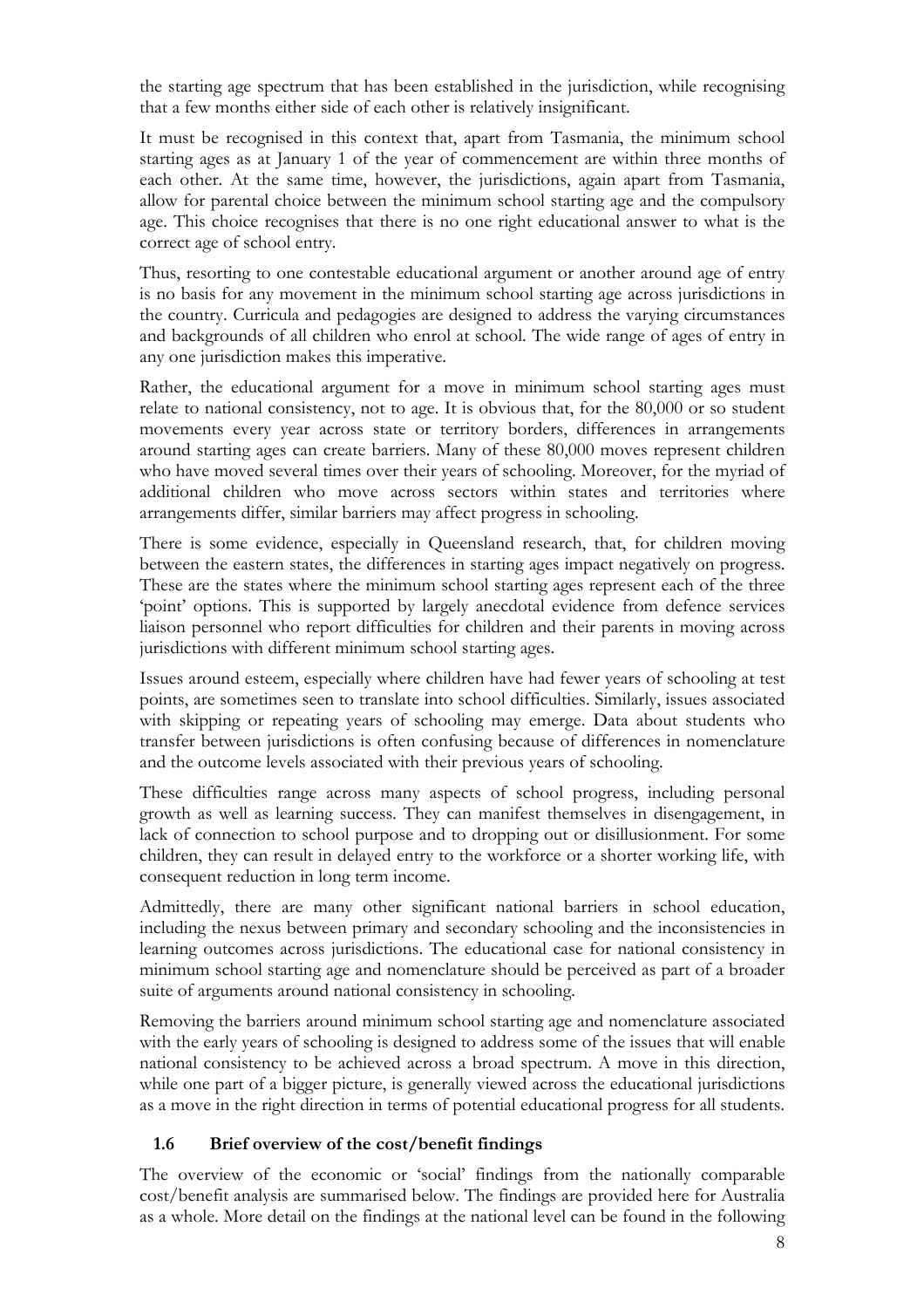the starting age spectrum that has been established in the jurisdiction, while recognising that a few months either side of each other is relatively insignificant.

It must be recognised in this context that, apart from Tasmania, the minimum school starting ages as at January 1 of the year of commencement are within three months of each other. At the same time, however, the jurisdictions, again apart from Tasmania, allow for parental choice between the minimum school starting age and the compulsory age. This choice recognises that there is no one right educational answer to what is the correct age of school entry.

Thus, resorting to one contestable educational argument or another around age of entry is no basis for any movement in the minimum school starting age across jurisdictions in the country. Curricula and pedagogies are designed to address the varying circumstances and backgrounds of all children who enrol at school. The wide range of ages of entry in any one jurisdiction makes this imperative.

Rather, the educational argument for a move in minimum school starting ages must relate to national consistency, not to age. It is obvious that, for the 80,000 or so student movements every year across state or territory borders, differences in arrangements around starting ages can create barriers. Many of these 80,000 moves represent children who have moved several times over their years of schooling. Moreover, for the myriad of additional children who move across sectors within states and territories where arrangements differ, similar barriers may affect progress in schooling.

There is some evidence, especially in Queensland research, that, for children moving between the eastern states, the differences in starting ages impact negatively on progress. These are the states where the minimum school starting ages represent each of the three 'point' options. This is supported by largely anecdotal evidence from defence services liaison personnel who report difficulties for children and their parents in moving across jurisdictions with different minimum school starting ages.

Issues around esteem, especially where children have had fewer years of schooling at test points, are sometimes seen to translate into school difficulties. Similarly, issues associated with skipping or repeating years of schooling may emerge. Data about students who transfer between jurisdictions is often confusing because of differences in nomenclature and the outcome levels associated with their previous years of schooling.

These difficulties range across many aspects of school progress, including personal growth as well as learning success. They can manifest themselves in disengagement, in lack of connection to school purpose and to dropping out or disillusionment. For some children, they can result in delayed entry to the workforce or a shorter working life, with consequent reduction in long term income.

Admittedly, there are many other significant national barriers in school education, including the nexus between primary and secondary schooling and the inconsistencies in learning outcomes across jurisdictions. The educational case for national consistency in minimum school starting age and nomenclature should be perceived as part of a broader suite of arguments around national consistency in schooling.

Removing the barriers around minimum school starting age and nomenclature associated with the early years of schooling is designed to address some of the issues that will enable national consistency to be achieved across a broad spectrum. A move in this direction, while one part of a bigger picture, is generally viewed across the educational jurisdictions as a move in the right direction in terms of potential educational progress for all students.

### 1.6 Brief overview of the cost/benefit findings

The overview of the economic or 'social' findings from the nationally comparable cost/benefit analysis are summarised below. The findings are provided here for Australia as a whole. More detail on the findings at the national level can be found in the following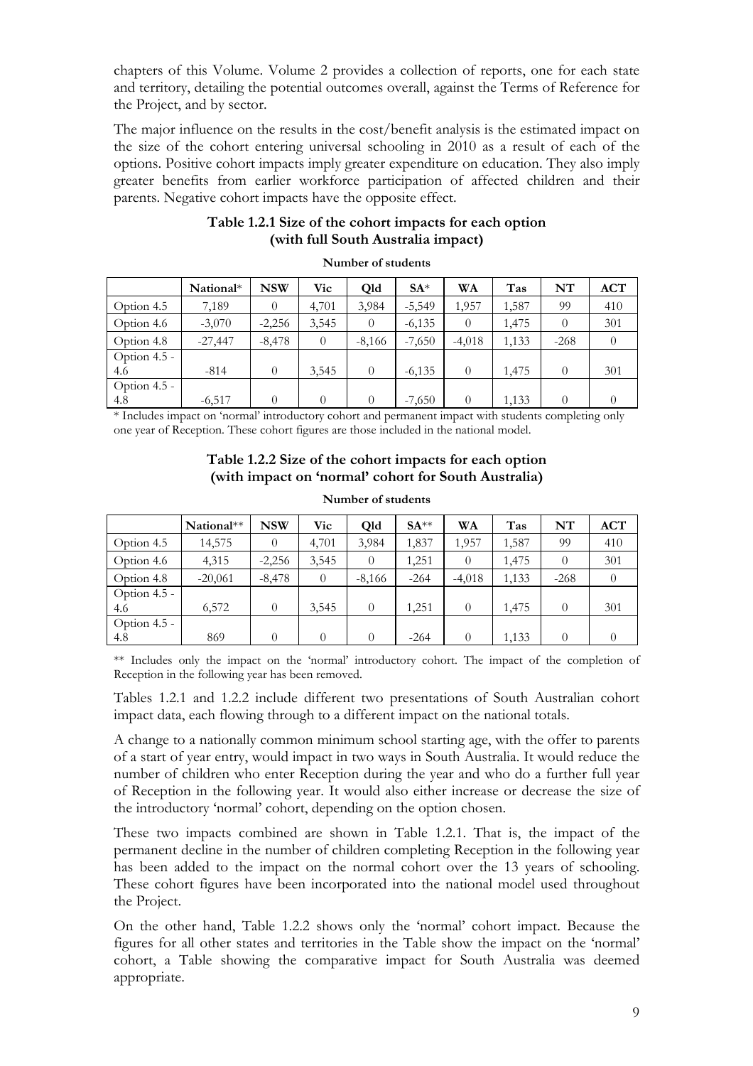chapters of this Volume. Volume 2 provides a collection of reports, one for each state and territory, detailing the potential outcomes overall, against the Terms of Reference for the Project, and by sector.

The major influence on the results in the cost/benefit analysis is the estimated impact on the size of the cohort entering universal schooling in 2010 as a result of each of the options. Positive cohort impacts imply greater expenditure on education. They also imply greater benefits from earlier workforce participation of affected children and their parents. Negative cohort impacts have the opposite effect.

**Table 1.2.1 Size of the cohort impacts for each option (with full South Australia impact)**

**Number of students**

| | National* | NSW | Vic | Qld | SA* | WA | Tas | NT | ACT |
|---|---|---|---|---|---|---|---|---|---|
| Option 4.5 | 7,189 | 0 | 4,701 | 3,984 | -5,549 | 1,957 | 1,587 | 99 | 410 |
| Option 4.6 | -3,070 | -2,256 | 3,545 | 0 | -6,135 | 0 | 1,475 | 0 | 301 |
| Option 4.8 | -27,447 | -8,478 | 0 | -8,166 | -7,650 | -4,018 | 1,133 | -268 | 0 |
| Option 4.5 - 4.6 | -814 | 0 | 3,545 | 0 | -6,135 | 0 | 1,475 | 0 | 301 |
| Option 4.5 - 4.8 | -6,517 | 0 | 0 | 0 | -7,650 | 0 | 1,133 | 0 | 0 |

* Includes impact on 'normal' introductory cohort and permanent impact with students completing only one year of Reception. These cohort figures are those included in the national model.

**Table 1.2.2 Size of the cohort impacts for each option (with impact on 'normal' cohort for South Australia)**

**Number of students**

| | National** | NSW | Vic | Qld | SA** | WA | Tas | NT | ACT |
|---|---|---|---|---|---|---|---|---|---|
| Option 4.5 | 14,575 | 0 | 4,701 | 3,984 | 1,837 | 1,957 | 1,587 | 99 | 410 |
| Option 4.6 | 4,315 | -2,256 | 3,545 | 0 | 1,251 | 0 | 1,475 | 0 | 301 |
| Option 4.8 | -20,061 | -8,478 | 0 | -8,166 | -264 | -4,018 | 1,133 | -268 | 0 |
| Option 4.5 - 4.6 | 6,572 | 0 | 3,545 | 0 | 1,251 | 0 | 1,475 | 0 | 301 |
| Option 4.5 - 4.8 | 869 | 0 | 0 | 0 | -264 | 0 | 1,133 | 0 | 0 |

** Includes only the impact on the 'normal' introductory cohort. The impact of the completion of Reception in the following year has been removed.

Tables 1.2.1 and 1.2.2 include different two presentations of South Australian cohort impact data, each flowing through to a different impact on the national totals.

A change to a nationally common minimum school starting age, with the offer to parents of a start of year entry, would impact in two ways in South Australia. It would reduce the number of children who enter Reception during the year and who do a further full year of Reception in the following year. It would also either increase or decrease the size of the introductory 'normal' cohort, depending on the option chosen.

These two impacts combined are shown in Table 1.2.1. That is, the impact of the permanent decline in the number of children completing Reception in the following year has been added to the impact on the normal cohort over the 13 years of schooling. These cohort figures have been incorporated into the national model used throughout the Project.

On the other hand, Table 1.2.2 shows only the 'normal' cohort impact. Because the figures for all other states and territories in the Table show the impact on the 'normal' cohort, a Table showing the comparative impact for South Australia was deemed appropriate.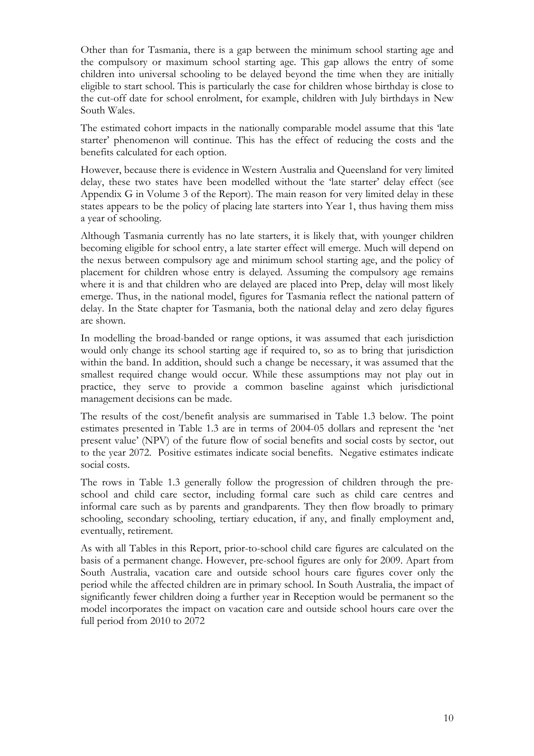Other than for Tasmania, there is a gap between the minimum school starting age and the compulsory or maximum school starting age. This gap allows the entry of some children into universal schooling to be delayed beyond the time when they are initially eligible to start school. This is particularly the case for children whose birthday is close to the cut-off date for school enrolment, for example, children with July birthdays in New South Wales.

The estimated cohort impacts in the nationally comparable model assume that this 'late starter' phenomenon will continue. This has the effect of reducing the costs and the benefits calculated for each option.

However, because there is evidence in Western Australia and Queensland for very limited delay, these two states have been modelled without the 'late starter' delay effect (see Appendix G in Volume 3 of the Report). The main reason for very limited delay in these states appears to be the policy of placing late starters into Year 1, thus having them miss a year of schooling.

Although Tasmania currently has no late starters, it is likely that, with younger children becoming eligible for school entry, a late starter effect will emerge. Much will depend on the nexus between compulsory age and minimum school starting age, and the policy of placement for children whose entry is delayed. Assuming the compulsory age remains where it is and that children who are delayed are placed into Prep, delay will most likely emerge. Thus, in the national model, figures for Tasmania reflect the national pattern of delay. In the State chapter for Tasmania, both the national delay and zero delay figures are shown.

In modelling the broad-banded or range options, it was assumed that each jurisdiction would only change its school starting age if required to, so as to bring that jurisdiction within the band. In addition, should such a change be necessary, it was assumed that the smallest required change would occur. While these assumptions may not play out in practice, they serve to provide a common baseline against which jurisdictional management decisions can be made.

The results of the cost/benefit analysis are summarised in Table 1.3 below. The point estimates presented in Table 1.3 are in terms of 2004-05 dollars and represent the 'net present value' (NPV) of the future flow of social benefits and social costs by sector, out to the year 2072. Positive estimates indicate social benefits. Negative estimates indicate social costs.

The rows in Table 1.3 generally follow the progression of children through the pre-school and child care sector, including formal care such as child care centres and informal care such as by parents and grandparents. They then flow broadly to primary schooling, secondary schooling, tertiary education, if any, and finally employment and, eventually, retirement.

As with all Tables in this Report, prior-to-school child care figures are calculated on the basis of a permanent change. However, pre-school figures are only for 2009. Apart from South Australia, vacation care and outside school hours care figures cover only the period while the affected children are in primary school. In South Australia, the impact of significantly fewer children doing a further year in Reception would be permanent so the model incorporates the impact on vacation care and outside school hours care over the full period from 2010 to 2072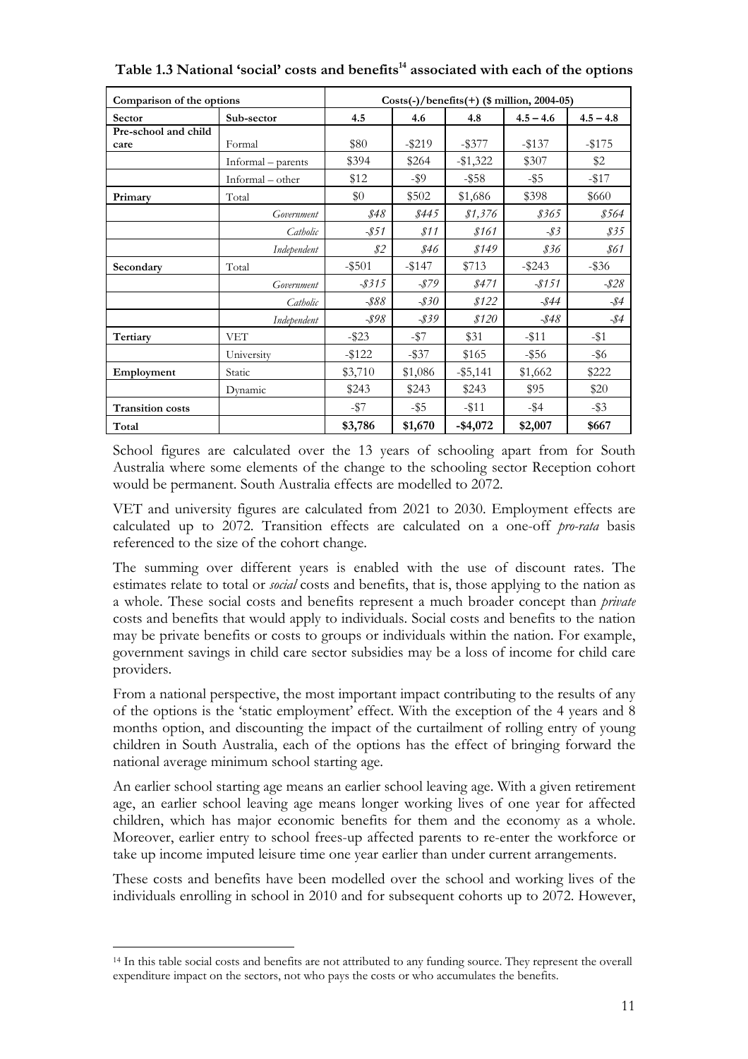**Table 1.3 National 'social' costs and benefits[14] associated with each of the options**

| Comparison of the options | | Costs(-)/benefits(+) ($ million, 2004-05) | | | | |
|---|---|---|---|---|---|---|
| **Sector** | **Sub-sector** | **4.5** | **4.6** | **4.8** | **4.5 – 4.6** | **4.5 – 4.8** |
| **Pre-school and child care** | Formal | $80 | -$219 | -$377 | -$137 | -$175 |
| | Informal – parents | $394 | $264 | -$1,322 | $307 | $2 |
| | Informal – other | $12 | -$9 | -$58 | -$5 | -$17 |
| **Primary** | Total | $0 | $502 | $1,686 | $398 | $660 |
| | *Government* | *$48* | *$445* | *$1,376* | *$365* | *$564* |
| | *Catholic* | *-$51* | *$11* | *$161* | *-$3* | *$35* |
| | *Independent* | *$2* | *$46* | *$149* | *$36* | *$61* |
| **Secondary** | Total | -$501 | -$147 | $713 | -$243 | -$36 |
| | *Government* | *-$315* | *-$79* | *$471* | *-$151* | *-$28* |
| | *Catholic* | *-$88* | *-$30* | *$122* | *-$44* | *-$4* |
| | *Independent* | *-$98* | *-$39* | *$120* | *-$48* | *-$4* |
| **Tertiary** | VET | -$23 | -$7 | $31 | -$11 | -$1 |
| | University | -$122 | -$37 | $165 | -$56 | -$6 |
| **Employment** | Static | $3,710 | $1,086 | -$5,141 | $1,662 | $222 |
| | Dynamic | $243 | $243 | $243 | $95 | $20 |
| **Transition costs** | | -$7 | -$5 | -$11 | -$4 | -$3 |
| **Total** | | **$3,786** | **$1,670** | **-$4,072** | **$2,007** | **$667** |

School figures are calculated over the 13 years of schooling apart from for South Australia where some elements of the change to the schooling sector Reception cohort would be permanent. South Australia effects are modelled to 2072.

VET and university figures are calculated from 2021 to 2030. Employment effects are calculated up to 2072. Transition effects are calculated on a one-off *pro-rata* basis referenced to the size of the cohort change.

The summing over different years is enabled with the use of discount rates. The estimates relate to total or *social* costs and benefits, that is, those applying to the nation as a whole. These social costs and benefits represent a much broader concept than *private* costs and benefits that would apply to individuals. Social costs and benefits to the nation may be private benefits or costs to groups or individuals within the nation. For example, government savings in child care sector subsidies may be a loss of income for child care providers.

From a national perspective, the most important impact contributing to the results of any of the options is the 'static employment' effect. With the exception of the 4 years and 8 months option, and discounting the impact of the curtailment of rolling entry of young children in South Australia, each of the options has the effect of bringing forward the national average minimum school starting age.

An earlier school starting age means an earlier school leaving age. With a given retirement age, an earlier school leaving age means longer working lives of one year for affected children, which has major economic benefits for them and the economy as a whole. Moreover, earlier entry to school frees-up affected parents to re-enter the workforce or take up income imputed leisure time one year earlier than under current arrangements.

These costs and benefits have been modelled over the school and working lives of the individuals enrolling in school in 2010 and for subsequent cohorts up to 2072. However,

[14] In this table social costs and benefits are not attributed to any funding source. They represent the overall expenditure impact on the sectors, not who pays the costs or who accumulates the benefits.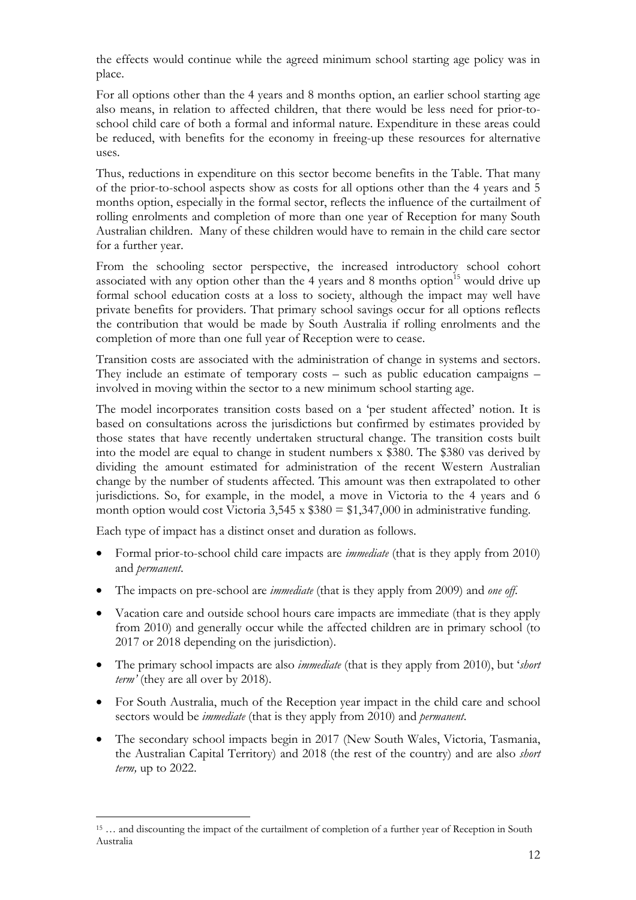the effects would continue while the agreed minimum school starting age policy was in place.

For all options other than the 4 years and 8 months option, an earlier school starting age also means, in relation to affected children, that there would be less need for prior-to-school child care of both a formal and informal nature. Expenditure in these areas could be reduced, with benefits for the economy in freeing-up these resources for alternative uses.

Thus, reductions in expenditure on this sector become benefits in the Table. That many of the prior-to-school aspects show as costs for all options other than the 4 years and 5 months option, especially in the formal sector, reflects the influence of the curtailment of rolling enrolments and completion of more than one year of Reception for many South Australian children. Many of these children would have to remain in the child care sector for a further year.

From the schooling sector perspective, the increased introductory school cohort associated with any option other than the 4 years and 8 months option[15] would drive up formal school education costs at a loss to society, although the impact may well have private benefits for providers. That primary school savings occur for all options reflects the contribution that would be made by South Australia if rolling enrolments and the completion of more than one full year of Reception were to cease.

Transition costs are associated with the administration of change in systems and sectors. They include an estimate of temporary costs – such as public education campaigns – involved in moving within the sector to a new minimum school starting age.

The model incorporates transition costs based on a 'per student affected' notion. It is based on consultations across the jurisdictions but confirmed by estimates provided by those states that have recently undertaken structural change. The transition costs built into the model are equal to change in student numbers x $380. The $380 vas derived by dividing the amount estimated for administration of the recent Western Australian change by the number of students affected. This amount was then extrapolated to other jurisdictions. So, for example, in the model, a move in Victoria to the 4 years and 6 month option would cost Victoria 3,545 x $380 = $1,347,000 in administrative funding.

Each type of impact has a distinct onset and duration as follows.

- Formal prior-to-school child care impacts are *immediate* (that is they apply from 2010) and *permanent*.
- The impacts on pre-school are *immediate* (that is they apply from 2009) and *one off*.
- Vacation care and outside school hours care impacts are immediate (that is they apply from 2010) and generally occur while the affected children are in primary school (to 2017 or 2018 depending on the jurisdiction).
- The primary school impacts are also *immediate* (that is they apply from 2010), but '*short term'* (they are all over by 2018).
- For South Australia, much of the Reception year impact in the child care and school sectors would be *immediate* (that is they apply from 2010) and *permanent*.
- The secondary school impacts begin in 2017 (New South Wales, Victoria, Tasmania, the Australian Capital Territory) and 2018 (the rest of the country) and are also *short term,* up to 2022.

[15] … and discounting the impact of the curtailment of completion of a further year of Reception in South Australia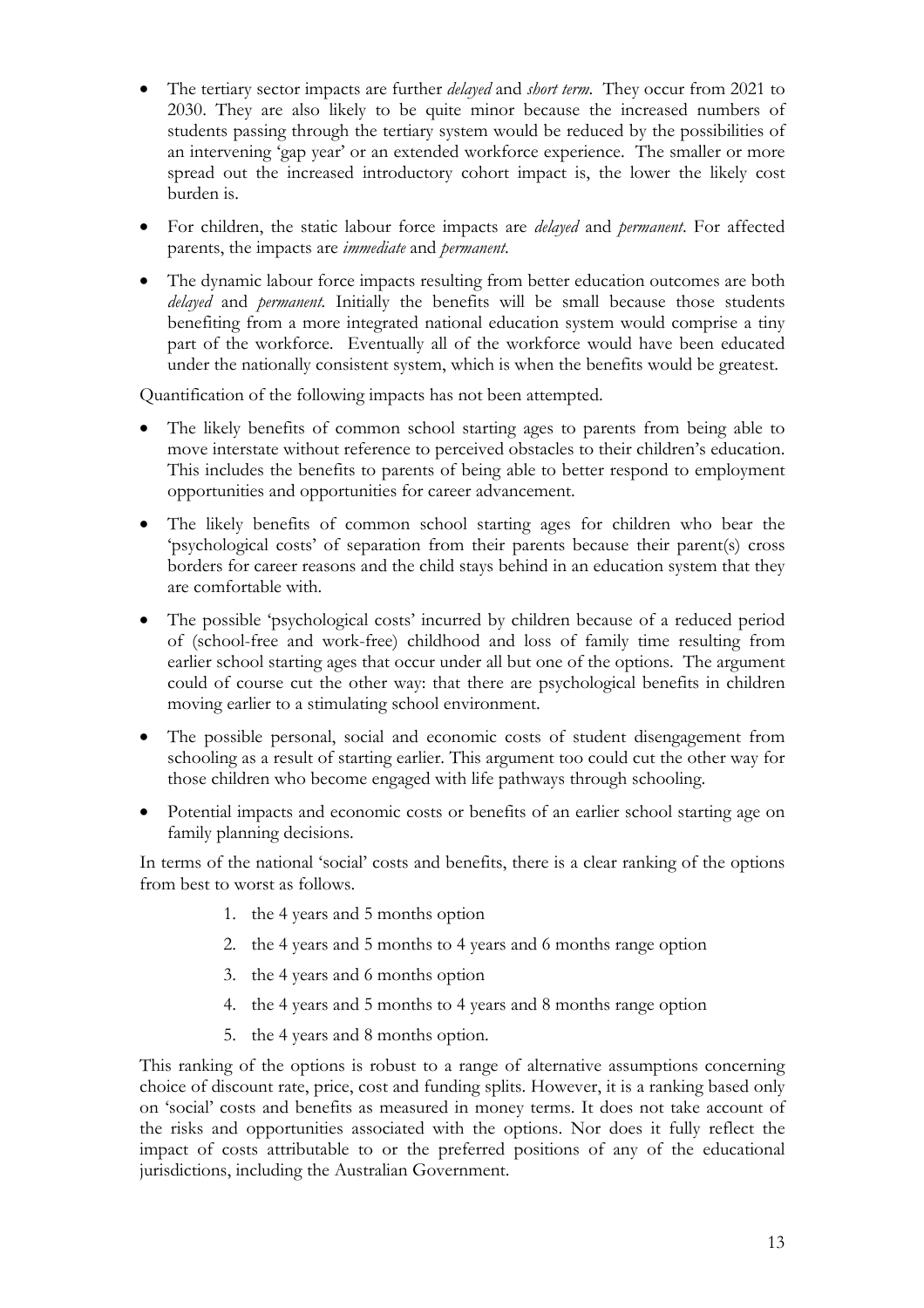- The tertiary sector impacts are further *delayed* and *short term*. They occur from 2021 to 2030. They are also likely to be quite minor because the increased numbers of students passing through the tertiary system would be reduced by the possibilities of an intervening 'gap year' or an extended workforce experience. The smaller or more spread out the increased introductory cohort impact is, the lower the likely cost burden is.

- For children, the static labour force impacts are *delayed* and *permanent*. For affected parents, the impacts are *immediate* and *permanent*.

- The dynamic labour force impacts resulting from better education outcomes are both *delayed* and *permanent*. Initially the benefits will be small because those students benefiting from a more integrated national education system would comprise a tiny part of the workforce. Eventually all of the workforce would have been educated under the nationally consistent system, which is when the benefits would be greatest.

Quantification of the following impacts has not been attempted.

- The likely benefits of common school starting ages to parents from being able to move interstate without reference to perceived obstacles to their children's education. This includes the benefits to parents of being able to better respond to employment opportunities and opportunities for career advancement.

- The likely benefits of common school starting ages for children who bear the 'psychological costs' of separation from their parents because their parent(s) cross borders for career reasons and the child stays behind in an education system that they are comfortable with.

- The possible 'psychological costs' incurred by children because of a reduced period of (school-free and work-free) childhood and loss of family time resulting from earlier school starting ages that occur under all but one of the options. The argument could of course cut the other way: that there are psychological benefits in children moving earlier to a stimulating school environment.

- The possible personal, social and economic costs of student disengagement from schooling as a result of starting earlier. This argument too could cut the other way for those children who become engaged with life pathways through schooling.

- Potential impacts and economic costs or benefits of an earlier school starting age on family planning decisions.

In terms of the national 'social' costs and benefits, there is a clear ranking of the options from best to worst as follows.

1. the 4 years and 5 months option
2. the 4 years and 5 months to 4 years and 6 months range option
3. the 4 years and 6 months option
4. the 4 years and 5 months to 4 years and 8 months range option
5. the 4 years and 8 months option.

This ranking of the options is robust to a range of alternative assumptions concerning choice of discount rate, price, cost and funding splits. However, it is a ranking based only on 'social' costs and benefits as measured in money terms. It does not take account of the risks and opportunities associated with the options. Nor does it fully reflect the impact of costs attributable to or the preferred positions of any of the educational jurisdictions, including the Australian Government.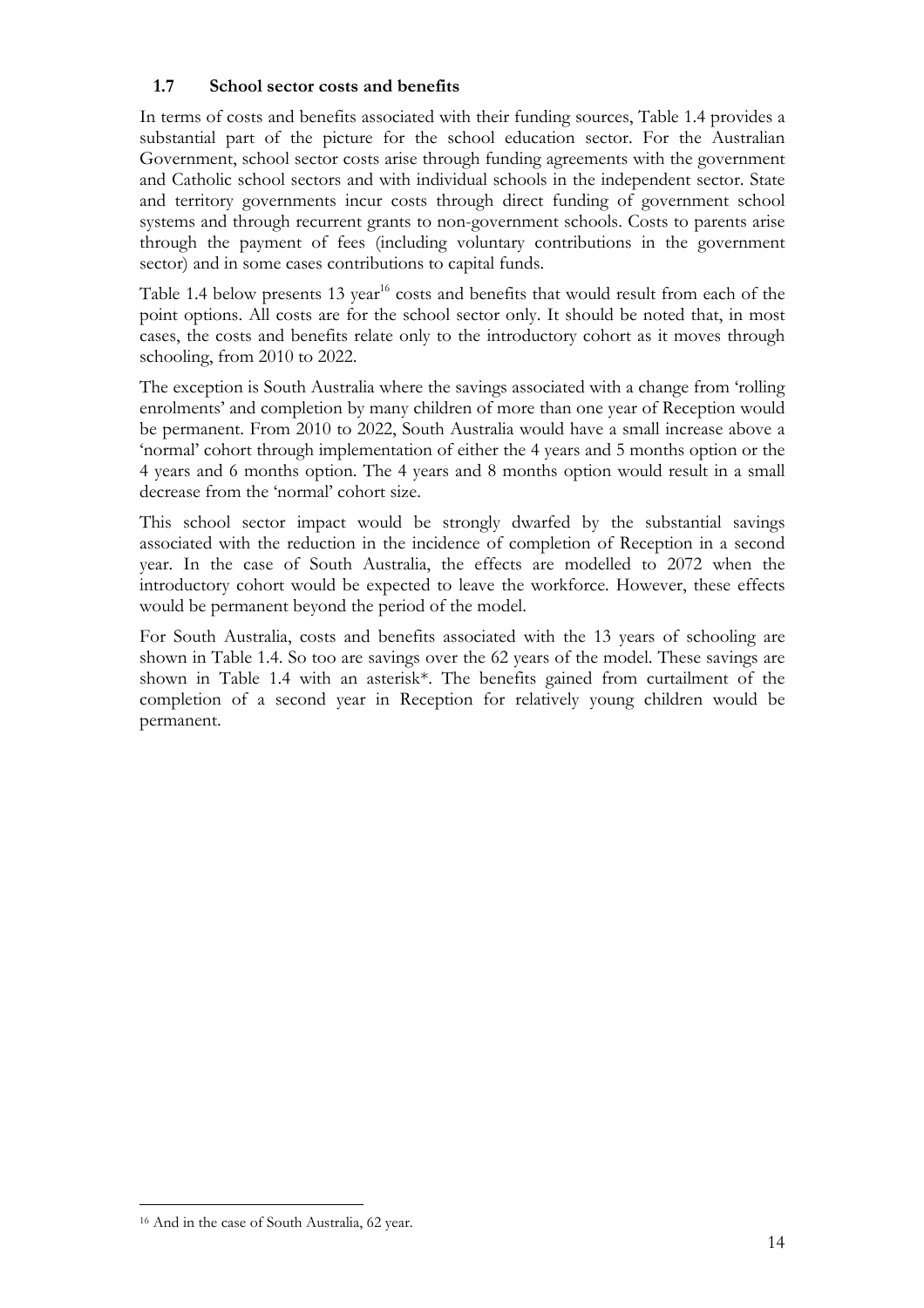### 1.7 School sector costs and benefits

In terms of costs and benefits associated with their funding sources, Table 1.4 provides a substantial part of the picture for the school education sector. For the Australian Government, school sector costs arise through funding agreements with the government and Catholic school sectors and with individual schools in the independent sector. State and territory governments incur costs through direct funding of government school systems and through recurrent grants to non-government schools. Costs to parents arise through the payment of fees (including voluntary contributions in the government sector) and in some cases contributions to capital funds.

Table 1.4 below presents 13 year[16] costs and benefits that would result from each of the point options. All costs are for the school sector only. It should be noted that, in most cases, the costs and benefits relate only to the introductory cohort as it moves through schooling, from 2010 to 2022.

The exception is South Australia where the savings associated with a change from 'rolling enrolments' and completion by many children of more than one year of Reception would be permanent. From 2010 to 2022, South Australia would have a small increase above a 'normal' cohort through implementation of either the 4 years and 5 months option or the 4 years and 6 months option. The 4 years and 8 months option would result in a small decrease from the 'normal' cohort size.

This school sector impact would be strongly dwarfed by the substantial savings associated with the reduction in the incidence of completion of Reception in a second year. In the case of South Australia, the effects are modelled to 2072 when the introductory cohort would be expected to leave the workforce. However, these effects would be permanent beyond the period of the model.

For South Australia, costs and benefits associated with the 13 years of schooling are shown in Table 1.4. So too are savings over the 62 years of the model. These savings are shown in Table 1.4 with an asterisk*. The benefits gained from curtailment of the completion of a second year in Reception for relatively young children would be permanent.

[16] And in the case of South Australia, 62 year.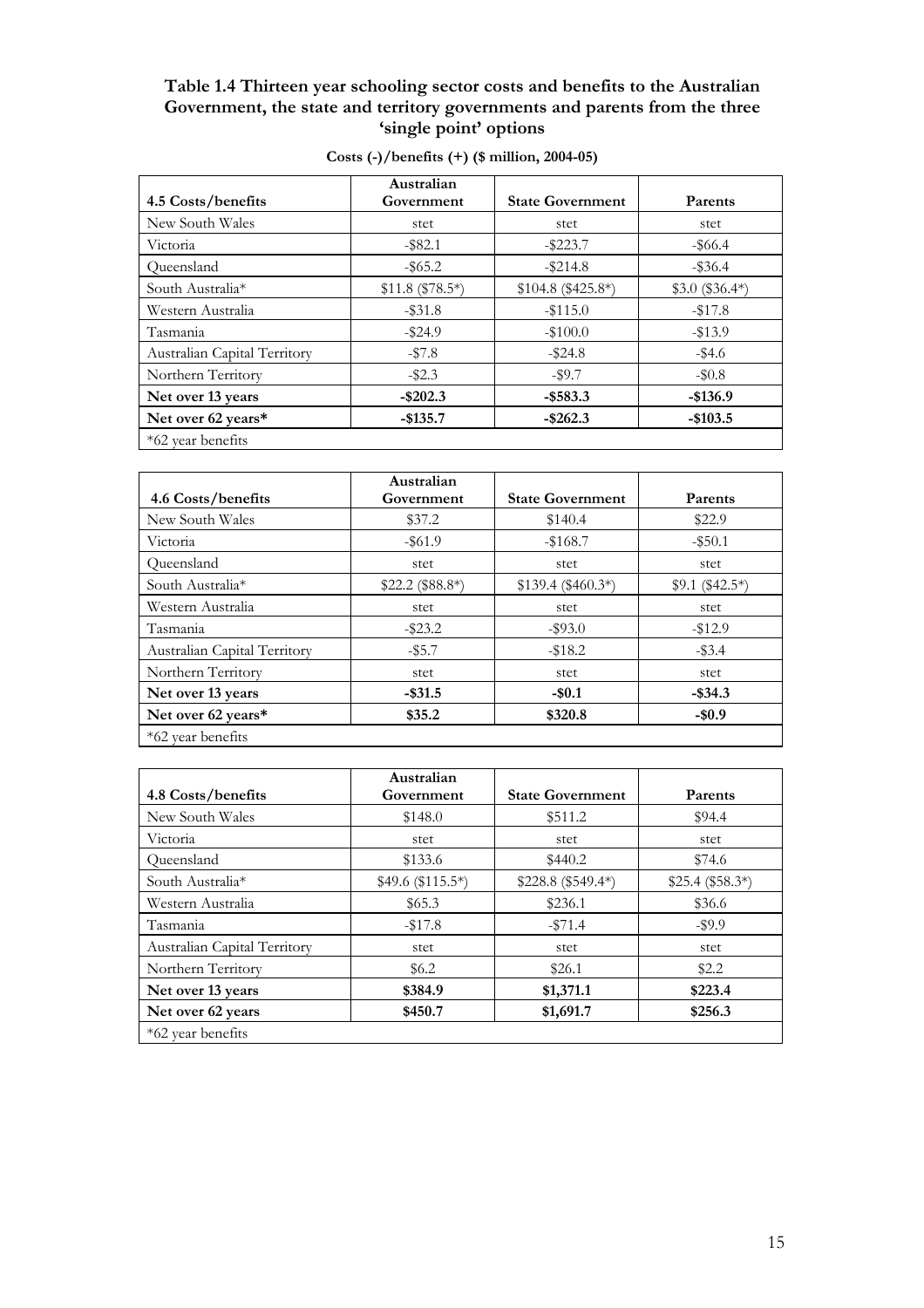**Table 1.4 Thirteen year schooling sector costs and benefits to the Australian Government, the state and territory governments and parents from the three 'single point' options**

**Costs (-)/benefits (+) ($ million, 2004-05)**

| 4.5 Costs/benefits | Australian Government | State Government | Parents |
|---|---|---|---|
| New South Wales | stet | stet | stet |
| Victoria | -$82.1 | -$223.7 | -$66.4 |
| Queensland | -$65.2 | -$214.8 | -$36.4 |
| South Australia* | $11.8 ($78.5*) | $104.8 ($425.8*) | $3.0 ($36.4*) |
| Western Australia | -$31.8 | -$115.0 | -$17.8 |
| Tasmania | -$24.9 | -$100.0 | -$13.9 |
| Australian Capital Territory | -$7.8 | -$24.8 | -$4.6 |
| Northern Territory | -$2.3 | -$9.7 | -$0.8 |
| **Net over 13 years** | **-$202.3** | **-$583.3** | **-$136.9** |
| **Net over 62 years*** | **-$135.7** | **-$262.3** | **-$103.5** |
| *62 year benefits | | | |

| 4.6 Costs/benefits | Australian Government | State Government | Parents |
|---|---|---|---|
| New South Wales | $37.2 | $140.4 | $22.9 |
| Victoria | -$61.9 | -$168.7 | -$50.1 |
| Queensland | stet | stet | stet |
| South Australia* | $22.2 ($88.8*) | $139.4 ($460.3*) | $9.1 ($42.5*) |
| Western Australia | stet | stet | stet |
| Tasmania | -$23.2 | -$93.0 | -$12.9 |
| Australian Capital Territory | -$5.7 | -$18.2 | -$3.4 |
| Northern Territory | stet | stet | stet |
| **Net over 13 years** | **-$31.5** | **-$0.1** | **-$34.3** |
| **Net over 62 years*** | **$35.2** | **$320.8** | **-$0.9** |
| *62 year benefits | | | |

| 4.8 Costs/benefits | Australian Government | State Government | Parents |
|---|---|---|---|
| New South Wales | $148.0 | $511.2 | $94.4 |
| Victoria | stet | stet | stet |
| Queensland | $133.6 | $440.2 | $74.6 |
| South Australia* | $49.6 ($115.5*) | $228.8 ($549.4*) | $25.4 ($58.3*) |
| Western Australia | $65.3 | $236.1 | $36.6 |
| Tasmania | -$17.8 | -$71.4 | -$9.9 |
| Australian Capital Territory | stet | stet | stet |
| Northern Territory | $6.2 | $26.1 | $2.2 |
| **Net over 13 years** | **$384.9** | **$1,371.1** | **$223.4** |
| **Net over 62 years** | **$450.7** | **$1,691.7** | **$256.3** |
| *62 year benefits | | | |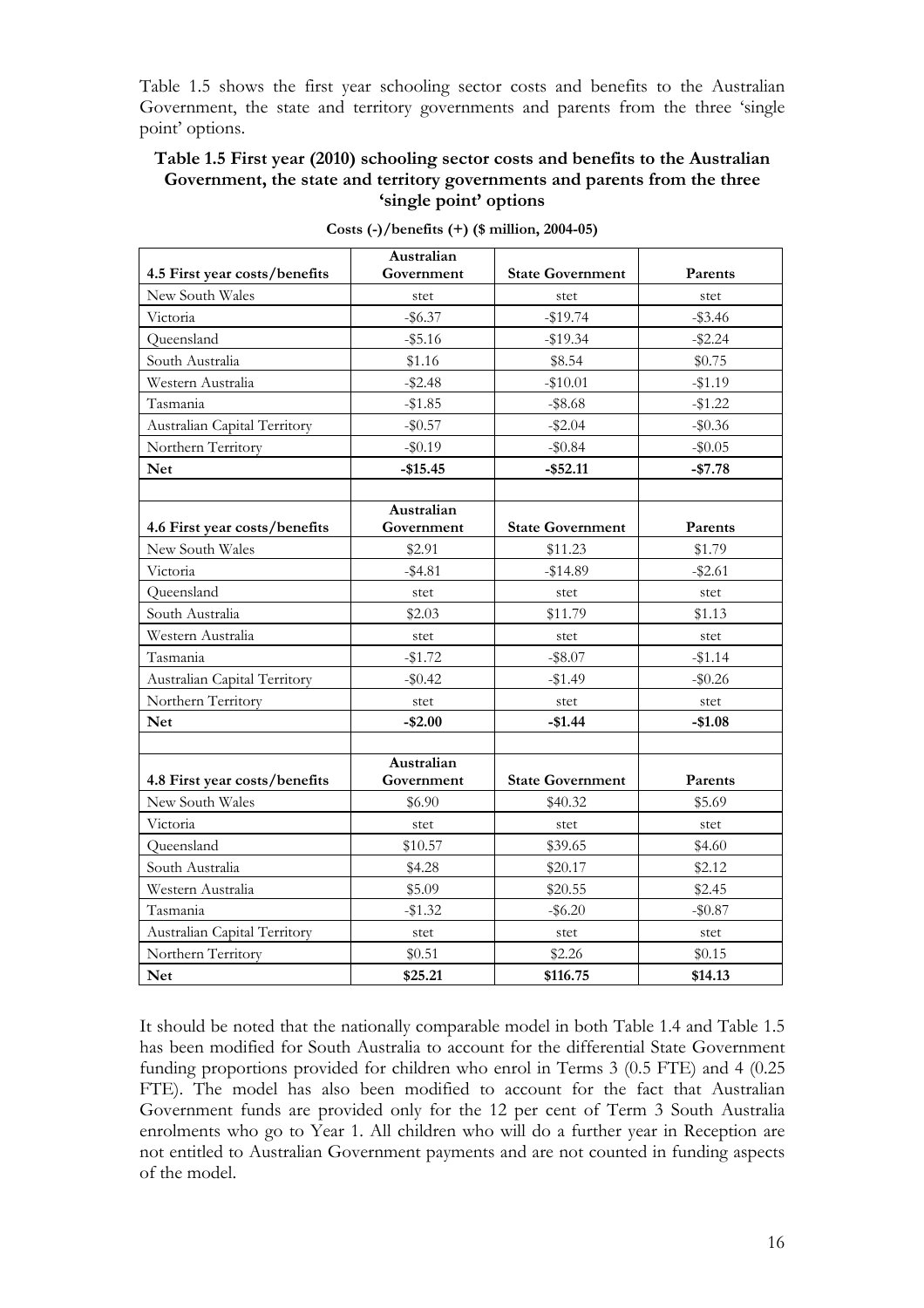Table 1.5 shows the first year schooling sector costs and benefits to the Australian Government, the state and territory governments and parents from the three 'single point' options.

**Table 1.5 First year (2010) schooling sector costs and benefits to the Australian Government, the state and territory governments and parents from the three 'single point' options**

**Costs (-)/benefits (+) ($ million, 2004-05)**

| 4.5 First year costs/benefits | Australian Government | State Government | Parents |
|---|---|---|---|
| New South Wales | stet | stet | stet |
| Victoria | -$6.37 | -$19.74 | -$3.46 |
| Queensland | -$5.16 | -$19.34 | -$2.24 |
| South Australia | $1.16 | $8.54 | $0.75 |
| Western Australia | -$2.48 | -$10.01 | -$1.19 |
| Tasmania | -$1.85 | -$8.68 | -$1.22 |
| Australian Capital Territory | -$0.57 | -$2.04 | -$0.36 |
| Northern Territory | -$0.19 | -$0.84 | -$0.05 |
| **Net** | **-$15.45** | **-$52.11** | **-$7.78** |
| | | | |
| **4.6 First year costs/benefits** | **Australian Government** | **State Government** | **Parents** |
| New South Wales | $2.91 | $11.23 | $1.79 |
| Victoria | -$4.81 | -$14.89 | -$2.61 |
| Queensland | stet | stet | stet |
| South Australia | $2.03 | $11.79 | $1.13 |
| Western Australia | stet | stet | stet |
| Tasmania | -$1.72 | -$8.07 | -$1.14 |
| Australian Capital Territory | -$0.42 | -$1.49 | -$0.26 |
| Northern Territory | stet | stet | stet |
| **Net** | **-$2.00** | **-$1.44** | **-$1.08** |
| | | | |
| **4.8 First year costs/benefits** | **Australian Government** | **State Government** | **Parents** |
| New South Wales | $6.90 | $40.32 | $5.69 |
| Victoria | stet | stet | stet |
| Queensland | $10.57 | $39.65 | $4.60 |
| South Australia | $4.28 | $20.17 | $2.12 |
| Western Australia | $5.09 | $20.55 | $2.45 |
| Tasmania | -$1.32 | -$6.20 | -$0.87 |
| Australian Capital Territory | stet | stet | stet |
| Northern Territory | $0.51 | $2.26 | $0.15 |
| **Net** | **$25.21** | **$116.75** | **$14.13** |

It should be noted that the nationally comparable model in both Table 1.4 and Table 1.5 has been modified for South Australia to account for the differential State Government funding proportions provided for children who enrol in Terms 3 (0.5 FTE) and 4 (0.25 FTE). The model has also been modified to account for the fact that Australian Government funds are provided only for the 12 per cent of Term 3 South Australia enrolments who go to Year 1. All children who will do a further year in Reception are not entitled to Australian Government payments and are not counted in funding aspects of the model.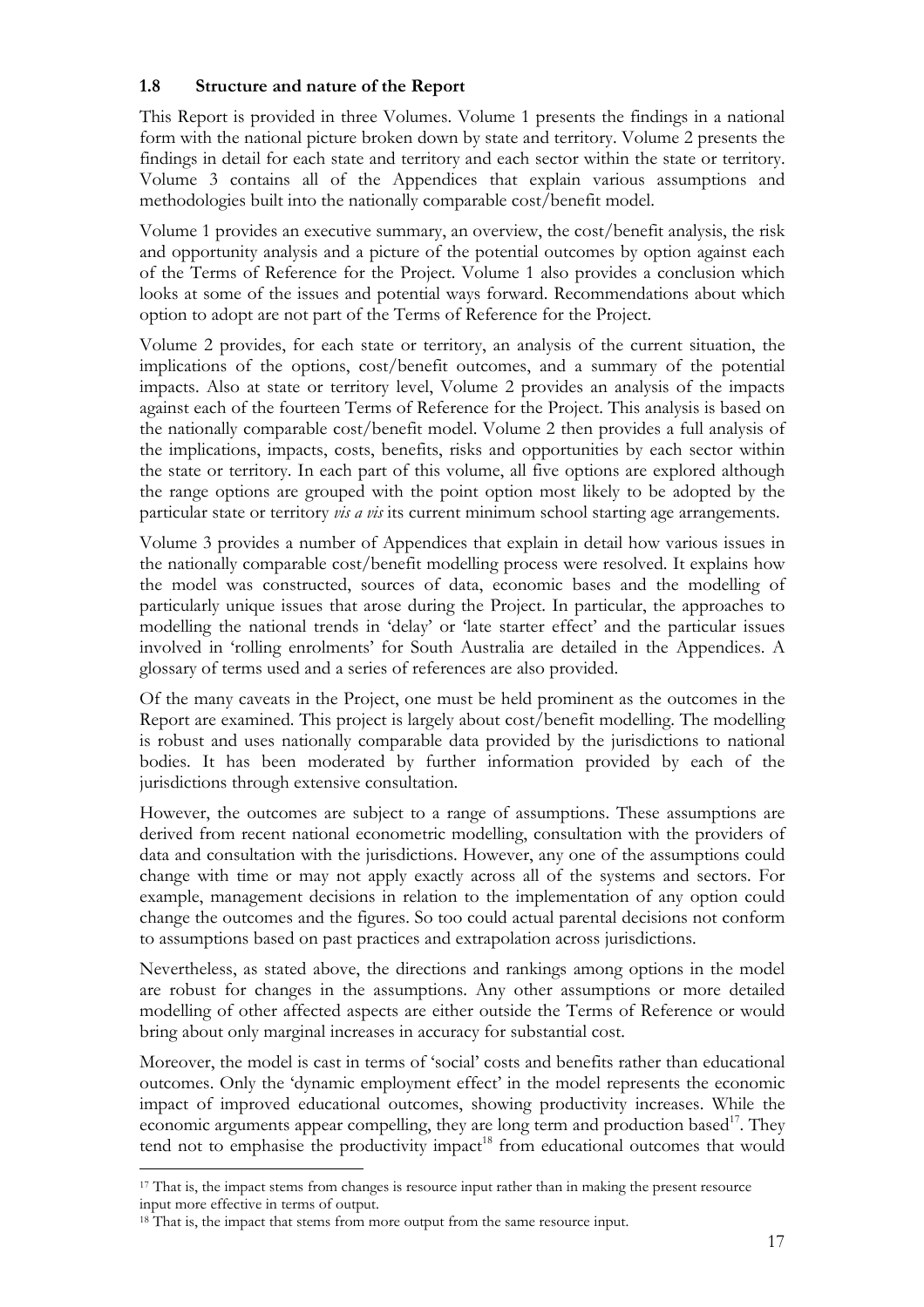### 1.8 Structure and nature of the Report

This Report is provided in three Volumes. Volume 1 presents the findings in a national form with the national picture broken down by state and territory. Volume 2 presents the findings in detail for each state and territory and each sector within the state or territory. Volume 3 contains all of the Appendices that explain various assumptions and methodologies built into the nationally comparable cost/benefit model.

Volume 1 provides an executive summary, an overview, the cost/benefit analysis, the risk and opportunity analysis and a picture of the potential outcomes by option against each of the Terms of Reference for the Project. Volume 1 also provides a conclusion which looks at some of the issues and potential ways forward. Recommendations about which option to adopt are not part of the Terms of Reference for the Project.

Volume 2 provides, for each state or territory, an analysis of the current situation, the implications of the options, cost/benefit outcomes, and a summary of the potential impacts. Also at state or territory level, Volume 2 provides an analysis of the impacts against each of the fourteen Terms of Reference for the Project. This analysis is based on the nationally comparable cost/benefit model. Volume 2 then provides a full analysis of the implications, impacts, costs, benefits, risks and opportunities by each sector within the state or territory. In each part of this volume, all five options are explored although the range options are grouped with the point option most likely to be adopted by the particular state or territory *vis a vis* its current minimum school starting age arrangements.

Volume 3 provides a number of Appendices that explain in detail how various issues in the nationally comparable cost/benefit modelling process were resolved. It explains how the model was constructed, sources of data, economic bases and the modelling of particularly unique issues that arose during the Project. In particular, the approaches to modelling the national trends in 'delay' or 'late starter effect' and the particular issues involved in 'rolling enrolments' for South Australia are detailed in the Appendices. A glossary of terms used and a series of references are also provided.

Of the many caveats in the Project, one must be held prominent as the outcomes in the Report are examined. This project is largely about cost/benefit modelling. The modelling is robust and uses nationally comparable data provided by the jurisdictions to national bodies. It has been moderated by further information provided by each of the jurisdictions through extensive consultation.

However, the outcomes are subject to a range of assumptions. These assumptions are derived from recent national econometric modelling, consultation with the providers of data and consultation with the jurisdictions. However, any one of the assumptions could change with time or may not apply exactly across all of the systems and sectors. For example, management decisions in relation to the implementation of any option could change the outcomes and the figures. So too could actual parental decisions not conform to assumptions based on past practices and extrapolation across jurisdictions.

Nevertheless, as stated above, the directions and rankings among options in the model are robust for changes in the assumptions. Any other assumptions or more detailed modelling of other affected aspects are either outside the Terms of Reference or would bring about only marginal increases in accuracy for substantial cost.

Moreover, the model is cast in terms of 'social' costs and benefits rather than educational outcomes. Only the 'dynamic employment effect' in the model represents the economic impact of improved educational outcomes, showing productivity increases. While the economic arguments appear compelling, they are long term and production based[17]. They tend not to emphasise the productivity impact[18] from educational outcomes that would

---

[17] That is, the impact stems from changes is resource input rather than in making the present resource input more effective in terms of output.

[18] That is, the impact that stems from more output from the same resource input.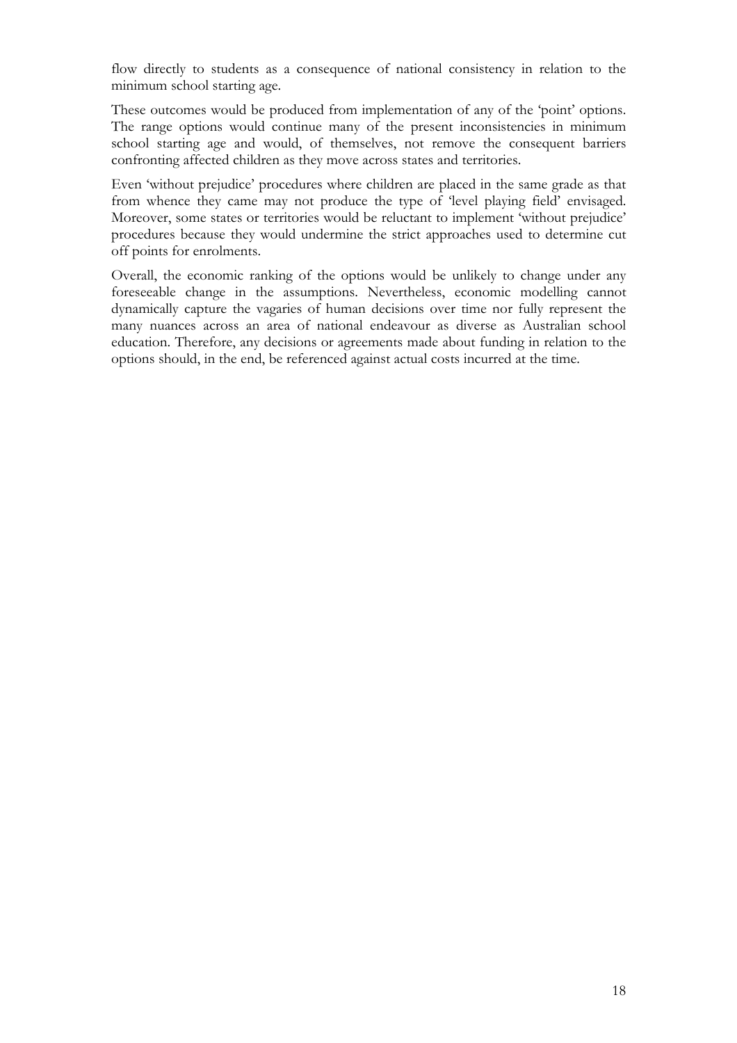flow directly to students as a consequence of national consistency in relation to the minimum school starting age.

These outcomes would be produced from implementation of any of the 'point' options. The range options would continue many of the present inconsistencies in minimum school starting age and would, of themselves, not remove the consequent barriers confronting affected children as they move across states and territories.

Even 'without prejudice' procedures where children are placed in the same grade as that from whence they came may not produce the type of 'level playing field' envisaged. Moreover, some states or territories would be reluctant to implement 'without prejudice' procedures because they would undermine the strict approaches used to determine cut off points for enrolments.

Overall, the economic ranking of the options would be unlikely to change under any foreseeable change in the assumptions. Nevertheless, economic modelling cannot dynamically capture the vagaries of human decisions over time nor fully represent the many nuances across an area of national endeavour as diverse as Australian school education. Therefore, any decisions or agreements made about funding in relation to the options should, in the end, be referenced against actual costs incurred at the time.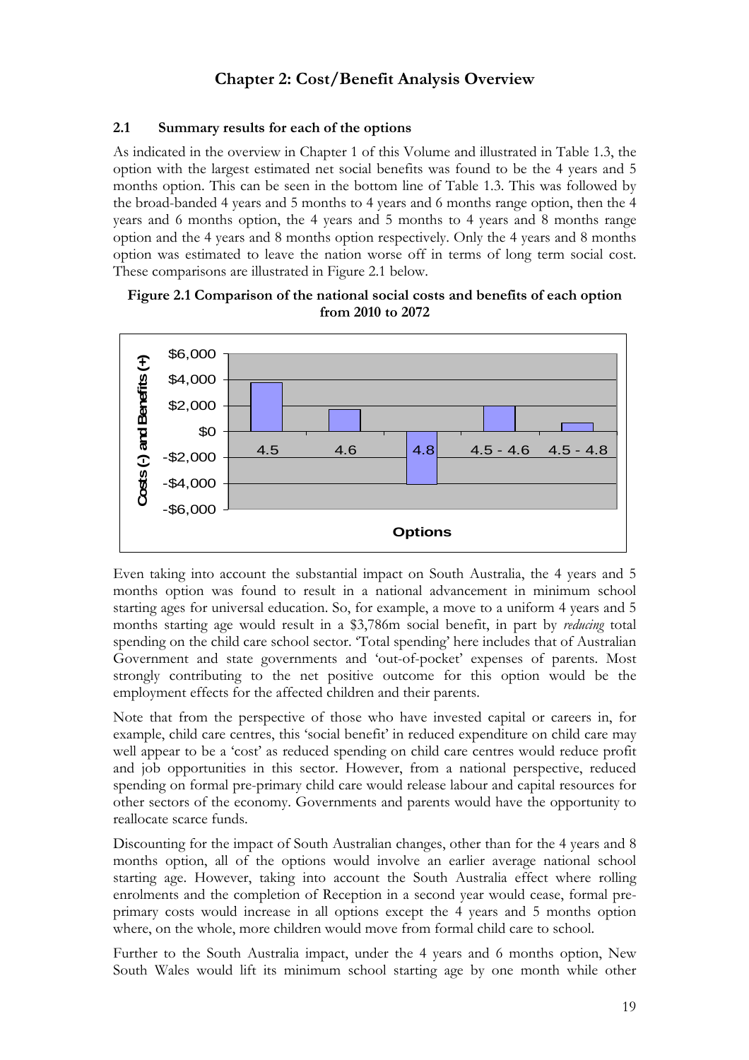# Chapter 2: Cost/Benefit Analysis Overview

## 2.1 Summary results for each of the options

As indicated in the overview in Chapter 1 of this Volume and illustrated in Table 1.3, the option with the largest estimated net social benefits was found to be the 4 years and 5 months option. This can be seen in the bottom line of Table 1.3. This was followed by the broad-banded 4 years and 5 months to 4 years and 6 months range option, then the 4 years and 6 months option, the 4 years and 5 months to 4 years and 8 months range option and the 4 years and 8 months option respectively. Only the 4 years and 8 months option was estimated to leave the nation worse off in terms of long term social cost. These comparisons are illustrated in Figure 2.1 below.

**Figure 2.1 Comparison of the national social costs and benefits of each option from 2010 to 2072**

Even taking into account the substantial impact on South Australia, the 4 years and 5 months option was found to result in a national advancement in minimum school starting ages for universal education. So, for example, a move to a uniform 4 years and 5 months starting age would result in a \$3,786m social benefit, in part by *reducing* total spending on the child care school sector. 'Total spending' here includes that of Australian Government and state governments and 'out-of-pocket' expenses of parents. Most strongly contributing to the net positive outcome for this option would be the employment effects for the affected children and their parents.

Note that from the perspective of those who have invested capital or careers in, for example, child care centres, this 'social benefit' in reduced expenditure on child care may well appear to be a 'cost' as reduced spending on child care centres would reduce profit and job opportunities in this sector. However, from a national perspective, reduced spending on formal pre-primary child care would release labour and capital resources for other sectors of the economy. Governments and parents would have the opportunity to reallocate scarce funds.

Discounting for the impact of South Australian changes, other than for the 4 years and 8 months option, all of the options would involve an earlier average national school starting age. However, taking into account the South Australia effect where rolling enrolments and the completion of Reception in a second year would cease, formal pre-primary costs would increase in all options except the 4 years and 5 months option where, on the whole, more children would move from formal child care to school.

Further to the South Australia impact, under the 4 years and 6 months option, New South Wales would lift its minimum school starting age by one month while other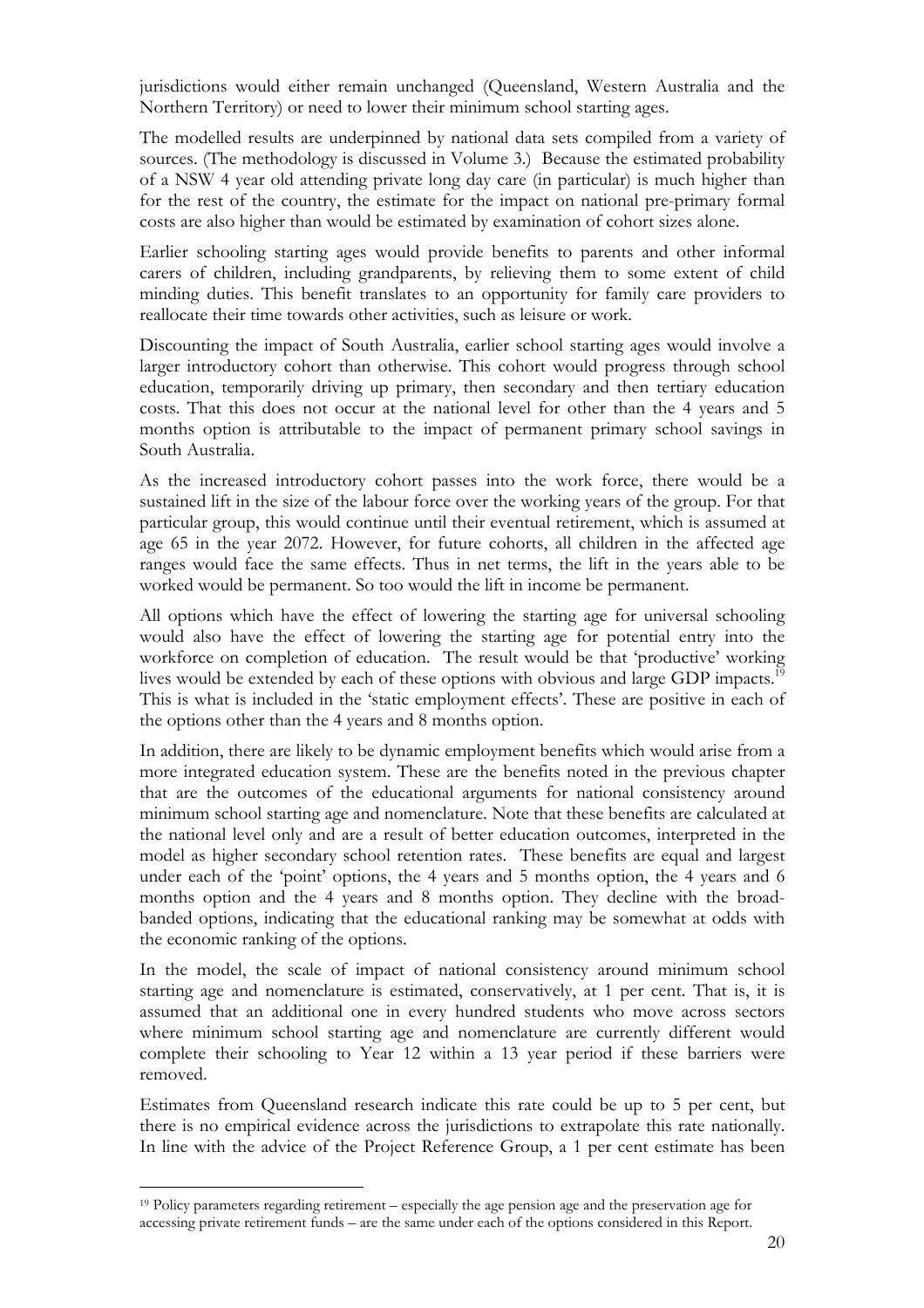jurisdictions would either remain unchanged (Queensland, Western Australia and the Northern Territory) or need to lower their minimum school starting ages.

The modelled results are underpinned by national data sets compiled from a variety of sources. (The methodology is discussed in Volume 3.) Because the estimated probability of a NSW 4 year old attending private long day care (in particular) is much higher than for the rest of the country, the estimate for the impact on national pre-primary formal costs are also higher than would be estimated by examination of cohort sizes alone.

Earlier schooling starting ages would provide benefits to parents and other informal carers of children, including grandparents, by relieving them to some extent of child minding duties. This benefit translates to an opportunity for family care providers to reallocate their time towards other activities, such as leisure or work.

Discounting the impact of South Australia, earlier school starting ages would involve a larger introductory cohort than otherwise. This cohort would progress through school education, temporarily driving up primary, then secondary and then tertiary education costs. That this does not occur at the national level for other than the 4 years and 5 months option is attributable to the impact of permanent primary school savings in South Australia.

As the increased introductory cohort passes into the work force, there would be a sustained lift in the size of the labour force over the working years of the group. For that particular group, this would continue until their eventual retirement, which is assumed at age 65 in the year 2072. However, for future cohorts, all children in the affected age ranges would face the same effects. Thus in net terms, the lift in the years able to be worked would be permanent. So too would the lift in income be permanent.

All options which have the effect of lowering the starting age for universal schooling would also have the effect of lowering the starting age for potential entry into the workforce on completion of education. The result would be that 'productive' working lives would be extended by each of these options with obvious and large GDP impacts.[19] This is what is included in the 'static employment effects'. These are positive in each of the options other than the 4 years and 8 months option.

In addition, there are likely to be dynamic employment benefits which would arise from a more integrated education system. These are the benefits noted in the previous chapter that are the outcomes of the educational arguments for national consistency around minimum school starting age and nomenclature. Note that these benefits are calculated at the national level only and are a result of better education outcomes, interpreted in the model as higher secondary school retention rates. These benefits are equal and largest under each of the 'point' options, the 4 years and 5 months option, the 4 years and 6 months option and the 4 years and 8 months option. They decline with the broad-banded options, indicating that the educational ranking may be somewhat at odds with the economic ranking of the options.

In the model, the scale of impact of national consistency around minimum school starting age and nomenclature is estimated, conservatively, at 1 per cent. That is, it is assumed that an additional one in every hundred students who move across sectors where minimum school starting age and nomenclature are currently different would complete their schooling to Year 12 within a 13 year period if these barriers were removed.

Estimates from Queensland research indicate this rate could be up to 5 per cent, but there is no empirical evidence across the jurisdictions to extrapolate this rate nationally. In line with the advice of the Project Reference Group, a 1 per cent estimate has been

---

[19] Policy parameters regarding retirement – especially the age pension age and the preservation age for accessing private retirement funds – are the same under each of the options considered in this Report.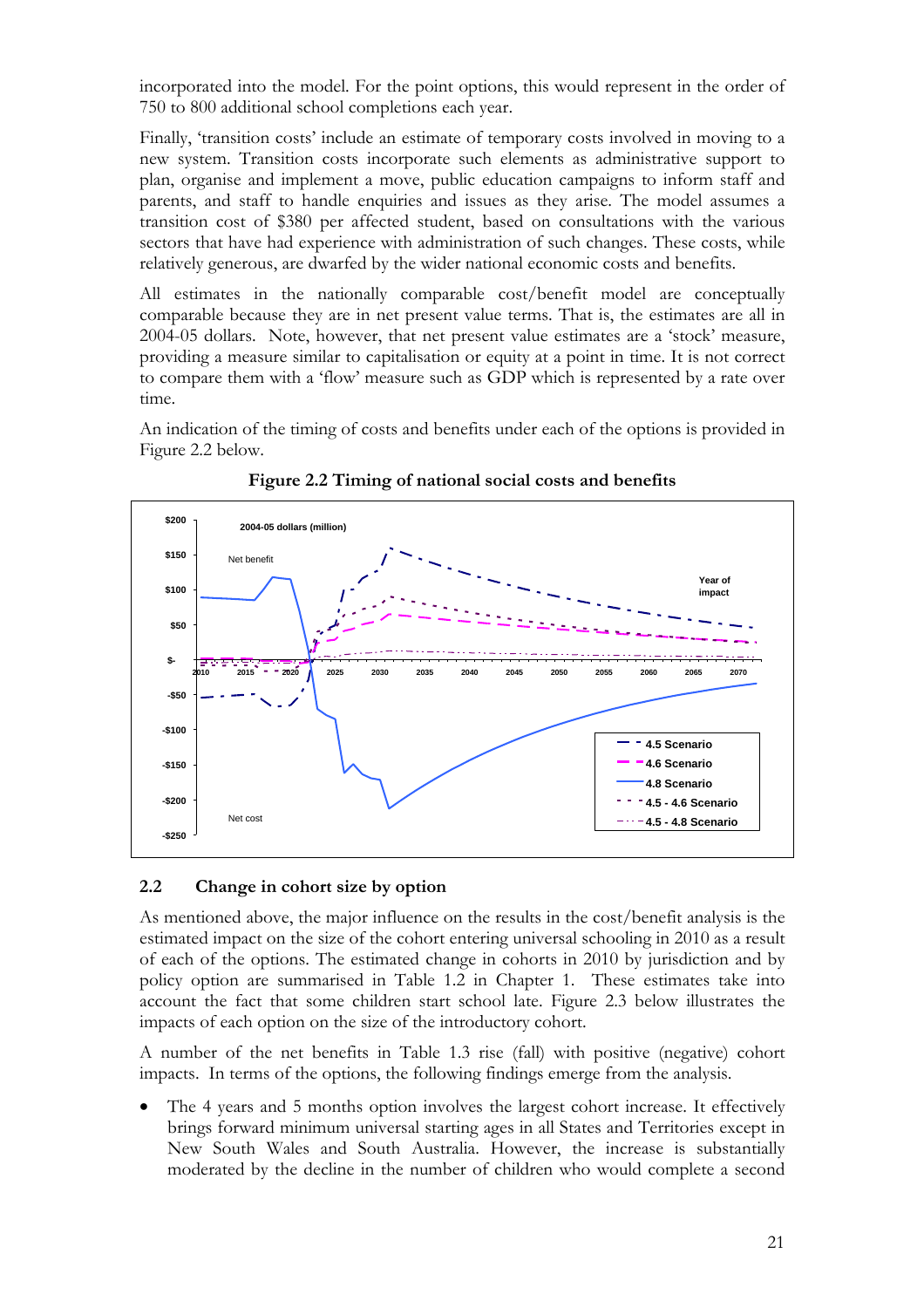incorporated into the model. For the point options, this would represent in the order of 750 to 800 additional school completions each year.

Finally, 'transition costs' include an estimate of temporary costs involved in moving to a new system. Transition costs incorporate such elements as administrative support to plan, organise and implement a move, public education campaigns to inform staff and parents, and staff to handle enquiries and issues as they arise. The model assumes a transition cost of $380 per affected student, based on consultations with the various sectors that have had experience with administration of such changes. These costs, while relatively generous, are dwarfed by the wider national economic costs and benefits.

All estimates in the nationally comparable cost/benefit model are conceptually comparable because they are in net present value terms. That is, the estimates are all in 2004-05 dollars. Note, however, that net present value estimates are a 'stock' measure, providing a measure similar to capitalisation or equity at a point in time. It is not correct to compare them with a 'flow' measure such as GDP which is represented by a rate over time.

An indication of the timing of costs and benefits under each of the options is provided in Figure 2.2 below.

**Figure 2.2 Timing of national social costs and benefits**

## 2.2 Change in cohort size by option

As mentioned above, the major influence on the results in the cost/benefit analysis is the estimated impact on the size of the cohort entering universal schooling in 2010 as a result of each of the options. The estimated change in cohorts in 2010 by jurisdiction and by policy option are summarised in Table 1.2 in Chapter 1. These estimates take into account the fact that some children start school late. Figure 2.3 below illustrates the impacts of each option on the size of the introductory cohort.

A number of the net benefits in Table 1.3 rise (fall) with positive (negative) cohort impacts. In terms of the options, the following findings emerge from the analysis.

- The 4 years and 5 months option involves the largest cohort increase. It effectively brings forward minimum universal starting ages in all States and Territories except in New South Wales and South Australia. However, the increase is substantially moderated by the decline in the number of children who would complete a second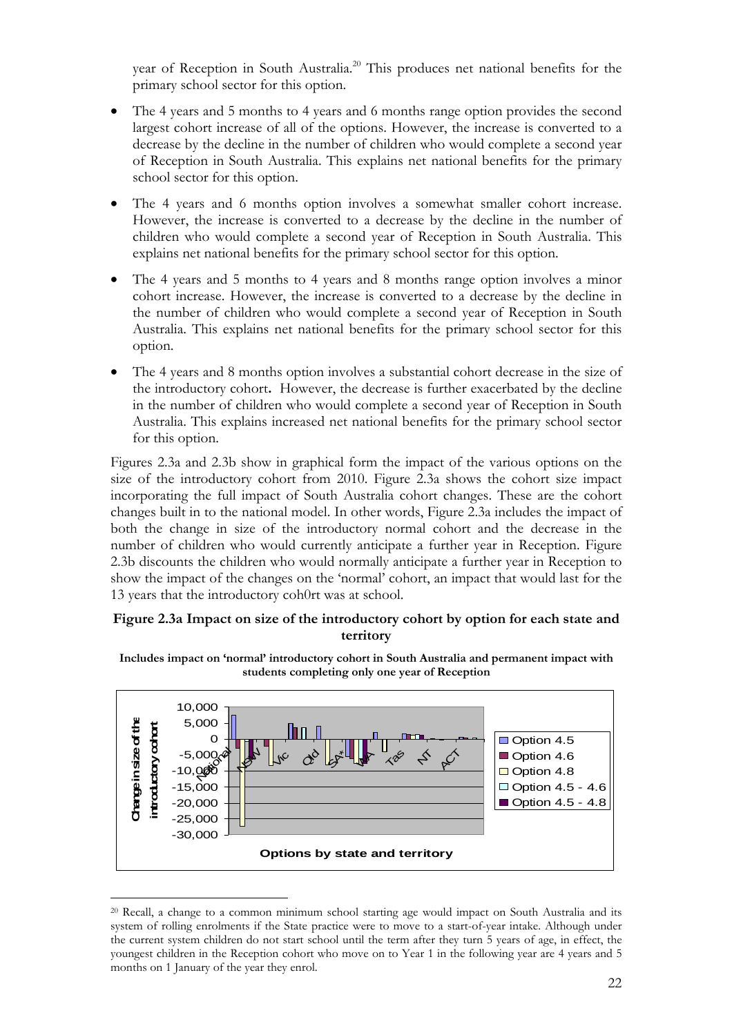year of Reception in South Australia.[20] This produces net national benefits for the primary school sector for this option.

- The 4 years and 5 months to 4 years and 6 months range option provides the second largest cohort increase of all of the options. However, the increase is converted to a decrease by the decline in the number of children who would complete a second year of Reception in South Australia. This explains net national benefits for the primary school sector for this option.
- The 4 years and 6 months option involves a somewhat smaller cohort increase. However, the increase is converted to a decrease by the decline in the number of children who would complete a second year of Reception in South Australia. This explains net national benefits for the primary school sector for this option.
- The 4 years and 5 months to 4 years and 8 months range option involves a minor cohort increase. However, the increase is converted to a decrease by the decline in the number of children who would complete a second year of Reception in South Australia. This explains net national benefits for the primary school sector for this option.
- The 4 years and 8 months option involves a substantial cohort decrease in the size of the introductory cohort**.** However, the decrease is further exacerbated by the decline in the number of children who would complete a second year of Reception in South Australia. This explains increased net national benefits for the primary school sector for this option.

Figures 2.3a and 2.3b show in graphical form the impact of the various options on the size of the introductory cohort from 2010. Figure 2.3a shows the cohort size impact incorporating the full impact of South Australia cohort changes. These are the cohort changes built in to the national model. In other words, Figure 2.3a includes the impact of both the change in size of the introductory normal cohort and the decrease in the number of children who would currently anticipate a further year in Reception. Figure 2.3b discounts the children who would normally anticipate a further year in Reception to show the impact of the changes on the 'normal' cohort, an impact that would last for the 13 years that the introductory coh0rt was at school.

**Figure 2.3a Impact on size of the introductory cohort by option for each state and territory**

**Includes impact on 'normal' introductory cohort in South Australia and permanent impact with students completing only one year of Reception**

Change in size of the introductory cohort

10,000
5,000
0
-5,000
-10,000
-15,000
-20,000
-25,000
-30,000

National NSW Vic Qld SA* WA Tas NT ACT

Option 4.5
Option 4.6
Option 4.8
Option 4.5 - 4.6
Option 4.5 - 4.8

**Options by state and territory**

[20] Recall, a change to a common minimum school starting age would impact on South Australia and its system of rolling enrolments if the State practice were to move to a start-of-year intake. Although under the current system children do not start school until the term after they turn 5 years of age, in effect, the youngest children in the Reception cohort who move on to Year 1 in the following year are 4 years and 5 months on 1 January of the year they enrol.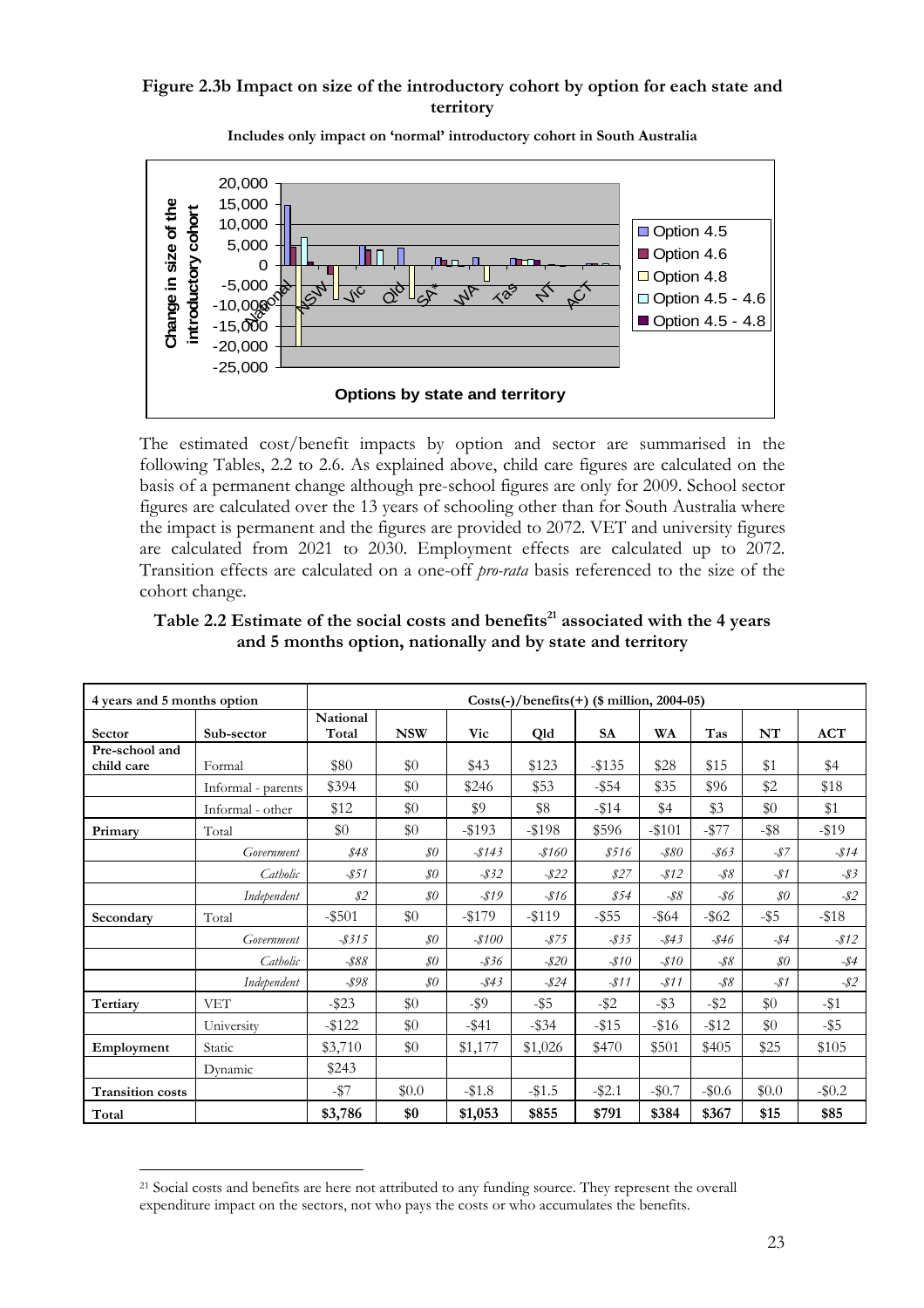**Figure 2.3b Impact on size of the introductory cohort by option for each state and territory**

**Includes only impact on 'normal' introductory cohort in South Australia**

The estimated cost/benefit impacts by option and sector are summarised in the following Tables, 2.2 to 2.6. As explained above, child care figures are calculated on the basis of a permanent change although pre-school figures are only for 2009. School sector figures are calculated over the 13 years of schooling other than for South Australia where the impact is permanent and the figures are provided to 2072. VET and university figures are calculated from 2021 to 2030. Employment effects are calculated up to 2072. Transition effects are calculated on a one-off *pro-rata* basis referenced to the size of the cohort change.

**Table 2.2 Estimate of the social costs and benefits[21] associated with the 4 years and 5 months option, nationally and by state and territory**

| 4 years and 5 months option | | Costs(-)/benefits(+) ($ million, 2004-05) | | | | | | | | |
|---|---|---|---|---|---|---|---|---|---|---|
| **Sector** | **Sub-sector** | **National Total** | **NSW** | **Vic** | **Qld** | **SA** | **WA** | **Tas** | **NT** | **ACT** |
| **Pre-school and child care** | Formal | $80 | $0 | $43 | $123 | -$135 | $28 | $15 | $1 | $4 |
| | Informal - parents | $394 | $0 | $246 | $53 | -$54 | $35 | $96 | $2 | $18 |
| | Informal - other | $12 | $0 | $9 | $8 | -$14 | $4 | $3 | $0 | $1 |
| **Primary** | Total | $0 | $0 | -$193 | -$198 | $596 | -$101 | -$77 | -$8 | -$19 |
| | *Government* | *$48* | *$0* | *-$143* | *-$160* | *$516* | *-$80* | *-$63* | *-$7* | *-$14* |
| | *Catholic* | *-$51* | *$0* | *-$32* | *-$22* | *$27* | *-$12* | *-$8* | *-$1* | *-$3* |
| | *Independent* | *$2* | *$0* | *-$19* | *-$16* | *$54* | *-$8* | *-$6* | *$0* | *-$2* |
| **Secondary** | Total | -$501 | $0 | -$179 | -$119 | -$55 | -$64 | -$62 | -$5 | -$18 |
| | *Government* | *-$315* | *$0* | *-$100* | *-$75* | *-$35* | *-$43* | *-$46* | *-$4* | *-$12* |
| | *Catholic* | *-$88* | *$0* | *-$36* | *-$20* | *-$10* | *-$10* | *-$8* | *$0* | *-$4* |
| | *Independent* | *-$98* | *$0* | *-$43* | *-$24* | *-$11* | *-$11* | *-$8* | *-$1* | *-$2* |
| **Tertiary** | VET | -$23 | $0 | -$9 | -$5 | -$2 | -$3 | -$2 | $0 | -$1 |
| | University | -$122 | $0 | -$41 | -$34 | -$15 | -$16 | -$12 | $0 | -$5 |
| **Employment** | Static | $3,710 | $0 | $1,177 | $1,026 | $470 | $501 | $405 | $25 | $105 |
| | Dynamic | $243 | | | | | | | | |
| **Transition costs** | | -$7 | $0.0 | -$1.8 | -$1.5 | -$2.1 | -$0.7 | -$0.6 | $0.0 | -$0.2 |
| **Total** | | **$3,786** | **$0** | **$1,053** | **$855** | **$791** | **$384** | **$367** | **$15** | **$85** |

[21] Social costs and benefits are here not attributed to any funding source. They represent the overall expenditure impact on the sectors, not who pays the costs or who accumulates the benefits.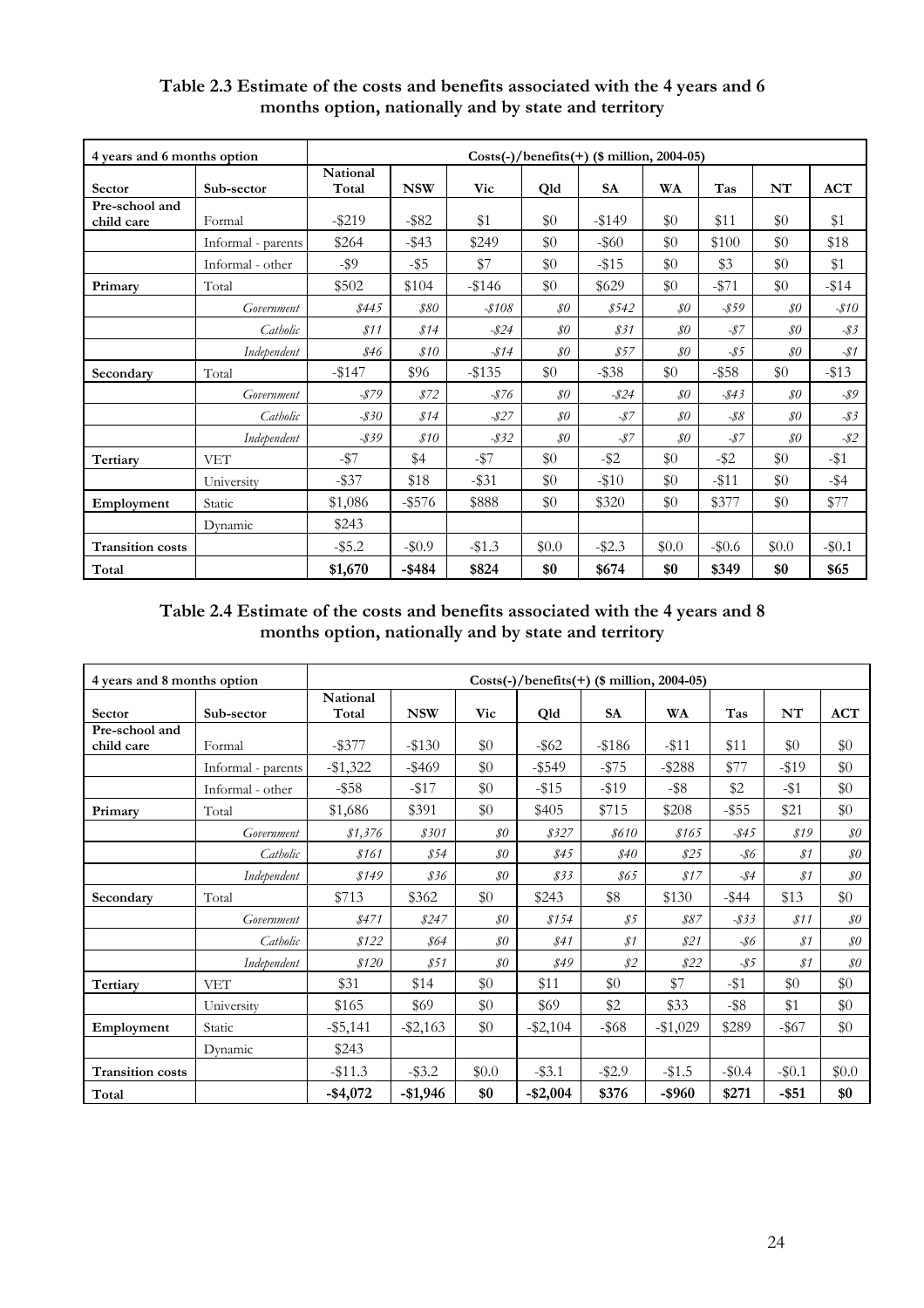**Table 2.3 Estimate of the costs and benefits associated with the 4 years and 6 months option, nationally and by state and territory**

| 4 years and 6 months option | | Costs(-)/benefits(+) ($ million, 2004-05) | | | | | | | | |
|---|---|---|---|---|---|---|---|---|---|---|
| **Sector** | **Sub-sector** | **National Total** | **NSW** | **Vic** | **Qld** | **SA** | **WA** | **Tas** | **NT** | **ACT** |
| **Pre-school and child care** | Formal | -$219 | -$82 | $1 | $0 | -$149 | $0 | $11 | $0 | $1 |
| | Informal - parents | $264 | -$43 | $249 | $0 | -$60 | $0 | $100 | $0 | $18 |
| | Informal - other | -$9 | -$5 | $7 | $0 | -$15 | $0 | $3 | $0 | $1 |
| **Primary** | Total | $502 | $104 | -$146 | $0 | $629 | $0 | -$71 | $0 | -$14 |
| | *Government* | *$445* | *$80* | *-$108* | *$0* | *$542* | *$0* | *-$59* | *$0* | *-$10* |
| | *Catholic* | *$11* | *$14* | *-$24* | *$0* | *$31* | *$0* | *-$7* | *$0* | *-$3* |
| | *Independent* | *$46* | *$10* | *-$14* | *$0* | *$57* | *$0* | *-$5* | *$0* | *-$1* |
| **Secondary** | Total | -$147 | $96 | -$135 | $0 | -$38 | $0 | -$58 | $0 | -$13 |
| | *Government* | *-$79* | *$72* | *-$76* | *$0* | *-$24* | *$0* | *-$43* | *$0* | *-$9* |
| | *Catholic* | *-$30* | *$14* | *-$27* | *$0* | *-$7* | *$0* | *-$8* | *$0* | *-$3* |
| | *Independent* | *-$39* | *$10* | *-$32* | *$0* | *-$7* | *$0* | *-$7* | *$0* | *-$2* |
| **Tertiary** | VET | -$7 | $4 | -$7 | $0 | -$2 | $0 | -$2 | $0 | -$1 |
| | University | -$37 | $18 | -$31 | $0 | -$10 | $0 | -$11 | $0 | -$4 |
| **Employment** | Static | $1,086 | -$576 | $888 | $0 | $320 | $0 | $377 | $0 | $77 |
| | Dynamic | $243 | | | | | | | | |
| **Transition costs** | | -$5.2 | -$0.9 | -$1.3 | $0.0 | -$2.3 | $0.0 | -$0.6 | $0.0 | -$0.1 |
| **Total** | | **$1,670** | **-$484** | **$824** | **$0** | **$674** | **$0** | **$349** | **$0** | **$65** |

**Table 2.4 Estimate of the costs and benefits associated with the 4 years and 8 months option, nationally and by state and territory**

| 4 years and 8 months option | | Costs(-)/benefits(+) ($ million, 2004-05) | | | | | | | | |
|---|---|---|---|---|---|---|---|---|---|---|
| **Sector** | **Sub-sector** | **National Total** | **NSW** | **Vic** | **Qld** | **SA** | **WA** | **Tas** | **NT** | **ACT** |
| **Pre-school and child care** | Formal | -$377 | -$130 | $0 | -$62 | -$186 | -$11 | $11 | $0 | $0 |
| | Informal - parents | -$1,322 | -$469 | $0 | -$549 | -$75 | -$288 | $77 | -$19 | $0 |
| | Informal - other | -$58 | -$17 | $0 | -$15 | -$19 | -$8 | $2 | -$1 | $0 |
| **Primary** | Total | $1,686 | $391 | $0 | $405 | $715 | $208 | -$55 | $21 | $0 |
| | *Government* | *$1,376* | *$301* | *$0* | *$327* | *$610* | *$165* | *-$45* | *$19* | *$0* |
| | *Catholic* | *$161* | *$54* | *$0* | *$45* | *$40* | *$25* | *-$6* | *$1* | *$0* |
| | *Independent* | *$149* | *$36* | *$0* | *$33* | *$65* | *$17* | *-$4* | *$1* | *$0* |
| **Secondary** | Total | $713 | $362 | $0 | $243 | $8 | $130 | -$44 | $13 | $0 |
| | *Government* | *$471* | *$247* | *$0* | *$154* | *$5* | *$87* | *-$33* | *$11* | *$0* |
| | *Catholic* | *$122* | *$64* | *$0* | *$41* | *$1* | *$21* | *-$6* | *$1* | *$0* |
| | *Independent* | *$120* | *$51* | *$0* | *$49* | *$2* | *$22* | *-$5* | *$1* | *$0* |
| **Tertiary** | VET | $31 | $14 | $0 | $11 | $0 | $7 | -$1 | $0 | $0 |
| | University | $165 | $69 | $0 | $69 | $2 | $33 | -$8 | $1 | $0 |
| **Employment** | Static | -$5,141 | -$2,163 | $0 | -$2,104 | -$68 | -$1,029 | $289 | -$67 | $0 |
| | Dynamic | $243 | | | | | | | | |
| **Transition costs** | | -$11.3 | -$3.2 | $0.0 | -$3.1 | -$2.9 | -$1.5 | -$0.4 | -$0.1 | $0.0 |
| **Total** | | **-$4,072** | **-$1,946** | **$0** | **-$2,004** | **$376** | **-$960** | **$271** | **-$51** | **$0** |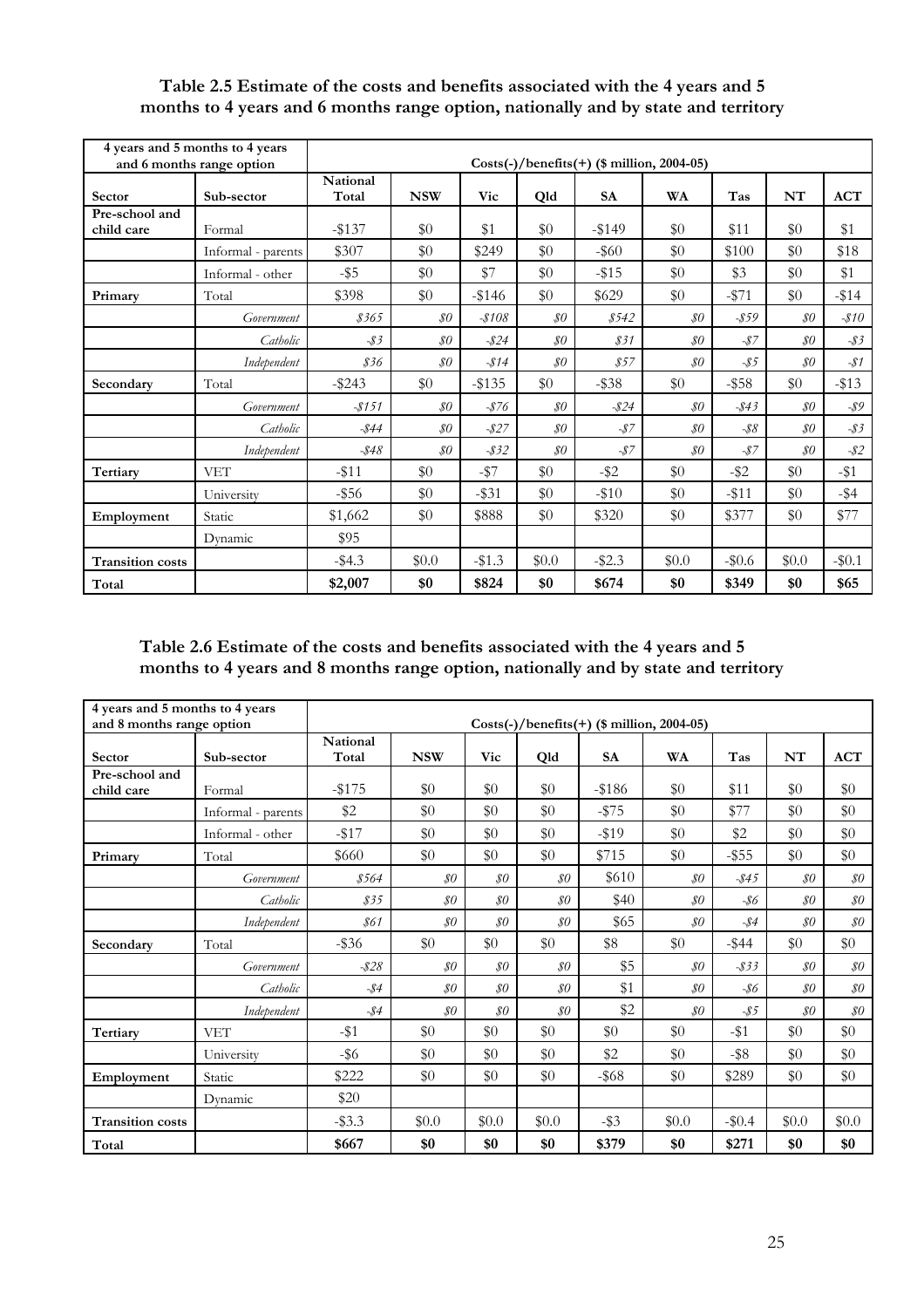**Table 2.5 Estimate of the costs and benefits associated with the 4 years and 5 months to 4 years and 6 months range option, nationally and by state and territory**

| 4 years and 5 months to 4 years and 6 months range option | | Costs(-)/benefits(+) ($ million, 2004-05) | | | | | | | | |
|---|---|---|---|---|---|---|---|---|---|---|
| **Sector** | **Sub-sector** | **National Total** | **NSW** | **Vic** | **Qld** | **SA** | **WA** | **Tas** | **NT** | **ACT** |
| **Pre-school and child care** | Formal | -$137 | $0 | $1 | $0 | -$149 | $0 | $11 | $0 | $1 |
| | Informal - parents | $307 | $0 | $249 | $0 | -$60 | $0 | $100 | $0 | $18 |
| | Informal - other | -$5 | $0 | $7 | $0 | -$15 | $0 | $3 | $0 | $1 |
| **Primary** | Total | $398 | $0 | -$146 | $0 | $629 | $0 | -$71 | $0 | -$14 |
| | *Government* | *$365* | *$0* | *-$108* | *$0* | *$542* | *$0* | *-$59* | *$0* | *-$10* |
| | *Catholic* | *-$3* | *$0* | *-$24* | *$0* | *$31* | *$0* | *-$7* | *$0* | *-$3* |
| | *Independent* | *$36* | *$0* | *-$14* | *$0* | *$57* | *$0* | *-$5* | *$0* | *-$1* |
| **Secondary** | Total | -$243 | $0 | -$135 | $0 | -$38 | $0 | -$58 | $0 | -$13 |
| | *Government* | *-$151* | *$0* | *-$76* | *$0* | *-$24* | *$0* | *-$43* | *$0* | *-$9* |
| | *Catholic* | *-$44* | *$0* | *-$27* | *$0* | *-$7* | *$0* | *-$8* | *$0* | *-$3* |
| | *Independent* | *-$48* | *$0* | *-$32* | *$0* | *-$7* | *$0* | *-$7* | *$0* | *-$2* |
| **Tertiary** | VET | -$11 | $0 | -$7 | $0 | -$2 | $0 | -$2 | $0 | -$1 |
| | University | -$56 | $0 | -$31 | $0 | -$10 | $0 | -$11 | $0 | -$4 |
| **Employment** | Static | $1,662 | $0 | $888 | $0 | $320 | $0 | $377 | $0 | $77 |
| | Dynamic | $95 | | | | | | | | |
| **Transition costs** | | -$4.3 | $0.0 | -$1.3 | $0.0 | -$2.3 | $0.0 | -$0.6 | $0.0 | -$0.1 |
| **Total** | | **$2,007** | **$0** | **$824** | **$0** | **$674** | **$0** | **$349** | **$0** | **$65** |

**Table 2.6 Estimate of the costs and benefits associated with the 4 years and 5 months to 4 years and 8 months range option, nationally and by state and territory**

| 4 years and 5 months to 4 years and 8 months range option | | Costs(-)/benefits(+) ($ million, 2004-05) | | | | | | | | |
|---|---|---|---|---|---|---|---|---|---|---|
| **Sector** | **Sub-sector** | **National Total** | **NSW** | **Vic** | **Qld** | **SA** | **WA** | **Tas** | **NT** | **ACT** |
| **Pre-school and child care** | Formal | -$175 | $0 | $0 | $0 | -$186 | $0 | $11 | $0 | $0 |
| | Informal - parents | $2 | $0 | $0 | $0 | -$75 | $0 | $77 | $0 | $0 |
| | Informal - other | -$17 | $0 | $0 | $0 | -$19 | $0 | $2 | $0 | $0 |
| **Primary** | Total | $660 | $0 | $0 | $0 | $715 | $0 | -$55 | $0 | $0 |
| | *Government* | *$564* | *$0* | *$0* | *$0* | $610 | *$0* | *-$45* | *$0* | *$0* |
| | *Catholic* | *$35* | *$0* | *$0* | *$0* | $40 | *$0* | *-$6* | *$0* | *$0* |
| | *Independent* | *$61* | *$0* | *$0* | *$0* | $65 | *$0* | *-$4* | *$0* | *$0* |
| **Secondary** | Total | -$36 | $0 | $0 | $0 | $8 | $0 | -$44 | $0 | $0 |
| | *Government* | *-$28* | *$0* | *$0* | *$0* | $5 | *$0* | *-$33* | *$0* | *$0* |
| | *Catholic* | *-$4* | *$0* | *$0* | *$0* | $1 | *$0* | *-$6* | *$0* | *$0* |
| | *Independent* | *-$4* | *$0* | *$0* | *$0* | $2 | *$0* | *-$5* | *$0* | *$0* |
| **Tertiary** | VET | -$1 | $0 | $0 | $0 | $0 | $0 | -$1 | $0 | $0 |
| | University | -$6 | $0 | $0 | $0 | $2 | $0 | -$8 | $0 | $0 |
| **Employment** | Static | $222 | $0 | $0 | $0 | -$68 | $0 | $289 | $0 | $0 |
| | Dynamic | $20 | | | | | | | | |
| **Transition costs** | | -$3.3 | $0.0 | $0.0 | $0.0 | -$3 | $0.0 | -$0.4 | $0.0 | $0.0 |
| **Total** | | **$667** | **$0** | **$0** | **$0** | **$379** | **$0** | **$271** | **$0** | **$0** |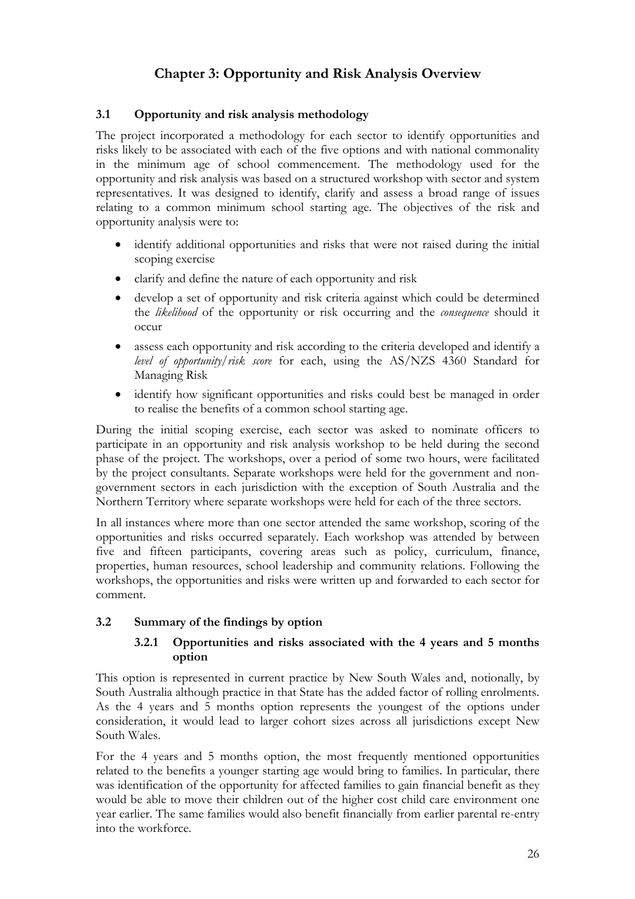# Chapter 3: Opportunity and Risk Analysis Overview

## 3.1 Opportunity and risk analysis methodology

The project incorporated a methodology for each sector to identify opportunities and risks likely to be associated with each of the five options and with national commonality in the minimum age of school commencement. The methodology used for the opportunity and risk analysis was based on a structured workshop with sector and system representatives. It was designed to identify, clarify and assess a broad range of issues relating to a common minimum school starting age. The objectives of the risk and opportunity analysis were to:

- identify additional opportunities and risks that were not raised during the initial scoping exercise
- clarify and define the nature of each opportunity and risk
- develop a set of opportunity and risk criteria against which could be determined the *likelihood* of the opportunity or risk occurring and the *consequence* should it occur
- assess each opportunity and risk according to the criteria developed and identify a *level of opportunity/risk score* for each, using the AS/NZS 4360 Standard for Managing Risk
- identify how significant opportunities and risks could best be managed in order to realise the benefits of a common school starting age.

During the initial scoping exercise, each sector was asked to nominate officers to participate in an opportunity and risk analysis workshop to be held during the second phase of the project. The workshops, over a period of some two hours, were facilitated by the project consultants. Separate workshops were held for the government and non-government sectors in each jurisdiction with the exception of South Australia and the Northern Territory where separate workshops were held for each of the three sectors.

In all instances where more than one sector attended the same workshop, scoring of the opportunities and risks occurred separately. Each workshop was attended by between five and fifteen participants, covering areas such as policy, curriculum, finance, properties, human resources, school leadership and community relations. Following the workshops, the opportunities and risks were written up and forwarded to each sector for comment.

## 3.2 Summary of the findings by option

### 3.2.1 Opportunities and risks associated with the 4 years and 5 months option

This option is represented in current practice by New South Wales and, notionally, by South Australia although practice in that State has the added factor of rolling enrolments. As the 4 years and 5 months option represents the youngest of the options under consideration, it would lead to larger cohort sizes across all jurisdictions except New South Wales.

For the 4 years and 5 months option, the most frequently mentioned opportunities related to the benefits a younger starting age would bring to families. In particular, there was identification of the opportunity for affected families to gain financial benefit as they would be able to move their children out of the higher cost child care environment one year earlier. The same families would also benefit financially from earlier parental re-entry into the workforce.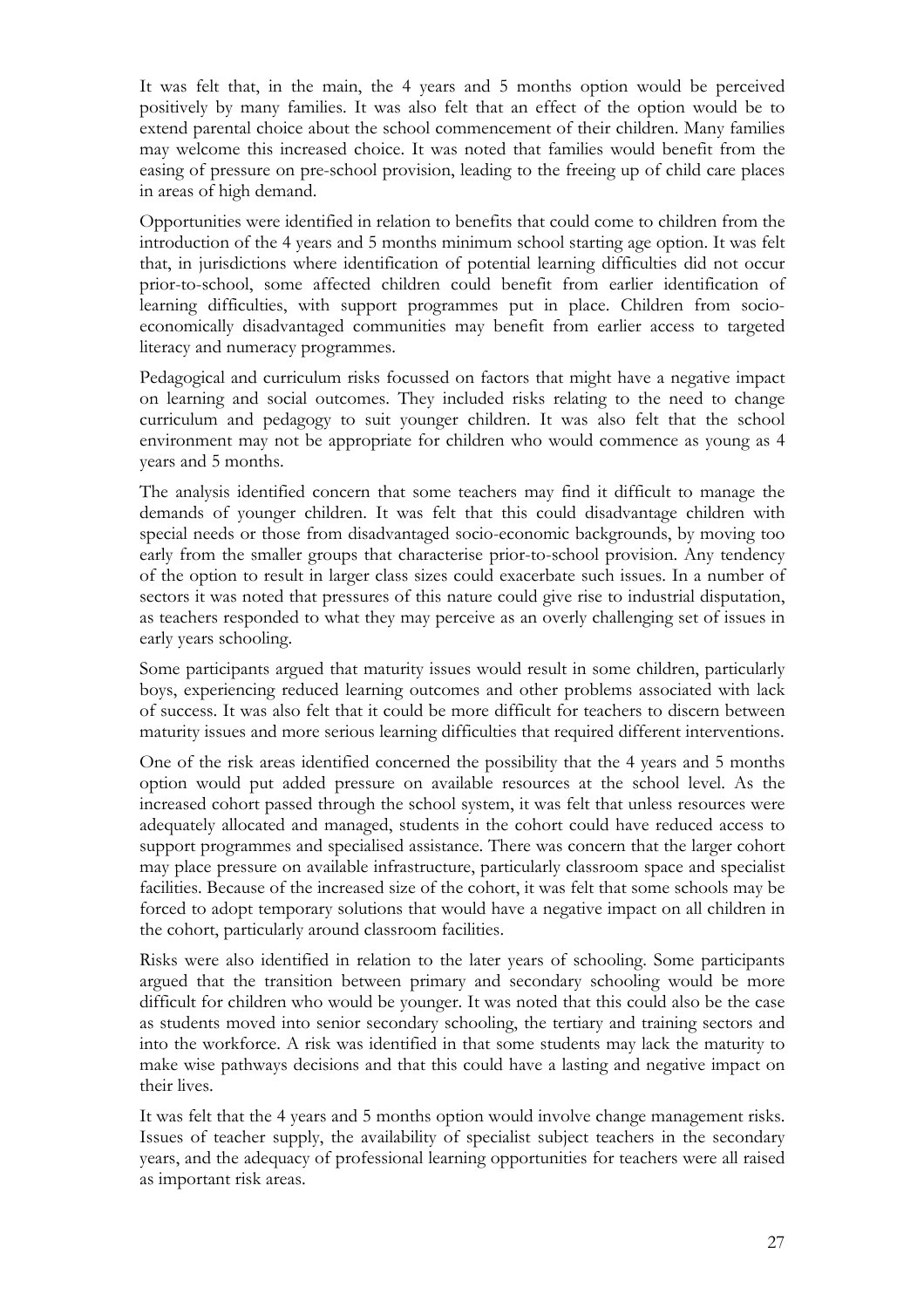It was felt that, in the main, the 4 years and 5 months option would be perceived positively by many families. It was also felt that an effect of the option would be to extend parental choice about the school commencement of their children. Many families may welcome this increased choice. It was noted that families would benefit from the easing of pressure on pre-school provision, leading to the freeing up of child care places in areas of high demand.

Opportunities were identified in relation to benefits that could come to children from the introduction of the 4 years and 5 months minimum school starting age option. It was felt that, in jurisdictions where identification of potential learning difficulties did not occur prior-to-school, some affected children could benefit from earlier identification of learning difficulties, with support programmes put in place. Children from socio-economically disadvantaged communities may benefit from earlier access to targeted literacy and numeracy programmes.

Pedagogical and curriculum risks focussed on factors that might have a negative impact on learning and social outcomes. They included risks relating to the need to change curriculum and pedagogy to suit younger children. It was also felt that the school environment may not be appropriate for children who would commence as young as 4 years and 5 months.

The analysis identified concern that some teachers may find it difficult to manage the demands of younger children. It was felt that this could disadvantage children with special needs or those from disadvantaged socio-economic backgrounds, by moving too early from the smaller groups that characterise prior-to-school provision. Any tendency of the option to result in larger class sizes could exacerbate such issues. In a number of sectors it was noted that pressures of this nature could give rise to industrial disputation, as teachers responded to what they may perceive as an overly challenging set of issues in early years schooling.

Some participants argued that maturity issues would result in some children, particularly boys, experiencing reduced learning outcomes and other problems associated with lack of success. It was also felt that it could be more difficult for teachers to discern between maturity issues and more serious learning difficulties that required different interventions.

One of the risk areas identified concerned the possibility that the 4 years and 5 months option would put added pressure on available resources at the school level. As the increased cohort passed through the school system, it was felt that unless resources were adequately allocated and managed, students in the cohort could have reduced access to support programmes and specialised assistance. There was concern that the larger cohort may place pressure on available infrastructure, particularly classroom space and specialist facilities. Because of the increased size of the cohort, it was felt that some schools may be forced to adopt temporary solutions that would have a negative impact on all children in the cohort, particularly around classroom facilities.

Risks were also identified in relation to the later years of schooling. Some participants argued that the transition between primary and secondary schooling would be more difficult for children who would be younger. It was noted that this could also be the case as students moved into senior secondary schooling, the tertiary and training sectors and into the workforce. A risk was identified in that some students may lack the maturity to make wise pathways decisions and that this could have a lasting and negative impact on their lives.

It was felt that the 4 years and 5 months option would involve change management risks. Issues of teacher supply, the availability of specialist subject teachers in the secondary years, and the adequacy of professional learning opportunities for teachers were all raised as important risk areas.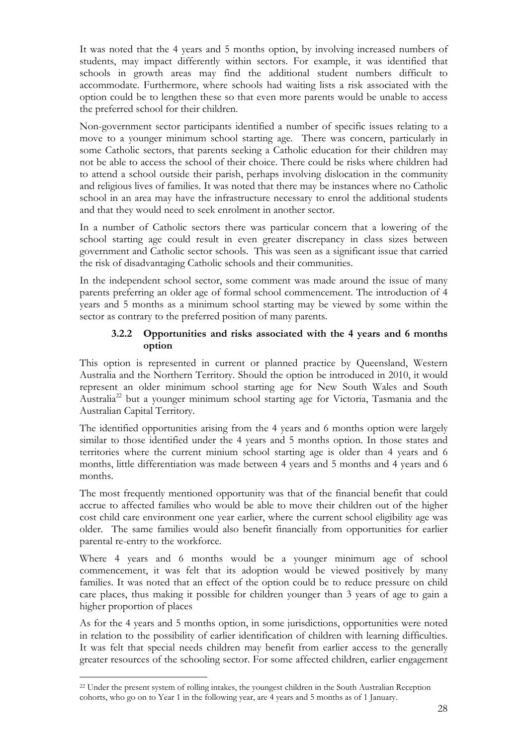It was noted that the 4 years and 5 months option, by involving increased numbers of students, may impact differently within sectors. For example, it was identified that schools in growth areas may find the additional student numbers difficult to accommodate. Furthermore, where schools had waiting lists a risk associated with the option could be to lengthen these so that even more parents would be unable to access the preferred school for their children.

Non-government sector participants identified a number of specific issues relating to a move to a younger minimum school starting age. There was concern, particularly in some Catholic sectors, that parents seeking a Catholic education for their children may not be able to access the school of their choice. There could be risks where children had to attend a school outside their parish, perhaps involving dislocation in the community and religious lives of families. It was noted that there may be instances where no Catholic school in an area may have the infrastructure necessary to enrol the additional students and that they would need to seek enrolment in another sector.

In a number of Catholic sectors there was particular concern that a lowering of the school starting age could result in even greater discrepancy in class sizes between government and Catholic sector schools. This was seen as a significant issue that carried the risk of disadvantaging Catholic schools and their communities.

In the independent school sector, some comment was made around the issue of many parents preferring an older age of formal school commencement. The introduction of 4 years and 5 months as a minimum school starting may be viewed by some within the sector as contrary to the preferred position of many parents.

### 3.2.2 Opportunities and risks associated with the 4 years and 6 months option

This option is represented in current or planned practice by Queensland, Western Australia and the Northern Territory. Should the option be introduced in 2010, it would represent an older minimum school starting age for New South Wales and South Australia[22] but a younger minimum school starting age for Victoria, Tasmania and the Australian Capital Territory.

The identified opportunities arising from the 4 years and 6 months option were largely similar to those identified under the 4 years and 5 months option. In those states and territories where the current minium school starting age is older than 4 years and 6 months, little differentiation was made between 4 years and 5 months and 4 years and 6 months.

The most frequently mentioned opportunity was that of the financial benefit that could accrue to affected families who would be able to move their children out of the higher cost child care environment one year earlier, where the current school eligibility age was older. The same families would also benefit financially from opportunities for earlier parental re-entry to the workforce.

Where 4 years and 6 months would be a younger minimum age of school commencement, it was felt that its adoption would be viewed positively by many families. It was noted that an effect of the option could be to reduce pressure on child care places, thus making it possible for children younger than 3 years of age to gain a higher proportion of places

As for the 4 years and 5 months option, in some jurisdictions, opportunities were noted in relation to the possibility of earlier identification of children with learning difficulties. It was felt that special needs children may benefit from earlier access to the generally greater resources of the schooling sector. For some affected children, earlier engagement

[22] Under the present system of rolling intakes, the youngest children in the South Australian Reception cohorts, who go on to Year 1 in the following year, are 4 years and 5 months as of 1 January.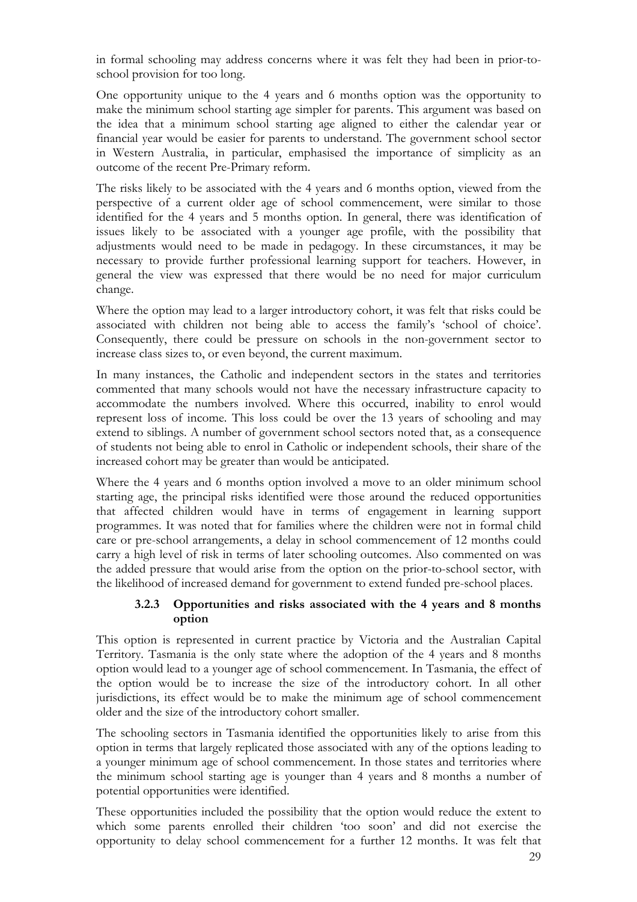in formal schooling may address concerns where it was felt they had been in prior-to-school provision for too long.

One opportunity unique to the 4 years and 6 months option was the opportunity to make the minimum school starting age simpler for parents. This argument was based on the idea that a minimum school starting age aligned to either the calendar year or financial year would be easier for parents to understand. The government school sector in Western Australia, in particular, emphasised the importance of simplicity as an outcome of the recent Pre-Primary reform.

The risks likely to be associated with the 4 years and 6 months option, viewed from the perspective of a current older age of school commencement, were similar to those identified for the 4 years and 5 months option. In general, there was identification of issues likely to be associated with a younger age profile, with the possibility that adjustments would need to be made in pedagogy. In these circumstances, it may be necessary to provide further professional learning support for teachers. However, in general the view was expressed that there would be no need for major curriculum change.

Where the option may lead to a larger introductory cohort, it was felt that risks could be associated with children not being able to access the family's 'school of choice'. Consequently, there could be pressure on schools in the non-government sector to increase class sizes to, or even beyond, the current maximum.

In many instances, the Catholic and independent sectors in the states and territories commented that many schools would not have the necessary infrastructure capacity to accommodate the numbers involved. Where this occurred, inability to enrol would represent loss of income. This loss could be over the 13 years of schooling and may extend to siblings. A number of government school sectors noted that, as a consequence of students not being able to enrol in Catholic or independent schools, their share of the increased cohort may be greater than would be anticipated.

Where the 4 years and 6 months option involved a move to an older minimum school starting age, the principal risks identified were those around the reduced opportunities that affected children would have in terms of engagement in learning support programmes. It was noted that for families where the children were not in formal child care or pre-school arrangements, a delay in school commencement of 12 months could carry a high level of risk in terms of later schooling outcomes. Also commented on was the added pressure that would arise from the option on the prior-to-school sector, with the likelihood of increased demand for government to extend funded pre-school places.

### 3.2.3 Opportunities and risks associated with the 4 years and 8 months option

This option is represented in current practice by Victoria and the Australian Capital Territory. Tasmania is the only state where the adoption of the 4 years and 8 months option would lead to a younger age of school commencement. In Tasmania, the effect of the option would be to increase the size of the introductory cohort. In all other jurisdictions, its effect would be to make the minimum age of school commencement older and the size of the introductory cohort smaller.

The schooling sectors in Tasmania identified the opportunities likely to arise from this option in terms that largely replicated those associated with any of the options leading to a younger minimum age of school commencement. In those states and territories where the minimum school starting age is younger than 4 years and 8 months a number of potential opportunities were identified.

These opportunities included the possibility that the option would reduce the extent to which some parents enrolled their children 'too soon' and did not exercise the opportunity to delay school commencement for a further 12 months. It was felt that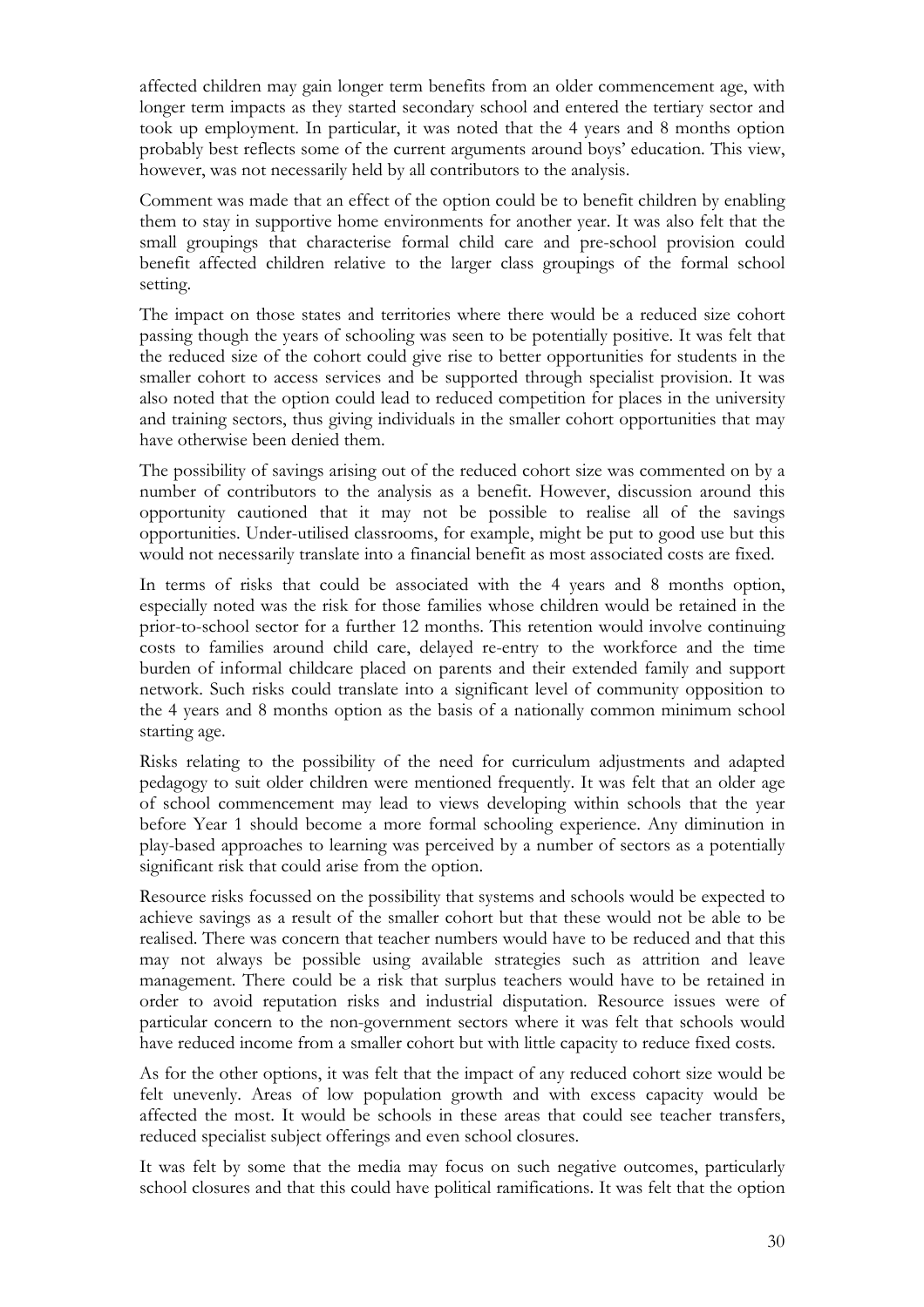affected children may gain longer term benefits from an older commencement age, with longer term impacts as they started secondary school and entered the tertiary sector and took up employment. In particular, it was noted that the 4 years and 8 months option probably best reflects some of the current arguments around boys' education. This view, however, was not necessarily held by all contributors to the analysis.

Comment was made that an effect of the option could be to benefit children by enabling them to stay in supportive home environments for another year. It was also felt that the small groupings that characterise formal child care and pre-school provision could benefit affected children relative to the larger class groupings of the formal school setting.

The impact on those states and territories where there would be a reduced size cohort passing though the years of schooling was seen to be potentially positive. It was felt that the reduced size of the cohort could give rise to better opportunities for students in the smaller cohort to access services and be supported through specialist provision. It was also noted that the option could lead to reduced competition for places in the university and training sectors, thus giving individuals in the smaller cohort opportunities that may have otherwise been denied them.

The possibility of savings arising out of the reduced cohort size was commented on by a number of contributors to the analysis as a benefit. However, discussion around this opportunity cautioned that it may not be possible to realise all of the savings opportunities. Under-utilised classrooms, for example, might be put to good use but this would not necessarily translate into a financial benefit as most associated costs are fixed.

In terms of risks that could be associated with the 4 years and 8 months option, especially noted was the risk for those families whose children would be retained in the prior-to-school sector for a further 12 months. This retention would involve continuing costs to families around child care, delayed re-entry to the workforce and the time burden of informal childcare placed on parents and their extended family and support network. Such risks could translate into a significant level of community opposition to the 4 years and 8 months option as the basis of a nationally common minimum school starting age.

Risks relating to the possibility of the need for curriculum adjustments and adapted pedagogy to suit older children were mentioned frequently. It was felt that an older age of school commencement may lead to views developing within schools that the year before Year 1 should become a more formal schooling experience. Any diminution in play-based approaches to learning was perceived by a number of sectors as a potentially significant risk that could arise from the option.

Resource risks focussed on the possibility that systems and schools would be expected to achieve savings as a result of the smaller cohort but that these would not be able to be realised. There was concern that teacher numbers would have to be reduced and that this may not always be possible using available strategies such as attrition and leave management. There could be a risk that surplus teachers would have to be retained in order to avoid reputation risks and industrial disputation. Resource issues were of particular concern to the non-government sectors where it was felt that schools would have reduced income from a smaller cohort but with little capacity to reduce fixed costs.

As for the other options, it was felt that the impact of any reduced cohort size would be felt unevenly. Areas of low population growth and with excess capacity would be affected the most. It would be schools in these areas that could see teacher transfers, reduced specialist subject offerings and even school closures.

It was felt by some that the media may focus on such negative outcomes, particularly school closures and that this could have political ramifications. It was felt that the option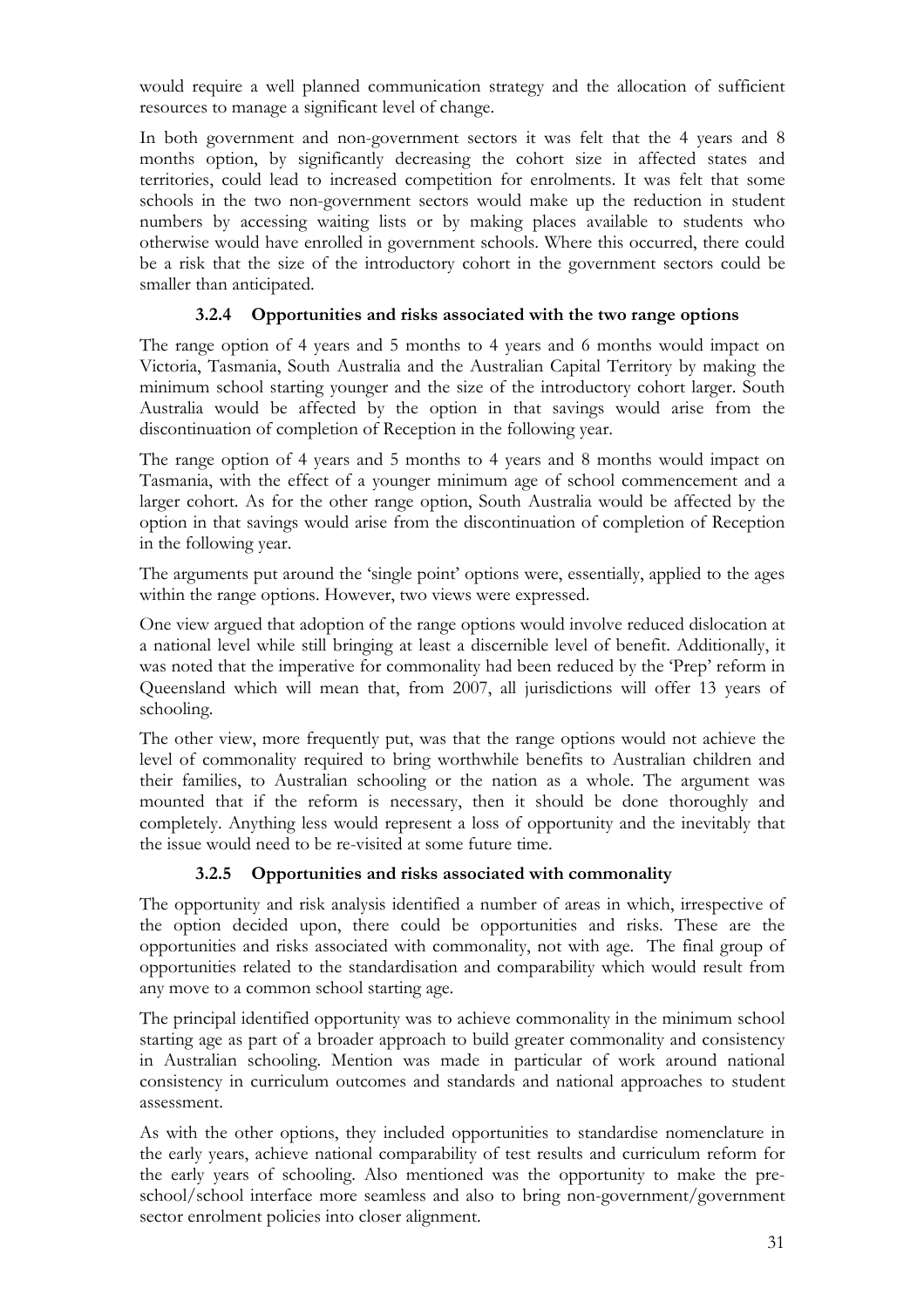would require a well planned communication strategy and the allocation of sufficient resources to manage a significant level of change.

In both government and non-government sectors it was felt that the 4 years and 8 months option, by significantly decreasing the cohort size in affected states and territories, could lead to increased competition for enrolments. It was felt that some schools in the two non-government sectors would make up the reduction in student numbers by accessing waiting lists or by making places available to students who otherwise would have enrolled in government schools. Where this occurred, there could be a risk that the size of the introductory cohort in the government sectors could be smaller than anticipated.

### 3.2.4 Opportunities and risks associated with the two range options

The range option of 4 years and 5 months to 4 years and 6 months would impact on Victoria, Tasmania, South Australia and the Australian Capital Territory by making the minimum school starting younger and the size of the introductory cohort larger. South Australia would be affected by the option in that savings would arise from the discontinuation of completion of Reception in the following year.

The range option of 4 years and 5 months to 4 years and 8 months would impact on Tasmania, with the effect of a younger minimum age of school commencement and a larger cohort. As for the other range option, South Australia would be affected by the option in that savings would arise from the discontinuation of completion of Reception in the following year.

The arguments put around the 'single point' options were, essentially, applied to the ages within the range options. However, two views were expressed.

One view argued that adoption of the range options would involve reduced dislocation at a national level while still bringing at least a discernible level of benefit. Additionally, it was noted that the imperative for commonality had been reduced by the 'Prep' reform in Queensland which will mean that, from 2007, all jurisdictions will offer 13 years of schooling.

The other view, more frequently put, was that the range options would not achieve the level of commonality required to bring worthwhile benefits to Australian children and their families, to Australian schooling or the nation as a whole. The argument was mounted that if the reform is necessary, then it should be done thoroughly and completely. Anything less would represent a loss of opportunity and the inevitably that the issue would need to be re-visited at some future time.

### 3.2.5 Opportunities and risks associated with commonality

The opportunity and risk analysis identified a number of areas in which, irrespective of the option decided upon, there could be opportunities and risks. These are the opportunities and risks associated with commonality, not with age. The final group of opportunities related to the standardisation and comparability which would result from any move to a common school starting age.

The principal identified opportunity was to achieve commonality in the minimum school starting age as part of a broader approach to build greater commonality and consistency in Australian schooling. Mention was made in particular of work around national consistency in curriculum outcomes and standards and national approaches to student assessment.

As with the other options, they included opportunities to standardise nomenclature in the early years, achieve national comparability of test results and curriculum reform for the early years of schooling. Also mentioned was the opportunity to make the pre-school/school interface more seamless and also to bring non-government/government sector enrolment policies into closer alignment.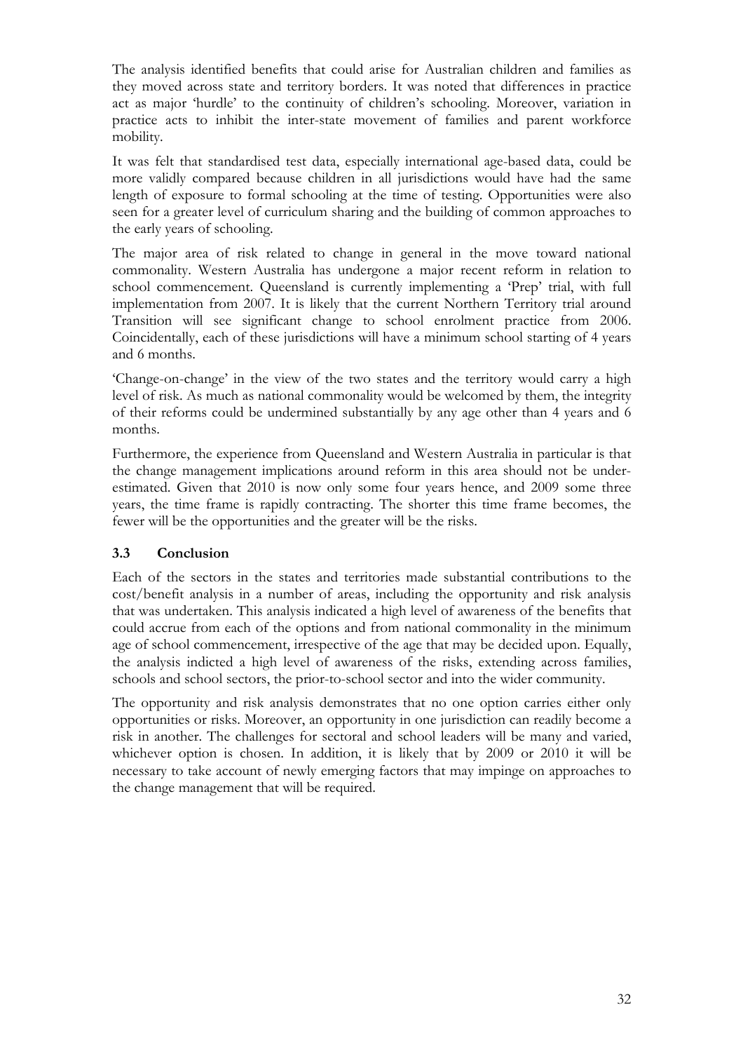The analysis identified benefits that could arise for Australian children and families as they moved across state and territory borders. It was noted that differences in practice act as major 'hurdle' to the continuity of children's schooling. Moreover, variation in practice acts to inhibit the inter-state movement of families and parent workforce mobility.

It was felt that standardised test data, especially international age-based data, could be more validly compared because children in all jurisdictions would have had the same length of exposure to formal schooling at the time of testing. Opportunities were also seen for a greater level of curriculum sharing and the building of common approaches to the early years of schooling.

The major area of risk related to change in general in the move toward national commonality. Western Australia has undergone a major recent reform in relation to school commencement. Queensland is currently implementing a 'Prep' trial, with full implementation from 2007. It is likely that the current Northern Territory trial around Transition will see significant change to school enrolment practice from 2006. Coincidentally, each of these jurisdictions will have a minimum school starting of 4 years and 6 months.

'Change-on-change' in the view of the two states and the territory would carry a high level of risk. As much as national commonality would be welcomed by them, the integrity of their reforms could be undermined substantially by any age other than 4 years and 6 months.

Furthermore, the experience from Queensland and Western Australia in particular is that the change management implications around reform in this area should not be under-estimated. Given that 2010 is now only some four years hence, and 2009 some three years, the time frame is rapidly contracting. The shorter this time frame becomes, the fewer will be the opportunities and the greater will be the risks.

### 3.3 Conclusion

Each of the sectors in the states and territories made substantial contributions to the cost/benefit analysis in a number of areas, including the opportunity and risk analysis that was undertaken. This analysis indicated a high level of awareness of the benefits that could accrue from each of the options and from national commonality in the minimum age of school commencement, irrespective of the age that may be decided upon. Equally, the analysis indicted a high level of awareness of the risks, extending across families, schools and school sectors, the prior-to-school sector and into the wider community.

The opportunity and risk analysis demonstrates that no one option carries either only opportunities or risks. Moreover, an opportunity in one jurisdiction can readily become a risk in another. The challenges for sectoral and school leaders will be many and varied, whichever option is chosen. In addition, it is likely that by 2009 or 2010 it will be necessary to take account of newly emerging factors that may impinge on approaches to the change management that will be required.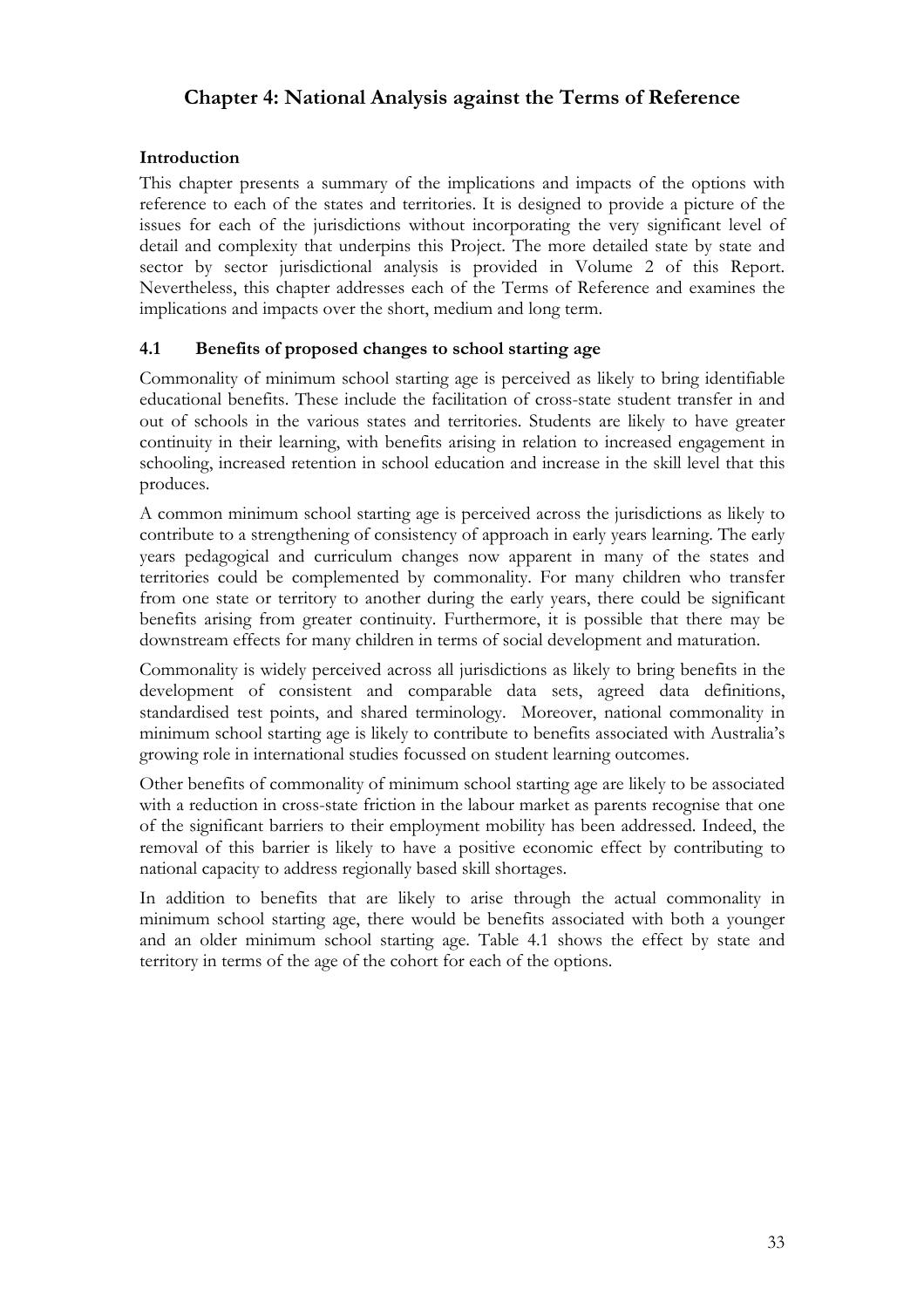# Chapter 4: National Analysis against the Terms of Reference

## Introduction

This chapter presents a summary of the implications and impacts of the options with reference to each of the states and territories. It is designed to provide a picture of the issues for each of the jurisdictions without incorporating the very significant level of detail and complexity that underpins this Project. The more detailed state by state and sector by sector jurisdictional analysis is provided in Volume 2 of this Report. Nevertheless, this chapter addresses each of the Terms of Reference and examines the implications and impacts over the short, medium and long term.

## 4.1 Benefits of proposed changes to school starting age

Commonality of minimum school starting age is perceived as likely to bring identifiable educational benefits. These include the facilitation of cross-state student transfer in and out of schools in the various states and territories. Students are likely to have greater continuity in their learning, with benefits arising in relation to increased engagement in schooling, increased retention in school education and increase in the skill level that this produces.

A common minimum school starting age is perceived across the jurisdictions as likely to contribute to a strengthening of consistency of approach in early years learning. The early years pedagogical and curriculum changes now apparent in many of the states and territories could be complemented by commonality. For many children who transfer from one state or territory to another during the early years, there could be significant benefits arising from greater continuity. Furthermore, it is possible that there may be downstream effects for many children in terms of social development and maturation.

Commonality is widely perceived across all jurisdictions as likely to bring benefits in the development of consistent and comparable data sets, agreed data definitions, standardised test points, and shared terminology. Moreover, national commonality in minimum school starting age is likely to contribute to benefits associated with Australia's growing role in international studies focussed on student learning outcomes.

Other benefits of commonality of minimum school starting age are likely to be associated with a reduction in cross-state friction in the labour market as parents recognise that one of the significant barriers to their employment mobility has been addressed. Indeed, the removal of this barrier is likely to have a positive economic effect by contributing to national capacity to address regionally based skill shortages.

In addition to benefits that are likely to arise through the actual commonality in minimum school starting age, there would be benefits associated with both a younger and an older minimum school starting age. Table 4.1 shows the effect by state and territory in terms of the age of the cohort for each of the options.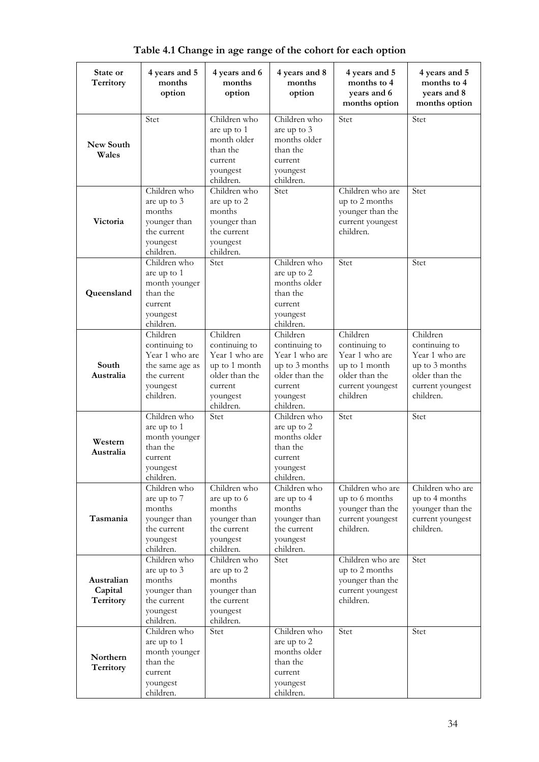**Table 4.1 Change in age range of the cohort for each option**

| State or Territory | 4 years and 5 months option | 4 years and 6 months option | 4 years and 8 months option | 4 years and 5 months to 4 years and 6 months option | 4 years and 5 months to 4 years and 8 months option |
|---|---|---|---|---|---|
| **New South Wales** | Stet | Children who are up to 1 month older than the current youngest children. | Children who are up to 3 months older than the current youngest children. | Stet | Stet |
| **Victoria** | Children who are up to 3 months younger than the current youngest children. | Children who are up to 2 months younger than the current youngest children. | Stet | Children who are up to 2 months younger than the current youngest children. | Stet |
| **Queensland** | Children who are up to 1 month younger than the current youngest children. | Stet | Children who are up to 2 months older than the current youngest children. | Stet | Stet |
| **South Australia** | Children continuing to Year 1 who are the same age as the current youngest children. | Children continuing to Year 1 who are up to 1 month older than the current youngest children. | Children continuing to Year 1 who are up to 3 months older than the current youngest children. | Children continuing to Year 1 who are up to 1 month older than the current youngest children | Children continuing to Year 1 who are up to 3 months older than the current youngest children. |
| **Western Australia** | Children who are up to 1 month younger than the current youngest children. | Stet | Children who are up to 2 months older than the current youngest children. | Stet | Stet |
| **Tasmania** | Children who are up to 7 months younger than the current youngest children. | Children who are up to 6 months younger than the current youngest children. | Children who are up to 4 months younger than the current youngest children. | Children who are up to 6 months younger than the current youngest children. | Children who are up to 4 months younger than the current youngest children. |
| **Australian Capital Territory** | Children who are up to 3 months younger than the current youngest children. | Children who are up to 2 months younger than the current youngest children. | Stet | Children who are up to 2 months younger than the current youngest children. | Stet |
| **Northern Territory** | Children who are up to 1 month younger than the current youngest children. | Stet | Children who are up to 2 months older than the current youngest children. | Stet | Stet |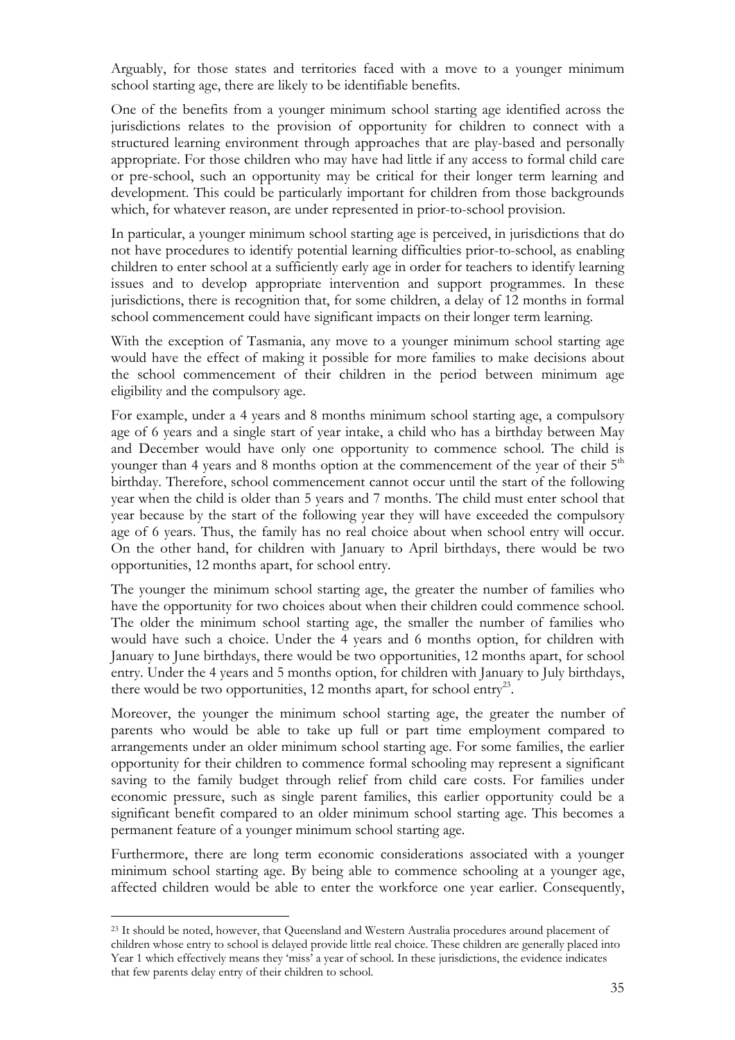Arguably, for those states and territories faced with a move to a younger minimum school starting age, there are likely to be identifiable benefits.

One of the benefits from a younger minimum school starting age identified across the jurisdictions relates to the provision of opportunity for children to connect with a structured learning environment through approaches that are play-based and personally appropriate. For those children who may have had little if any access to formal child care or pre-school, such an opportunity may be critical for their longer term learning and development. This could be particularly important for children from those backgrounds which, for whatever reason, are under represented in prior-to-school provision.

In particular, a younger minimum school starting age is perceived, in jurisdictions that do not have procedures to identify potential learning difficulties prior-to-school, as enabling children to enter school at a sufficiently early age in order for teachers to identify learning issues and to develop appropriate intervention and support programmes. In these jurisdictions, there is recognition that, for some children, a delay of 12 months in formal school commencement could have significant impacts on their longer term learning.

With the exception of Tasmania, any move to a younger minimum school starting age would have the effect of making it possible for more families to make decisions about the school commencement of their children in the period between minimum age eligibility and the compulsory age.

For example, under a 4 years and 8 months minimum school starting age, a compulsory age of 6 years and a single start of year intake, a child who has a birthday between May and December would have only one opportunity to commence school. The child is younger than 4 years and 8 months option at the commencement of the year of their 5th birthday. Therefore, school commencement cannot occur until the start of the following year when the child is older than 5 years and 7 months. The child must enter school that year because by the start of the following year they will have exceeded the compulsory age of 6 years. Thus, the family has no real choice about when school entry will occur. On the other hand, for children with January to April birthdays, there would be two opportunities, 12 months apart, for school entry.

The younger the minimum school starting age, the greater the number of families who have the opportunity for two choices about when their children could commence school. The older the minimum school starting age, the smaller the number of families who would have such a choice. Under the 4 years and 6 months option, for children with January to June birthdays, there would be two opportunities, 12 months apart, for school entry. Under the 4 years and 5 months option, for children with January to July birthdays, there would be two opportunities, 12 months apart, for school entry[23].

Moreover, the younger the minimum school starting age, the greater the number of parents who would be able to take up full or part time employment compared to arrangements under an older minimum school starting age. For some families, the earlier opportunity for their children to commence formal schooling may represent a significant saving to the family budget through relief from child care costs. For families under economic pressure, such as single parent families, this earlier opportunity could be a significant benefit compared to an older minimum school starting age. This becomes a permanent feature of a younger minimum school starting age.

Furthermore, there are long term economic considerations associated with a younger minimum school starting age. By being able to commence schooling at a younger age, affected children would be able to enter the workforce one year earlier. Consequently,

[23] It should be noted, however, that Queensland and Western Australia procedures around placement of children whose entry to school is delayed provide little real choice. These children are generally placed into Year 1 which effectively means they 'miss' a year of school. In these jurisdictions, the evidence indicates that few parents delay entry of their children to school.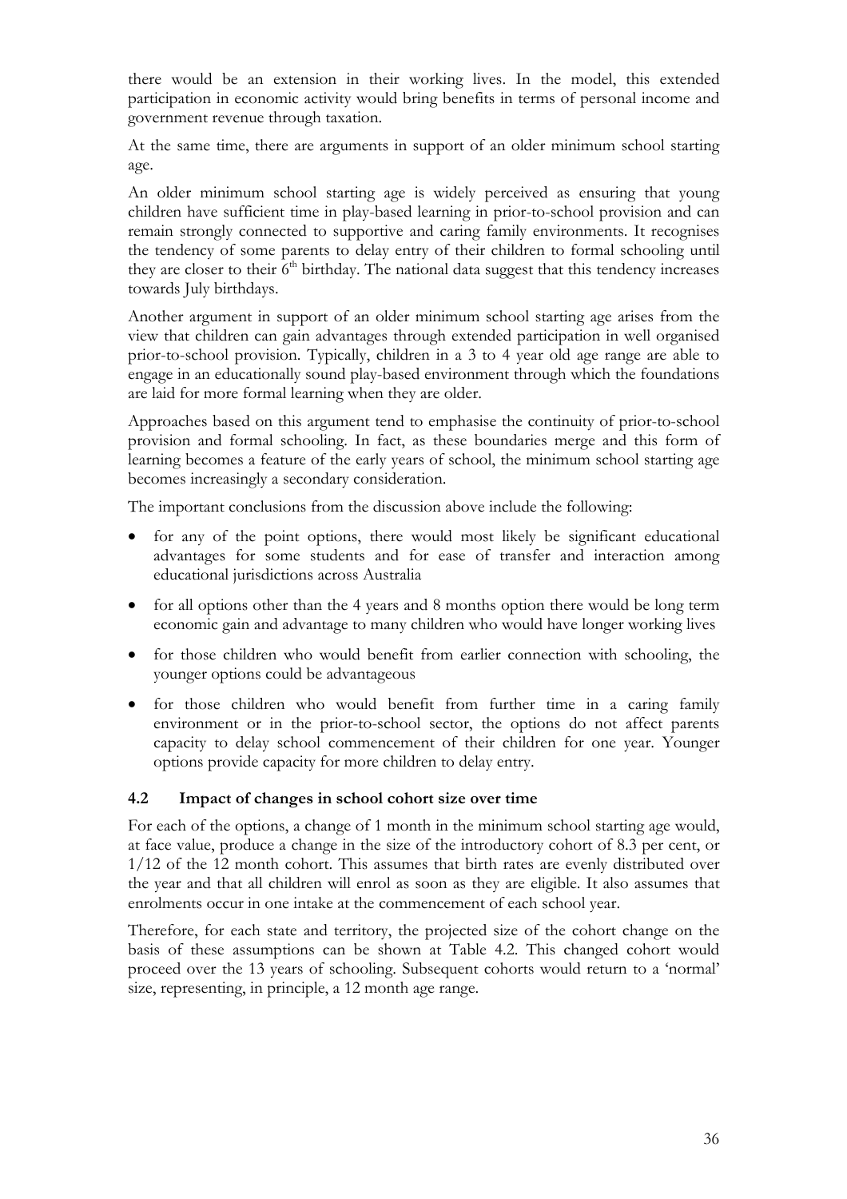there would be an extension in their working lives. In the model, this extended participation in economic activity would bring benefits in terms of personal income and government revenue through taxation.

At the same time, there are arguments in support of an older minimum school starting age.

An older minimum school starting age is widely perceived as ensuring that young children have sufficient time in play-based learning in prior-to-school provision and can remain strongly connected to supportive and caring family environments. It recognises the tendency of some parents to delay entry of their children to formal schooling until they are closer to their 6th birthday. The national data suggest that this tendency increases towards July birthdays.

Another argument in support of an older minimum school starting age arises from the view that children can gain advantages through extended participation in well organised prior-to-school provision. Typically, children in a 3 to 4 year old age range are able to engage in an educationally sound play-based environment through which the foundations are laid for more formal learning when they are older.

Approaches based on this argument tend to emphasise the continuity of prior-to-school provision and formal schooling. In fact, as these boundaries merge and this form of learning becomes a feature of the early years of school, the minimum school starting age becomes increasingly a secondary consideration.

The important conclusions from the discussion above include the following:

- for any of the point options, there would most likely be significant educational advantages for some students and for ease of transfer and interaction among educational jurisdictions across Australia
- for all options other than the 4 years and 8 months option there would be long term economic gain and advantage to many children who would have longer working lives
- for those children who would benefit from earlier connection with schooling, the younger options could be advantageous
- for those children who would benefit from further time in a caring family environment or in the prior-to-school sector, the options do not affect parents capacity to delay school commencement of their children for one year. Younger options provide capacity for more children to delay entry.

### 4.2 Impact of changes in school cohort size over time

For each of the options, a change of 1 month in the minimum school starting age would, at face value, produce a change in the size of the introductory cohort of 8.3 per cent, or 1/12 of the 12 month cohort. This assumes that birth rates are evenly distributed over the year and that all children will enrol as soon as they are eligible. It also assumes that enrolments occur in one intake at the commencement of each school year.

Therefore, for each state and territory, the projected size of the cohort change on the basis of these assumptions can be shown at Table 4.2. This changed cohort would proceed over the 13 years of schooling. Subsequent cohorts would return to a 'normal' size, representing, in principle, a 12 month age range.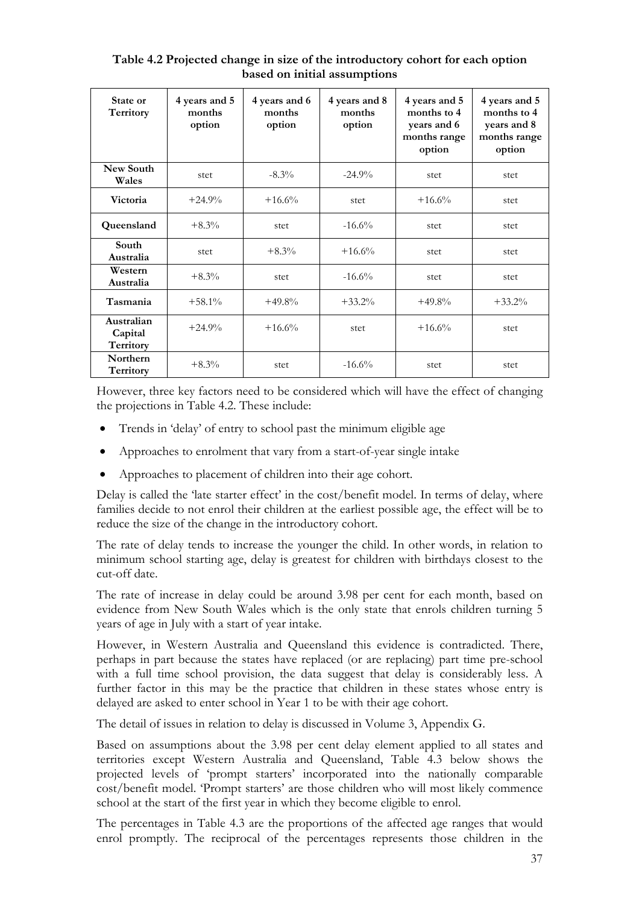**Table 4.2 Projected change in size of the introductory cohort for each option based on initial assumptions**

| State or Territory | 4 years and 5 months option | 4 years and 6 months option | 4 years and 8 months option | 4 years and 5 months to 4 years and 6 months range option | 4 years and 5 months to 4 years and 8 months range option |
|---|---|---|---|---|---|
| **New South Wales** | stet | -8.3% | -24.9% | stet | stet |
| **Victoria** | +24.9% | +16.6% | stet | +16.6% | stet |
| **Queensland** | +8.3% | stet | -16.6% | stet | stet |
| **South Australia** | stet | +8.3% | +16.6% | stet | stet |
| **Western Australia** | +8.3% | stet | -16.6% | stet | stet |
| **Tasmania** | +58.1% | +49.8% | +33.2% | +49.8% | +33.2% |
| **Australian Capital Territory** | +24.9% | +16.6% | stet | +16.6% | stet |
| **Northern Territory** | +8.3% | stet | -16.6% | stet | stet |

However, three key factors need to be considered which will have the effect of changing the projections in Table 4.2. These include:

- Trends in 'delay' of entry to school past the minimum eligible age
- Approaches to enrolment that vary from a start-of-year single intake
- Approaches to placement of children into their age cohort.

Delay is called the 'late starter effect' in the cost/benefit model. In terms of delay, where families decide to not enrol their children at the earliest possible age, the effect will be to reduce the size of the change in the introductory cohort.

The rate of delay tends to increase the younger the child. In other words, in relation to minimum school starting age, delay is greatest for children with birthdays closest to the cut-off date.

The rate of increase in delay could be around 3.98 per cent for each month, based on evidence from New South Wales which is the only state that enrols children turning 5 years of age in July with a start of year intake.

However, in Western Australia and Queensland this evidence is contradicted. There, perhaps in part because the states have replaced (or are replacing) part time pre-school with a full time school provision, the data suggest that delay is considerably less. A further factor in this may be the practice that children in these states whose entry is delayed are asked to enter school in Year 1 to be with their age cohort.

The detail of issues in relation to delay is discussed in Volume 3, Appendix G.

Based on assumptions about the 3.98 per cent delay element applied to all states and territories except Western Australia and Queensland, Table 4.3 below shows the projected levels of 'prompt starters' incorporated into the nationally comparable cost/benefit model. 'Prompt starters' are those children who will most likely commence school at the start of the first year in which they become eligible to enrol.

The percentages in Table 4.3 are the proportions of the affected age ranges that would enrol promptly. The reciprocal of the percentages represents those children in the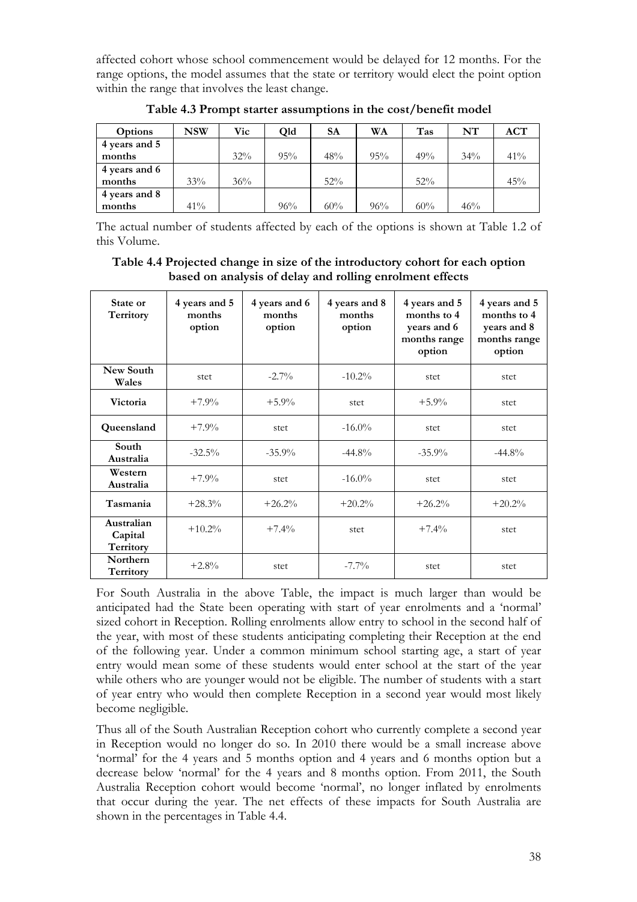affected cohort whose school commencement would be delayed for 12 months. For the range options, the model assumes that the state or territory would elect the point option within the range that involves the least change.

**Table 4.3 Prompt starter assumptions in the cost/benefit model**

| Options | NSW | Vic | Qld | SA | WA | Tas | NT | ACT |
|---|---|---|---|---|---|---|---|---|
| 4 years and 5 months | | 32% | 95% | 48% | 95% | 49% | 34% | 41% |
| 4 years and 6 months | 33% | 36% | | 52% | | 52% | | 45% |
| 4 years and 8 months | 41% | | 96% | 60% | 96% | 60% | 46% | |

The actual number of students affected by each of the options is shown at Table 1.2 of this Volume.

**Table 4.4 Projected change in size of the introductory cohort for each option based on analysis of delay and rolling enrolment effects**

| State or Territory | 4 years and 5 months option | 4 years and 6 months option | 4 years and 8 months option | 4 years and 5 months to 4 years and 6 months range option | 4 years and 5 months to 4 years and 8 months range option |
|---|---|---|---|---|---|
| **New South Wales** | stet | -2.7% | -10.2% | stet | stet |
| **Victoria** | +7.9% | +5.9% | stet | +5.9% | stet |
| **Queensland** | +7.9% | stet | -16.0% | stet | stet |
| **South Australia** | -32.5% | -35.9% | -44.8% | -35.9% | -44.8% |
| **Western Australia** | +7.9% | stet | -16.0% | stet | stet |
| **Tasmania** | +28.3% | +26.2% | +20.2% | +26.2% | +20.2% |
| **Australian Capital Territory** | +10.2% | +7.4% | stet | +7.4% | stet |
| **Northern Territory** | +2.8% | stet | -7.7% | stet | stet |

For South Australia in the above Table, the impact is much larger than would be anticipated had the State been operating with start of year enrolments and a 'normal' sized cohort in Reception. Rolling enrolments allow entry to school in the second half of the year, with most of these students anticipating completing their Reception at the end of the following year. Under a common minimum school starting age, a start of year entry would mean some of these students would enter school at the start of the year while others who are younger would not be eligible. The number of students with a start of year entry who would then complete Reception in a second year would most likely become negligible.

Thus all of the South Australian Reception cohort who currently complete a second year in Reception would no longer do so. In 2010 there would be a small increase above 'normal' for the 4 years and 5 months option and 4 years and 6 months option but a decrease below 'normal' for the 4 years and 8 months option. From 2011, the South Australia Reception cohort would become 'normal', no longer inflated by enrolments that occur during the year. The net effects of these impacts for South Australia are shown in the percentages in Table 4.4.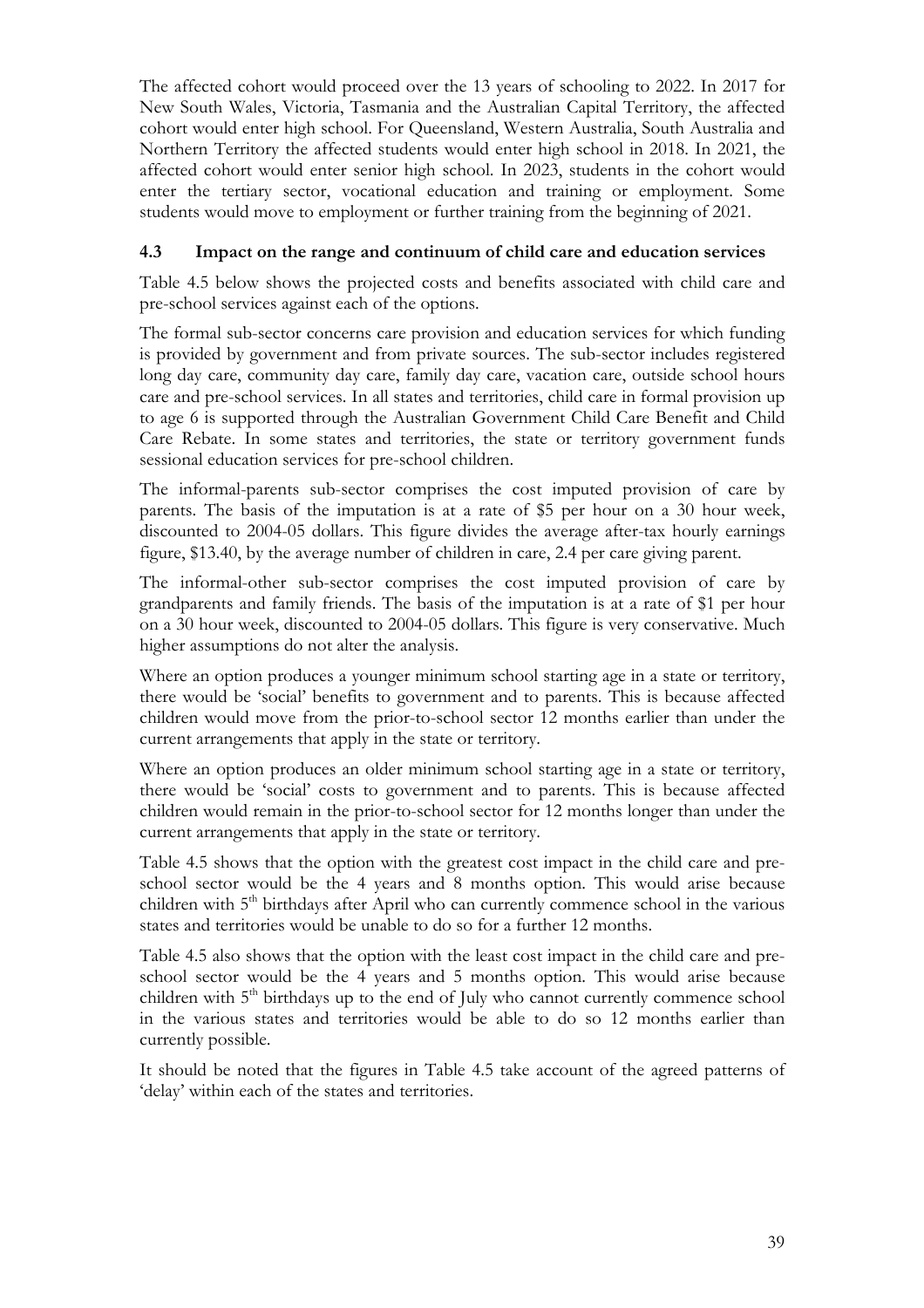The affected cohort would proceed over the 13 years of schooling to 2022. In 2017 for New South Wales, Victoria, Tasmania and the Australian Capital Territory, the affected cohort would enter high school. For Queensland, Western Australia, South Australia and Northern Territory the affected students would enter high school in 2018. In 2021, the affected cohort would enter senior high school. In 2023, students in the cohort would enter the tertiary sector, vocational education and training or employment. Some students would move to employment or further training from the beginning of 2021.

### 4.3 Impact on the range and continuum of child care and education services

Table 4.5 below shows the projected costs and benefits associated with child care and pre-school services against each of the options.

The formal sub-sector concerns care provision and education services for which funding is provided by government and from private sources. The sub-sector includes registered long day care, community day care, family day care, vacation care, outside school hours care and pre-school services. In all states and territories, child care in formal provision up to age 6 is supported through the Australian Government Child Care Benefit and Child Care Rebate. In some states and territories, the state or territory government funds sessional education services for pre-school children.

The informal-parents sub-sector comprises the cost imputed provision of care by parents. The basis of the imputation is at a rate of $5 per hour on a 30 hour week, discounted to 2004-05 dollars. This figure divides the average after-tax hourly earnings figure, $13.40, by the average number of children in care, 2.4 per care giving parent.

The informal-other sub-sector comprises the cost imputed provision of care by grandparents and family friends. The basis of the imputation is at a rate of $1 per hour on a 30 hour week, discounted to 2004-05 dollars. This figure is very conservative. Much higher assumptions do not alter the analysis.

Where an option produces a younger minimum school starting age in a state or territory, there would be 'social' benefits to government and to parents. This is because affected children would move from the prior-to-school sector 12 months earlier than under the current arrangements that apply in the state or territory.

Where an option produces an older minimum school starting age in a state or territory, there would be 'social' costs to government and to parents. This is because affected children would remain in the prior-to-school sector for 12 months longer than under the current arrangements that apply in the state or territory.

Table 4.5 shows that the option with the greatest cost impact in the child care and pre-school sector would be the 4 years and 8 months option. This would arise because children with 5th birthdays after April who can currently commence school in the various states and territories would be unable to do so for a further 12 months.

Table 4.5 also shows that the option with the least cost impact in the child care and pre-school sector would be the 4 years and 5 months option. This would arise because children with 5th birthdays up to the end of July who cannot currently commence school in the various states and territories would be able to do so 12 months earlier than currently possible.

It should be noted that the figures in Table 4.5 take account of the agreed patterns of 'delay' within each of the states and territories.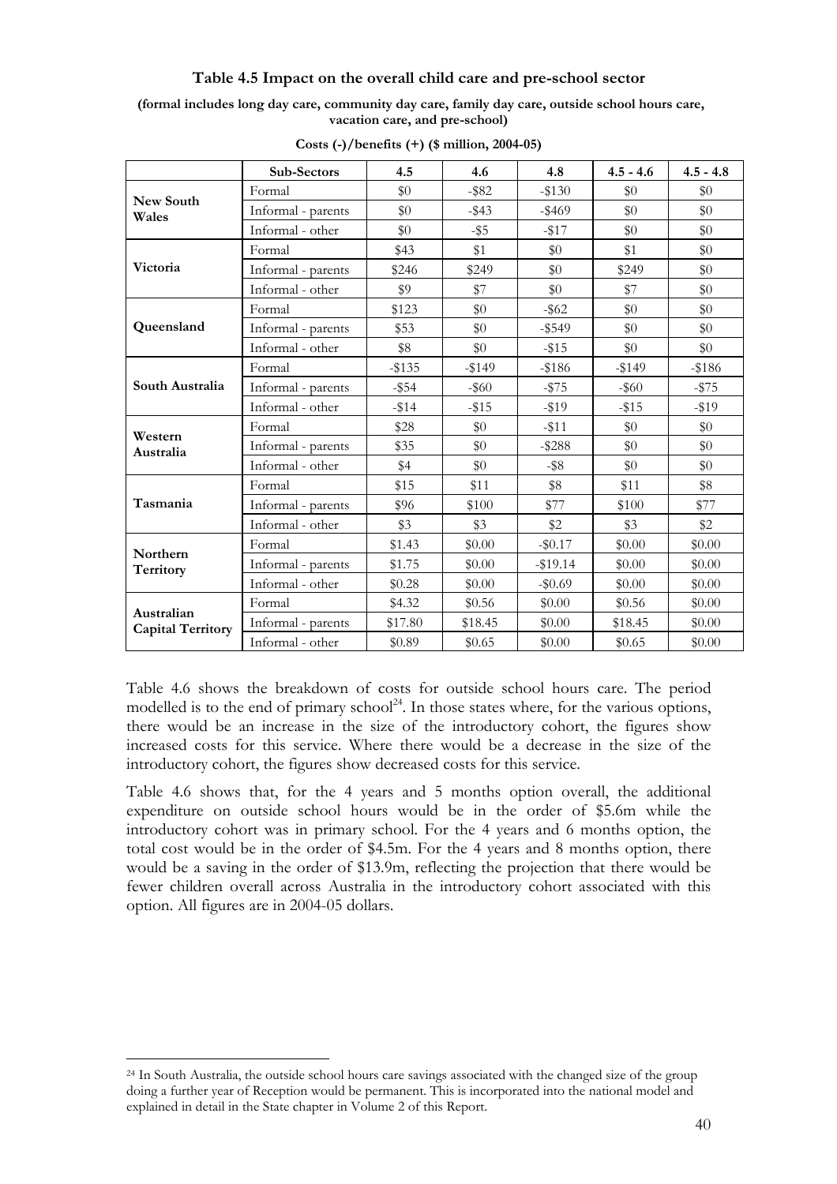**Table 4.5 Impact on the overall child care and pre-school sector**

**(formal includes long day care, community day care, family day care, outside school hours care, vacation care, and pre-school)**

**Costs (-)/benefits (+) ($ million, 2004-05)**

| | Sub-Sectors | 4.5 | 4.6 | 4.8 | 4.5 - 4.6 | 4.5 - 4.8 |
|---|---|---|---|---|---|---|
| **New South Wales** | Formal | $0 | -$82 | -$130 | $0 | $0 |
| | Informal - parents | $0 | -$43 | -$469 | $0 | $0 |
| | Informal - other | $0 | -$5 | -$17 | $0 | $0 |
| **Victoria** | Formal | $43 | $1 | $0 | $1 | $0 |
| | Informal - parents | $246 | $249 | $0 | $249 | $0 |
| | Informal - other | $9 | $7 | $0 | $7 | $0 |
| **Queensland** | Formal | $123 | $0 | -$62 | $0 | $0 |
| | Informal - parents | $53 | $0 | -$549 | $0 | $0 |
| | Informal - other | $8 | $0 | -$15 | $0 | $0 |
| **South Australia** | Formal | -$135 | -$149 | -$186 | -$149 | -$186 |
| | Informal - parents | -$54 | -$60 | -$75 | -$60 | -$75 |
| | Informal - other | -$14 | -$15 | -$19 | -$15 | -$19 |
| **Western Australia** | Formal | $28 | $0 | -$11 | $0 | $0 |
| | Informal - parents | $35 | $0 | -$288 | $0 | $0 |
| | Informal - other | $4 | $0 | -$8 | $0 | $0 |
| **Tasmania** | Formal | $15 | $11 | $8 | $11 | $8 |
| | Informal - parents | $96 | $100 | $77 | $100 | $77 |
| | Informal - other | $3 | $3 | $2 | $3 | $2 |
| **Northern Territory** | Formal | $1.43 | $0.00 | -$0.17 | $0.00 | $0.00 |
| | Informal - parents | $1.75 | $0.00 | -$19.14 | $0.00 | $0.00 |
| | Informal - other | $0.28 | $0.00 | -$0.69 | $0.00 | $0.00 |
| **Australian Capital Territory** | Formal | $4.32 | $0.56 | $0.00 | $0.56 | $0.00 |
| | Informal - parents | $17.80 | $18.45 | $0.00 | $18.45 | $0.00 |
| | Informal - other | $0.89 | $0.65 | $0.00 | $0.65 | $0.00 |

Table 4.6 shows the breakdown of costs for outside school hours care. The period modelled is to the end of primary school[24]. In those states where, for the various options, there would be an increase in the size of the introductory cohort, the figures show increased costs for this service. Where there would be a decrease in the size of the introductory cohort, the figures show decreased costs for this service.

Table 4.6 shows that, for the 4 years and 5 months option overall, the additional expenditure on outside school hours would be in the order of $5.6m while the introductory cohort was in primary school. For the 4 years and 6 months option, the total cost would be in the order of $4.5m. For the 4 years and 8 months option, there would be a saving in the order of $13.9m, reflecting the projection that there would be fewer children overall across Australia in the introductory cohort associated with this option. All figures are in 2004-05 dollars.

[24] In South Australia, the outside school hours care savings associated with the changed size of the group doing a further year of Reception would be permanent. This is incorporated into the national model and explained in detail in the State chapter in Volume 2 of this Report.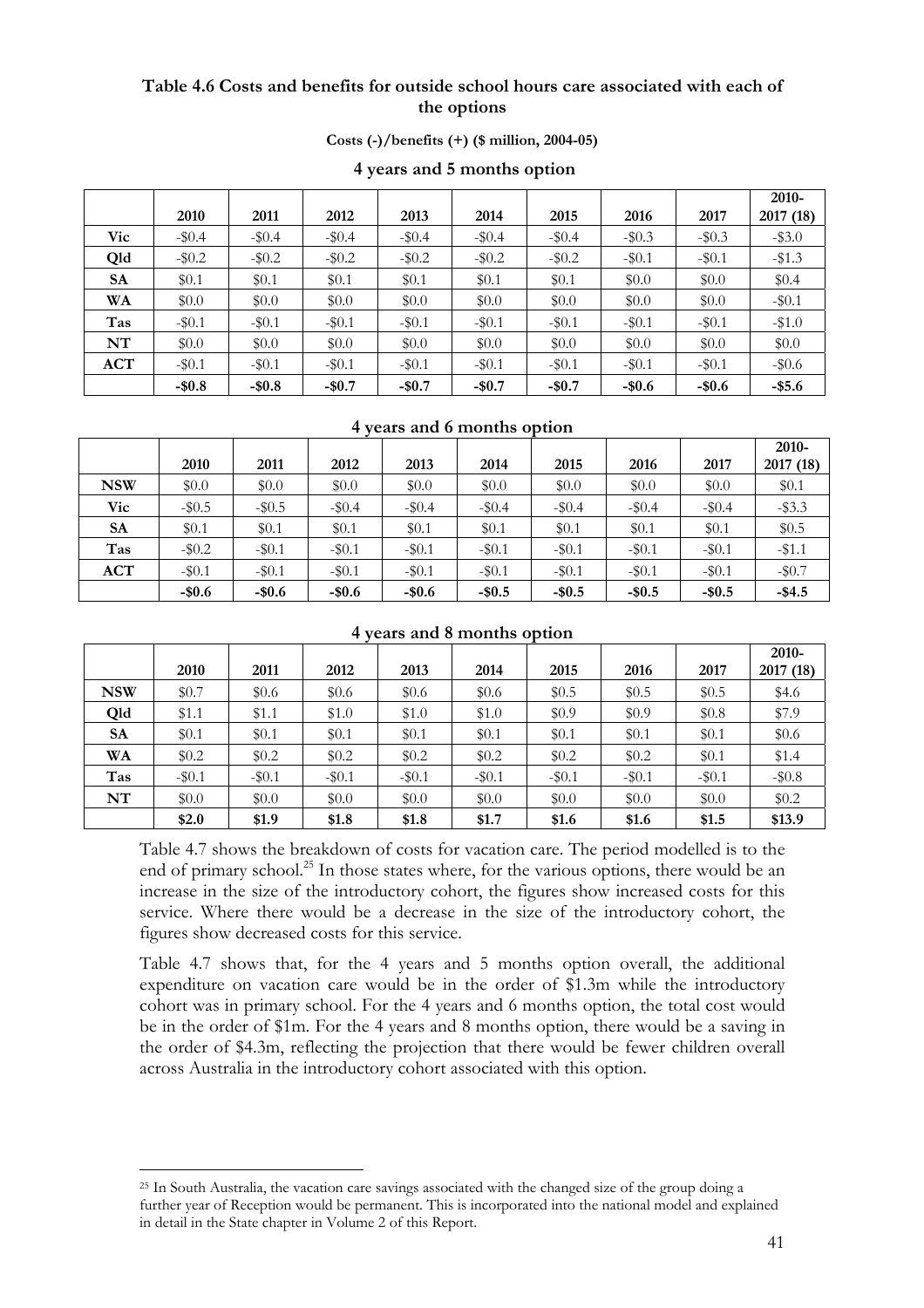**Table 4.6 Costs and benefits for outside school hours care associated with each of the options**

**Costs (-)/benefits (+) ($ million, 2004-05)**

**4 years and 5 months option**

| | 2010 | 2011 | 2012 | 2013 | 2014 | 2015 | 2016 | 2017 | 2010-2017 (18) |
|---|---|---|---|---|---|---|---|---|---|
| **Vic** | -$0.4 | -$0.4 | -$0.4 | -$0.4 | -$0.4 | -$0.4 | -$0.3 | -$0.3 | -$3.0 |
| **Qld** | -$0.2 | -$0.2 | -$0.2 | -$0.2 | -$0.2 | -$0.2 | -$0.1 | -$0.1 | -$1.3 |
| **SA** | $0.1 | $0.1 | $0.1 | $0.1 | $0.1 | $0.1 | $0.0 | $0.0 | $0.4 |
| **WA** | $0.0 | $0.0 | $0.0 | $0.0 | $0.0 | $0.0 | $0.0 | $0.0 | -$0.1 |
| **Tas** | -$0.1 | -$0.1 | -$0.1 | -$0.1 | -$0.1 | -$0.1 | -$0.1 | -$0.1 | -$1.0 |
| **NT** | $0.0 | $0.0 | $0.0 | $0.0 | $0.0 | $0.0 | $0.0 | $0.0 | $0.0 |
| **ACT** | -$0.1 | -$0.1 | -$0.1 | -$0.1 | -$0.1 | -$0.1 | -$0.1 | -$0.1 | -$0.6 |
| | **-$0.8** | **-$0.8** | **-$0.7** | **-$0.7** | **-$0.7** | **-$0.7** | **-$0.6** | **-$0.6** | **-$5.6** |

**4 years and 6 months option**

| | 2010 | 2011 | 2012 | 2013 | 2014 | 2015 | 2016 | 2017 | 2010-2017 (18) |
|---|---|---|---|---|---|---|---|---|---|
| **NSW** | $0.0 | $0.0 | $0.0 | $0.0 | $0.0 | $0.0 | $0.0 | $0.0 | $0.1 |
| **Vic** | -$0.5 | -$0.5 | -$0.4 | -$0.4 | -$0.4 | -$0.4 | -$0.4 | -$0.4 | -$3.3 |
| **SA** | $0.1 | $0.1 | $0.1 | $0.1 | $0.1 | $0.1 | $0.1 | $0.1 | $0.5 |
| **Tas** | -$0.2 | -$0.1 | -$0.1 | -$0.1 | -$0.1 | -$0.1 | -$0.1 | -$0.1 | -$1.1 |
| **ACT** | -$0.1 | -$0.1 | -$0.1 | -$0.1 | -$0.1 | -$0.1 | -$0.1 | -$0.1 | -$0.7 |
| | **-$0.6** | **-$0.6** | **-$0.6** | **-$0.6** | **-$0.5** | **-$0.5** | **-$0.5** | **-$0.5** | **-$4.5** |

**4 years and 8 months option**

| | 2010 | 2011 | 2012 | 2013 | 2014 | 2015 | 2016 | 2017 | 2010-2017 (18) |
|---|---|---|---|---|---|---|---|---|---|
| **NSW** | $0.7 | $0.6 | $0.6 | $0.6 | $0.6 | $0.5 | $0.5 | $0.5 | $4.6 |
| **Qld** | $1.1 | $1.1 | $1.0 | $1.0 | $1.0 | $0.9 | $0.9 | $0.8 | $7.9 |
| **SA** | $0.1 | $0.1 | $0.1 | $0.1 | $0.1 | $0.1 | $0.1 | $0.1 | $0.6 |
| **WA** | $0.2 | $0.2 | $0.2 | $0.2 | $0.2 | $0.2 | $0.2 | $0.1 | $1.4 |
| **Tas** | -$0.1 | -$0.1 | -$0.1 | -$0.1 | -$0.1 | -$0.1 | -$0.1 | -$0.1 | -$0.8 |
| **NT** | $0.0 | $0.0 | $0.0 | $0.0 | $0.0 | $0.0 | $0.0 | $0.0 | $0.2 |
| | **$2.0** | **$1.9** | **$1.8** | **$1.8** | **$1.7** | **$1.6** | **$1.6** | **$1.5** | **$13.9** |

Table 4.7 shows the breakdown of costs for vacation care. The period modelled is to the end of primary school.[25] In those states where, for the various options, there would be an increase in the size of the introductory cohort, the figures show increased costs for this service. Where there would be a decrease in the size of the introductory cohort, the figures show decreased costs for this service.

Table 4.7 shows that, for the 4 years and 5 months option overall, the additional expenditure on vacation care would be in the order of $1.3m while the introductory cohort was in primary school. For the 4 years and 6 months option, the total cost would be in the order of $1m. For the 4 years and 8 months option, there would be a saving in the order of $4.3m, reflecting the projection that there would be fewer children overall across Australia in the introductory cohort associated with this option.

[25] In South Australia, the vacation care savings associated with the changed size of the group doing a further year of Reception would be permanent. This is incorporated into the national model and explained in detail in the State chapter in Volume 2 of this Report.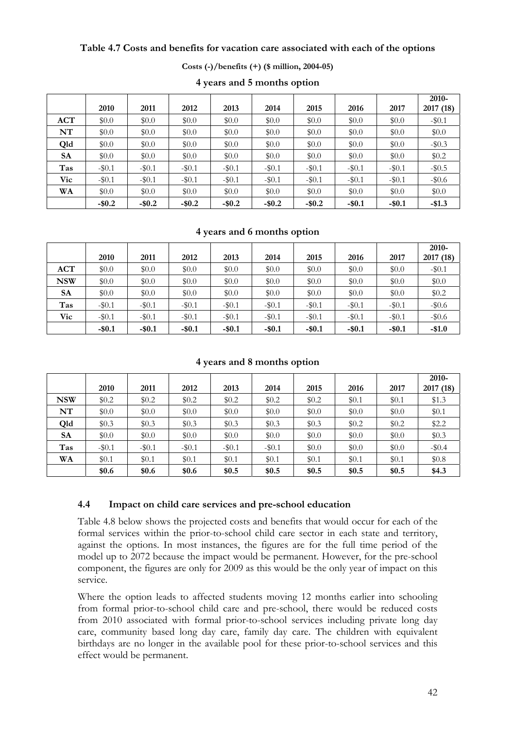**Table 4.7 Costs and benefits for vacation care associated with each of the options**

**Costs (-)/benefits (+) ($ million, 2004-05)**

**4 years and 5 months option**

| | 2010 | 2011 | 2012 | 2013 | 2014 | 2015 | 2016 | 2017 | 2010-2017 (18) |
|---|---|---|---|---|---|---|---|---|---|
| **ACT** | $0.0 | $0.0 | $0.0 | $0.0 | $0.0 | $0.0 | $0.0 | $0.0 | -$0.1 |
| **NT** | $0.0 | $0.0 | $0.0 | $0.0 | $0.0 | $0.0 | $0.0 | $0.0 | $0.0 |
| **Qld** | $0.0 | $0.0 | $0.0 | $0.0 | $0.0 | $0.0 | $0.0 | $0.0 | -$0.3 |
| **SA** | $0.0 | $0.0 | $0.0 | $0.0 | $0.0 | $0.0 | $0.0 | $0.0 | $0.2 |
| **Tas** | -$0.1 | -$0.1 | -$0.1 | -$0.1 | -$0.1 | -$0.1 | -$0.1 | -$0.1 | -$0.5 |
| **Vic** | -$0.1 | -$0.1 | -$0.1 | -$0.1 | -$0.1 | -$0.1 | -$0.1 | -$0.1 | -$0.6 |
| **WA** | $0.0 | $0.0 | $0.0 | $0.0 | $0.0 | $0.0 | $0.0 | $0.0 | $0.0 |
| | **-$0.2** | **-$0.2** | **-$0.2** | **-$0.2** | **-$0.2** | **-$0.2** | **-$0.1** | **-$0.1** | **-$1.3** |

**4 years and 6 months option**

| | 2010 | 2011 | 2012 | 2013 | 2014 | 2015 | 2016 | 2017 | 2010-2017 (18) |
|---|---|---|---|---|---|---|---|---|---|
| **ACT** | $0.0 | $0.0 | $0.0 | $0.0 | $0.0 | $0.0 | $0.0 | $0.0 | -$0.1 |
| **NSW** | $0.0 | $0.0 | $0.0 | $0.0 | $0.0 | $0.0 | $0.0 | $0.0 | $0.0 |
| **SA** | $0.0 | $0.0 | $0.0 | $0.0 | $0.0 | $0.0 | $0.0 | $0.0 | $0.2 |
| **Tas** | -$0.1 | -$0.1 | -$0.1 | -$0.1 | -$0.1 | -$0.1 | -$0.1 | -$0.1 | -$0.6 |
| **Vic** | -$0.1 | -$0.1 | -$0.1 | -$0.1 | -$0.1 | -$0.1 | -$0.1 | -$0.1 | -$0.6 |
| | **-$0.1** | **-$0.1** | **-$0.1** | **-$0.1** | **-$0.1** | **-$0.1** | **-$0.1** | **-$0.1** | **-$1.0** |

**4 years and 8 months option**

| | 2010 | 2011 | 2012 | 2013 | 2014 | 2015 | 2016 | 2017 | 2010-2017 (18) |
|---|---|---|---|---|---|---|---|---|---|
| **NSW** | $0.2 | $0.2 | $0.2 | $0.2 | $0.2 | $0.2 | $0.1 | $0.1 | $1.3 |
| **NT** | $0.0 | $0.0 | $0.0 | $0.0 | $0.0 | $0.0 | $0.0 | $0.0 | $0.1 |
| **Qld** | $0.3 | $0.3 | $0.3 | $0.3 | $0.3 | $0.3 | $0.2 | $0.2 | $2.2 |
| **SA** | $0.0 | $0.0 | $0.0 | $0.0 | $0.0 | $0.0 | $0.0 | $0.0 | $0.3 |
| **Tas** | -$0.1 | -$0.1 | -$0.1 | -$0.1 | -$0.1 | $0.0 | $0.0 | $0.0 | -$0.4 |
| **WA** | $0.1 | $0.1 | $0.1 | $0.1 | $0.1 | $0.1 | $0.1 | $0.1 | $0.8 |
| | **$0.6** | **$0.6** | **$0.6** | **$0.5** | **$0.5** | **$0.5** | **$0.5** | **$0.5** | **$4.3** |

### 4.4 Impact on child care services and pre-school education

Table 4.8 below shows the projected costs and benefits that would occur for each of the formal services within the prior-to-school child care sector in each state and territory, against the options. In most instances, the figures are for the full time period of the model up to 2072 because the impact would be permanent. However, for the pre-school component, the figures are only for 2009 as this would be the only year of impact on this service.

Where the option leads to affected students moving 12 months earlier into schooling from formal prior-to-school child care and pre-school, there would be reduced costs from 2010 associated with formal prior-to-school services including private long day care, community based long day care, family day care. The children with equivalent birthdays are no longer in the available pool for these prior-to-school services and this effect would be permanent.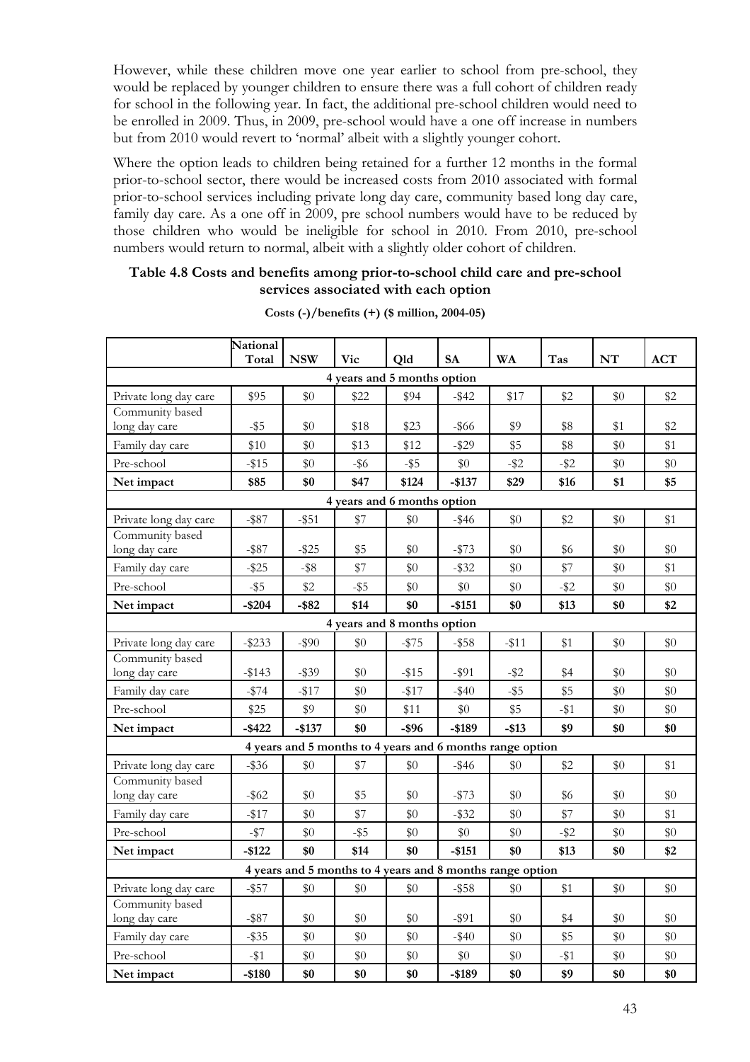However, while these children move one year earlier to school from pre-school, they would be replaced by younger children to ensure there was a full cohort of children ready for school in the following year. In fact, the additional pre-school children would need to be enrolled in 2009. Thus, in 2009, pre-school would have a one off increase in numbers but from 2010 would revert to 'normal' albeit with a slightly younger cohort.

Where the option leads to children being retained for a further 12 months in the formal prior-to-school sector, there would be increased costs from 2010 associated with formal prior-to-school services including private long day care, community based long day care, family day care. As a one off in 2009, pre school numbers would have to be reduced by those children who would be ineligible for school in 2010. From 2010, pre-school numbers would return to normal, albeit with a slightly older cohort of children.

**Table 4.8 Costs and benefits among prior-to-school child care and pre-school services associated with each option**

**Costs (-)/benefits (+) ($ million, 2004-05)**

| | National Total | NSW | Vic | Qld | SA | WA | Tas | NT | ACT |
|---|---|---|---|---|---|---|---|---|---|
| **4 years and 5 months option** | | | | | | | | | |
| Private long day care | $95 | $0 | $22 | $94 | -$42 | $17 | $2 | $0 | $2 |
| Community based long day care | -$5 | $0 | $18 | $23 | -$66 | $9 | $8 | $1 | $2 |
| Family day care | $10 | $0 | $13 | $12 | -$29 | $5 | $8 | $0 | $1 |
| Pre-school | -$15 | $0 | -$6 | -$5 | $0 | -$2 | -$2 | $0 | $0 |
| **Net impact** | **$85** | **$0** | **$47** | **$124** | **-$137** | **$29** | **$16** | **$1** | **$5** |
| **4 years and 6 months option** | | | | | | | | | |
| Private long day care | -$87 | -$51 | $7 | $0 | -$46 | $0 | $2 | $0 | $1 |
| Community based long day care | -$87 | -$25 | $5 | $0 | -$73 | $0 | $6 | $0 | $0 |
| Family day care | -$25 | -$8 | $7 | $0 | -$32 | $0 | $7 | $0 | $1 |
| Pre-school | -$5 | $2 | -$5 | $0 | $0 | $0 | -$2 | $0 | $0 |
| **Net impact** | **-$204** | **-$82** | **$14** | **$0** | **-$151** | **$0** | **$13** | **$0** | **$2** |
| **4 years and 8 months option** | | | | | | | | | |
| Private long day care | -$233 | -$90 | $0 | -$75 | -$58 | -$11 | $1 | $0 | $0 |
| Community based long day care | -$143 | -$39 | $0 | -$15 | -$91 | -$2 | $4 | $0 | $0 |
| Family day care | -$74 | -$17 | $0 | -$17 | -$40 | -$5 | $5 | $0 | $0 |
| Pre-school | $25 | $9 | $0 | $11 | $0 | $5 | -$1 | $0 | $0 |
| **Net impact** | **-$422** | **-$137** | **$0** | **-$96** | **-$189** | **-$13** | **$9** | **$0** | **$0** |
| **4 years and 5 months to 4 years and 6 months range option** | | | | | | | | | |
| Private long day care | -$36 | $0 | $7 | $0 | -$46 | $0 | $2 | $0 | $1 |
| Community based long day care | -$62 | $0 | $5 | $0 | -$73 | $0 | $6 | $0 | $0 |
| Family day care | -$17 | $0 | $7 | $0 | -$32 | $0 | $7 | $0 | $1 |
| Pre-school | -$7 | $0 | -$5 | $0 | $0 | $0 | -$2 | $0 | $0 |
| **Net impact** | **-$122** | **$0** | **$14** | **$0** | **-$151** | **$0** | **$13** | **$0** | **$2** |
| **4 years and 5 months to 4 years and 8 months range option** | | | | | | | | | |
| Private long day care | -$57 | $0 | $0 | $0 | -$58 | $0 | $1 | $0 | $0 |
| Community based long day care | -$87 | $0 | $0 | $0 | -$91 | $0 | $4 | $0 | $0 |
| Family day care | -$35 | $0 | $0 | $0 | -$40 | $0 | $5 | $0 | $0 |
| Pre-school | -$1 | $0 | $0 | $0 | $0 | $0 | -$1 | $0 | $0 |
| **Net impact** | **-$180** | **$0** | **$0** | **$0** | **-$189** | **$0** | **$9** | **$0** | **$0** |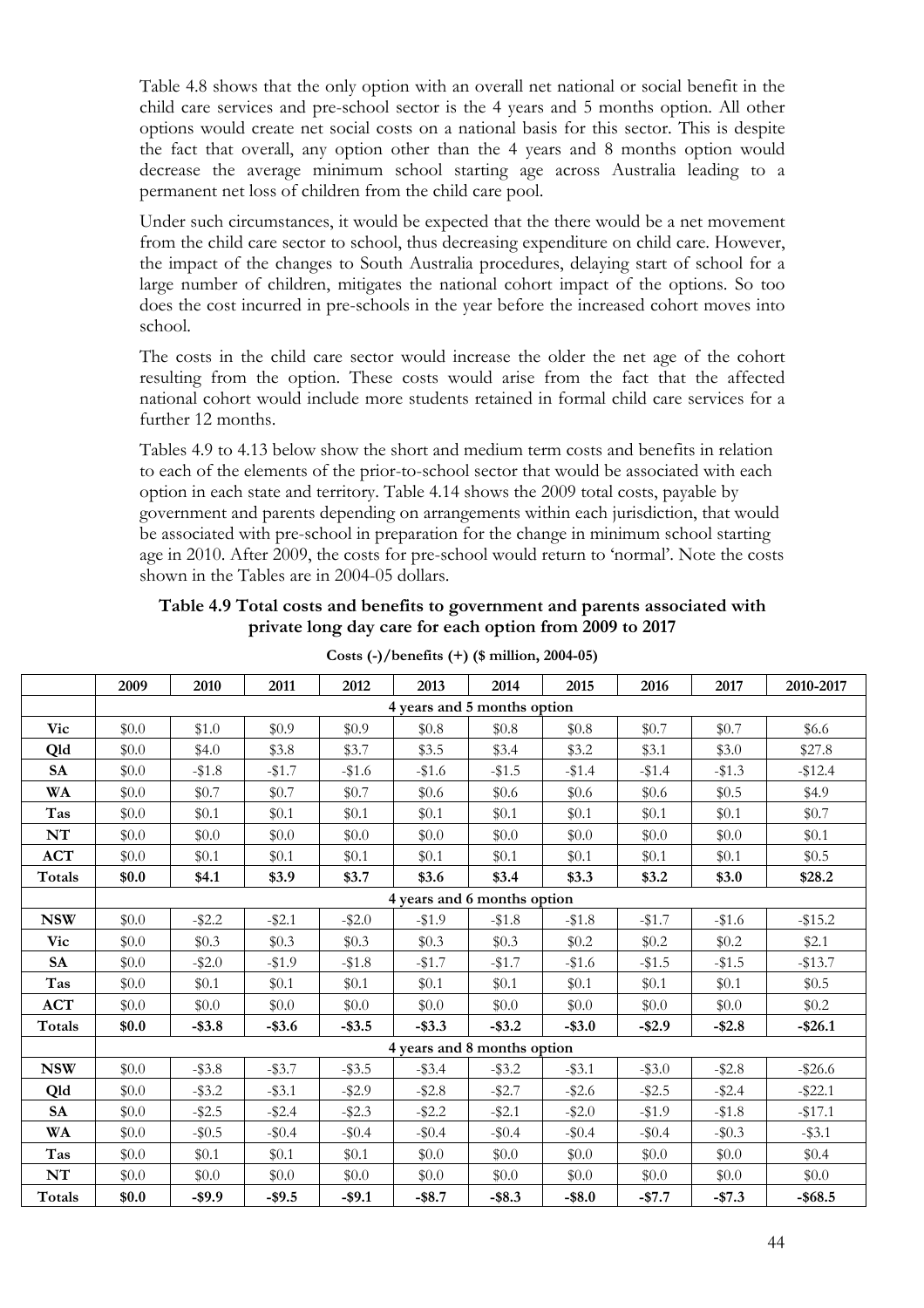Table 4.8 shows that the only option with an overall net national or social benefit in the child care services and pre-school sector is the 4 years and 5 months option. All other options would create net social costs on a national basis for this sector. This is despite the fact that overall, any option other than the 4 years and 8 months option would decrease the average minimum school starting age across Australia leading to a permanent net loss of children from the child care pool.

Under such circumstances, it would be expected that the there would be a net movement from the child care sector to school, thus decreasing expenditure on child care. However, the impact of the changes to South Australia procedures, delaying start of school for a large number of children, mitigates the national cohort impact of the options. So too does the cost incurred in pre-schools in the year before the increased cohort moves into school.

The costs in the child care sector would increase the older the net age of the cohort resulting from the option. These costs would arise from the fact that the affected national cohort would include more students retained in formal child care services for a further 12 months.

Tables 4.9 to 4.13 below show the short and medium term costs and benefits in relation to each of the elements of the prior-to-school sector that would be associated with each option in each state and territory. Table 4.14 shows the 2009 total costs, payable by government and parents depending on arrangements within each jurisdiction, that would be associated with pre-school in preparation for the change in minimum school starting age in 2010. After 2009, the costs for pre-school would return to 'normal'. Note the costs shown in the Tables are in 2004-05 dollars.

**Table 4.9 Total costs and benefits to government and parents associated with private long day care for each option from 2009 to 2017**

**Costs (-)/benefits (+) ($ million, 2004-05)**

| | 2009 | 2010 | 2011 | 2012 | 2013 | 2014 | 2015 | 2016 | 2017 | 2010-2017 |
|---|---|---|---|---|---|---|---|---|---|---|
| | **4 years and 5 months option** | | | | | | | | | |
| **Vic** | $0.0 | $1.0 | $0.9 | $0.9 | $0.8 | $0.8 | $0.8 | $0.7 | $0.7 | $6.6 |
| **Qld** | $0.0 | $4.0 | $3.8 | $3.7 | $3.5 | $3.4 | $3.2 | $3.1 | $3.0 | $27.8 |
| **SA** | $0.0 | -$1.8 | -$1.7 | -$1.6 | -$1.6 | -$1.5 | -$1.4 | -$1.4 | -$1.3 | -$12.4 |
| **WA** | $0.0 | $0.7 | $0.7 | $0.7 | $0.6 | $0.6 | $0.6 | $0.6 | $0.5 | $4.9 |
| **Tas** | $0.0 | $0.1 | $0.1 | $0.1 | $0.1 | $0.1 | $0.1 | $0.1 | $0.1 | $0.7 |
| **NT** | $0.0 | $0.0 | $0.0 | $0.0 | $0.0 | $0.0 | $0.0 | $0.0 | $0.0 | $0.1 |
| **ACT** | $0.0 | $0.1 | $0.1 | $0.1 | $0.1 | $0.1 | $0.1 | $0.1 | $0.1 | $0.5 |
| **Totals** | **$0.0** | **$4.1** | **$3.9** | **$3.7** | **$3.6** | **$3.4** | **$3.3** | **$3.2** | **$3.0** | **$28.2** |
| | **4 years and 6 months option** | | | | | | | | | |
| **NSW** | $0.0 | -$2.2 | -$2.1 | -$2.0 | -$1.9 | -$1.8 | -$1.8 | -$1.7 | -$1.6 | -$15.2 |
| **Vic** | $0.0 | $0.3 | $0.3 | $0.3 | $0.3 | $0.3 | $0.2 | $0.2 | $0.2 | $2.1 |
| **SA** | $0.0 | -$2.0 | -$1.9 | -$1.8 | -$1.7 | -$1.7 | -$1.6 | -$1.5 | -$1.5 | -$13.7 |
| **Tas** | $0.0 | $0.1 | $0.1 | $0.1 | $0.1 | $0.1 | $0.1 | $0.1 | $0.1 | $0.5 |
| **ACT** | $0.0 | $0.0 | $0.0 | $0.0 | $0.0 | $0.0 | $0.0 | $0.0 | $0.0 | $0.2 |
| **Totals** | **$0.0** | **-$3.8** | **-$3.6** | **-$3.5** | **-$3.3** | **-$3.2** | **-$3.0** | **-$2.9** | **-$2.8** | **-$26.1** |
| | **4 years and 8 months option** | | | | | | | | | |
| **NSW** | $0.0 | -$3.8 | -$3.7 | -$3.5 | -$3.4 | -$3.2 | -$3.1 | -$3.0 | -$2.8 | -$26.6 |
| **Qld** | $0.0 | -$3.2 | -$3.1 | -$2.9 | -$2.8 | -$2.7 | -$2.6 | -$2.5 | -$2.4 | -$22.1 |
| **SA** | $0.0 | -$2.5 | -$2.4 | -$2.3 | -$2.2 | -$2.1 | -$2.0 | -$1.9 | -$1.8 | -$17.1 |
| **WA** | $0.0 | -$0.5 | -$0.4 | -$0.4 | -$0.4 | -$0.4 | -$0.4 | -$0.4 | -$0.3 | -$3.1 |
| **Tas** | $0.0 | $0.1 | $0.1 | $0.1 | $0.0 | $0.0 | $0.0 | $0.0 | $0.0 | $0.4 |
| **NT** | $0.0 | $0.0 | $0.0 | $0.0 | $0.0 | $0.0 | $0.0 | $0.0 | $0.0 | $0.0 |
| **Totals** | **$0.0** | **-$9.9** | **-$9.5** | **-$9.1** | **-$8.7** | **-$8.3** | **-$8.0** | **-$7.7** | **-$7.3** | **-$68.5** |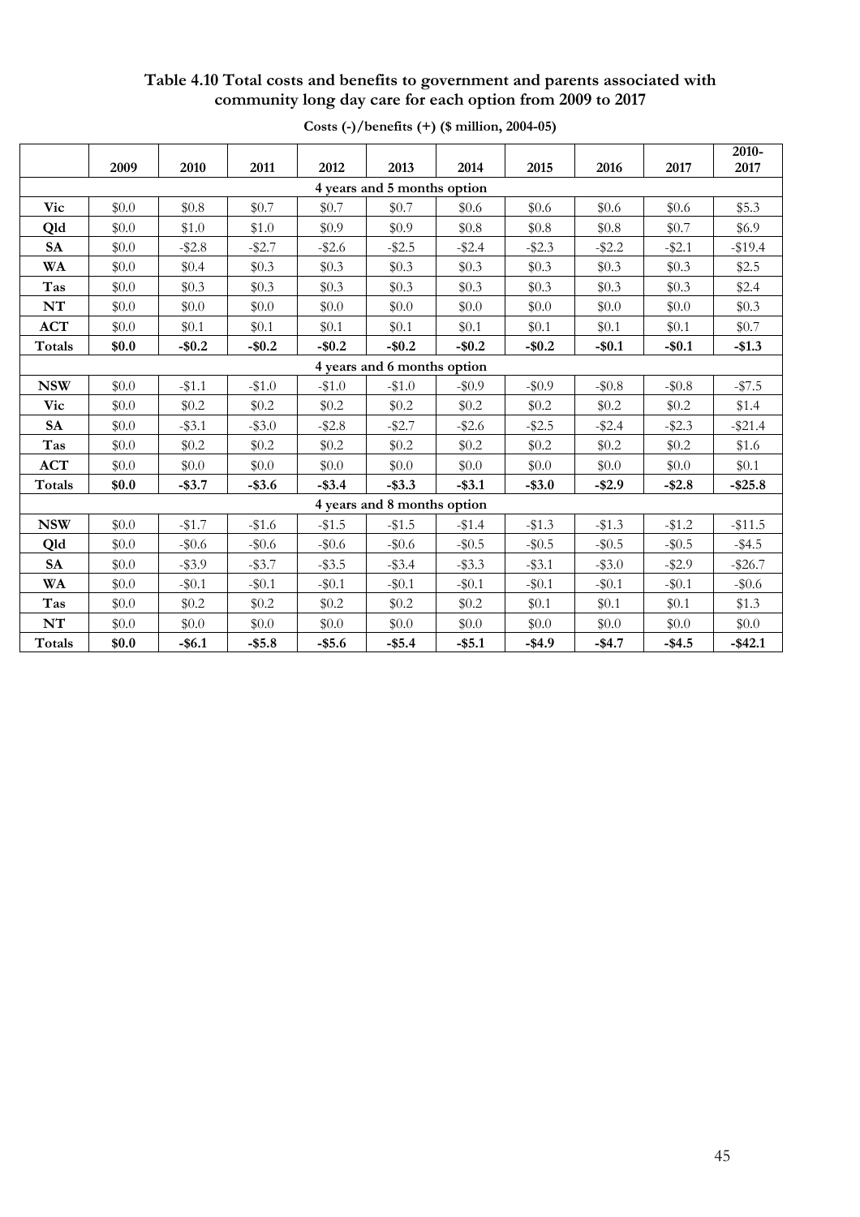**Table 4.10 Total costs and benefits to government and parents associated with community long day care for each option from 2009 to 2017**

**Costs (-)/benefits (+) ($ million, 2004-05)**

| | 2009 | 2010 | 2011 | 2012 | 2013 | 2014 | 2015 | 2016 | 2017 | 2010-2017 |
|---|---|---|---|---|---|---|---|---|---|---|
| **4 years and 5 months option** | | | | | | | | | | |
| **Vic** | $0.0 | $0.8 | $0.7 | $0.7 | $0.7 | $0.6 | $0.6 | $0.6 | $0.6 | $5.3 |
| **Qld** | $0.0 | $1.0 | $1.0 | $0.9 | $0.9 | $0.8 | $0.8 | $0.8 | $0.7 | $6.9 |
| **SA** | $0.0 | -$2.8 | -$2.7 | -$2.6 | -$2.5 | -$2.4 | -$2.3 | -$2.2 | -$2.1 | -$19.4 |
| **WA** | $0.0 | $0.4 | $0.3 | $0.3 | $0.3 | $0.3 | $0.3 | $0.3 | $0.3 | $2.5 |
| **Tas** | $0.0 | $0.3 | $0.3 | $0.3 | $0.3 | $0.3 | $0.3 | $0.3 | $0.3 | $2.4 |
| **NT** | $0.0 | $0.0 | $0.0 | $0.0 | $0.0 | $0.0 | $0.0 | $0.0 | $0.0 | $0.3 |
| **ACT** | $0.0 | $0.1 | $0.1 | $0.1 | $0.1 | $0.1 | $0.1 | $0.1 | $0.1 | $0.7 |
| **Totals** | **$0.0** | **-$0.2** | **-$0.2** | **-$0.2** | **-$0.2** | **-$0.2** | **-$0.2** | **-$0.1** | **-$0.1** | **-$1.3** |
| **4 years and 6 months option** | | | | | | | | | | |
| **NSW** | $0.0 | -$1.1 | -$1.0 | -$1.0 | -$1.0 | -$0.9 | -$0.9 | -$0.8 | -$0.8 | -$7.5 |
| **Vic** | $0.0 | $0.2 | $0.2 | $0.2 | $0.2 | $0.2 | $0.2 | $0.2 | $0.2 | $1.4 |
| **SA** | $0.0 | -$3.1 | -$3.0 | -$2.8 | -$2.7 | -$2.6 | -$2.5 | -$2.4 | -$2.3 | -$21.4 |
| **Tas** | $0.0 | $0.2 | $0.2 | $0.2 | $0.2 | $0.2 | $0.2 | $0.2 | $0.2 | $1.6 |
| **ACT** | $0.0 | $0.0 | $0.0 | $0.0 | $0.0 | $0.0 | $0.0 | $0.0 | $0.0 | $0.1 |
| **Totals** | **$0.0** | **-$3.7** | **-$3.6** | **-$3.4** | **-$3.3** | **-$3.1** | **-$3.0** | **-$2.9** | **-$2.8** | **-$25.8** |
| **4 years and 8 months option** | | | | | | | | | | |
| **NSW** | $0.0 | -$1.7 | -$1.6 | -$1.5 | -$1.5 | -$1.4 | -$1.3 | -$1.3 | -$1.2 | -$11.5 |
| **Qld** | $0.0 | -$0.6 | -$0.6 | -$0.6 | -$0.6 | -$0.5 | -$0.5 | -$0.5 | -$0.5 | -$4.5 |
| **SA** | $0.0 | -$3.9 | -$3.7 | -$3.5 | -$3.4 | -$3.3 | -$3.1 | -$3.0 | -$2.9 | -$26.7 |
| **WA** | $0.0 | -$0.1 | -$0.1 | -$0.1 | -$0.1 | -$0.1 | -$0.1 | -$0.1 | -$0.1 | -$0.6 |
| **Tas** | $0.0 | $0.2 | $0.2 | $0.2 | $0.2 | $0.2 | $0.1 | $0.1 | $0.1 | $1.3 |
| **NT** | $0.0 | $0.0 | $0.0 | $0.0 | $0.0 | $0.0 | $0.0 | $0.0 | $0.0 | $0.0 |
| **Totals** | **$0.0** | **-$6.1** | **-$5.8** | **-$5.6** | **-$5.4** | **-$5.1** | **-$4.9** | **-$4.7** | **-$4.5** | **-$42.1** |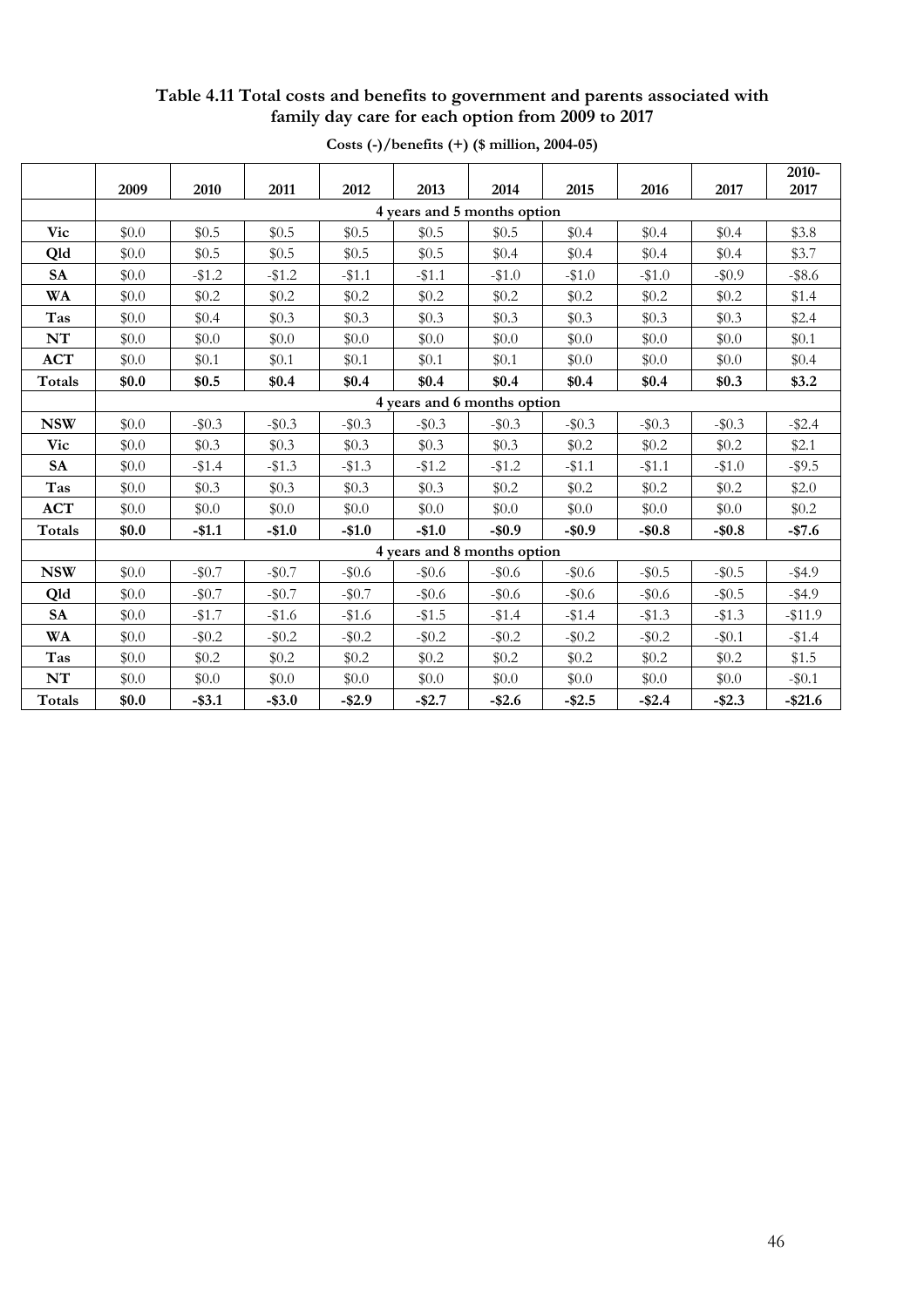**Table 4.11 Total costs and benefits to government and parents associated with family day care for each option from 2009 to 2017**

**Costs (-)/benefits (+) ($ million, 2004-05)**

| | 2009 | 2010 | 2011 | 2012 | 2013 | 2014 | 2015 | 2016 | 2017 | 2010-2017 |
|---|---|---|---|---|---|---|---|---|---|---|
| | 4 years and 5 months option | | | | | | | | | |
| **Vic** | $0.0 | $0.5 | $0.5 | $0.5 | $0.5 | $0.5 | $0.4 | $0.4 | $0.4 | $3.8 |
| **Qld** | $0.0 | $0.5 | $0.5 | $0.5 | $0.5 | $0.4 | $0.4 | $0.4 | $0.4 | $3.7 |
| **SA** | $0.0 | -$1.2 | -$1.2 | -$1.1 | -$1.1 | -$1.0 | -$1.0 | -$1.0 | -$0.9 | -$8.6 |
| **WA** | $0.0 | $0.2 | $0.2 | $0.2 | $0.2 | $0.2 | $0.2 | $0.2 | $0.2 | $1.4 |
| **Tas** | $0.0 | $0.4 | $0.3 | $0.3 | $0.3 | $0.3 | $0.3 | $0.3 | $0.3 | $2.4 |
| **NT** | $0.0 | $0.0 | $0.0 | $0.0 | $0.0 | $0.0 | $0.0 | $0.0 | $0.0 | $0.1 |
| **ACT** | $0.0 | $0.1 | $0.1 | $0.1 | $0.1 | $0.1 | $0.0 | $0.0 | $0.0 | $0.4 |
| **Totals** | **$0.0** | **$0.5** | **$0.4** | **$0.4** | **$0.4** | **$0.4** | **$0.4** | **$0.4** | **$0.3** | **$3.2** |
| | 4 years and 6 months option | | | | | | | | | |
| **NSW** | $0.0 | -$0.3 | -$0.3 | -$0.3 | -$0.3 | -$0.3 | -$0.3 | -$0.3 | -$0.3 | -$2.4 |
| **Vic** | $0.0 | $0.3 | $0.3 | $0.3 | $0.3 | $0.3 | $0.2 | $0.2 | $0.2 | $2.1 |
| **SA** | $0.0 | -$1.4 | -$1.3 | -$1.3 | -$1.2 | -$1.2 | -$1.1 | -$1.1 | -$1.0 | -$9.5 |
| **Tas** | $0.0 | $0.3 | $0.3 | $0.3 | $0.3 | $0.2 | $0.2 | $0.2 | $0.2 | $2.0 |
| **ACT** | $0.0 | $0.0 | $0.0 | $0.0 | $0.0 | $0.0 | $0.0 | $0.0 | $0.0 | $0.2 |
| **Totals** | **$0.0** | **-$1.1** | **-$1.0** | **-$1.0** | **-$1.0** | **-$0.9** | **-$0.9** | **-$0.8** | **-$0.8** | **-$7.6** |
| | 4 years and 8 months option | | | | | | | | | |
| **NSW** | $0.0 | -$0.7 | -$0.7 | -$0.6 | -$0.6 | -$0.6 | -$0.6 | -$0.5 | -$0.5 | -$4.9 |
| **Qld** | $0.0 | -$0.7 | -$0.7 | -$0.7 | -$0.6 | -$0.6 | -$0.6 | -$0.6 | -$0.5 | -$4.9 |
| **SA** | $0.0 | -$1.7 | -$1.6 | -$1.6 | -$1.5 | -$1.4 | -$1.4 | -$1.3 | -$1.3 | -$11.9 |
| **WA** | $0.0 | -$0.2 | -$0.2 | -$0.2 | -$0.2 | -$0.2 | -$0.2 | -$0.2 | -$0.1 | -$1.4 |
| **Tas** | $0.0 | $0.2 | $0.2 | $0.2 | $0.2 | $0.2 | $0.2 | $0.2 | $0.2 | $1.5 |
| **NT** | $0.0 | $0.0 | $0.0 | $0.0 | $0.0 | $0.0 | $0.0 | $0.0 | $0.0 | -$0.1 |
| **Totals** | **$0.0** | **-$3.1** | **-$3.0** | **-$2.9** | **-$2.7** | **-$2.6** | **-$2.5** | **-$2.4** | **-$2.3** | **-$21.6** |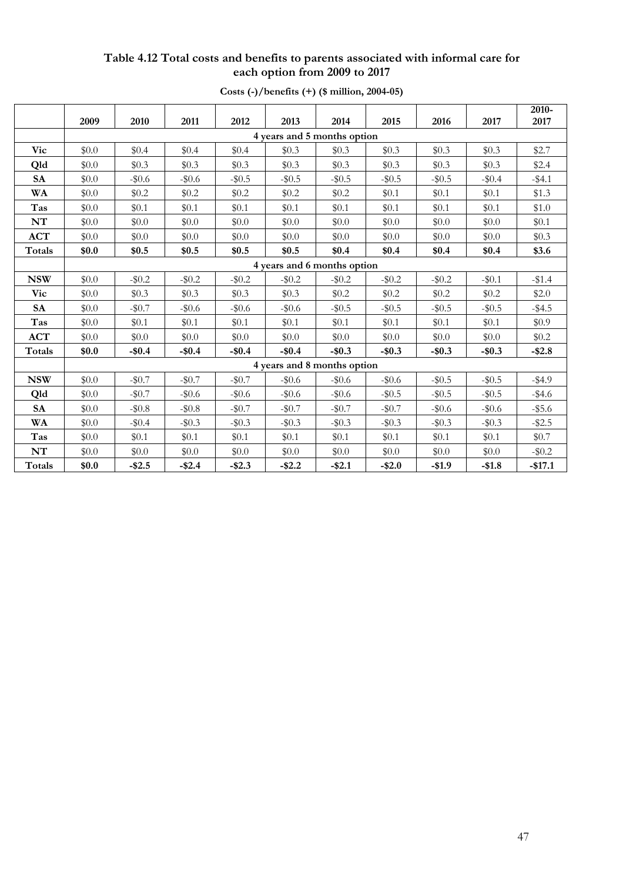### Table 4.12 Total costs and benefits to parents associated with informal care for each option from 2009 to 2017

**Costs (-)/benefits (+) ($ million, 2004-05)**

| | 2009 | 2010 | 2011 | 2012 | 2013 | 2014 | 2015 | 2016 | 2017 | 2010-2017 |
|---|---|---|---|---|---|---|---|---|---|---|
| | 4 years and 5 months option | | | | | | | | | |
| **Vic** | $0.0 | $0.4 | $0.4 | $0.4 | $0.3 | $0.3 | $0.3 | $0.3 | $0.3 | $2.7 |
| **Qld** | $0.0 | $0.3 | $0.3 | $0.3 | $0.3 | $0.3 | $0.3 | $0.3 | $0.3 | $2.4 |
| **SA** | $0.0 | -$0.6 | -$0.6 | -$0.5 | -$0.5 | -$0.5 | -$0.5 | -$0.5 | -$0.4 | -$4.1 |
| **WA** | $0.0 | $0.2 | $0.2 | $0.2 | $0.2 | $0.2 | $0.1 | $0.1 | $0.1 | $1.3 |
| **Tas** | $0.0 | $0.1 | $0.1 | $0.1 | $0.1 | $0.1 | $0.1 | $0.1 | $0.1 | $1.0 |
| **NT** | $0.0 | $0.0 | $0.0 | $0.0 | $0.0 | $0.0 | $0.0 | $0.0 | $0.0 | $0.1 |
| **ACT** | $0.0 | $0.0 | $0.0 | $0.0 | $0.0 | $0.0 | $0.0 | $0.0 | $0.0 | $0.3 |
| **Totals** | **$0.0** | **$0.5** | **$0.5** | **$0.5** | **$0.5** | **$0.4** | **$0.4** | **$0.4** | **$0.4** | **$3.6** |
| | 4 years and 6 months option | | | | | | | | | |
| **NSW** | $0.0 | -$0.2 | -$0.2 | -$0.2 | -$0.2 | -$0.2 | -$0.2 | -$0.2 | -$0.1 | -$1.4 |
| **Vic** | $0.0 | $0.3 | $0.3 | $0.3 | $0.3 | $0.2 | $0.2 | $0.2 | $0.2 | $2.0 |
| **SA** | $0.0 | -$0.7 | -$0.6 | -$0.6 | -$0.6 | -$0.5 | -$0.5 | -$0.5 | -$0.5 | -$4.5 |
| **Tas** | $0.0 | $0.1 | $0.1 | $0.1 | $0.1 | $0.1 | $0.1 | $0.1 | $0.1 | $0.9 |
| **ACT** | $0.0 | $0.0 | $0.0 | $0.0 | $0.0 | $0.0 | $0.0 | $0.0 | $0.0 | $0.2 |
| **Totals** | **$0.0** | **-$0.4** | **-$0.4** | **-$0.4** | **-$0.4** | **-$0.3** | **-$0.3** | **-$0.3** | **-$0.3** | **-$2.8** |
| | 4 years and 8 months option | | | | | | | | | |
| **NSW** | $0.0 | -$0.7 | -$0.7 | -$0.7 | -$0.6 | -$0.6 | -$0.6 | -$0.5 | -$0.5 | -$4.9 |
| **Qld** | $0.0 | -$0.7 | -$0.6 | -$0.6 | -$0.6 | -$0.6 | -$0.5 | -$0.5 | -$0.5 | -$4.6 |
| **SA** | $0.0 | -$0.8 | -$0.8 | -$0.7 | -$0.7 | -$0.7 | -$0.7 | -$0.6 | -$0.6 | -$5.6 |
| **WA** | $0.0 | -$0.4 | -$0.3 | -$0.3 | -$0.3 | -$0.3 | -$0.3 | -$0.3 | -$0.3 | -$2.5 |
| **Tas** | $0.0 | $0.1 | $0.1 | $0.1 | $0.1 | $0.1 | $0.1 | $0.1 | $0.1 | $0.7 |
| **NT** | $0.0 | $0.0 | $0.0 | $0.0 | $0.0 | $0.0 | $0.0 | $0.0 | $0.0 | -$0.2 |
| **Totals** | **$0.0** | **-$2.5** | **-$2.4** | **-$2.3** | **-$2.2** | **-$2.1** | **-$2.0** | **-$1.9** | **-$1.8** | **-$17.1** |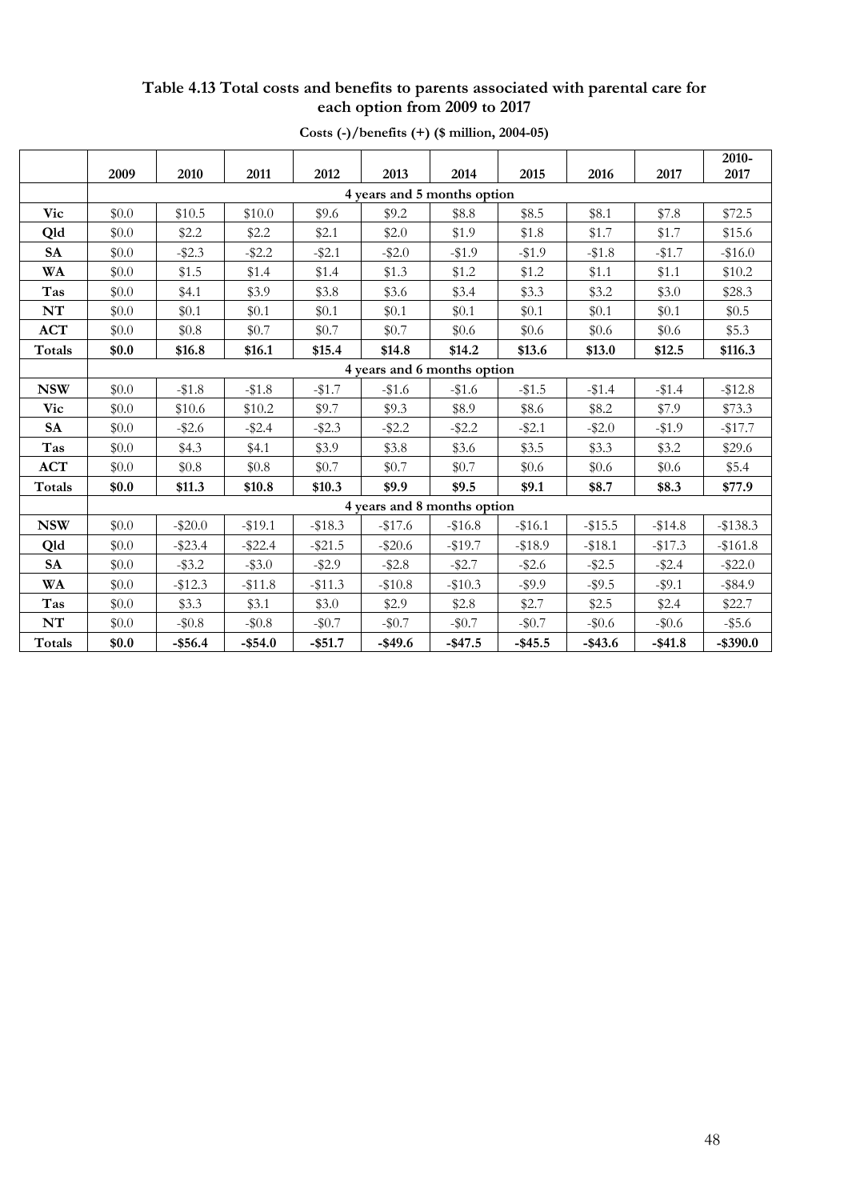**Table 4.13 Total costs and benefits to parents associated with parental care for each option from 2009 to 2017**

**Costs (-)/benefits (+) ($ million, 2004-05)**

| | 2009 | 2010 | 2011 | 2012 | 2013 | 2014 | 2015 | 2016 | 2017 | 2010-2017 |
|---|---|---|---|---|---|---|---|---|---|---|
| | 4 years and 5 months option | | | | | | | | | |
| **Vic** | $0.0 | $10.5 | $10.0 | $9.6 | $9.2 | $8.8 | $8.5 | $8.1 | $7.8 | $72.5 |
| **Qld** | $0.0 | $2.2 | $2.2 | $2.1 | $2.0 | $1.9 | $1.8 | $1.7 | $1.7 | $15.6 |
| **SA** | $0.0 | -$2.3 | -$2.2 | -$2.1 | -$2.0 | -$1.9 | -$1.9 | -$1.8 | -$1.7 | -$16.0 |
| **WA** | $0.0 | $1.5 | $1.4 | $1.4 | $1.3 | $1.2 | $1.2 | $1.1 | $1.1 | $10.2 |
| **Tas** | $0.0 | $4.1 | $3.9 | $3.8 | $3.6 | $3.4 | $3.3 | $3.2 | $3.0 | $28.3 |
| **NT** | $0.0 | $0.1 | $0.1 | $0.1 | $0.1 | $0.1 | $0.1 | $0.1 | $0.1 | $0.5 |
| **ACT** | $0.0 | $0.8 | $0.7 | $0.7 | $0.7 | $0.6 | $0.6 | $0.6 | $0.6 | $5.3 |
| **Totals** | **$0.0** | **$16.8** | **$16.1** | **$15.4** | **$14.8** | **$14.2** | **$13.6** | **$13.0** | **$12.5** | **$116.3** |
| | 4 years and 6 months option | | | | | | | | | |
| **NSW** | $0.0 | -$1.8 | -$1.8 | -$1.7 | -$1.6 | -$1.6 | -$1.5 | -$1.4 | -$1.4 | -$12.8 |
| **Vic** | $0.0 | $10.6 | $10.2 | $9.7 | $9.3 | $8.9 | $8.6 | $8.2 | $7.9 | $73.3 |
| **SA** | $0.0 | -$2.6 | -$2.4 | -$2.3 | -$2.2 | -$2.2 | -$2.1 | -$2.0 | -$1.9 | -$17.7 |
| **Tas** | $0.0 | $4.3 | $4.1 | $3.9 | $3.8 | $3.6 | $3.5 | $3.3 | $3.2 | $29.6 |
| **ACT** | $0.0 | $0.8 | $0.8 | $0.7 | $0.7 | $0.7 | $0.6 | $0.6 | $0.6 | $5.4 |
| **Totals** | **$0.0** | **$11.3** | **$10.8** | **$10.3** | **$9.9** | **$9.5** | **$9.1** | **$8.7** | **$8.3** | **$77.9** |
| | 4 years and 8 months option | | | | | | | | | |
| **NSW** | $0.0 | -$20.0 | -$19.1 | -$18.3 | -$17.6 | -$16.8 | -$16.1 | -$15.5 | -$14.8 | -$138.3 |
| **Qld** | $0.0 | -$23.4 | -$22.4 | -$21.5 | -$20.6 | -$19.7 | -$18.9 | -$18.1 | -$17.3 | -$161.8 |
| **SA** | $0.0 | -$3.2 | -$3.0 | -$2.9 | -$2.8 | -$2.7 | -$2.6 | -$2.5 | -$2.4 | -$22.0 |
| **WA** | $0.0 | -$12.3 | -$11.8 | -$11.3 | -$10.8 | -$10.3 | -$9.9 | -$9.5 | -$9.1 | -$84.9 |
| **Tas** | $0.0 | $3.3 | $3.1 | $3.0 | $2.9 | $2.8 | $2.7 | $2.5 | $2.4 | $22.7 |
| **NT** | $0.0 | -$0.8 | -$0.8 | -$0.7 | -$0.7 | -$0.7 | -$0.7 | -$0.6 | -$0.6 | -$5.6 |
| **Totals** | **$0.0** | **-$56.4** | **-$54.0** | **-$51.7** | **-$49.6** | **-$47.5** | **-$45.5** | **-$43.6** | **-$41.8** | **-$390.0** |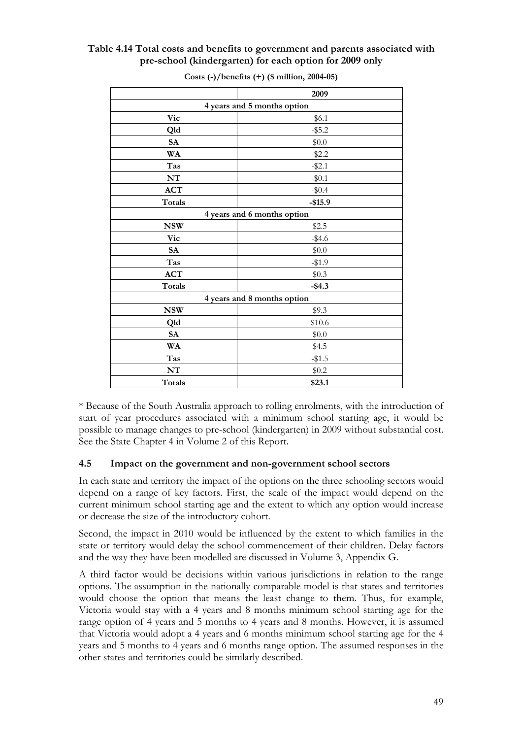**Table 4.14 Total costs and benefits to government and parents associated with pre-school (kindergarten) for each option for 2009 only**

**Costs (-)/benefits (+) ($ million, 2004-05)**

| | 2009 |
|---|---|
| **4 years and 5 months option** | |
| **Vic** | -$6.1 |
| **Qld** | -$5.2 |
| **SA** | $0.0 |
| **WA** | -$2.2 |
| **Tas** | -$2.1 |
| **NT** | -$0.1 |
| **ACT** | -$0.4 |
| **Totals** | **-$15.9** |
| **4 years and 6 months option** | |
| **NSW** | $2.5 |
| **Vic** | -$4.6 |
| **SA** | $0.0 |
| **Tas** | -$1.9 |
| **ACT** | $0.3 |
| **Totals** | **-$4.3** |
| **4 years and 8 months option** | |
| **NSW** | $9.3 |
| **Qld** | $10.6 |
| **SA** | $0.0 |
| **WA** | $4.5 |
| **Tas** | -$1.5 |
| **NT** | $0.2 |
| **Totals** | **$23.1** |

* Because of the South Australia approach to rolling enrolments, with the introduction of start of year procedures associated with a minimum school starting age, it would be possible to manage changes to pre-school (kindergarten) in 2009 without substantial cost. See the State Chapter 4 in Volume 2 of this Report.

### 4.5 Impact on the government and non-government school sectors

In each state and territory the impact of the options on the three schooling sectors would depend on a range of key factors. First, the scale of the impact would depend on the current minimum school starting age and the extent to which any option would increase or decrease the size of the introductory cohort.

Second, the impact in 2010 would be influenced by the extent to which families in the state or territory would delay the school commencement of their children. Delay factors and the way they have been modelled are discussed in Volume 3, Appendix G.

A third factor would be decisions within various jurisdictions in relation to the range options. The assumption in the nationally comparable model is that states and territories would choose the option that means the least change to them. Thus, for example, Victoria would stay with a 4 years and 8 months minimum school starting age for the range option of 4 years and 5 months to 4 years and 8 months. However, it is assumed that Victoria would adopt a 4 years and 6 months minimum school starting age for the 4 years and 5 months to 4 years and 6 months range option. The assumed responses in the other states and territories could be similarly described.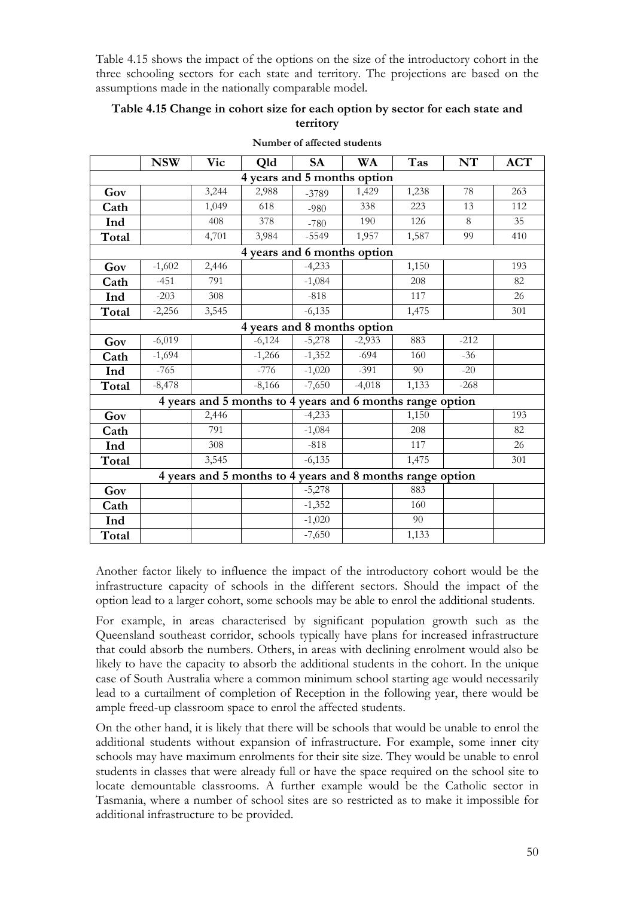Table 4.15 shows the impact of the options on the size of the introductory cohort in the three schooling sectors for each state and territory. The projections are based on the assumptions made in the nationally comparable model.

**Table 4.15 Change in cohort size for each option by sector for each state and territory**

**Number of affected students**

| | NSW | Vic | Qld | SA | WA | Tas | NT | ACT |
|---|---|---|---|---|---|---|---|---|
| **4 years and 5 months option** | | | | | | | | |
| **Gov** | | 3,244 | 2,988 | -3789 | 1,429 | 1,238 | 78 | 263 |
| **Cath** | | 1,049 | 618 | -980 | 338 | 223 | 13 | 112 |
| **Ind** | | 408 | 378 | -780 | 190 | 126 | 8 | 35 |
| **Total** | | 4,701 | 3,984 | -5549 | 1,957 | 1,587 | 99 | 410 |
| **4 years and 6 months option** | | | | | | | | |
| **Gov** | -1,602 | 2,446 | | -4,233 | | 1,150 | | 193 |
| **Cath** | -451 | 791 | | -1,084 | | 208 | | 82 |
| **Ind** | -203 | 308 | | -818 | | 117 | | 26 |
| **Total** | -2,256 | 3,545 | | -6,135 | | 1,475 | | 301 |
| **4 years and 8 months option** | | | | | | | | |
| **Gov** | -6,019 | | -6,124 | -5,278 | -2,933 | 883 | -212 | |
| **Cath** | -1,694 | | -1,266 | -1,352 | -694 | 160 | -36 | |
| **Ind** | -765 | | -776 | -1,020 | -391 | 90 | -20 | |
| **Total** | -8,478 | | -8,166 | -7,650 | -4,018 | 1,133 | -268 | |
| **4 years and 5 months to 4 years and 6 months range option** | | | | | | | | |
| **Gov** | | 2,446 | | -4,233 | | 1,150 | | 193 |
| **Cath** | | 791 | | -1,084 | | 208 | | 82 |
| **Ind** | | 308 | | -818 | | 117 | | 26 |
| **Total** | | 3,545 | | -6,135 | | 1,475 | | 301 |
| **4 years and 5 months to 4 years and 8 months range option** | | | | | | | | |
| **Gov** | | | | -5,278 | | 883 | | |
| **Cath** | | | | -1,352 | | 160 | | |
| **Ind** | | | | -1,020 | | 90 | | |
| **Total** | | | | -7,650 | | 1,133 | | |

Another factor likely to influence the impact of the introductory cohort would be the infrastructure capacity of schools in the different sectors. Should the impact of the option lead to a larger cohort, some schools may be able to enrol the additional students.

For example, in areas characterised by significant population growth such as the Queensland southeast corridor, schools typically have plans for increased infrastructure that could absorb the numbers. Others, in areas with declining enrolment would also be likely to have the capacity to absorb the additional students in the cohort. In the unique case of South Australia where a common minimum school starting age would necessarily lead to a curtailment of completion of Reception in the following year, there would be ample freed-up classroom space to enrol the affected students.

On the other hand, it is likely that there will be schools that would be unable to enrol the additional students without expansion of infrastructure. For example, some inner city schools may have maximum enrolments for their site size. They would be unable to enrol students in classes that were already full or have the space required on the school site to locate demountable classrooms. A further example would be the Catholic sector in Tasmania, where a number of school sites are so restricted as to make it impossible for additional infrastructure to be provided.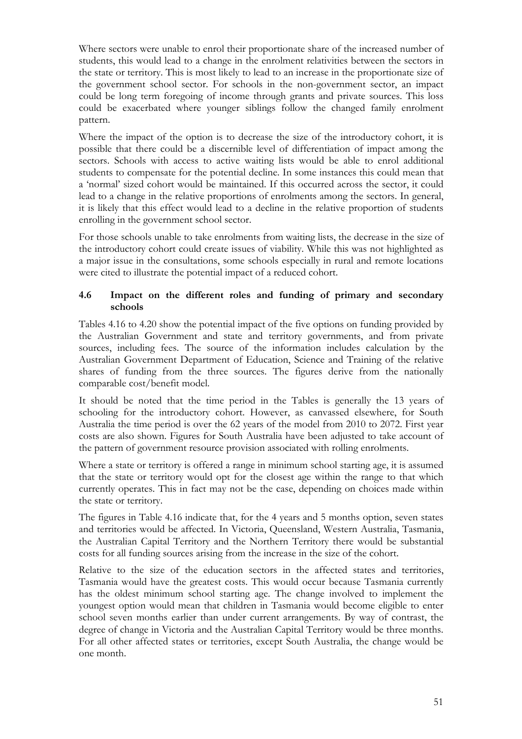Where sectors were unable to enrol their proportionate share of the increased number of students, this would lead to a change in the enrolment relativities between the sectors in the state or territory. This is most likely to lead to an increase in the proportionate size of the government school sector. For schools in the non-government sector, an impact could be long term foregoing of income through grants and private sources. This loss could be exacerbated where younger siblings follow the changed family enrolment pattern.

Where the impact of the option is to decrease the size of the introductory cohort, it is possible that there could be a discernible level of differentiation of impact among the sectors. Schools with access to active waiting lists would be able to enrol additional students to compensate for the potential decline. In some instances this could mean that a 'normal' sized cohort would be maintained. If this occurred across the sector, it could lead to a change in the relative proportions of enrolments among the sectors. In general, it is likely that this effect would lead to a decline in the relative proportion of students enrolling in the government school sector.

For those schools unable to take enrolments from waiting lists, the decrease in the size of the introductory cohort could create issues of viability. While this was not highlighted as a major issue in the consultations, some schools especially in rural and remote locations were cited to illustrate the potential impact of a reduced cohort.

### 4.6 Impact on the different roles and funding of primary and secondary schools

Tables 4.16 to 4.20 show the potential impact of the five options on funding provided by the Australian Government and state and territory governments, and from private sources, including fees. The source of the information includes calculation by the Australian Government Department of Education, Science and Training of the relative shares of funding from the three sources. The figures derive from the nationally comparable cost/benefit model.

It should be noted that the time period in the Tables is generally the 13 years of schooling for the introductory cohort. However, as canvassed elsewhere, for South Australia the time period is over the 62 years of the model from 2010 to 2072. First year costs are also shown. Figures for South Australia have been adjusted to take account of the pattern of government resource provision associated with rolling enrolments.

Where a state or territory is offered a range in minimum school starting age, it is assumed that the state or territory would opt for the closest age within the range to that which currently operates. This in fact may not be the case, depending on choices made within the state or territory.

The figures in Table 4.16 indicate that, for the 4 years and 5 months option, seven states and territories would be affected. In Victoria, Queensland, Western Australia, Tasmania, the Australian Capital Territory and the Northern Territory there would be substantial costs for all funding sources arising from the increase in the size of the cohort.

Relative to the size of the education sectors in the affected states and territories, Tasmania would have the greatest costs. This would occur because Tasmania currently has the oldest minimum school starting age. The change involved to implement the youngest option would mean that children in Tasmania would become eligible to enter school seven months earlier than under current arrangements. By way of contrast, the degree of change in Victoria and the Australian Capital Territory would be three months. For all other affected states or territories, except South Australia, the change would be one month.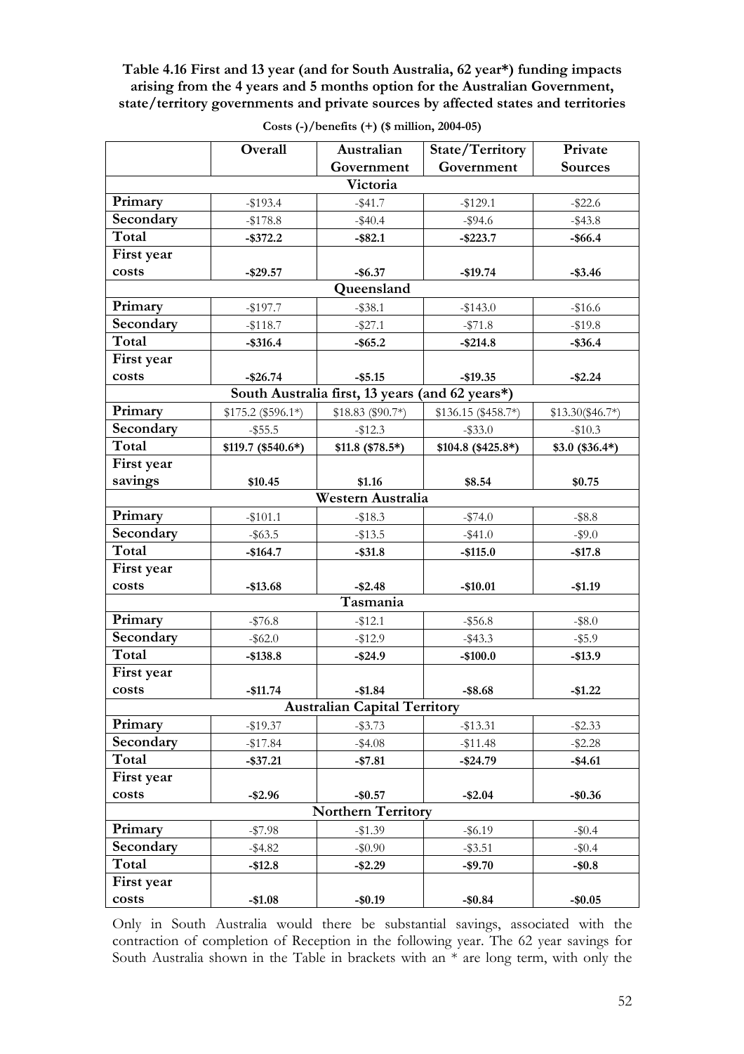**Table 4.16 First and 13 year (and for South Australia, 62 year*) funding impacts arising from the 4 years and 5 months option for the Australian Government, state/territory governments and private sources by affected states and territories**

Costs (-)/benefits (+) ($ million, 2004-05)

| | Overall | Australian Government | State/Territory Government | Private Sources |
|---|---|---|---|---|
| **Victoria** | | | | |
| **Primary** | -$193.4 | -$41.7 | -$129.1 | -$22.6 |
| **Secondary** | -$178.8 | -$40.4 | -$94.6 | -$43.8 |
| **Total** | **-$372.2** | **-$82.1** | **-$223.7** | **-$66.4** |
| **First year costs** | **-$29.57** | **-$6.37** | **-$19.74** | **-$3.46** |
| **Queensland** | | | | |
| **Primary** | -$197.7 | -$38.1 | -$143.0 | -$16.6 |
| **Secondary** | -$118.7 | -$27.1 | -$71.8 | -$19.8 |
| **Total** | **-$316.4** | **-$65.2** | **-$214.8** | **-$36.4** |
| **First year costs** | **-$26.74** | **-$5.15** | **-$19.35** | **-$2.24** |
| **South Australia first, 13 years (and 62 years*)** | | | | |
| **Primary** | $175.2 ($596.1*) | $18.83 ($90.7*) | $136.15 ($458.7*) | $13.30($46.7*) |
| **Secondary** | -$55.5 | -$12.3 | -$33.0 | -$10.3 |
| **Total** | **$119.7 ($540.6*)** | **$11.8 ($78.5*)** | **$104.8 ($425.8*)** | **$3.0 ($36.4*)** |
| **First year savings** | **$10.45** | **$1.16** | **$8.54** | **$0.75** |
| **Western Australia** | | | | |
| **Primary** | -$101.1 | -$18.3 | -$74.0 | -$8.8 |
| **Secondary** | -$63.5 | -$13.5 | -$41.0 | -$9.0 |
| **Total** | **-$164.7** | **-$31.8** | **-$115.0** | **-$17.8** |
| **First year costs** | **-$13.68** | **-$2.48** | **-$10.01** | **-$1.19** |
| **Tasmania** | | | | |
| **Primary** | -$76.8 | -$12.1 | -$56.8 | -$8.0 |
| **Secondary** | -$62.0 | -$12.9 | -$43.3 | -$5.9 |
| **Total** | **-$138.8** | **-$24.9** | **-$100.0** | **-$13.9** |
| **First year costs** | **-$11.74** | **-$1.84** | **-$8.68** | **-$1.22** |
| **Australian Capital Territory** | | | | |
| **Primary** | -$19.37 | -$3.73 | -$13.31 | -$2.33 |
| **Secondary** | -$17.84 | -$4.08 | -$11.48 | -$2.28 |
| **Total** | **-$37.21** | **-$7.81** | **-$24.79** | **-$4.61** |
| **First year costs** | **-$2.96** | **-$0.57** | **-$2.04** | **-$0.36** |
| **Northern Territory** | | | | |
| **Primary** | -$7.98 | -$1.39 | -$6.19 | -$0.4 |
| **Secondary** | -$4.82 | -$0.90 | -$3.51 | -$0.4 |
| **Total** | **-$12.8** | **-$2.29** | **-$9.70** | **-$0.8** |
| **First year costs** | **-$1.08** | **-$0.19** | **-$0.84** | **-$0.05** |

Only in South Australia would there be substantial savings, associated with the contraction of completion of Reception in the following year. The 62 year savings for South Australia shown in the Table in brackets with an * are long term, with only the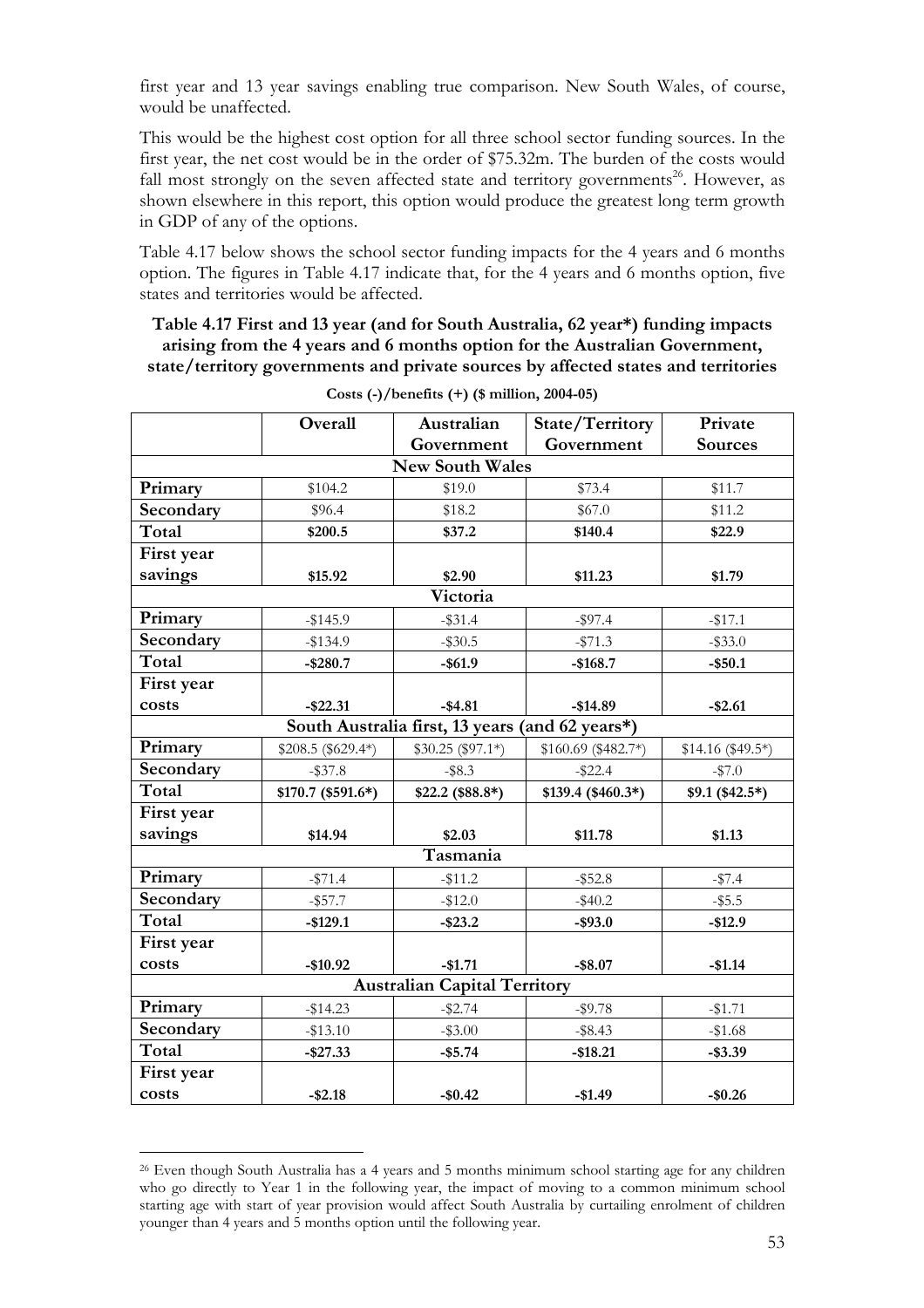first year and 13 year savings enabling true comparison. New South Wales, of course, would be unaffected.

This would be the highest cost option for all three school sector funding sources. In the first year, the net cost would be in the order of $75.32m. The burden of the costs would fall most strongly on the seven affected state and territory governments[26]. However, as shown elsewhere in this report, this option would produce the greatest long term growth in GDP of any of the options.

Table 4.17 below shows the school sector funding impacts for the 4 years and 6 months option. The figures in Table 4.17 indicate that, for the 4 years and 6 months option, five states and territories would be affected.

**Table 4.17 First and 13 year (and for South Australia, 62 year*) funding impacts arising from the 4 years and 6 months option for the Australian Government, state/territory governments and private sources by affected states and territories**

Costs (-)/benefits (+) ($ million, 2004-05)

| | Overall | Australian Government | State/Territory Government | Private Sources |
|---|---|---|---|---|
| **New South Wales** | | | | |
| **Primary** | $104.2 | $19.0 | $73.4 | $11.7 |
| **Secondary** | $96.4 | $18.2 | $67.0 | $11.2 |
| **Total** | **$200.5** | **$37.2** | **$140.4** | **$22.9** |
| **First year savings** | **$15.92** | **$2.90** | **$11.23** | **$1.79** |
| **Victoria** | | | | |
| **Primary** | -$145.9 | -$31.4 | -$97.4 | -$17.1 |
| **Secondary** | -$134.9 | -$30.5 | -$71.3 | -$33.0 |
| **Total** | **-$280.7** | **-$61.9** | **-$168.7** | **-$50.1** |
| **First year costs** | **-$22.31** | **-$4.81** | **-$14.89** | **-$2.61** |
| **South Australia first, 13 years (and 62 years*)** | | | | |
| **Primary** | $208.5 ($629.4*) | $30.25 ($97.1*) | $160.69 ($482.7*) | $14.16 ($49.5*) |
| **Secondary** | -$37.8 | -$8.3 | -$22.4 | -$7.0 |
| **Total** | **$170.7 ($591.6*)** | **$22.2 ($88.8*)** | **$139.4 ($460.3*)** | **$9.1 ($42.5*)** |
| **First year savings** | **$14.94** | **$2.03** | **$11.78** | **$1.13** |
| **Tasmania** | | | | |
| **Primary** | -$71.4 | -$11.2 | -$52.8 | -$7.4 |
| **Secondary** | -$57.7 | -$12.0 | -$40.2 | -$5.5 |
| **Total** | **-$129.1** | **-$23.2** | **-$93.0** | **-$12.9** |
| **First year costs** | **-$10.92** | **-$1.71** | **-$8.07** | **-$1.14** |
| **Australian Capital Territory** | | | | |
| **Primary** | -$14.23 | -$2.74 | -$9.78 | -$1.71 |
| **Secondary** | -$13.10 | -$3.00 | -$8.43 | -$1.68 |
| **Total** | **-$27.33** | **-$5.74** | **-$18.21** | **-$3.39** |
| **First year costs** | **-$2.18** | **-$0.42** | **-$1.49** | **-$0.26** |

[26] Even though South Australia has a 4 years and 5 months minimum school starting age for any children who go directly to Year 1 in the following year, the impact of moving to a common minimum school starting age with start of year provision would affect South Australia by curtailing enrolment of children younger than 4 years and 5 months option until the following year.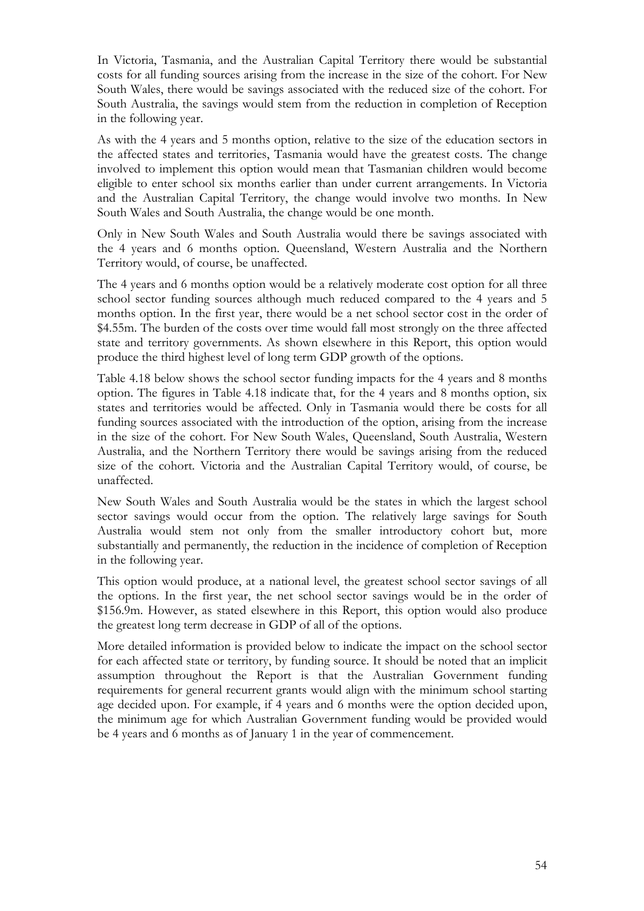In Victoria, Tasmania, and the Australian Capital Territory there would be substantial costs for all funding sources arising from the increase in the size of the cohort. For New South Wales, there would be savings associated with the reduced size of the cohort. For South Australia, the savings would stem from the reduction in completion of Reception in the following year.

As with the 4 years and 5 months option, relative to the size of the education sectors in the affected states and territories, Tasmania would have the greatest costs. The change involved to implement this option would mean that Tasmanian children would become eligible to enter school six months earlier than under current arrangements. In Victoria and the Australian Capital Territory, the change would involve two months. In New South Wales and South Australia, the change would be one month.

Only in New South Wales and South Australia would there be savings associated with the 4 years and 6 months option. Queensland, Western Australia and the Northern Territory would, of course, be unaffected.

The 4 years and 6 months option would be a relatively moderate cost option for all three school sector funding sources although much reduced compared to the 4 years and 5 months option. In the first year, there would be a net school sector cost in the order of $4.55m. The burden of the costs over time would fall most strongly on the three affected state and territory governments. As shown elsewhere in this Report, this option would produce the third highest level of long term GDP growth of the options.

Table 4.18 below shows the school sector funding impacts for the 4 years and 8 months option. The figures in Table 4.18 indicate that, for the 4 years and 8 months option, six states and territories would be affected. Only in Tasmania would there be costs for all funding sources associated with the introduction of the option, arising from the increase in the size of the cohort. For New South Wales, Queensland, South Australia, Western Australia, and the Northern Territory there would be savings arising from the reduced size of the cohort. Victoria and the Australian Capital Territory would, of course, be unaffected.

New South Wales and South Australia would be the states in which the largest school sector savings would occur from the option. The relatively large savings for South Australia would stem not only from the smaller introductory cohort but, more substantially and permanently, the reduction in the incidence of completion of Reception in the following year.

This option would produce, at a national level, the greatest school sector savings of all the options. In the first year, the net school sector savings would be in the order of $156.9m. However, as stated elsewhere in this Report, this option would also produce the greatest long term decrease in GDP of all of the options.

More detailed information is provided below to indicate the impact on the school sector for each affected state or territory, by funding source. It should be noted that an implicit assumption throughout the Report is that the Australian Government funding requirements for general recurrent grants would align with the minimum school starting age decided upon. For example, if 4 years and 6 months were the option decided upon, the minimum age for which Australian Government funding would be provided would be 4 years and 6 months as of January 1 in the year of commencement.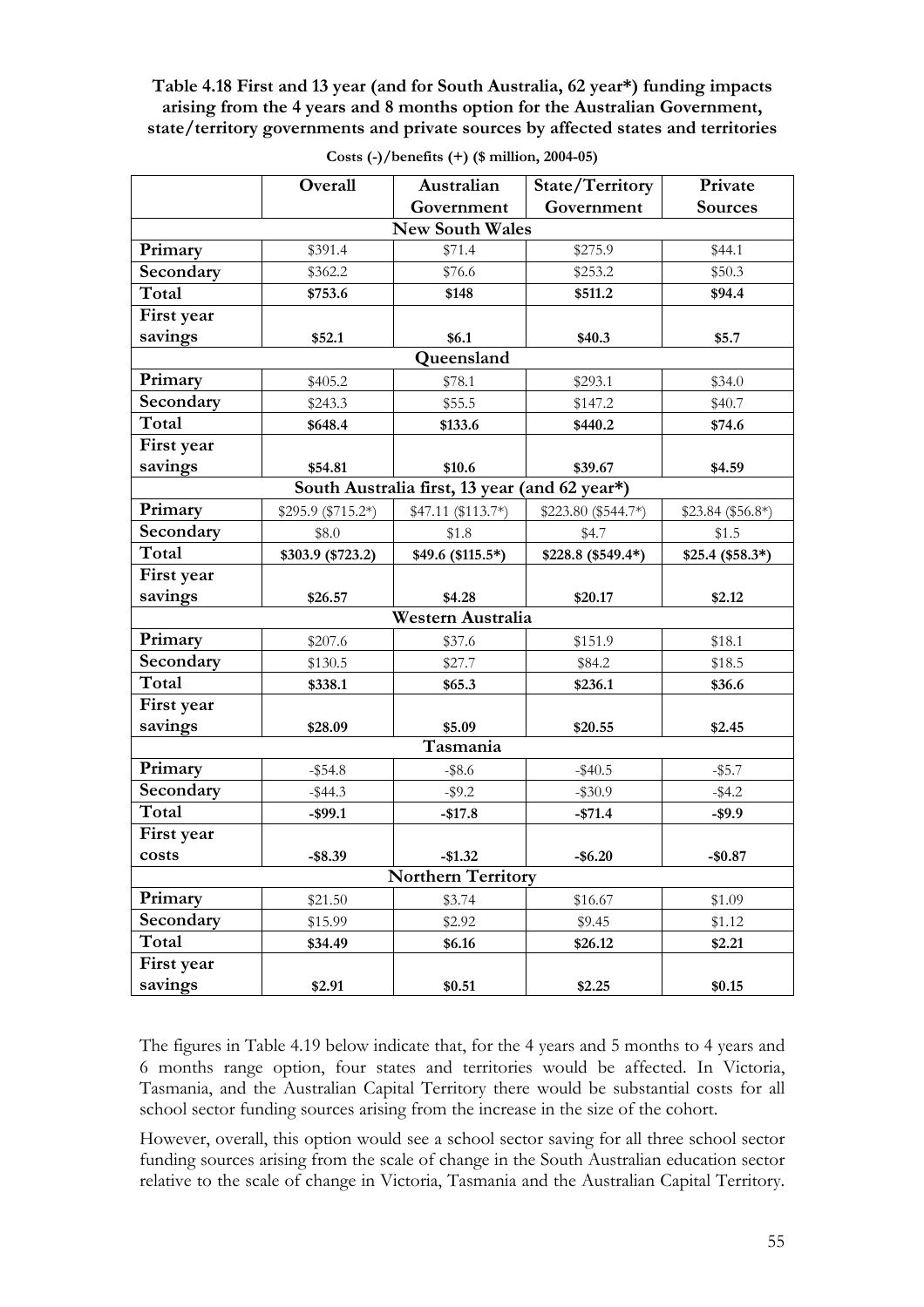**Table 4.18 First and 13 year (and for South Australia, 62 year*) funding impacts arising from the 4 years and 8 months option for the Australian Government, state/territory governments and private sources by affected states and territories**

Costs (-)/benefits (+) ($ million, 2004-05)

| | Overall | Australian Government | State/Territory Government | Private Sources |
|---|---|---|---|---|
| **New South Wales** | | | | |
| **Primary** | $391.4 | $71.4 | $275.9 | $44.1 |
| **Secondary** | $362.2 | $76.6 | $253.2 | $50.3 |
| **Total** | **$753.6** | **$148** | **$511.2** | **$94.4** |
| **First year savings** | **$52.1** | **$6.1** | **$40.3** | **$5.7** |
| **Queensland** | | | | |
| **Primary** | $405.2 | $78.1 | $293.1 | $34.0 |
| **Secondary** | $243.3 | $55.5 | $147.2 | $40.7 |
| **Total** | **$648.4** | **$133.6** | **$440.2** | **$74.6** |
| **First year savings** | **$54.81** | **$10.6** | **$39.67** | **$4.59** |
| **South Australia first, 13 year (and 62 year*)** | | | | |
| **Primary** | $295.9 ($715.2*) | $47.11 ($113.7*) | $223.80 ($544.7*) | $23.84 ($56.8*) |
| **Secondary** | $8.0 | $1.8 | $4.7 | $1.5 |
| **Total** | **$303.9 ($723.2)** | **$49.6 ($115.5*)** | **$228.8 ($549.4*)** | **$25.4 ($58.3*)** |
| **First year savings** | **$26.57** | **$4.28** | **$20.17** | **$2.12** |
| **Western Australia** | | | | |
| **Primary** | $207.6 | $37.6 | $151.9 | $18.1 |
| **Secondary** | $130.5 | $27.7 | $84.2 | $18.5 |
| **Total** | **$338.1** | **$65.3** | **$236.1** | **$36.6** |
| **First year savings** | **$28.09** | **$5.09** | **$20.55** | **$2.45** |
| **Tasmania** | | | | |
| **Primary** | -$54.8 | -$8.6 | -$40.5 | -$5.7 |
| **Secondary** | -$44.3 | -$9.2 | -$30.9 | -$4.2 |
| **Total** | **-$99.1** | **-$17.8** | **-$71.4** | **-$9.9** |
| **First year costs** | **-$8.39** | **-$1.32** | **-$6.20** | **-$0.87** |
| **Northern Territory** | | | | |
| **Primary** | $21.50 | $3.74 | $16.67 | $1.09 |
| **Secondary** | $15.99 | $2.92 | $9.45 | $1.12 |
| **Total** | **$34.49** | **$6.16** | **$26.12** | **$2.21** |
| **First year savings** | **$2.91** | **$0.51** | **$2.25** | **$0.15** |

The figures in Table 4.19 below indicate that, for the 4 years and 5 months to 4 years and 6 months range option, four states and territories would be affected. In Victoria, Tasmania, and the Australian Capital Territory there would be substantial costs for all school sector funding sources arising from the increase in the size of the cohort.

However, overall, this option would see a school sector saving for all three school sector funding sources arising from the scale of change in the South Australian education sector relative to the scale of change in Victoria, Tasmania and the Australian Capital Territory.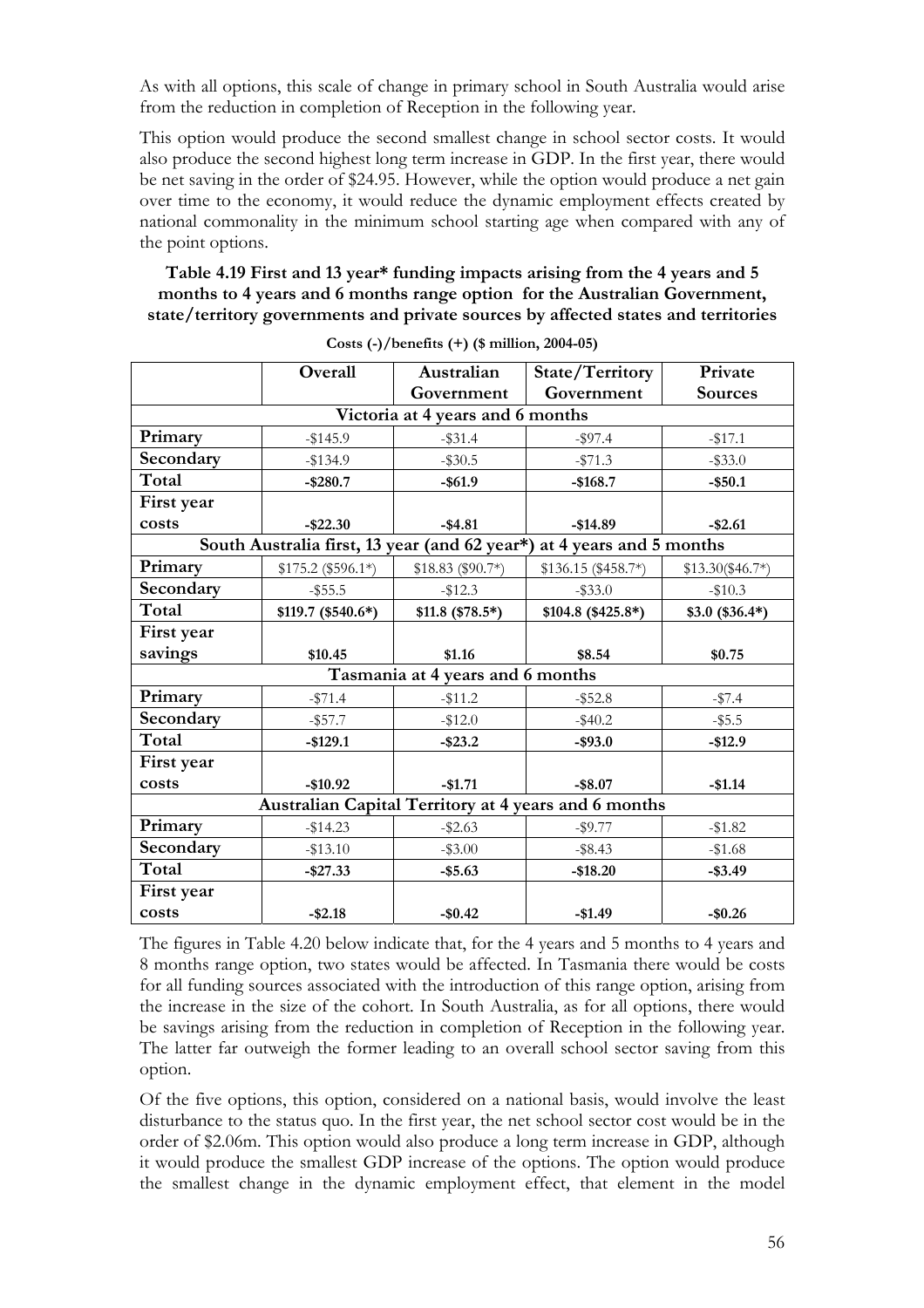As with all options, this scale of change in primary school in South Australia would arise from the reduction in completion of Reception in the following year.

This option would produce the second smallest change in school sector costs. It would also produce the second highest long term increase in GDP. In the first year, there would be net saving in the order of $24.95. However, while the option would produce a net gain over time to the economy, it would reduce the dynamic employment effects created by national commonality in the minimum school starting age when compared with any of the point options.

**Table 4.19 First and 13 year* funding impacts arising from the 4 years and 5 months to 4 years and 6 months range option for the Australian Government, state/territory governments and private sources by affected states and territories**

**Costs (-)/benefits (+) ($ million, 2004-05)**

| | Overall | Australian Government | State/Territory Government | Private Sources |
|---|---|---|---|---|
| **Victoria at 4 years and 6 months** | | | | |
| **Primary** | -$145.9 | -$31.4 | -$97.4 | -$17.1 |
| **Secondary** | -$134.9 | -$30.5 | -$71.3 | -$33.0 |
| **Total** | **-$280.7** | **-$61.9** | **-$168.7** | **-$50.1** |
| **First year costs** | **-$22.30** | **-$4.81** | **-$14.89** | **-$2.61** |
| **South Australia first, 13 year (and 62 year*) at 4 years and 5 months** | | | | |
| **Primary** | $175.2 ($596.1*) | $18.83 ($90.7*) | $136.15 ($458.7*) | $13.30($46.7*) |
| **Secondary** | -$55.5 | -$12.3 | -$33.0 | -$10.3 |
| **Total** | **$119.7 ($540.6*)** | **$11.8 ($78.5*)** | **$104.8 ($425.8*)** | **$3.0 ($36.4*)** |
| **First year savings** | **$10.45** | **$1.16** | **$8.54** | **$0.75** |
| **Tasmania at 4 years and 6 months** | | | | |
| **Primary** | -$71.4 | -$11.2 | -$52.8 | -$7.4 |
| **Secondary** | -$57.7 | -$12.0 | -$40.2 | -$5.5 |
| **Total** | **-$129.1** | **-$23.2** | **-$93.0** | **-$12.9** |
| **First year costs** | **-$10.92** | **-$1.71** | **-$8.07** | **-$1.14** |
| **Australian Capital Territory at 4 years and 6 months** | | | | |
| **Primary** | -$14.23 | -$2.63 | -$9.77 | -$1.82 |
| **Secondary** | -$13.10 | -$3.00 | -$8.43 | -$1.68 |
| **Total** | **-$27.33** | **-$5.63** | **-$18.20** | **-$3.49** |
| **First year costs** | **-$2.18** | **-$0.42** | **-$1.49** | **-$0.26** |

The figures in Table 4.20 below indicate that, for the 4 years and 5 months to 4 years and 8 months range option, two states would be affected. In Tasmania there would be costs for all funding sources associated with the introduction of this range option, arising from the increase in the size of the cohort. In South Australia, as for all options, there would be savings arising from the reduction in completion of Reception in the following year. The latter far outweigh the former leading to an overall school sector saving from this option.

Of the five options, this option, considered on a national basis, would involve the least disturbance to the status quo. In the first year, the net school sector cost would be in the order of $2.06m. This option would also produce a long term increase in GDP, although it would produce the smallest GDP increase of the options. The option would produce the smallest change in the dynamic employment effect, that element in the model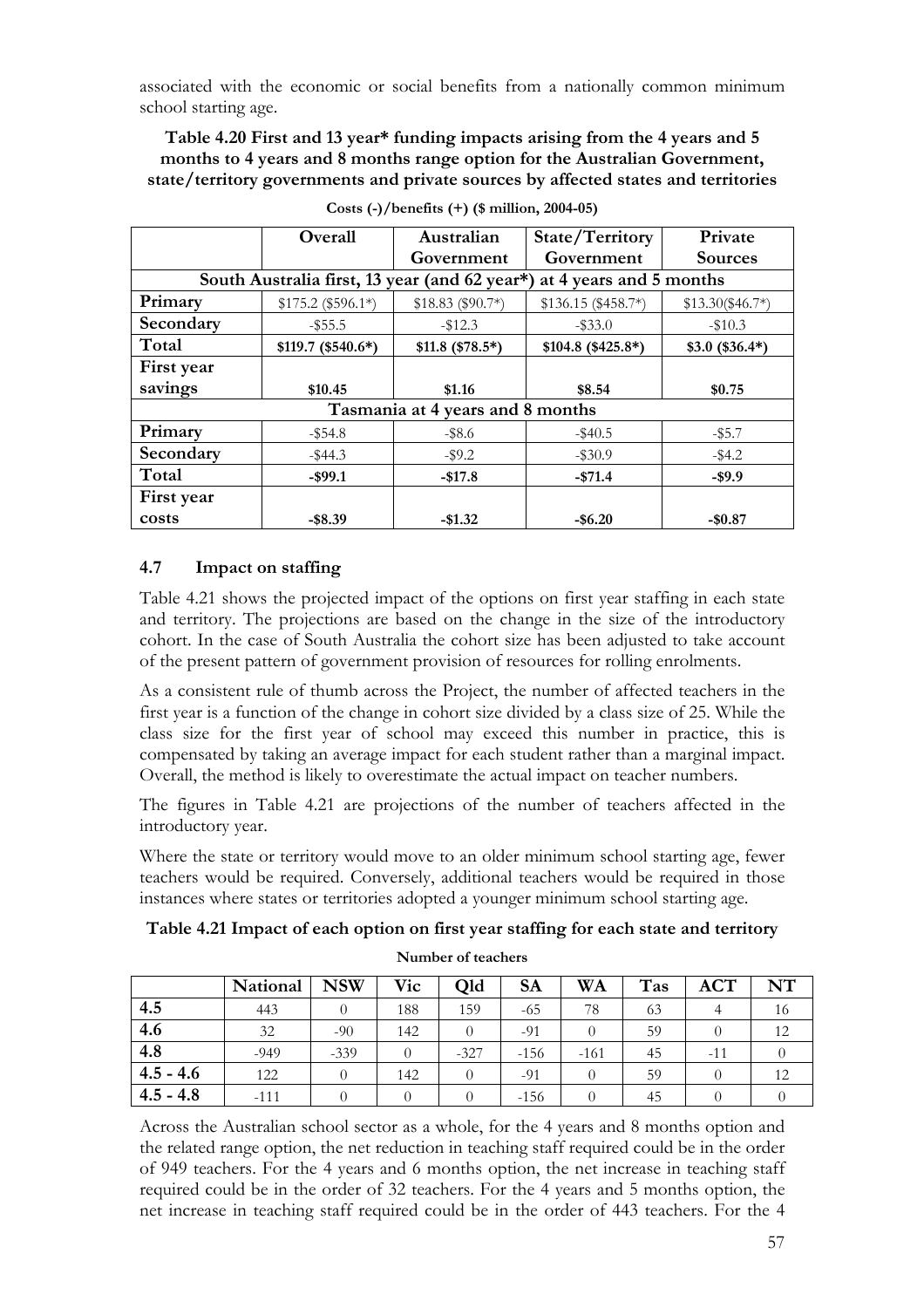associated with the economic or social benefits from a nationally common minimum school starting age.

**Table 4.20 First and 13 year* funding impacts arising from the 4 years and 5 months to 4 years and 8 months range option for the Australian Government, state/territory governments and private sources by affected states and territories**

**Costs (-)/benefits (+) ($ million, 2004-05)**

| | Overall | Australian Government | State/Territory Government | Private Sources |
|---|---|---|---|---|
| **South Australia first, 13 year (and 62 year*) at 4 years and 5 months** | | | | |
| **Primary** | $175.2 ($596.1*) | $18.83 ($90.7*) | $136.15 ($458.7*) | $13.30($46.7*) |
| **Secondary** | -$55.5 | -$12.3 | -$33.0 | -$10.3 |
| **Total** | **$119.7 ($540.6*)** | **$11.8 ($78.5*)** | **$104.8 ($425.8*)** | **$3.0 ($36.4*)** |
| **First year savings** | **$10.45** | **$1.16** | **$8.54** | **$0.75** |
| **Tasmania at 4 years and 8 months** | | | | |
| **Primary** | -$54.8 | -$8.6 | -$40.5 | -$5.7 |
| **Secondary** | -$44.3 | -$9.2 | -$30.9 | -$4.2 |
| **Total** | **-$99.1** | **-$17.8** | **-$71.4** | **-$9.9** |
| **First year costs** | **-$8.39** | **-$1.32** | **-$6.20** | **-$0.87** |

### 4.7 Impact on staffing

Table 4.21 shows the projected impact of the options on first year staffing in each state and territory. The projections are based on the change in the size of the introductory cohort. In the case of South Australia the cohort size has been adjusted to take account of the present pattern of government provision of resources for rolling enrolments.

As a consistent rule of thumb across the Project, the number of affected teachers in the first year is a function of the change in cohort size divided by a class size of 25. While the class size for the first year of school may exceed this number in practice, this is compensated by taking an average impact for each student rather than a marginal impact. Overall, the method is likely to overestimate the actual impact on teacher numbers.

The figures in Table 4.21 are projections of the number of teachers affected in the introductory year.

Where the state or territory would move to an older minimum school starting age, fewer teachers would be required. Conversely, additional teachers would be required in those instances where states or territories adopted a younger minimum school starting age.

**Table 4.21 Impact of each option on first year staffing for each state and territory**

**Number of teachers**

| | National | NSW | Vic | Qld | SA | WA | Tas | ACT | NT |
|---|---|---|---|---|---|---|---|---|---|
| **4.5** | 443 | 0 | 188 | 159 | -65 | 78 | 63 | 4 | 16 |
| **4.6** | 32 | -90 | 142 | 0 | -91 | 0 | 59 | 0 | 12 |
| **4.8** | -949 | -339 | 0 | -327 | -156 | -161 | 45 | -11 | 0 |
| **4.5 - 4.6** | 122 | 0 | 142 | 0 | -91 | 0 | 59 | 0 | 12 |
| **4.5 - 4.8** | -111 | 0 | 0 | 0 | -156 | 0 | 45 | 0 | 0 |

Across the Australian school sector as a whole, for the 4 years and 8 months option and the related range option, the net reduction in teaching staff required could be in the order of 949 teachers. For the 4 years and 6 months option, the net increase in teaching staff required could be in the order of 32 teachers. For the 4 years and 5 months option, the net increase in teaching staff required could be in the order of 443 teachers. For the 4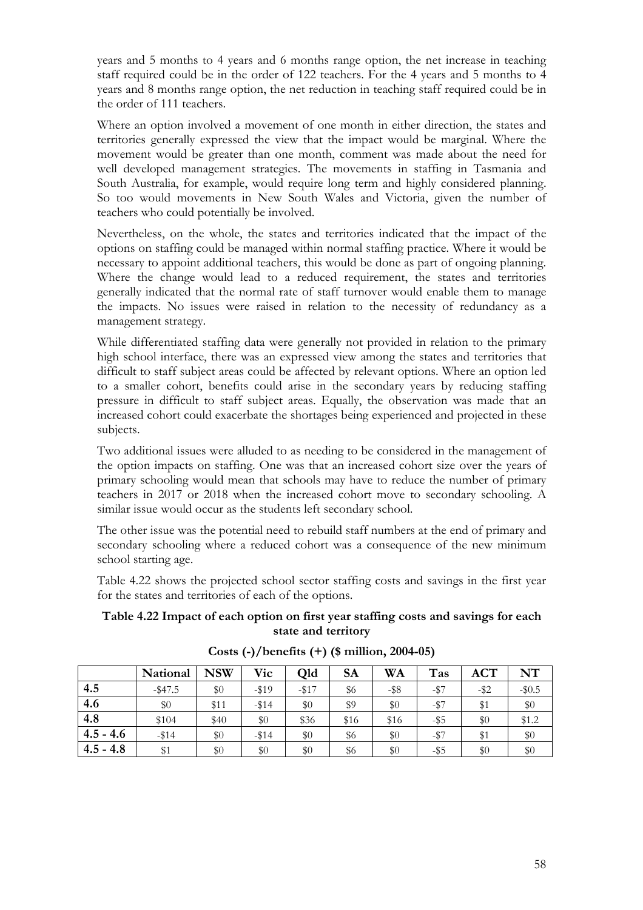years and 5 months to 4 years and 6 months range option, the net increase in teaching staff required could be in the order of 122 teachers. For the 4 years and 5 months to 4 years and 8 months range option, the net reduction in teaching staff required could be in the order of 111 teachers.

Where an option involved a movement of one month in either direction, the states and territories generally expressed the view that the impact would be marginal. Where the movement would be greater than one month, comment was made about the need for well developed management strategies. The movements in staffing in Tasmania and South Australia, for example, would require long term and highly considered planning. So too would movements in New South Wales and Victoria, given the number of teachers who could potentially be involved.

Nevertheless, on the whole, the states and territories indicated that the impact of the options on staffing could be managed within normal staffing practice. Where it would be necessary to appoint additional teachers, this would be done as part of ongoing planning. Where the change would lead to a reduced requirement, the states and territories generally indicated that the normal rate of staff turnover would enable them to manage the impacts. No issues were raised in relation to the necessity of redundancy as a management strategy.

While differentiated staffing data were generally not provided in relation to the primary high school interface, there was an expressed view among the states and territories that difficult to staff subject areas could be affected by relevant options. Where an option led to a smaller cohort, benefits could arise in the secondary years by reducing staffing pressure in difficult to staff subject areas. Equally, the observation was made that an increased cohort could exacerbate the shortages being experienced and projected in these subjects.

Two additional issues were alluded to as needing to be considered in the management of the option impacts on staffing. One was that an increased cohort size over the years of primary schooling would mean that schools may have to reduce the number of primary teachers in 2017 or 2018 when the increased cohort move to secondary schooling. A similar issue would occur as the students left secondary school.

The other issue was the potential need to rebuild staff numbers at the end of primary and secondary schooling where a reduced cohort was a consequence of the new minimum school starting age.

Table 4.22 shows the projected school sector staffing costs and savings in the first year for the states and territories of each of the options.

**Table 4.22 Impact of each option on first year staffing costs and savings for each state and territory**

**Costs (-)/benefits (+) ($ million, 2004-05)**

| | National | NSW | Vic | Qld | SA | WA | Tas | ACT | NT |
|---|---|---|---|---|---|---|---|---|---|
| **4.5** | -$47.5 | $0 | -$19 | -$17 | $6 | -$8 | -$7 | -$2 | -$0.5 |
| **4.6** | $0 | $11 | -$14 | $0 | $9 | $0 | -$7 | $1 | $0 |
| **4.8** | $104 | $40 | $0 | $36 | $16 | $16 | -$5 | $0 | $1.2 |
| **4.5 - 4.6** | -$14 | $0 | -$14 | $0 | $6 | $0 | -$7 | $1 | $0 |
| **4.5 - 4.8** | $1 | $0 | $0 | $0 | $6 | $0 | -$5 | $0 | $0 |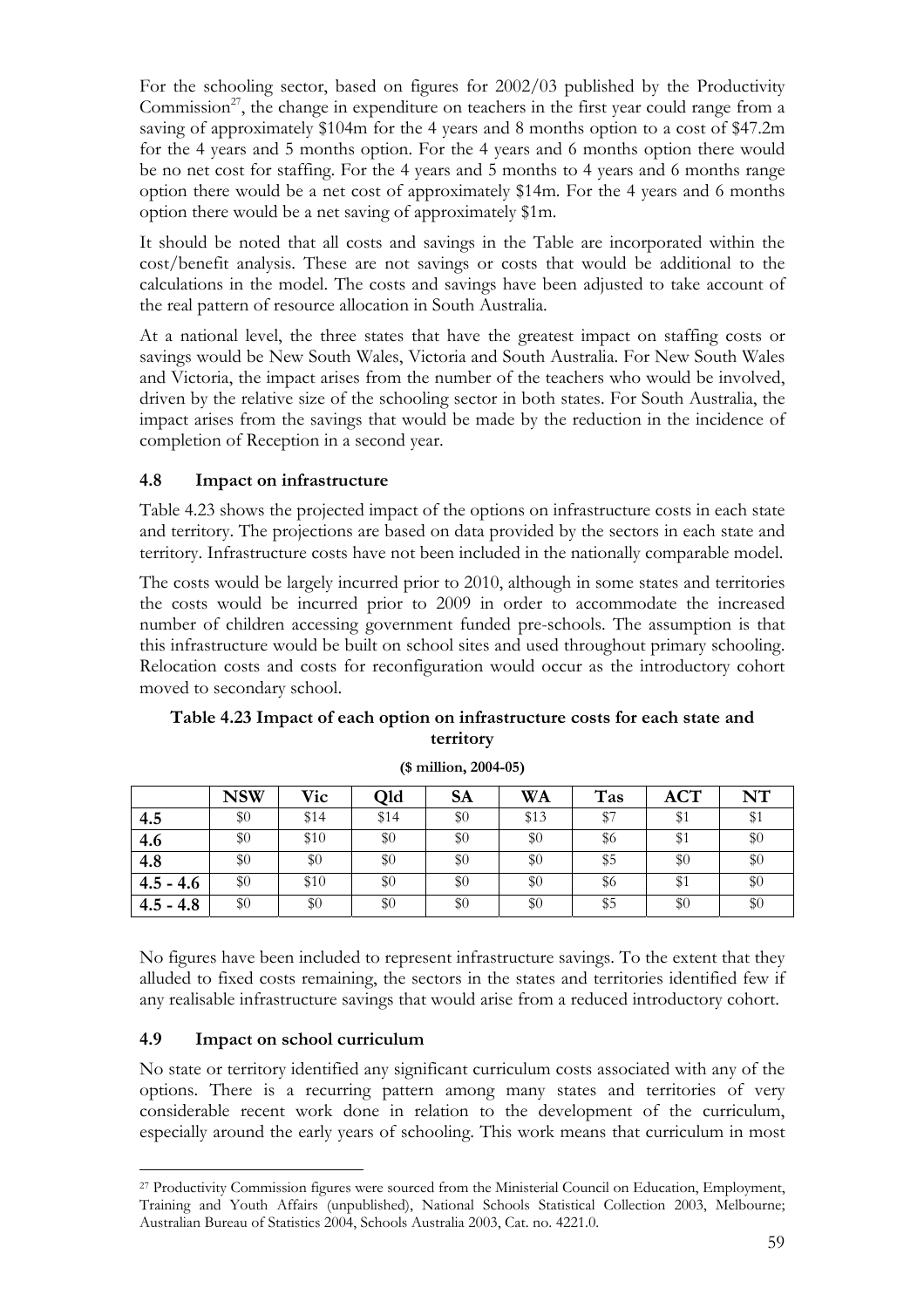For the schooling sector, based on figures for 2002/03 published by the Productivity Commission[27], the change in expenditure on teachers in the first year could range from a saving of approximately \$104m for the 4 years and 8 months option to a cost of \$47.2m for the 4 years and 5 months option. For the 4 years and 6 months option there would be no net cost for staffing. For the 4 years and 5 months to 4 years and 6 months range option there would be a net cost of approximately \$14m. For the 4 years and 6 months option there would be a net saving of approximately \$1m.

It should be noted that all costs and savings in the Table are incorporated within the cost/benefit analysis. These are not savings or costs that would be additional to the calculations in the model. The costs and savings have been adjusted to take account of the real pattern of resource allocation in South Australia.

At a national level, the three states that have the greatest impact on staffing costs or savings would be New South Wales, Victoria and South Australia. For New South Wales and Victoria, the impact arises from the number of the teachers who would be involved, driven by the relative size of the schooling sector in both states. For South Australia, the impact arises from the savings that would be made by the reduction in the incidence of completion of Reception in a second year.

### 4.8 Impact on infrastructure

Table 4.23 shows the projected impact of the options on infrastructure costs in each state and territory. The projections are based on data provided by the sectors in each state and territory. Infrastructure costs have not been included in the nationally comparable model.

The costs would be largely incurred prior to 2010, although in some states and territories the costs would be incurred prior to 2009 in order to accommodate the increased number of children accessing government funded pre-schools. The assumption is that this infrastructure would be built on school sites and used throughout primary schooling. Relocation costs and costs for reconfiguration would occur as the introductory cohort moved to secondary school.

**Table 4.23 Impact of each option on infrastructure costs for each state and territory**

**(\$ million, 2004-05)**

| | NSW | Vic | Qld | SA | WA | Tas | ACT | NT |
|---|---|---|---|---|---|---|---|---|
| **4.5** | \$0 | \$14 | \$14 | \$0 | \$13 | \$7 | \$1 | \$1 |
| **4.6** | \$0 | \$10 | \$0 | \$0 | \$0 | \$6 | \$1 | \$0 |
| **4.8** | \$0 | \$0 | \$0 | \$0 | \$0 | \$5 | \$0 | \$0 |
| **4.5 - 4.6** | \$0 | \$10 | \$0 | \$0 | \$0 | \$6 | \$1 | \$0 |
| **4.5 - 4.8** | \$0 | \$0 | \$0 | \$0 | \$0 | \$5 | \$0 | \$0 |

No figures have been included to represent infrastructure savings. To the extent that they alluded to fixed costs remaining, the sectors in the states and territories identified few if any realisable infrastructure savings that would arise from a reduced introductory cohort.

### 4.9 Impact on school curriculum

No state or territory identified any significant curriculum costs associated with any of the options. There is a recurring pattern among many states and territories of very considerable recent work done in relation to the development of the curriculum, especially around the early years of schooling. This work means that curriculum in most

[27] Productivity Commission figures were sourced from the Ministerial Council on Education, Employment, Training and Youth Affairs (unpublished), National Schools Statistical Collection 2003, Melbourne; Australian Bureau of Statistics 2004, Schools Australia 2003, Cat. no. 4221.0.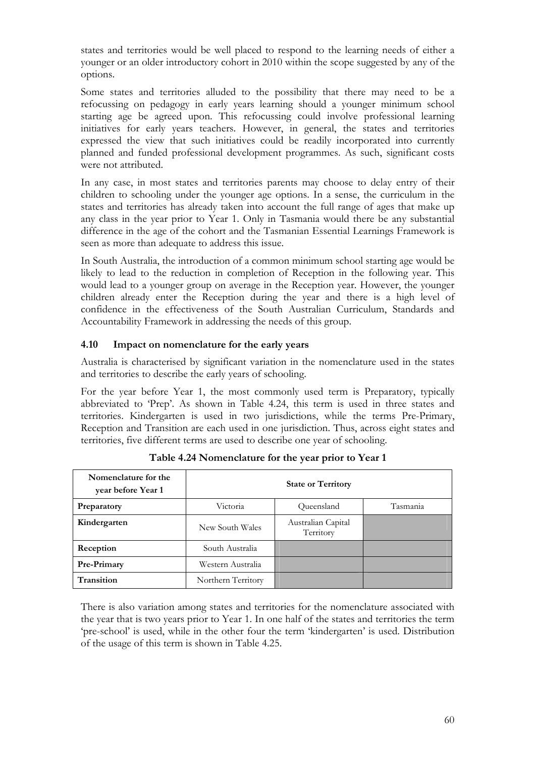states and territories would be well placed to respond to the learning needs of either a younger or an older introductory cohort in 2010 within the scope suggested by any of the options.

Some states and territories alluded to the possibility that there may need to be a refocussing on pedagogy in early years learning should a younger minimum school starting age be agreed upon. This refocussing could involve professional learning initiatives for early years teachers. However, in general, the states and territories expressed the view that such initiatives could be readily incorporated into currently planned and funded professional development programmes. As such, significant costs were not attributed.

In any case, in most states and territories parents may choose to delay entry of their children to schooling under the younger age options. In a sense, the curriculum in the states and territories has already taken into account the full range of ages that make up any class in the year prior to Year 1. Only in Tasmania would there be any substantial difference in the age of the cohort and the Tasmanian Essential Learnings Framework is seen as more than adequate to address this issue.

In South Australia, the introduction of a common minimum school starting age would be likely to lead to the reduction in completion of Reception in the following year. This would lead to a younger group on average in the Reception year. However, the younger children already enter the Reception during the year and there is a high level of confidence in the effectiveness of the South Australian Curriculum, Standards and Accountability Framework in addressing the needs of this group.

### 4.10 Impact on nomenclature for the early years

Australia is characterised by significant variation in the nomenclature used in the states and territories to describe the early years of schooling.

For the year before Year 1, the most commonly used term is Preparatory, typically abbreviated to 'Prep'. As shown in Table 4.24, this term is used in three states and territories. Kindergarten is used in two jurisdictions, while the terms Pre-Primary, Reception and Transition are each used in one jurisdiction. Thus, across eight states and territories, five different terms are used to describe one year of schooling.

**Table 4.24 Nomenclature for the year prior to Year 1**

| Nomenclature for the year before Year 1 | State or Territory | | |
|---|---|---|---|
| **Preparatory** | Victoria | Queensland | Tasmania |
| **Kindergarten** | New South Wales | Australian Capital Territory | |
| **Reception** | South Australia | | |
| **Pre-Primary** | Western Australia | | |
| **Transition** | Northern Territory | | |

There is also variation among states and territories for the nomenclature associated with the year that is two years prior to Year 1. In one half of the states and territories the term 'pre-school' is used, while in the other four the term 'kindergarten' is used. Distribution of the usage of this term is shown in Table 4.25.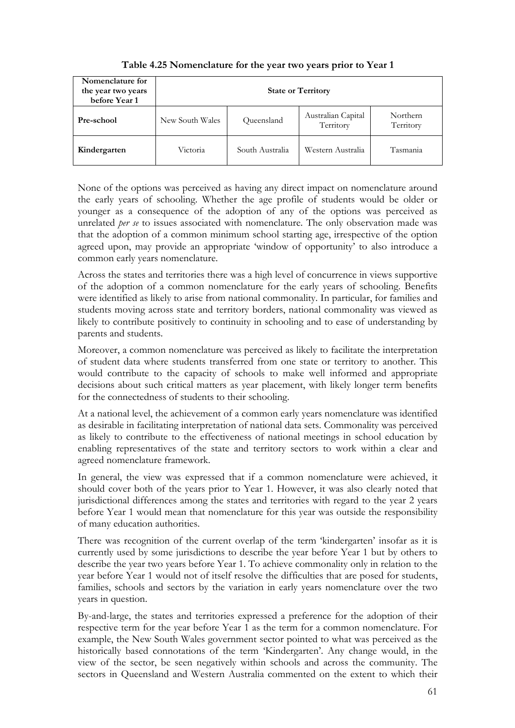**Table 4.25 Nomenclature for the year two years prior to Year 1**

| Nomenclature for the year two years before Year 1 | State or Territory | | | |
|---|---|---|---|---|
| **Pre-school** | New South Wales | Queensland | Australian Capital Territory | Northern Territory |
| **Kindergarten** | Victoria | South Australia | Western Australia | Tasmania |

None of the options was perceived as having any direct impact on nomenclature around the early years of schooling. Whether the age profile of students would be older or younger as a consequence of the adoption of any of the options was perceived as unrelated *per se* to issues associated with nomenclature. The only observation made was that the adoption of a common minimum school starting age, irrespective of the option agreed upon, may provide an appropriate 'window of opportunity' to also introduce a common early years nomenclature.

Across the states and territories there was a high level of concurrence in views supportive of the adoption of a common nomenclature for the early years of schooling. Benefits were identified as likely to arise from national commonality. In particular, for families and students moving across state and territory borders, national commonality was viewed as likely to contribute positively to continuity in schooling and to ease of understanding by parents and students.

Moreover, a common nomenclature was perceived as likely to facilitate the interpretation of student data where students transferred from one state or territory to another. This would contribute to the capacity of schools to make well informed and appropriate decisions about such critical matters as year placement, with likely longer term benefits for the connectedness of students to their schooling.

At a national level, the achievement of a common early years nomenclature was identified as desirable in facilitating interpretation of national data sets. Commonality was perceived as likely to contribute to the effectiveness of national meetings in school education by enabling representatives of the state and territory sectors to work within a clear and agreed nomenclature framework.

In general, the view was expressed that if a common nomenclature were achieved, it should cover both of the years prior to Year 1. However, it was also clearly noted that jurisdictional differences among the states and territories with regard to the year 2 years before Year 1 would mean that nomenclature for this year was outside the responsibility of many education authorities.

There was recognition of the current overlap of the term 'kindergarten' insofar as it is currently used by some jurisdictions to describe the year before Year 1 but by others to describe the year two years before Year 1. To achieve commonality only in relation to the year before Year 1 would not of itself resolve the difficulties that are posed for students, families, schools and sectors by the variation in early years nomenclature over the two years in question.

By-and-large, the states and territories expressed a preference for the adoption of their respective term for the year before Year 1 as the term for a common nomenclature. For example, the New South Wales government sector pointed to what was perceived as the historically based connotations of the term 'Kindergarten'. Any change would, in the view of the sector, be seen negatively within schools and across the community. The sectors in Queensland and Western Australia commented on the extent to which their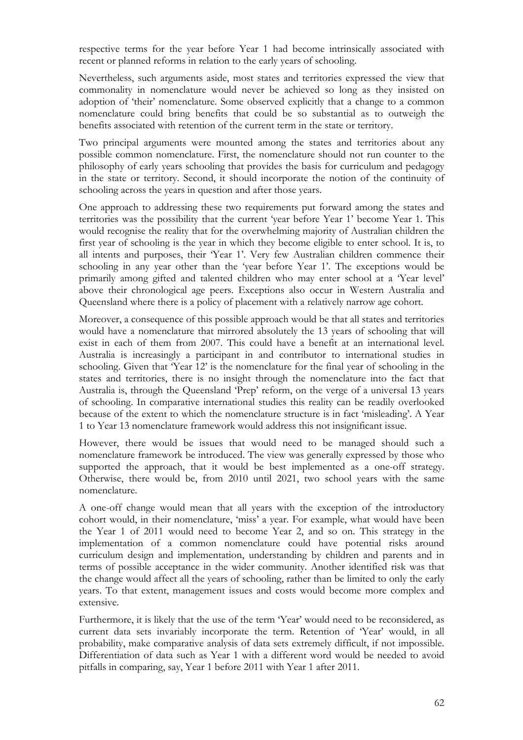respective terms for the year before Year 1 had become intrinsically associated with recent or planned reforms in relation to the early years of schooling.

Nevertheless, such arguments aside, most states and territories expressed the view that commonality in nomenclature would never be achieved so long as they insisted on adoption of 'their' nomenclature. Some observed explicitly that a change to a common nomenclature could bring benefits that could be so substantial as to outweigh the benefits associated with retention of the current term in the state or territory.

Two principal arguments were mounted among the states and territories about any possible common nomenclature. First, the nomenclature should not run counter to the philosophy of early years schooling that provides the basis for curriculum and pedagogy in the state or territory. Second, it should incorporate the notion of the continuity of schooling across the years in question and after those years.

One approach to addressing these two requirements put forward among the states and territories was the possibility that the current 'year before Year 1' become Year 1. This would recognise the reality that for the overwhelming majority of Australian children the first year of schooling is the year in which they become eligible to enter school. It is, to all intents and purposes, their 'Year 1'. Very few Australian children commence their schooling in any year other than the 'year before Year 1'. The exceptions would be primarily among gifted and talented children who may enter school at a 'Year level' above their chronological age peers. Exceptions also occur in Western Australia and Queensland where there is a policy of placement with a relatively narrow age cohort.

Moreover, a consequence of this possible approach would be that all states and territories would have a nomenclature that mirrored absolutely the 13 years of schooling that will exist in each of them from 2007. This could have a benefit at an international level. Australia is increasingly a participant in and contributor to international studies in schooling. Given that 'Year 12' is the nomenclature for the final year of schooling in the states and territories, there is no insight through the nomenclature into the fact that Australia is, through the Queensland 'Prep' reform, on the verge of a universal 13 years of schooling. In comparative international studies this reality can be readily overlooked because of the extent to which the nomenclature structure is in fact 'misleading'. A Year 1 to Year 13 nomenclature framework would address this not insignificant issue.

However, there would be issues that would need to be managed should such a nomenclature framework be introduced. The view was generally expressed by those who supported the approach, that it would be best implemented as a one-off strategy. Otherwise, there would be, from 2010 until 2021, two school years with the same nomenclature.

A one-off change would mean that all years with the exception of the introductory cohort would, in their nomenclature, 'miss' a year. For example, what would have been the Year 1 of 2011 would need to become Year 2, and so on. This strategy in the implementation of a common nomenclature could have potential risks around curriculum design and implementation, understanding by children and parents and in terms of possible acceptance in the wider community. Another identified risk was that the change would affect all the years of schooling, rather than be limited to only the early years. To that extent, management issues and costs would become more complex and extensive.

Furthermore, it is likely that the use of the term 'Year' would need to be reconsidered, as current data sets invariably incorporate the term. Retention of 'Year' would, in all probability, make comparative analysis of data sets extremely difficult, if not impossible. Differentiation of data such as Year 1 with a different word would be needed to avoid pitfalls in comparing, say, Year 1 before 2011 with Year 1 after 2011.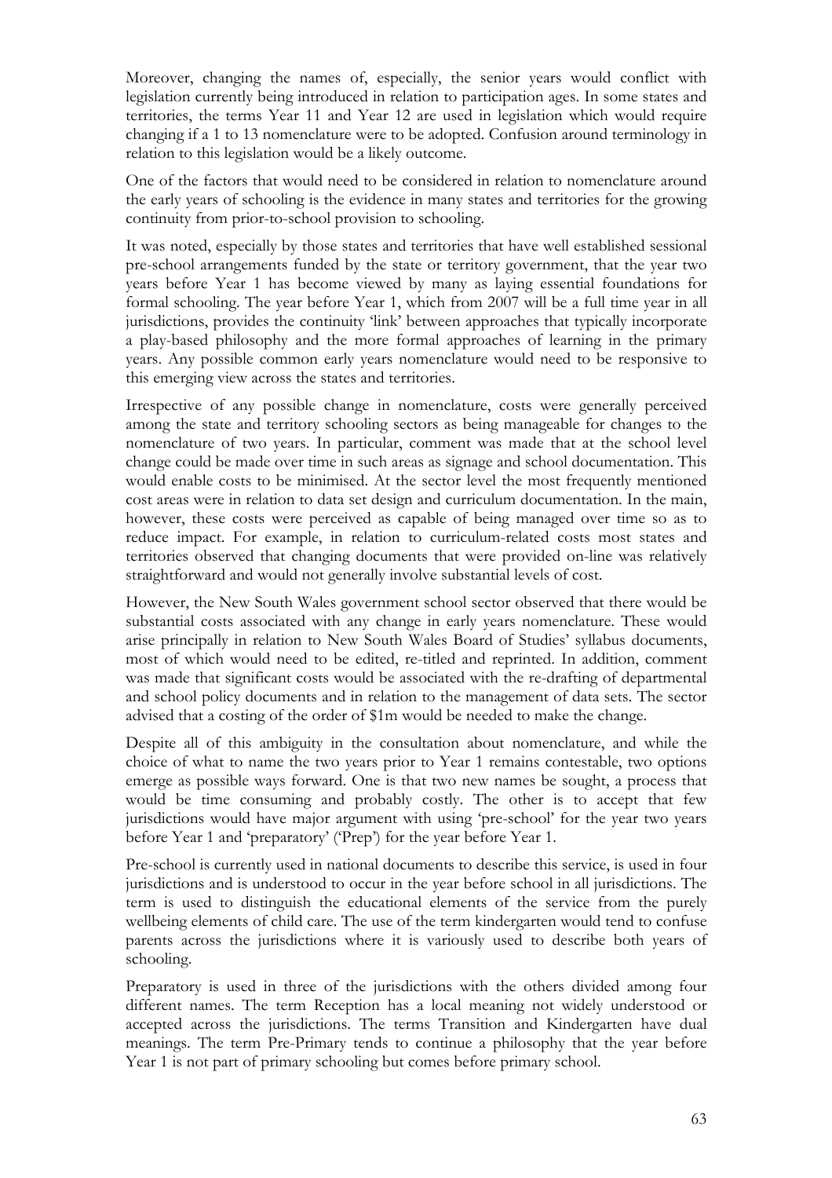Moreover, changing the names of, especially, the senior years would conflict with legislation currently being introduced in relation to participation ages. In some states and territories, the terms Year 11 and Year 12 are used in legislation which would require changing if a 1 to 13 nomenclature were to be adopted. Confusion around terminology in relation to this legislation would be a likely outcome.

One of the factors that would need to be considered in relation to nomenclature around the early years of schooling is the evidence in many states and territories for the growing continuity from prior-to-school provision to schooling.

It was noted, especially by those states and territories that have well established sessional pre-school arrangements funded by the state or territory government, that the year two years before Year 1 has become viewed by many as laying essential foundations for formal schooling. The year before Year 1, which from 2007 will be a full time year in all jurisdictions, provides the continuity 'link' between approaches that typically incorporate a play-based philosophy and the more formal approaches of learning in the primary years. Any possible common early years nomenclature would need to be responsive to this emerging view across the states and territories.

Irrespective of any possible change in nomenclature, costs were generally perceived among the state and territory schooling sectors as being manageable for changes to the nomenclature of two years. In particular, comment was made that at the school level change could be made over time in such areas as signage and school documentation. This would enable costs to be minimised. At the sector level the most frequently mentioned cost areas were in relation to data set design and curriculum documentation. In the main, however, these costs were perceived as capable of being managed over time so as to reduce impact. For example, in relation to curriculum-related costs most states and territories observed that changing documents that were provided on-line was relatively straightforward and would not generally involve substantial levels of cost.

However, the New South Wales government school sector observed that there would be substantial costs associated with any change in early years nomenclature. These would arise principally in relation to New South Wales Board of Studies' syllabus documents, most of which would need to be edited, re-titled and reprinted. In addition, comment was made that significant costs would be associated with the re-drafting of departmental and school policy documents and in relation to the management of data sets. The sector advised that a costing of the order of $1m would be needed to make the change.

Despite all of this ambiguity in the consultation about nomenclature, and while the choice of what to name the two years prior to Year 1 remains contestable, two options emerge as possible ways forward. One is that two new names be sought, a process that would be time consuming and probably costly. The other is to accept that few jurisdictions would have major argument with using 'pre-school' for the year two years before Year 1 and 'preparatory' ('Prep') for the year before Year 1.

Pre-school is currently used in national documents to describe this service, is used in four jurisdictions and is understood to occur in the year before school in all jurisdictions. The term is used to distinguish the educational elements of the service from the purely wellbeing elements of child care. The use of the term kindergarten would tend to confuse parents across the jurisdictions where it is variously used to describe both years of schooling.

Preparatory is used in three of the jurisdictions with the others divided among four different names. The term Reception has a local meaning not widely understood or accepted across the jurisdictions. The terms Transition and Kindergarten have dual meanings. The term Pre-Primary tends to continue a philosophy that the year before Year 1 is not part of primary schooling but comes before primary school.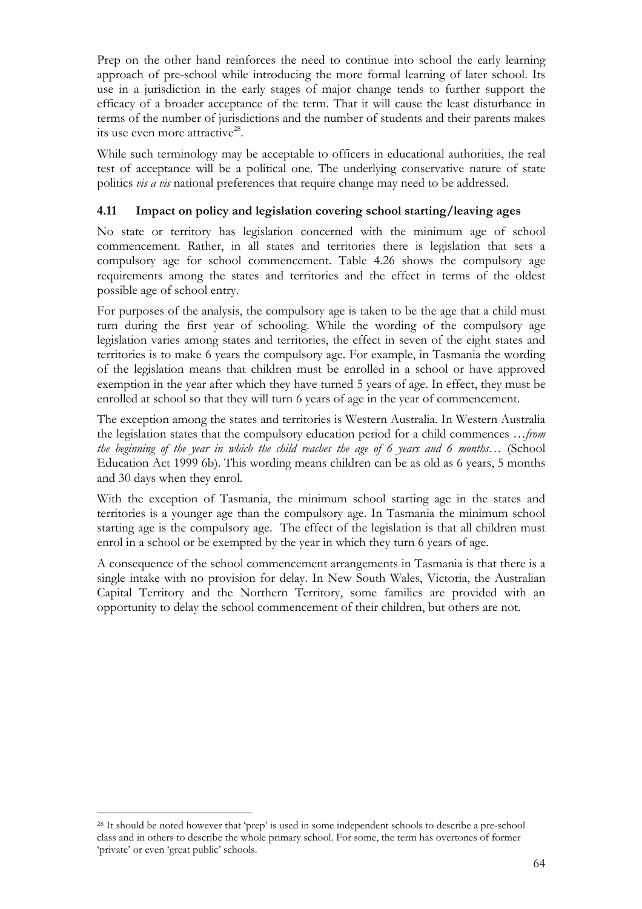Prep on the other hand reinforces the need to continue into school the early learning approach of pre-school while introducing the more formal learning of later school. Its use in a jurisdiction in the early stages of major change tends to further support the efficacy of a broader acceptance of the term. That it will cause the least disturbance in terms of the number of jurisdictions and the number of students and their parents makes its use even more attractive[28].

While such terminology may be acceptable to officers in educational authorities, the real test of acceptance will be a political one. The underlying conservative nature of state politics *vis a vis* national preferences that require change may need to be addressed.

### 4.11 Impact on policy and legislation covering school starting/leaving ages

No state or territory has legislation concerned with the minimum age of school commencement. Rather, in all states and territories there is legislation that sets a compulsory age for school commencement. Table 4.26 shows the compulsory age requirements among the states and territories and the effect in terms of the oldest possible age of school entry.

For purposes of the analysis, the compulsory age is taken to be the age that a child must turn during the first year of schooling. While the wording of the compulsory age legislation varies among states and territories, the effect in seven of the eight states and territories is to make 6 years the compulsory age. For example, in Tasmania the wording of the legislation means that children must be enrolled in a school or have approved exemption in the year after which they have turned 5 years of age. In effect, they must be enrolled at school so that they will turn 6 years of age in the year of commencement.

The exception among the states and territories is Western Australia. In Western Australia the legislation states that the compulsory education period for a child commences …*from the beginning of the year in which the child reaches the age of 6 years and 6 months*… (School Education Act 1999 6b). This wording means children can be as old as 6 years, 5 months and 30 days when they enrol.

With the exception of Tasmania, the minimum school starting age in the states and territories is a younger age than the compulsory age. In Tasmania the minimum school starting age is the compulsory age. The effect of the legislation is that all children must enrol in a school or be exempted by the year in which they turn 6 years of age.

A consequence of the school commencement arrangements in Tasmania is that there is a single intake with no provision for delay. In New South Wales, Victoria, the Australian Capital Territory and the Northern Territory, some families are provided with an opportunity to delay the school commencement of their children, but others are not.

---

[28] It should be noted however that 'prep' is used in some independent schools to describe a pre-school class and in others to describe the whole primary school. For some, the term has overtones of former 'private' or even 'great public' schools.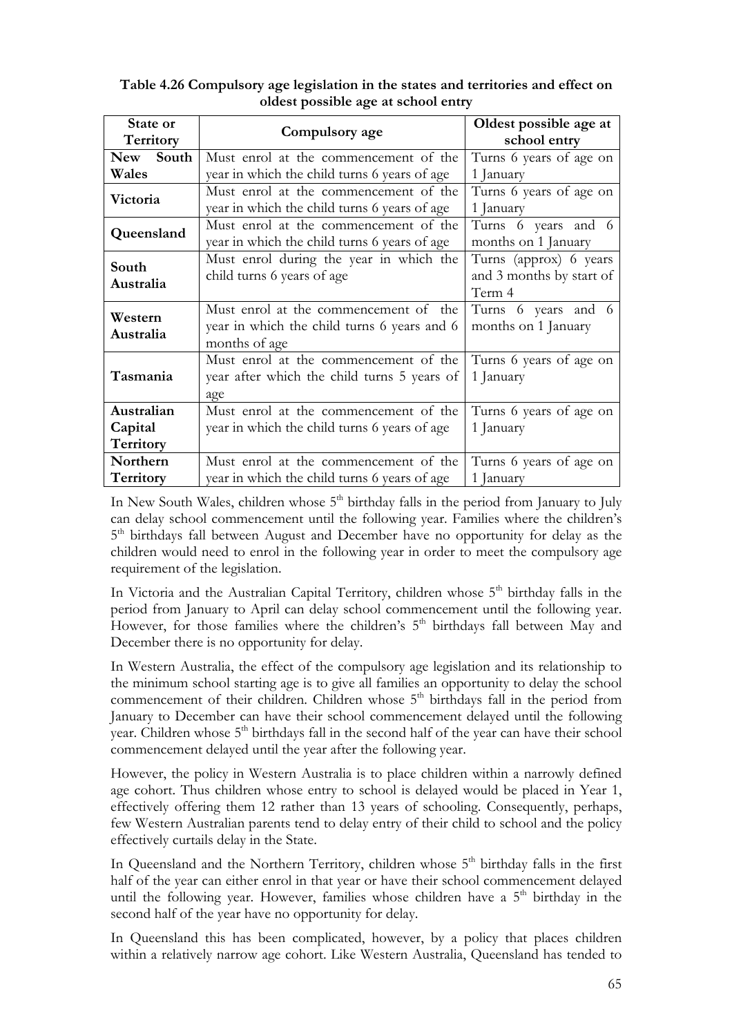**Table 4.26 Compulsory age legislation in the states and territories and effect on oldest possible age at school entry**

| State or Territory | Compulsory age | Oldest possible age at school entry |
|---|---|---|
| **New South Wales** | Must enrol at the commencement of the year in which the child turns 6 years of age | Turns 6 years of age on 1 January |
| **Victoria** | Must enrol at the commencement of the year in which the child turns 6 years of age | Turns 6 years of age on 1 January |
| **Queensland** | Must enrol at the commencement of the year in which the child turns 6 years of age | Turns 6 years and 6 months on 1 January |
| **South Australia** | Must enrol during the year in which the child turns 6 years of age | Turns (approx) 6 years and 3 months by start of Term 4 |
| **Western Australia** | Must enrol at the commencement of the year in which the child turns 6 years and 6 months of age | Turns 6 years and 6 months on 1 January |
| **Tasmania** | Must enrol at the commencement of the year after which the child turns 5 years of age | Turns 6 years of age on 1 January |
| **Australian Capital Territory** | Must enrol at the commencement of the year in which the child turns 6 years of age | Turns 6 years of age on 1 January |
| **Northern Territory** | Must enrol at the commencement of the year in which the child turns 6 years of age | Turns 6 years of age on 1 January |

In New South Wales, children whose 5th birthday falls in the period from January to July can delay school commencement until the following year. Families where the children's 5th birthdays fall between August and December have no opportunity for delay as the children would need to enrol in the following year in order to meet the compulsory age requirement of the legislation.

In Victoria and the Australian Capital Territory, children whose 5th birthday falls in the period from January to April can delay school commencement until the following year. However, for those families where the children's 5th birthdays fall between May and December there is no opportunity for delay.

In Western Australia, the effect of the compulsory age legislation and its relationship to the minimum school starting age is to give all families an opportunity to delay the school commencement of their children. Children whose 5th birthdays fall in the period from January to December can have their school commencement delayed until the following year. Children whose 5th birthdays fall in the second half of the year can have their school commencement delayed until the year after the following year.

However, the policy in Western Australia is to place children within a narrowly defined age cohort. Thus children whose entry to school is delayed would be placed in Year 1, effectively offering them 12 rather than 13 years of schooling. Consequently, perhaps, few Western Australian parents tend to delay entry of their child to school and the policy effectively curtails delay in the State.

In Queensland and the Northern Territory, children whose 5th birthday falls in the first half of the year can either enrol in that year or have their school commencement delayed until the following year. However, families whose children have a 5th birthday in the second half of the year have no opportunity for delay.

In Queensland this has been complicated, however, by a policy that places children within a relatively narrow age cohort. Like Western Australia, Queensland has tended to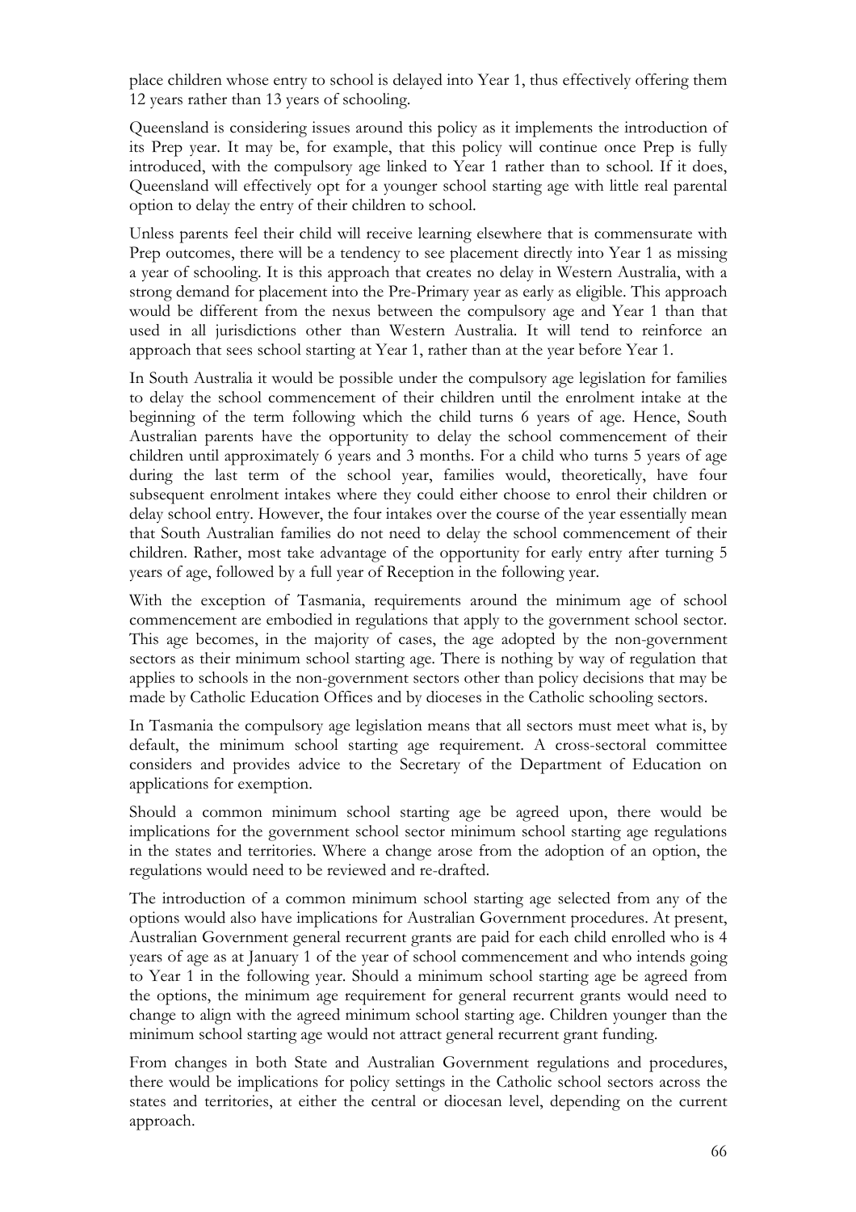place children whose entry to school is delayed into Year 1, thus effectively offering them 12 years rather than 13 years of schooling.

Queensland is considering issues around this policy as it implements the introduction of its Prep year. It may be, for example, that this policy will continue once Prep is fully introduced, with the compulsory age linked to Year 1 rather than to school. If it does, Queensland will effectively opt for a younger school starting age with little real parental option to delay the entry of their children to school.

Unless parents feel their child will receive learning elsewhere that is commensurate with Prep outcomes, there will be a tendency to see placement directly into Year 1 as missing a year of schooling. It is this approach that creates no delay in Western Australia, with a strong demand for placement into the Pre-Primary year as early as eligible. This approach would be different from the nexus between the compulsory age and Year 1 than that used in all jurisdictions other than Western Australia. It will tend to reinforce an approach that sees school starting at Year 1, rather than at the year before Year 1.

In South Australia it would be possible under the compulsory age legislation for families to delay the school commencement of their children until the enrolment intake at the beginning of the term following which the child turns 6 years of age. Hence, South Australian parents have the opportunity to delay the school commencement of their children until approximately 6 years and 3 months. For a child who turns 5 years of age during the last term of the school year, families would, theoretically, have four subsequent enrolment intakes where they could either choose to enrol their children or delay school entry. However, the four intakes over the course of the year essentially mean that South Australian families do not need to delay the school commencement of their children. Rather, most take advantage of the opportunity for early entry after turning 5 years of age, followed by a full year of Reception in the following year.

With the exception of Tasmania, requirements around the minimum age of school commencement are embodied in regulations that apply to the government school sector. This age becomes, in the majority of cases, the age adopted by the non-government sectors as their minimum school starting age. There is nothing by way of regulation that applies to schools in the non-government sectors other than policy decisions that may be made by Catholic Education Offices and by dioceses in the Catholic schooling sectors.

In Tasmania the compulsory age legislation means that all sectors must meet what is, by default, the minimum school starting age requirement. A cross-sectoral committee considers and provides advice to the Secretary of the Department of Education on applications for exemption.

Should a common minimum school starting age be agreed upon, there would be implications for the government school sector minimum school starting age regulations in the states and territories. Where a change arose from the adoption of an option, the regulations would need to be reviewed and re-drafted.

The introduction of a common minimum school starting age selected from any of the options would also have implications for Australian Government procedures. At present, Australian Government general recurrent grants are paid for each child enrolled who is 4 years of age as at January 1 of the year of school commencement and who intends going to Year 1 in the following year. Should a minimum school starting age be agreed from the options, the minimum age requirement for general recurrent grants would need to change to align with the agreed minimum school starting age. Children younger than the minimum school starting age would not attract general recurrent grant funding.

From changes in both State and Australian Government regulations and procedures, there would be implications for policy settings in the Catholic school sectors across the states and territories, at either the central or diocesan level, depending on the current approach.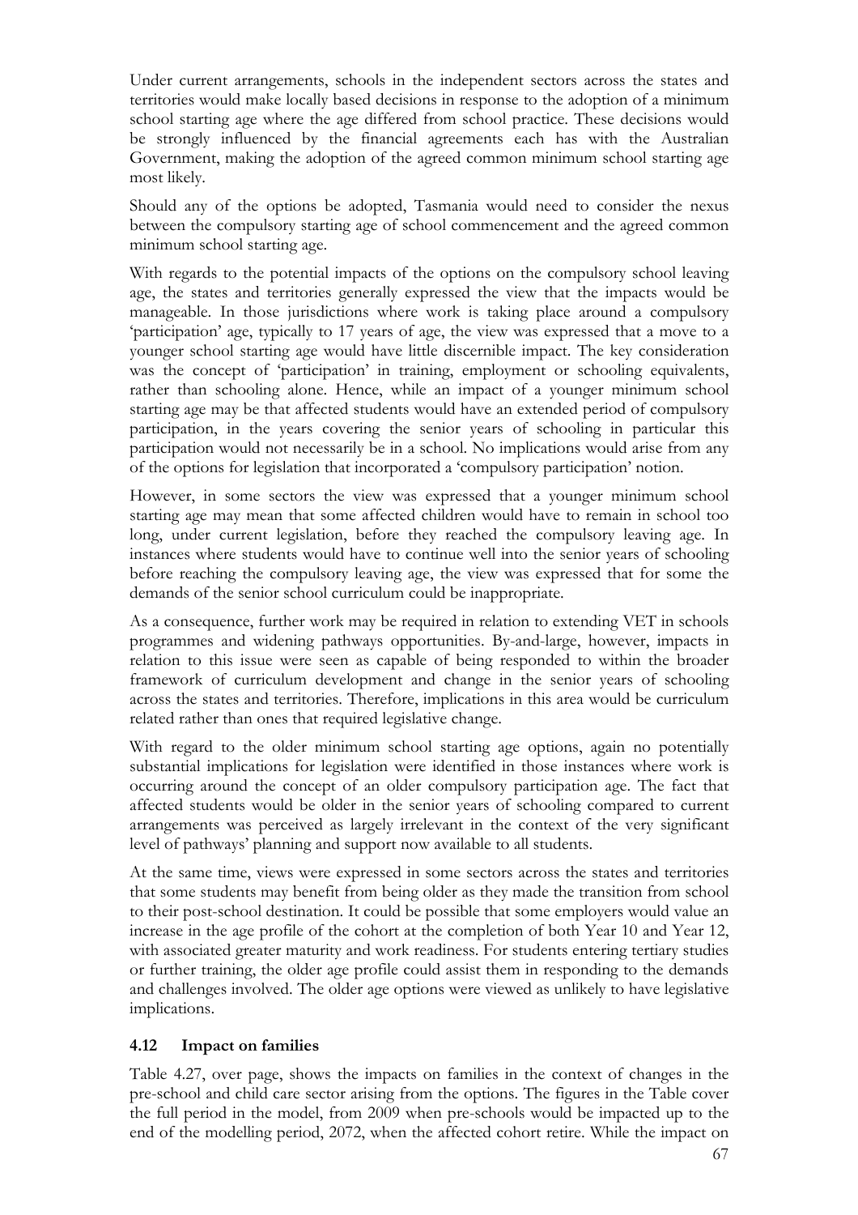Under current arrangements, schools in the independent sectors across the states and territories would make locally based decisions in response to the adoption of a minimum school starting age where the age differed from school practice. These decisions would be strongly influenced by the financial agreements each has with the Australian Government, making the adoption of the agreed common minimum school starting age most likely.

Should any of the options be adopted, Tasmania would need to consider the nexus between the compulsory starting age of school commencement and the agreed common minimum school starting age.

With regards to the potential impacts of the options on the compulsory school leaving age, the states and territories generally expressed the view that the impacts would be manageable. In those jurisdictions where work is taking place around a compulsory 'participation' age, typically to 17 years of age, the view was expressed that a move to a younger school starting age would have little discernible impact. The key consideration was the concept of 'participation' in training, employment or schooling equivalents, rather than schooling alone. Hence, while an impact of a younger minimum school starting age may be that affected students would have an extended period of compulsory participation, in the years covering the senior years of schooling in particular this participation would not necessarily be in a school. No implications would arise from any of the options for legislation that incorporated a 'compulsory participation' notion.

However, in some sectors the view was expressed that a younger minimum school starting age may mean that some affected children would have to remain in school too long, under current legislation, before they reached the compulsory leaving age. In instances where students would have to continue well into the senior years of schooling before reaching the compulsory leaving age, the view was expressed that for some the demands of the senior school curriculum could be inappropriate.

As a consequence, further work may be required in relation to extending VET in schools programmes and widening pathways opportunities. By-and-large, however, impacts in relation to this issue were seen as capable of being responded to within the broader framework of curriculum development and change in the senior years of schooling across the states and territories. Therefore, implications in this area would be curriculum related rather than ones that required legislative change.

With regard to the older minimum school starting age options, again no potentially substantial implications for legislation were identified in those instances where work is occurring around the concept of an older compulsory participation age. The fact that affected students would be older in the senior years of schooling compared to current arrangements was perceived as largely irrelevant in the context of the very significant level of pathways' planning and support now available to all students.

At the same time, views were expressed in some sectors across the states and territories that some students may benefit from being older as they made the transition from school to their post-school destination. It could be possible that some employers would value an increase in the age profile of the cohort at the completion of both Year 10 and Year 12, with associated greater maturity and work readiness. For students entering tertiary studies or further training, the older age profile could assist them in responding to the demands and challenges involved. The older age options were viewed as unlikely to have legislative implications.

### 4.12 Impact on families

Table 4.27, over page, shows the impacts on families in the context of changes in the pre-school and child care sector arising from the options. The figures in the Table cover the full period in the model, from 2009 when pre-schools would be impacted up to the end of the modelling period, 2072, when the affected cohort retire. While the impact on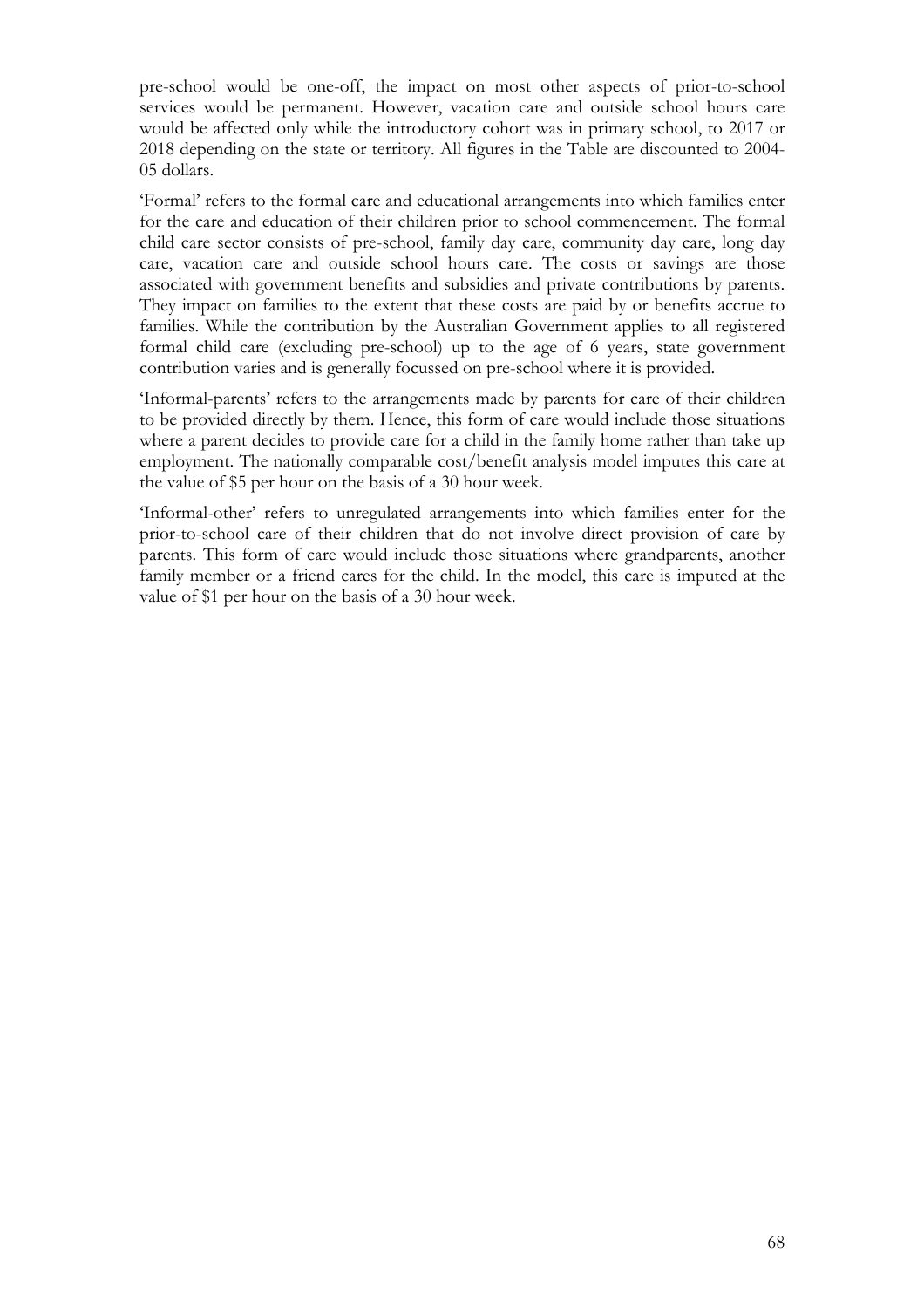pre-school would be one-off, the impact on most other aspects of prior-to-school services would be permanent. However, vacation care and outside school hours care would be affected only while the introductory cohort was in primary school, to 2017 or 2018 depending on the state or territory. All figures in the Table are discounted to 2004-05 dollars.

'Formal' refers to the formal care and educational arrangements into which families enter for the care and education of their children prior to school commencement. The formal child care sector consists of pre-school, family day care, community day care, long day care, vacation care and outside school hours care. The costs or savings are those associated with government benefits and subsidies and private contributions by parents. They impact on families to the extent that these costs are paid by or benefits accrue to families. While the contribution by the Australian Government applies to all registered formal child care (excluding pre-school) up to the age of 6 years, state government contribution varies and is generally focussed on pre-school where it is provided.

'Informal-parents' refers to the arrangements made by parents for care of their children to be provided directly by them. Hence, this form of care would include those situations where a parent decides to provide care for a child in the family home rather than take up employment. The nationally comparable cost/benefit analysis model imputes this care at the value of $5 per hour on the basis of a 30 hour week.

'Informal-other' refers to unregulated arrangements into which families enter for the prior-to-school care of their children that do not involve direct provision of care by parents. This form of care would include those situations where grandparents, another family member or a friend cares for the child. In the model, this care is imputed at the value of $1 per hour on the basis of a 30 hour week.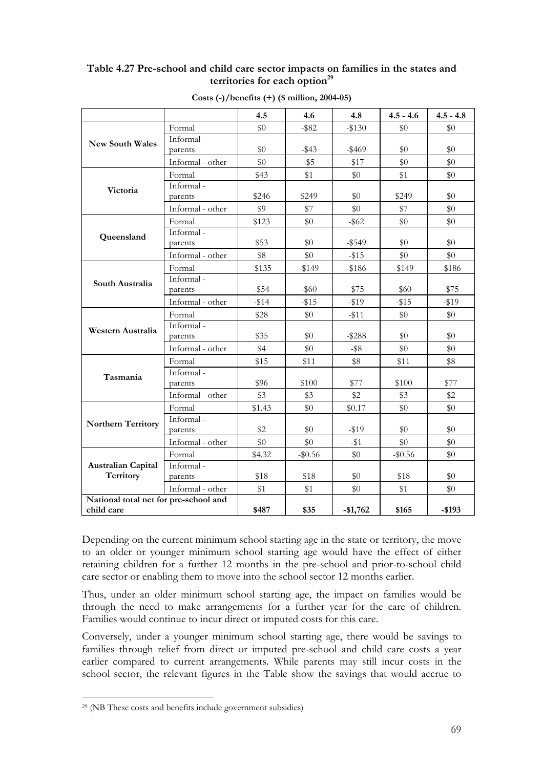**Table 4.27 Pre-school and child care sector impacts on families in the states and territories for each option[29]**

**Costs (-)/benefits (+) ($ million, 2004-05)**

| | | 4.5 | 4.6 | 4.8 | 4.5 - 4.6 | 4.5 - 4.8 |
|---|---|---|---|---|---|---|
| **New South Wales** | Formal | $0 | -$82 | -$130 | $0 | $0 |
| | Informal - parents | $0 | -$43 | -$469 | $0 | $0 |
| | Informal - other | $0 | -$5 | -$17 | $0 | $0 |
| **Victoria** | Formal | $43 | $1 | $0 | $1 | $0 |
| | Informal - parents | $246 | $249 | $0 | $249 | $0 |
| | Informal - other | $9 | $7 | $0 | $7 | $0 |
| **Queensland** | Formal | $123 | $0 | -$62 | $0 | $0 |
| | Informal - parents | $53 | $0 | -$549 | $0 | $0 |
| | Informal - other | $8 | $0 | -$15 | $0 | $0 |
| **South Australia** | Formal | -$135 | -$149 | -$186 | -$149 | -$186 |
| | Informal - parents | -$54 | -$60 | -$75 | -$60 | -$75 |
| | Informal - other | -$14 | -$15 | -$19 | -$15 | -$19 |
| **Western Australia** | Formal | $28 | $0 | -$11 | $0 | $0 |
| | Informal - parents | $35 | $0 | -$288 | $0 | $0 |
| | Informal - other | $4 | $0 | -$8 | $0 | $0 |
| **Tasmania** | Formal | $15 | $11 | $8 | $11 | $8 |
| | Informal - parents | $96 | $100 | $77 | $100 | $77 |
| | Informal - other | $3 | $3 | $2 | $3 | $2 |
| **Northern Territory** | Formal | $1.43 | $0 | $0.17 | $0 | $0 |
| | Informal - parents | $2 | $0 | -$19 | $0 | $0 |
| | Informal - other | $0 | $0 | -$1 | $0 | $0 |
| **Australian Capital Territory** | Formal | $4.32 | -$0.56 | $0 | -$0.56 | $0 |
| | Informal - parents | $18 | $18 | $0 | $18 | $0 |
| | Informal - other | $1 | $1 | $0 | $1 | $0 |
| **National total net for pre-school and child care** | | **$487** | **$35** | **-$1,762** | **$165** | **-$193** |

Depending on the current minimum school starting age in the state or territory, the move to an older or younger minimum school starting age would have the effect of either retaining children for a further 12 months in the pre-school and prior-to-school child care sector or enabling them to move into the school sector 12 months earlier.

Thus, under an older minimum school starting age, the impact on families would be through the need to make arrangements for a further year for the care of children. Families would continue to incur direct or imputed costs for this care.

Conversely, under a younger minimum school starting age, there would be savings to families through relief from direct or imputed pre-school and child care costs a year earlier compared to current arrangements. While parents may still incur costs in the school sector, the relevant figures in the Table show the savings that would accrue to

[29] (NB These costs and benefits include government subsidies)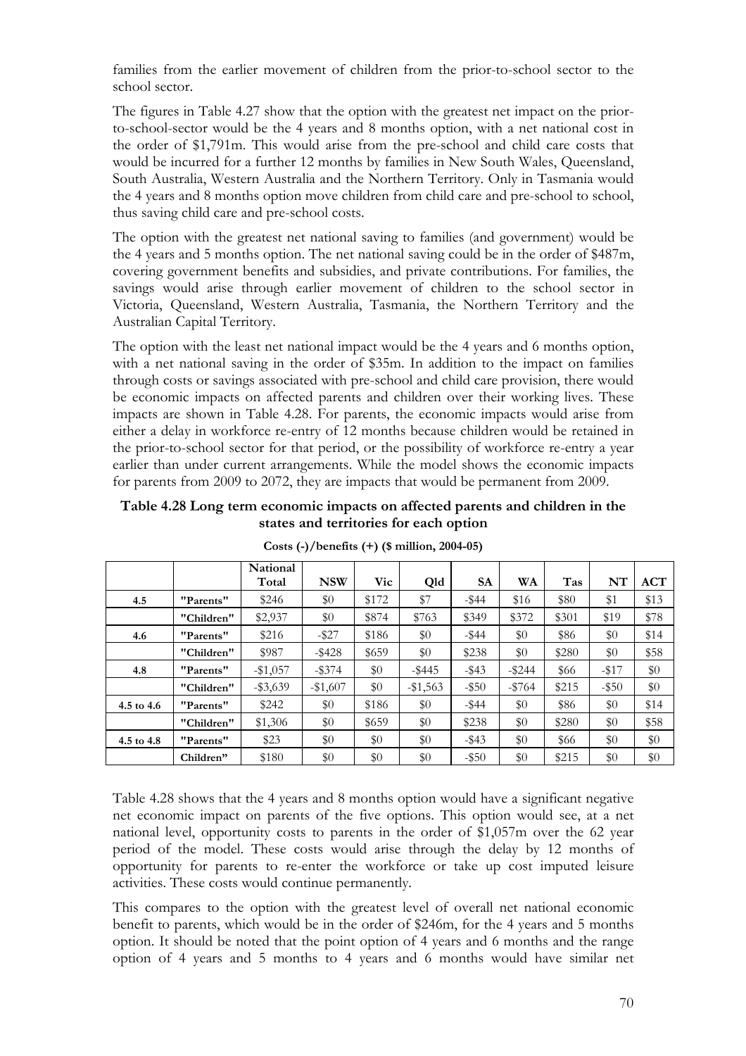families from the earlier movement of children from the prior-to-school sector to the school sector.

The figures in Table 4.27 show that the option with the greatest net impact on the prior-to-school-sector would be the 4 years and 8 months option, with a net national cost in the order of $1,791m. This would arise from the pre-school and child care costs that would be incurred for a further 12 months by families in New South Wales, Queensland, South Australia, Western Australia and the Northern Territory. Only in Tasmania would the 4 years and 8 months option move children from child care and pre-school to school, thus saving child care and pre-school costs.

The option with the greatest net national saving to families (and government) would be the 4 years and 5 months option. The net national saving could be in the order of $487m, covering government benefits and subsidies, and private contributions. For families, the savings would arise through earlier movement of children to the school sector in Victoria, Queensland, Western Australia, Tasmania, the Northern Territory and the Australian Capital Territory.

The option with the least net national impact would be the 4 years and 6 months option, with a net national saving in the order of $35m. In addition to the impact on families through costs or savings associated with pre-school and child care provision, there would be economic impacts on affected parents and children over their working lives. These impacts are shown in Table 4.28. For parents, the economic impacts would arise from either a delay in workforce re-entry of 12 months because children would be retained in the prior-to-school sector for that period, or the possibility of workforce re-entry a year earlier than under current arrangements. While the model shows the economic impacts for parents from 2009 to 2072, they are impacts that would be permanent from 2009.

**Table 4.28 Long term economic impacts on affected parents and children in the states and territories for each option**

**Costs (-)/benefits (+) ($ million, 2004-05)**

| | | National Total | NSW | Vic | Qld | SA | WA | Tas | NT | ACT |
|---|---|---|---|---|---|---|---|---|---|---|
| **4.5** | **"Parents"** | $246 | $0 | $172 | $7 | -$44 | $16 | $80 | $1 | $13 |
| | **"Children"** | $2,937 | $0 | $874 | $763 | $349 | $372 | $301 | $19 | $78 |
| **4.6** | **"Parents"** | $216 | -$27 | $186 | $0 | -$44 | $0 | $86 | $0 | $14 |
| | **"Children"** | $987 | -$428 | $659 | $0 | $238 | $0 | $280 | $0 | $58 |
| **4.8** | **"Parents"** | -$1,057 | -$374 | $0 | -$445 | -$43 | -$244 | $66 | -$17 | $0 |
| | **"Children"** | -$3,639 | -$1,607 | $0 | -$1,563 | -$50 | -$764 | $215 | -$50 | $0 |
| **4.5 to 4.6** | **"Parents"** | $242 | $0 | $186 | $0 | -$44 | $0 | $86 | $0 | $14 |
| | **"Children"** | $1,306 | $0 | $659 | $0 | $238 | $0 | $280 | $0 | $58 |
| **4.5 to 4.8** | **"Parents"** | $23 | $0 | $0 | $0 | -$43 | $0 | $66 | $0 | $0 |
| | **Children"** | $180 | $0 | $0 | $0 | -$50 | $0 | $215 | $0 | $0 |

Table 4.28 shows that the 4 years and 8 months option would have a significant negative net economic impact on parents of the five options. This option would see, at a net national level, opportunity costs to parents in the order of $1,057m over the 62 year period of the model. These costs would arise through the delay by 12 months of opportunity for parents to re-enter the workforce or take up cost imputed leisure activities. These costs would continue permanently.

This compares to the option with the greatest level of overall net national economic benefit to parents, which would be in the order of $246m, for the 4 years and 5 months option. It should be noted that the point option of 4 years and 6 months and the range option of 4 years and 5 months to 4 years and 6 months would have similar net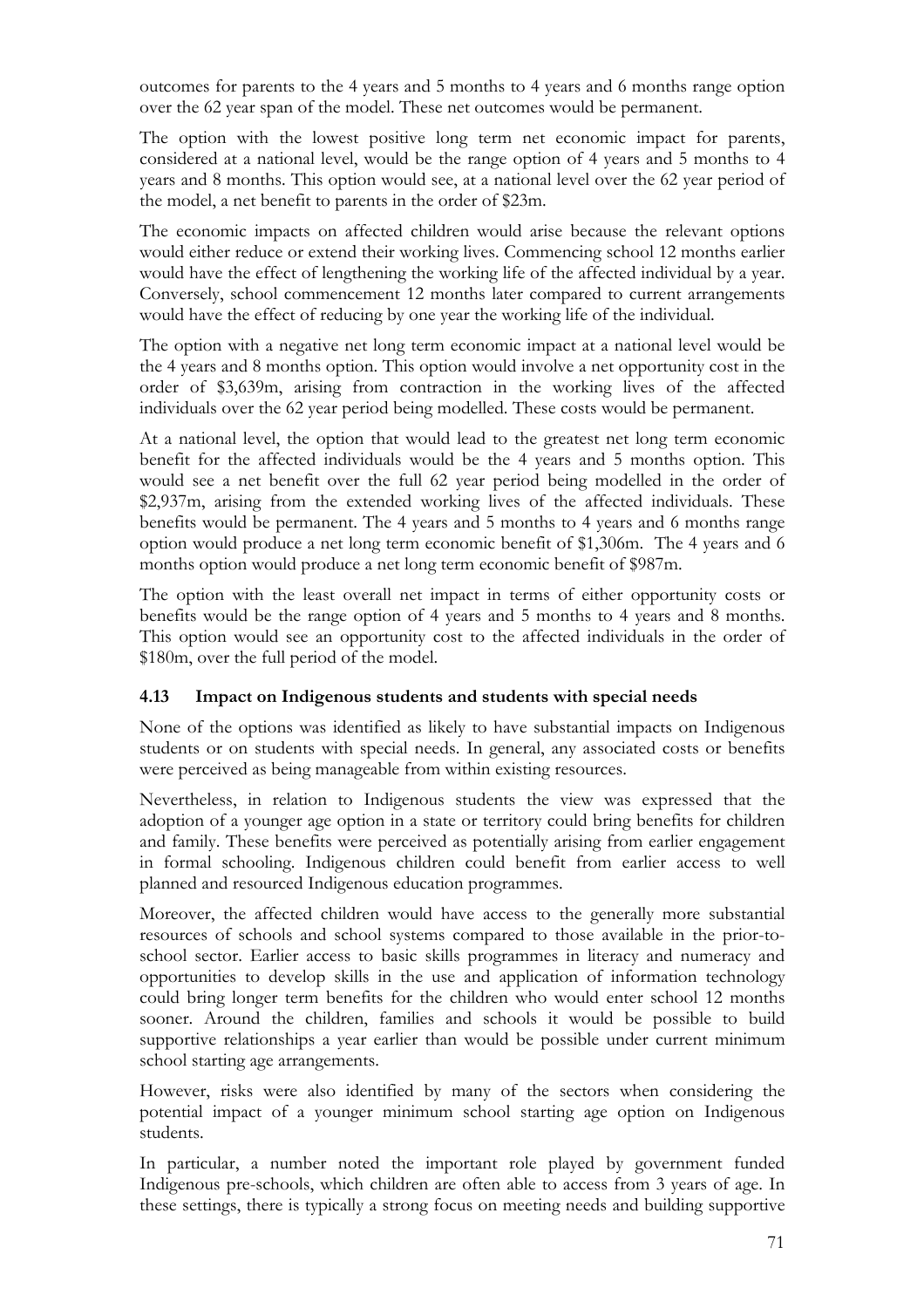outcomes for parents to the 4 years and 5 months to 4 years and 6 months range option over the 62 year span of the model. These net outcomes would be permanent.

The option with the lowest positive long term net economic impact for parents, considered at a national level, would be the range option of 4 years and 5 months to 4 years and 8 months. This option would see, at a national level over the 62 year period of the model, a net benefit to parents in the order of $23m.

The economic impacts on affected children would arise because the relevant options would either reduce or extend their working lives. Commencing school 12 months earlier would have the effect of lengthening the working life of the affected individual by a year. Conversely, school commencement 12 months later compared to current arrangements would have the effect of reducing by one year the working life of the individual.

The option with a negative net long term economic impact at a national level would be the 4 years and 8 months option. This option would involve a net opportunity cost in the order of $3,639m, arising from contraction in the working lives of the affected individuals over the 62 year period being modelled. These costs would be permanent.

At a national level, the option that would lead to the greatest net long term economic benefit for the affected individuals would be the 4 years and 5 months option. This would see a net benefit over the full 62 year period being modelled in the order of $2,937m, arising from the extended working lives of the affected individuals. These benefits would be permanent. The 4 years and 5 months to 4 years and 6 months range option would produce a net long term economic benefit of $1,306m. The 4 years and 6 months option would produce a net long term economic benefit of $987m.

The option with the least overall net impact in terms of either opportunity costs or benefits would be the range option of 4 years and 5 months to 4 years and 8 months. This option would see an opportunity cost to the affected individuals in the order of $180m, over the full period of the model.

### 4.13 Impact on Indigenous students and students with special needs

None of the options was identified as likely to have substantial impacts on Indigenous students or on students with special needs. In general, any associated costs or benefits were perceived as being manageable from within existing resources.

Nevertheless, in relation to Indigenous students the view was expressed that the adoption of a younger age option in a state or territory could bring benefits for children and family. These benefits were perceived as potentially arising from earlier engagement in formal schooling. Indigenous children could benefit from earlier access to well planned and resourced Indigenous education programmes.

Moreover, the affected children would have access to the generally more substantial resources of schools and school systems compared to those available in the prior-to-school sector. Earlier access to basic skills programmes in literacy and numeracy and opportunities to develop skills in the use and application of information technology could bring longer term benefits for the children who would enter school 12 months sooner. Around the children, families and schools it would be possible to build supportive relationships a year earlier than would be possible under current minimum school starting age arrangements.

However, risks were also identified by many of the sectors when considering the potential impact of a younger minimum school starting age option on Indigenous students.

In particular, a number noted the important role played by government funded Indigenous pre-schools, which children are often able to access from 3 years of age. In these settings, there is typically a strong focus on meeting needs and building supportive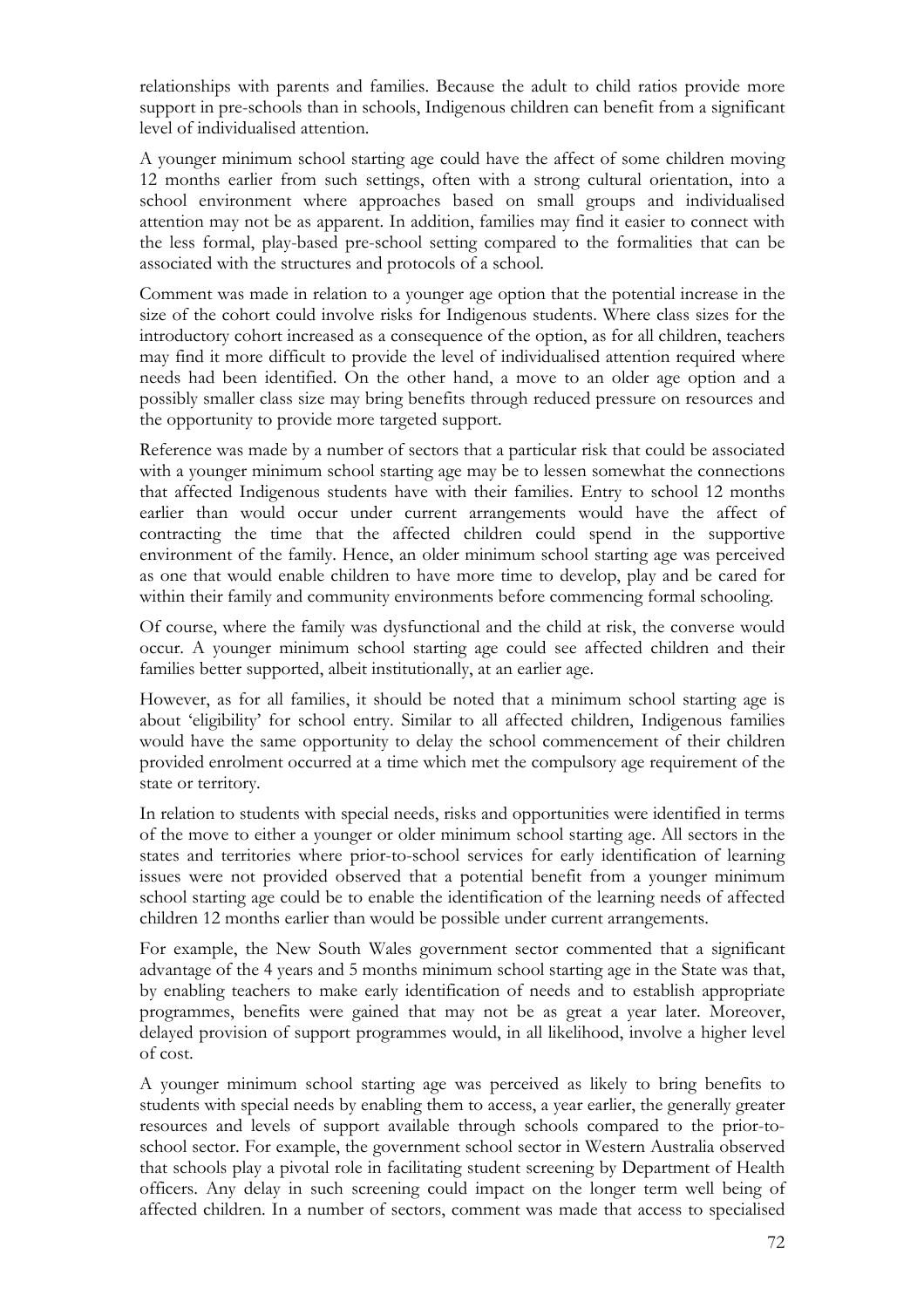relationships with parents and families. Because the adult to child ratios provide more support in pre-schools than in schools, Indigenous children can benefit from a significant level of individualised attention.

A younger minimum school starting age could have the affect of some children moving 12 months earlier from such settings, often with a strong cultural orientation, into a school environment where approaches based on small groups and individualised attention may not be as apparent. In addition, families may find it easier to connect with the less formal, play-based pre-school setting compared to the formalities that can be associated with the structures and protocols of a school.

Comment was made in relation to a younger age option that the potential increase in the size of the cohort could involve risks for Indigenous students. Where class sizes for the introductory cohort increased as a consequence of the option, as for all children, teachers may find it more difficult to provide the level of individualised attention required where needs had been identified. On the other hand, a move to an older age option and a possibly smaller class size may bring benefits through reduced pressure on resources and the opportunity to provide more targeted support.

Reference was made by a number of sectors that a particular risk that could be associated with a younger minimum school starting age may be to lessen somewhat the connections that affected Indigenous students have with their families. Entry to school 12 months earlier than would occur under current arrangements would have the affect of contracting the time that the affected children could spend in the supportive environment of the family. Hence, an older minimum school starting age was perceived as one that would enable children to have more time to develop, play and be cared for within their family and community environments before commencing formal schooling.

Of course, where the family was dysfunctional and the child at risk, the converse would occur. A younger minimum school starting age could see affected children and their families better supported, albeit institutionally, at an earlier age.

However, as for all families, it should be noted that a minimum school starting age is about 'eligibility' for school entry. Similar to all affected children, Indigenous families would have the same opportunity to delay the school commencement of their children provided enrolment occurred at a time which met the compulsory age requirement of the state or territory.

In relation to students with special needs, risks and opportunities were identified in terms of the move to either a younger or older minimum school starting age. All sectors in the states and territories where prior-to-school services for early identification of learning issues were not provided observed that a potential benefit from a younger minimum school starting age could be to enable the identification of the learning needs of affected children 12 months earlier than would be possible under current arrangements.

For example, the New South Wales government sector commented that a significant advantage of the 4 years and 5 months minimum school starting age in the State was that, by enabling teachers to make early identification of needs and to establish appropriate programmes, benefits were gained that may not be as great a year later. Moreover, delayed provision of support programmes would, in all likelihood, involve a higher level of cost.

A younger minimum school starting age was perceived as likely to bring benefits to students with special needs by enabling them to access, a year earlier, the generally greater resources and levels of support available through schools compared to the prior-to-school sector. For example, the government school sector in Western Australia observed that schools play a pivotal role in facilitating student screening by Department of Health officers. Any delay in such screening could impact on the longer term well being of affected children. In a number of sectors, comment was made that access to specialised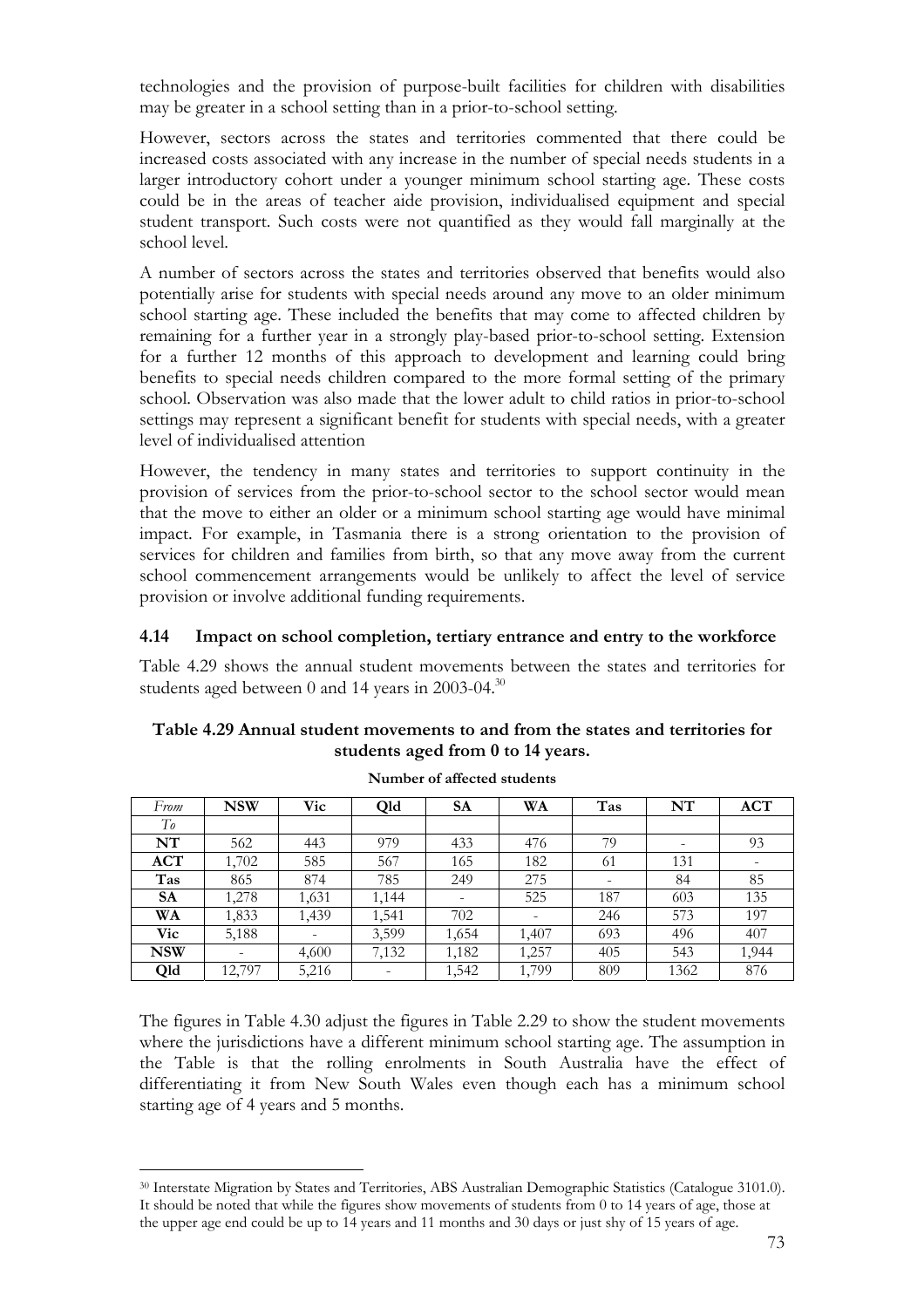technologies and the provision of purpose-built facilities for children with disabilities may be greater in a school setting than in a prior-to-school setting.

However, sectors across the states and territories commented that there could be increased costs associated with any increase in the number of special needs students in a larger introductory cohort under a younger minimum school starting age. These costs could be in the areas of teacher aide provision, individualised equipment and special student transport. Such costs were not quantified as they would fall marginally at the school level.

A number of sectors across the states and territories observed that benefits would also potentially arise for students with special needs around any move to an older minimum school starting age. These included the benefits that may come to affected children by remaining for a further year in a strongly play-based prior-to-school setting. Extension for a further 12 months of this approach to development and learning could bring benefits to special needs children compared to the more formal setting of the primary school. Observation was also made that the lower adult to child ratios in prior-to-school settings may represent a significant benefit for students with special needs, with a greater level of individualised attention

However, the tendency in many states and territories to support continuity in the provision of services from the prior-to-school sector to the school sector would mean that the move to either an older or a minimum school starting age would have minimal impact. For example, in Tasmania there is a strong orientation to the provision of services for children and families from birth, so that any move away from the current school commencement arrangements would be unlikely to affect the level of service provision or involve additional funding requirements.

### 4.14 Impact on school completion, tertiary entrance and entry to the workforce

Table 4.29 shows the annual student movements between the states and territories for students aged between 0 and 14 years in 2003-04.[30]

**Table 4.29 Annual student movements to and from the states and territories for students aged from 0 to 14 years.**

**Number of affected students**

| *From* | **NSW** | **Vic** | **Qld** | **SA** | **WA** | **Tas** | **NT** | **ACT** |
|---|---|---|---|---|---|---|---|---|
| *To* | | | | | | | | |
| **NT** | 562 | 443 | 979 | 433 | 476 | 79 | - | 93 |
| **ACT** | 1,702 | 585 | 567 | 165 | 182 | 61 | 131 | - |
| **Tas** | 865 | 874 | 785 | 249 | 275 | - | 84 | 85 |
| **SA** | 1,278 | 1,631 | 1,144 | - | 525 | 187 | 603 | 135 |
| **WA** | 1,833 | 1,439 | 1,541 | 702 | - | 246 | 573 | 197 |
| **Vic** | 5,188 | - | 3,599 | 1,654 | 1,407 | 693 | 496 | 407 |
| **NSW** | - | 4,600 | 7,132 | 1,182 | 1,257 | 405 | 543 | 1,944 |
| **Qld** | 12,797 | 5,216 | - | 1,542 | 1,799 | 809 | 1362 | 876 |

The figures in Table 4.30 adjust the figures in Table 2.29 to show the student movements where the jurisdictions have a different minimum school starting age. The assumption in the Table is that the rolling enrolments in South Australia have the effect of differentiating it from New South Wales even though each has a minimum school starting age of 4 years and 5 months.

---

[30] Interstate Migration by States and Territories, ABS Australian Demographic Statistics (Catalogue 3101.0). It should be noted that while the figures show movements of students from 0 to 14 years of age, those at the upper age end could be up to 14 years and 11 months and 30 days or just shy of 15 years of age.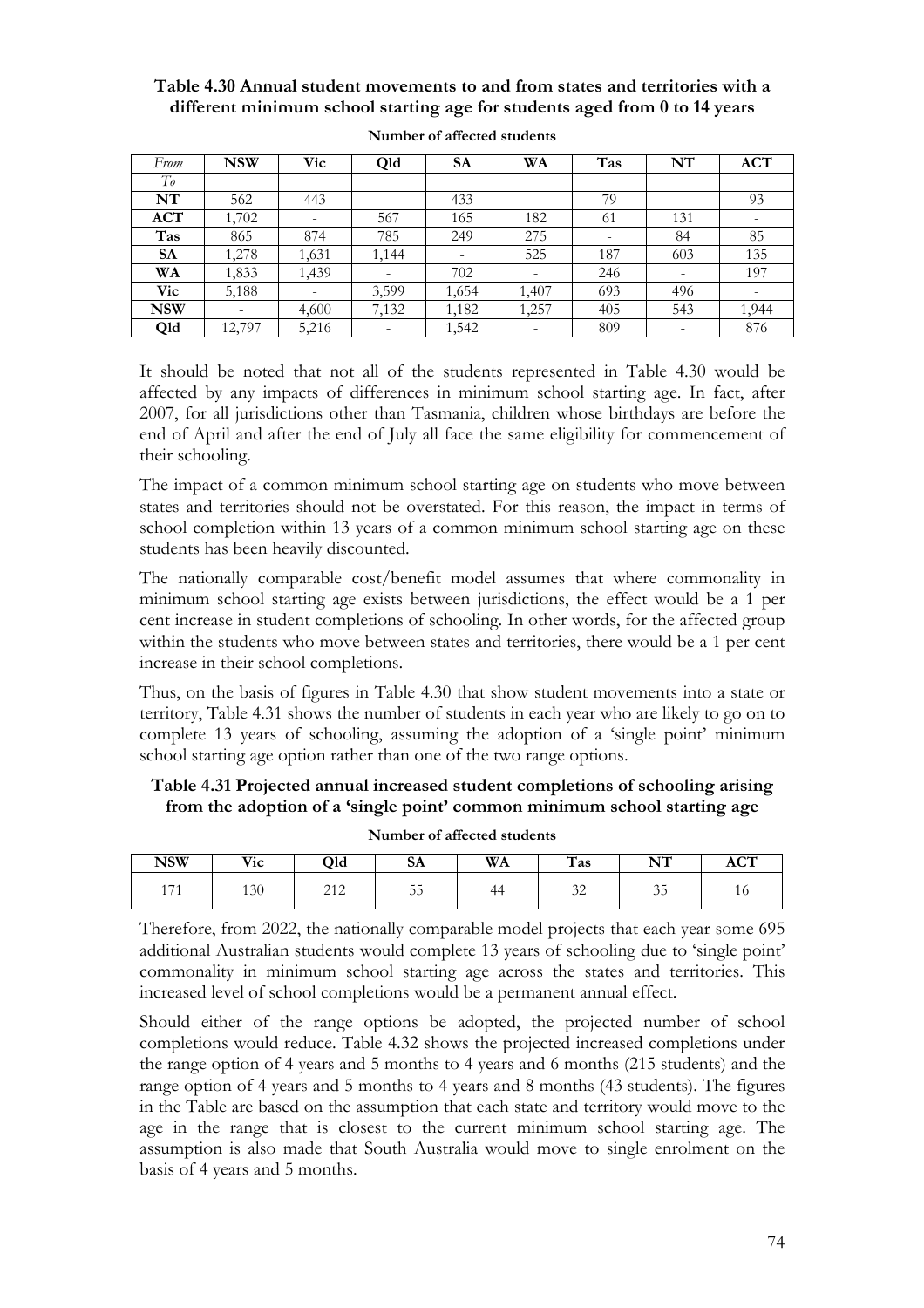**Table 4.30 Annual student movements to and from states and territories with a different minimum school starting age for students aged from 0 to 14 years**

**Number of affected students**

| *From* / *To* | **NSW** | **Vic** | **Qld** | **SA** | **WA** | **Tas** | **NT** | **ACT** |
|---|---|---|---|---|---|---|---|---|
| **NT** | 562 | 443 | - | 433 | - | 79 | - | 93 |
| **ACT** | 1,702 | - | 567 | 165 | 182 | 61 | 131 | - |
| **Tas** | 865 | 874 | 785 | 249 | 275 | - | 84 | 85 |
| **SA** | 1,278 | 1,631 | 1,144 | - | 525 | 187 | 603 | 135 |
| **WA** | 1,833 | 1,439 | - | 702 | - | 246 | - | 197 |
| **Vic** | 5,188 | - | 3,599 | 1,654 | 1,407 | 693 | 496 | - |
| **NSW** | - | 4,600 | 7,132 | 1,182 | 1,257 | 405 | 543 | 1,944 |
| **Qld** | 12,797 | 5,216 | - | 1,542 | - | 809 | - | 876 |

It should be noted that not all of the students represented in Table 4.30 would be affected by any impacts of differences in minimum school starting age. In fact, after 2007, for all jurisdictions other than Tasmania, children whose birthdays are before the end of April and after the end of July all face the same eligibility for commencement of their schooling.

The impact of a common minimum school starting age on students who move between states and territories should not be overstated. For this reason, the impact in terms of school completion within 13 years of a common minimum school starting age on these students has been heavily discounted.

The nationally comparable cost/benefit model assumes that where commonality in minimum school starting age exists between jurisdictions, the effect would be a 1 per cent increase in student completions of schooling. In other words, for the affected group within the students who move between states and territories, there would be a 1 per cent increase in their school completions.

Thus, on the basis of figures in Table 4.30 that show student movements into a state or territory, Table 4.31 shows the number of students in each year who are likely to go on to complete 13 years of schooling, assuming the adoption of a 'single point' minimum school starting age option rather than one of the two range options.

**Table 4.31 Projected annual increased student completions of schooling arising from the adoption of a 'single point' common minimum school starting age**

**Number of affected students**

| **NSW** | **Vic** | **Qld** | **SA** | **WA** | **Tas** | **NT** | **ACT** |
|---|---|---|---|---|---|---|---|
| 171 | 130 | 212 | 55 | 44 | 32 | 35 | 16 |

Therefore, from 2022, the nationally comparable model projects that each year some 695 additional Australian students would complete 13 years of schooling due to 'single point' commonality in minimum school starting age across the states and territories. This increased level of school completions would be a permanent annual effect.

Should either of the range options be adopted, the projected number of school completions would reduce. Table 4.32 shows the projected increased completions under the range option of 4 years and 5 months to 4 years and 6 months (215 students) and the range option of 4 years and 5 months to 4 years and 8 months (43 students). The figures in the Table are based on the assumption that each state and territory would move to the age in the range that is closest to the current minimum school starting age. The assumption is also made that South Australia would move to single enrolment on the basis of 4 years and 5 months.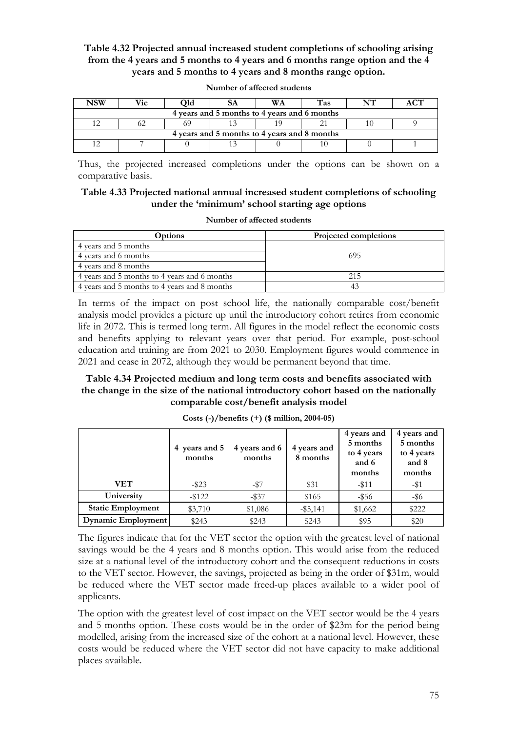**Table 4.32 Projected annual increased student completions of schooling arising from the 4 years and 5 months to 4 years and 6 months range option and the 4 years and 5 months to 4 years and 8 months range option.**

**Number of affected students**

| NSW | Vic | Qld | SA | WA | Tas | NT | ACT |
|---|---|---|---|---|---|---|---|
| 4 years and 5 months to 4 years and 6 months | | | | | | | |
| 12 | 62 | 69 | 13 | 19 | 21 | 10 | 9 |
| 4 years and 5 months to 4 years and 8 months | | | | | | | |
| 12 | 7 | 0 | 13 | 0 | 10 | 0 | 1 |

Thus, the projected increased completions under the options can be shown on a comparative basis.

**Table 4.33 Projected national annual increased student completions of schooling under the 'minimum' school starting age options**

**Number of affected students**

| Options | Projected completions |
|---|---|
| 4 years and 5 months | 695 |
| 4 years and 6 months | |
| 4 years and 8 months | |
| 4 years and 5 months to 4 years and 6 months | 215 |
| 4 years and 5 months to 4 years and 8 months | 43 |

In terms of the impact on post school life, the nationally comparable cost/benefit analysis model provides a picture up until the introductory cohort retires from economic life in 2072. This is termed long term. All figures in the model reflect the economic costs and benefits applying to relevant years over that period. For example, post-school education and training are from 2021 to 2030. Employment figures would commence in 2021 and cease in 2072, although they would be permanent beyond that time.

**Table 4.34 Projected medium and long term costs and benefits associated with the change in the size of the national introductory cohort based on the nationally comparable cost/benefit analysis model**

**Costs (-)/benefits (+) ($ million, 2004-05)**

| | 4 years and 5 months | 4 years and 6 months | 4 years and 8 months | 4 years and 5 months to 4 years and 6 months | 4 years and 5 months to 4 years and 8 months |
|---|---|---|---|---|---|
| **VET** | -$23 | -$7 | $31 | -$11 | -$1 |
| **University** | -$122 | -$37 | $165 | -$56 | -$6 |
| **Static Employment** | $3,710 | $1,086 | -$5,141 | $1,662 | $222 |
| **Dynamic Employment** | $243 | $243 | $243 | $95 | $20 |

The figures indicate that for the VET sector the option with the greatest level of national savings would be the 4 years and 8 months option. This would arise from the reduced size at a national level of the introductory cohort and the consequent reductions in costs to the VET sector. However, the savings, projected as being in the order of $31m, would be reduced where the VET sector made freed-up places available to a wider pool of applicants.

The option with the greatest level of cost impact on the VET sector would be the 4 years and 5 months option. These costs would be in the order of $23m for the period being modelled, arising from the increased size of the cohort at a national level. However, these costs would be reduced where the VET sector did not have capacity to make additional places available.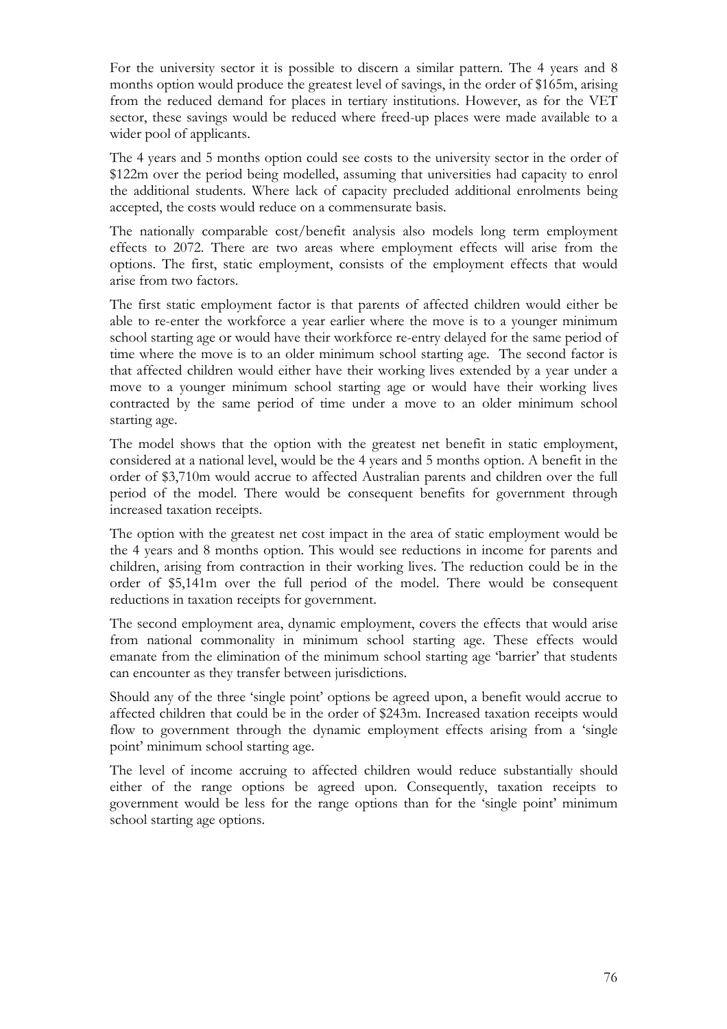For the university sector it is possible to discern a similar pattern. The 4 years and 8 months option would produce the greatest level of savings, in the order of $165m, arising from the reduced demand for places in tertiary institutions. However, as for the VET sector, these savings would be reduced where freed-up places were made available to a wider pool of applicants.

The 4 years and 5 months option could see costs to the university sector in the order of $122m over the period being modelled, assuming that universities had capacity to enrol the additional students. Where lack of capacity precluded additional enrolments being accepted, the costs would reduce on a commensurate basis.

The nationally comparable cost/benefit analysis also models long term employment effects to 2072. There are two areas where employment effects will arise from the options. The first, static employment, consists of the employment effects that would arise from two factors.

The first static employment factor is that parents of affected children would either be able to re-enter the workforce a year earlier where the move is to a younger minimum school starting age or would have their workforce re-entry delayed for the same period of time where the move is to an older minimum school starting age. The second factor is that affected children would either have their working lives extended by a year under a move to a younger minimum school starting age or would have their working lives contracted by the same period of time under a move to an older minimum school starting age.

The model shows that the option with the greatest net benefit in static employment, considered at a national level, would be the 4 years and 5 months option. A benefit in the order of $3,710m would accrue to affected Australian parents and children over the full period of the model. There would be consequent benefits for government through increased taxation receipts.

The option with the greatest net cost impact in the area of static employment would be the 4 years and 8 months option. This would see reductions in income for parents and children, arising from contraction in their working lives. The reduction could be in the order of $5,141m over the full period of the model. There would be consequent reductions in taxation receipts for government.

The second employment area, dynamic employment, covers the effects that would arise from national commonality in minimum school starting age. These effects would emanate from the elimination of the minimum school starting age 'barrier' that students can encounter as they transfer between jurisdictions.

Should any of the three 'single point' options be agreed upon, a benefit would accrue to affected children that could be in the order of $243m. Increased taxation receipts would flow to government through the dynamic employment effects arising from a 'single point' minimum school starting age.

The level of income accruing to affected children would reduce substantially should either of the range options be agreed upon. Consequently, taxation receipts to government would be less for the range options than for the 'single point' minimum school starting age options.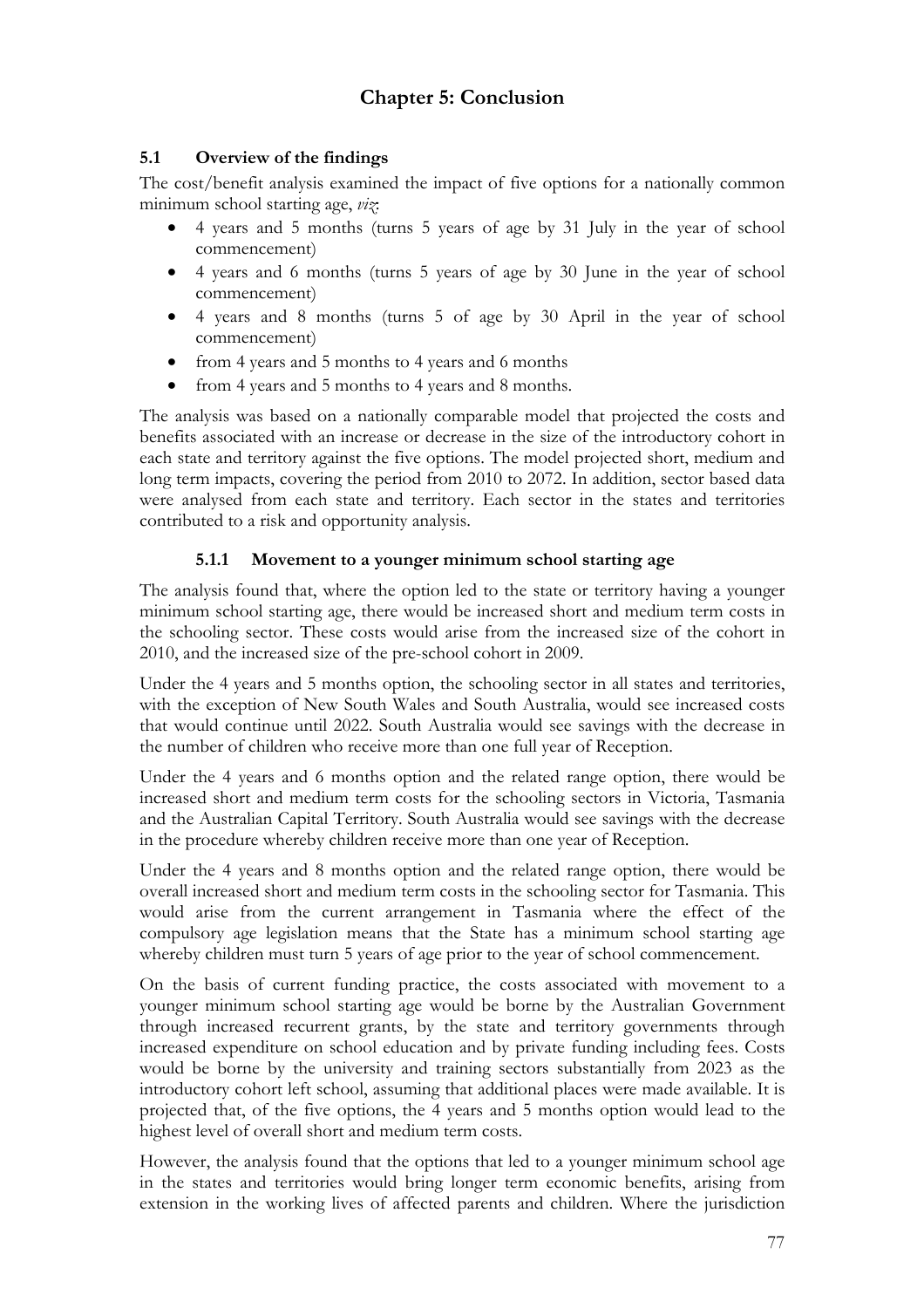# Chapter 5: Conclusion

## 5.1 Overview of the findings

The cost/benefit analysis examined the impact of five options for a nationally common minimum school starting age, *viz*:

- 4 years and 5 months (turns 5 years of age by 31 July in the year of school commencement)
- 4 years and 6 months (turns 5 years of age by 30 June in the year of school commencement)
- 4 years and 8 months (turns 5 of age by 30 April in the year of school commencement)
- from 4 years and 5 months to 4 years and 6 months
- from 4 years and 5 months to 4 years and 8 months.

The analysis was based on a nationally comparable model that projected the costs and benefits associated with an increase or decrease in the size of the introductory cohort in each state and territory against the five options. The model projected short, medium and long term impacts, covering the period from 2010 to 2072. In addition, sector based data were analysed from each state and territory. Each sector in the states and territories contributed to a risk and opportunity analysis.

### 5.1.1 Movement to a younger minimum school starting age

The analysis found that, where the option led to the state or territory having a younger minimum school starting age, there would be increased short and medium term costs in the schooling sector. These costs would arise from the increased size of the cohort in 2010, and the increased size of the pre-school cohort in 2009.

Under the 4 years and 5 months option, the schooling sector in all states and territories, with the exception of New South Wales and South Australia, would see increased costs that would continue until 2022. South Australia would see savings with the decrease in the number of children who receive more than one full year of Reception.

Under the 4 years and 6 months option and the related range option, there would be increased short and medium term costs for the schooling sectors in Victoria, Tasmania and the Australian Capital Territory. South Australia would see savings with the decrease in the procedure whereby children receive more than one year of Reception.

Under the 4 years and 8 months option and the related range option, there would be overall increased short and medium term costs in the schooling sector for Tasmania. This would arise from the current arrangement in Tasmania where the effect of the compulsory age legislation means that the State has a minimum school starting age whereby children must turn 5 years of age prior to the year of school commencement.

On the basis of current funding practice, the costs associated with movement to a younger minimum school starting age would be borne by the Australian Government through increased recurrent grants, by the state and territory governments through increased expenditure on school education and by private funding including fees. Costs would be borne by the university and training sectors substantially from 2023 as the introductory cohort left school, assuming that additional places were made available. It is projected that, of the five options, the 4 years and 5 months option would lead to the highest level of overall short and medium term costs.

However, the analysis found that the options that led to a younger minimum school age in the states and territories would bring longer term economic benefits, arising from extension in the working lives of affected parents and children. Where the jurisdiction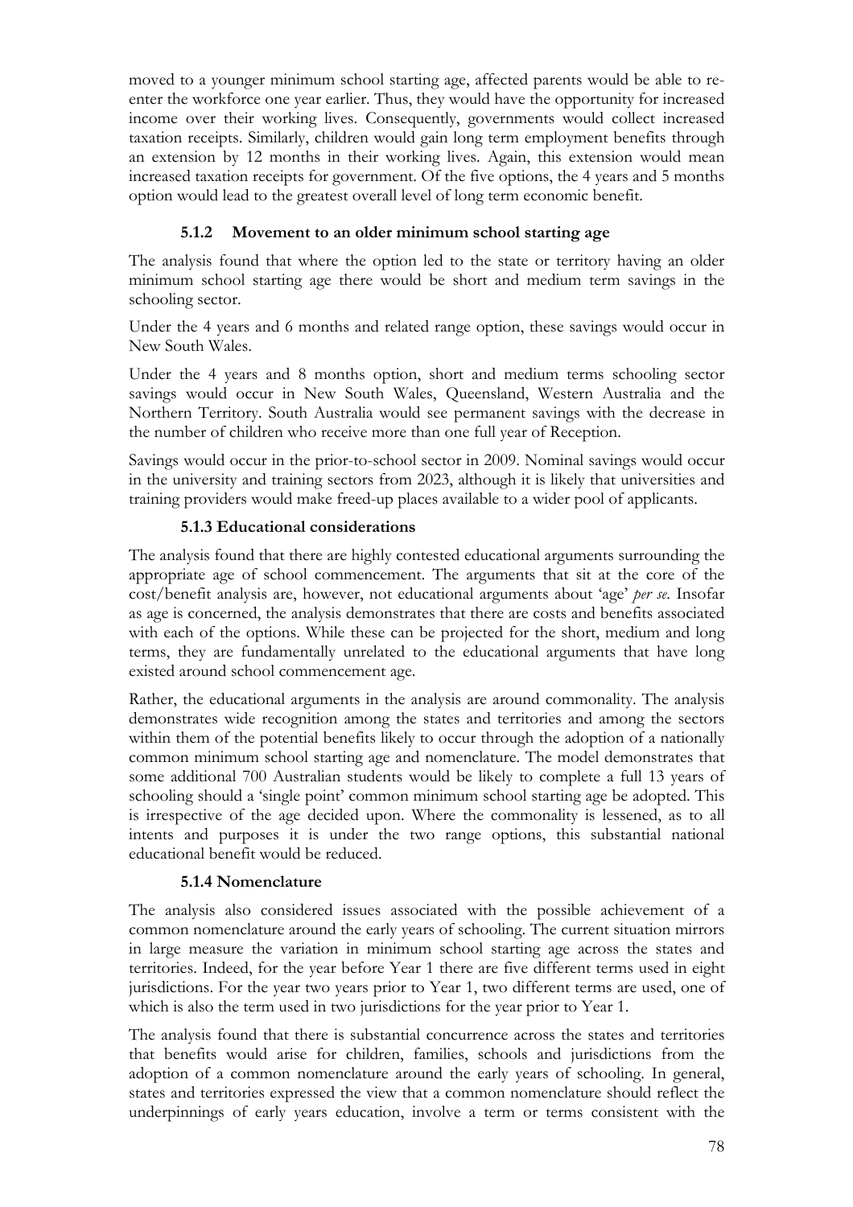moved to a younger minimum school starting age, affected parents would be able to re-enter the workforce one year earlier. Thus, they would have the opportunity for increased income over their working lives. Consequently, governments would collect increased taxation receipts. Similarly, children would gain long term employment benefits through an extension by 12 months in their working lives. Again, this extension would mean increased taxation receipts for government. Of the five options, the 4 years and 5 months option would lead to the greatest overall level of long term economic benefit.

### 5.1.2 Movement to an older minimum school starting age

The analysis found that where the option led to the state or territory having an older minimum school starting age there would be short and medium term savings in the schooling sector.

Under the 4 years and 6 months and related range option, these savings would occur in New South Wales.

Under the 4 years and 8 months option, short and medium terms schooling sector savings would occur in New South Wales, Queensland, Western Australia and the Northern Territory. South Australia would see permanent savings with the decrease in the number of children who receive more than one full year of Reception.

Savings would occur in the prior-to-school sector in 2009. Nominal savings would occur in the university and training sectors from 2023, although it is likely that universities and training providers would make freed-up places available to a wider pool of applicants.

### 5.1.3 Educational considerations

The analysis found that there are highly contested educational arguments surrounding the appropriate age of school commencement. The arguments that sit at the core of the cost/benefit analysis are, however, not educational arguments about 'age' *per se*. Insofar as age is concerned, the analysis demonstrates that there are costs and benefits associated with each of the options. While these can be projected for the short, medium and long terms, they are fundamentally unrelated to the educational arguments that have long existed around school commencement age.

Rather, the educational arguments in the analysis are around commonality. The analysis demonstrates wide recognition among the states and territories and among the sectors within them of the potential benefits likely to occur through the adoption of a nationally common minimum school starting age and nomenclature. The model demonstrates that some additional 700 Australian students would be likely to complete a full 13 years of schooling should a 'single point' common minimum school starting age be adopted. This is irrespective of the age decided upon. Where the commonality is lessened, as to all intents and purposes it is under the two range options, this substantial national educational benefit would be reduced.

### 5.1.4 Nomenclature

The analysis also considered issues associated with the possible achievement of a common nomenclature around the early years of schooling. The current situation mirrors in large measure the variation in minimum school starting age across the states and territories. Indeed, for the year before Year 1 there are five different terms used in eight jurisdictions. For the year two years prior to Year 1, two different terms are used, one of which is also the term used in two jurisdictions for the year prior to Year 1.

The analysis found that there is substantial concurrence across the states and territories that benefits would arise for children, families, schools and jurisdictions from the adoption of a common nomenclature around the early years of schooling. In general, states and territories expressed the view that a common nomenclature should reflect the underpinnings of early years education, involve a term or terms consistent with the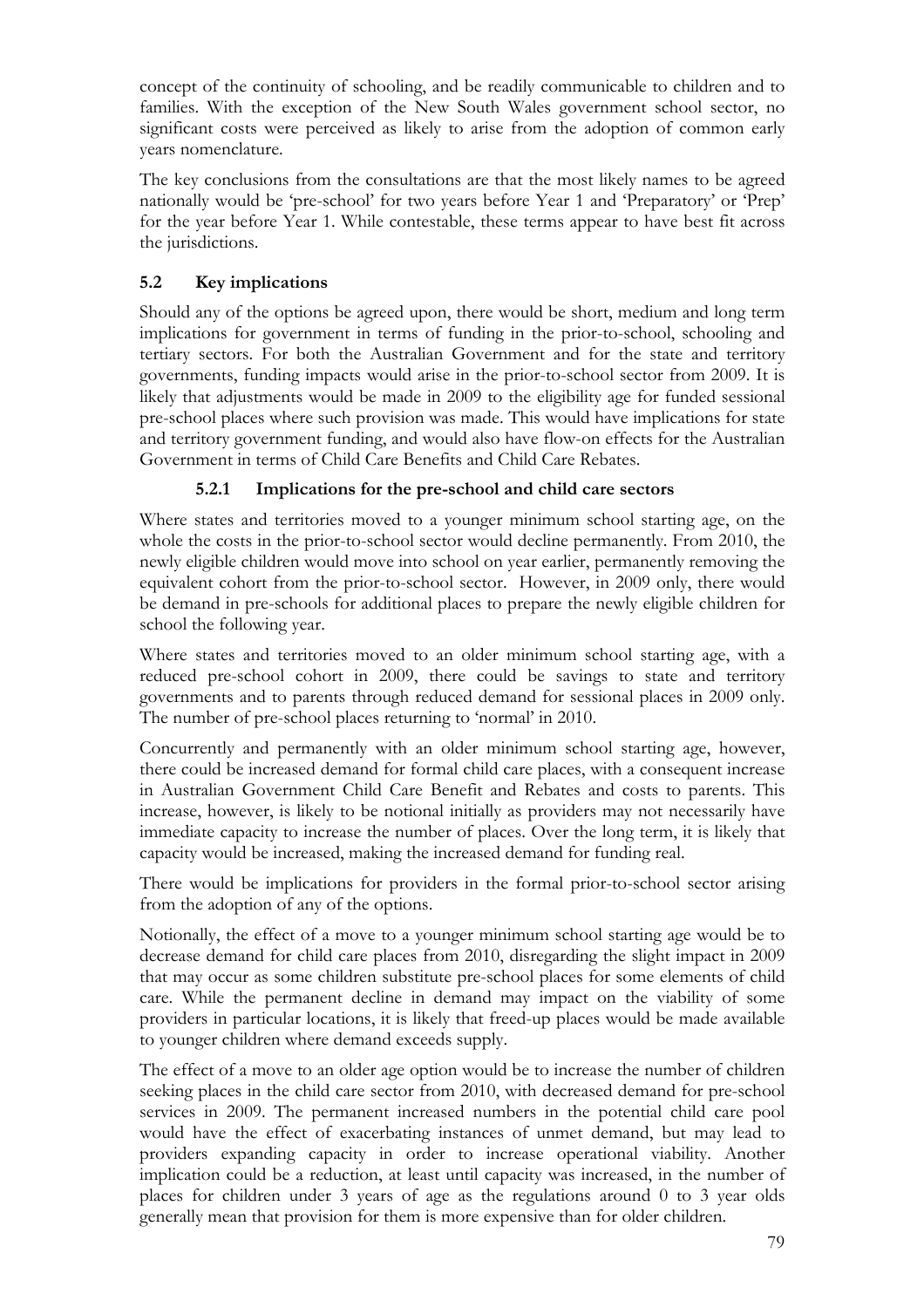concept of the continuity of schooling, and be readily communicable to children and to families. With the exception of the New South Wales government school sector, no significant costs were perceived as likely to arise from the adoption of common early years nomenclature.

The key conclusions from the consultations are that the most likely names to be agreed nationally would be 'pre-school' for two years before Year 1 and 'Preparatory' or 'Prep' for the year before Year 1. While contestable, these terms appear to have best fit across the jurisdictions.

## 5.2 Key implications

Should any of the options be agreed upon, there would be short, medium and long term implications for government in terms of funding in the prior-to-school, schooling and tertiary sectors. For both the Australian Government and for the state and territory governments, funding impacts would arise in the prior-to-school sector from 2009. It is likely that adjustments would be made in 2009 to the eligibility age for funded sessional pre-school places where such provision was made. This would have implications for state and territory government funding, and would also have flow-on effects for the Australian Government in terms of Child Care Benefits and Child Care Rebates.

### 5.2.1 Implications for the pre-school and child care sectors

Where states and territories moved to a younger minimum school starting age, on the whole the costs in the prior-to-school sector would decline permanently. From 2010, the newly eligible children would move into school on year earlier, permanently removing the equivalent cohort from the prior-to-school sector. However, in 2009 only, there would be demand in pre-schools for additional places to prepare the newly eligible children for school the following year.

Where states and territories moved to an older minimum school starting age, with a reduced pre-school cohort in 2009, there could be savings to state and territory governments and to parents through reduced demand for sessional places in 2009 only. The number of pre-school places returning to 'normal' in 2010.

Concurrently and permanently with an older minimum school starting age, however, there could be increased demand for formal child care places, with a consequent increase in Australian Government Child Care Benefit and Rebates and costs to parents. This increase, however, is likely to be notional initially as providers may not necessarily have immediate capacity to increase the number of places. Over the long term, it is likely that capacity would be increased, making the increased demand for funding real.

There would be implications for providers in the formal prior-to-school sector arising from the adoption of any of the options.

Notionally, the effect of a move to a younger minimum school starting age would be to decrease demand for child care places from 2010, disregarding the slight impact in 2009 that may occur as some children substitute pre-school places for some elements of child care. While the permanent decline in demand may impact on the viability of some providers in particular locations, it is likely that freed-up places would be made available to younger children where demand exceeds supply.

The effect of a move to an older age option would be to increase the number of children seeking places in the child care sector from 2010, with decreased demand for pre-school services in 2009. The permanent increased numbers in the potential child care pool would have the effect of exacerbating instances of unmet demand, but may lead to providers expanding capacity in order to increase operational viability. Another implication could be a reduction, at least until capacity was increased, in the number of places for children under 3 years of age as the regulations around 0 to 3 year olds generally mean that provision for them is more expensive than for older children.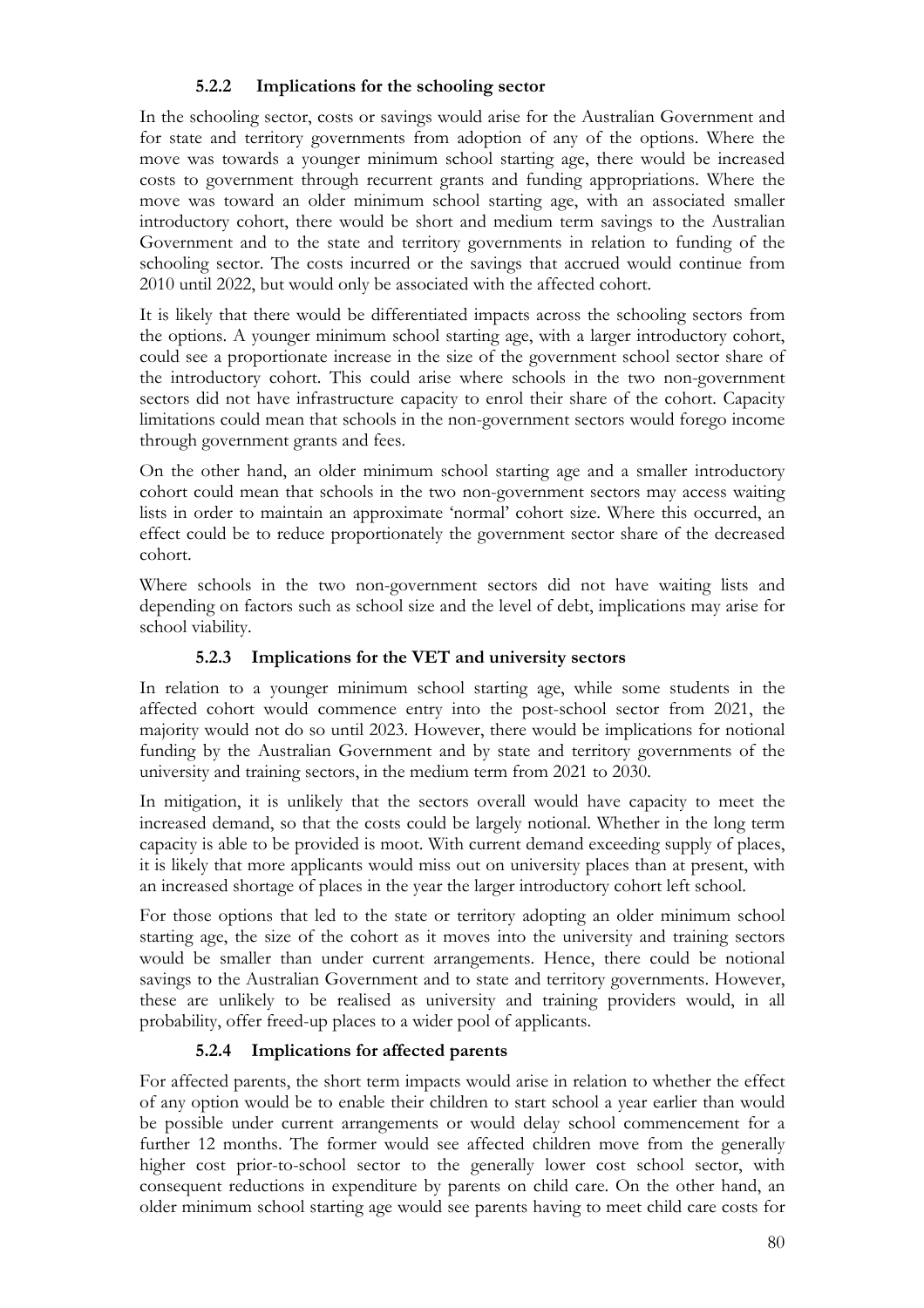#### 5.2.2 Implications for the schooling sector

In the schooling sector, costs or savings would arise for the Australian Government and for state and territory governments from adoption of any of the options. Where the move was towards a younger minimum school starting age, there would be increased costs to government through recurrent grants and funding appropriations. Where the move was toward an older minimum school starting age, with an associated smaller introductory cohort, there would be short and medium term savings to the Australian Government and to the state and territory governments in relation to funding of the schooling sector. The costs incurred or the savings that accrued would continue from 2010 until 2022, but would only be associated with the affected cohort.

It is likely that there would be differentiated impacts across the schooling sectors from the options. A younger minimum school starting age, with a larger introductory cohort, could see a proportionate increase in the size of the government school sector share of the introductory cohort. This could arise where schools in the two non-government sectors did not have infrastructure capacity to enrol their share of the cohort. Capacity limitations could mean that schools in the non-government sectors would forego income through government grants and fees.

On the other hand, an older minimum school starting age and a smaller introductory cohort could mean that schools in the two non-government sectors may access waiting lists in order to maintain an approximate 'normal' cohort size. Where this occurred, an effect could be to reduce proportionately the government sector share of the decreased cohort.

Where schools in the two non-government sectors did not have waiting lists and depending on factors such as school size and the level of debt, implications may arise for school viability.

#### 5.2.3 Implications for the VET and university sectors

In relation to a younger minimum school starting age, while some students in the affected cohort would commence entry into the post-school sector from 2021, the majority would not do so until 2023. However, there would be implications for notional funding by the Australian Government and by state and territory governments of the university and training sectors, in the medium term from 2021 to 2030.

In mitigation, it is unlikely that the sectors overall would have capacity to meet the increased demand, so that the costs could be largely notional. Whether in the long term capacity is able to be provided is moot. With current demand exceeding supply of places, it is likely that more applicants would miss out on university places than at present, with an increased shortage of places in the year the larger introductory cohort left school.

For those options that led to the state or territory adopting an older minimum school starting age, the size of the cohort as it moves into the university and training sectors would be smaller than under current arrangements. Hence, there could be notional savings to the Australian Government and to state and territory governments. However, these are unlikely to be realised as university and training providers would, in all probability, offer freed-up places to a wider pool of applicants.

#### 5.2.4 Implications for affected parents

For affected parents, the short term impacts would arise in relation to whether the effect of any option would be to enable their children to start school a year earlier than would be possible under current arrangements or would delay school commencement for a further 12 months. The former would see affected children move from the generally higher cost prior-to-school sector to the generally lower cost school sector, with consequent reductions in expenditure by parents on child care. On the other hand, an older minimum school starting age would see parents having to meet child care costs for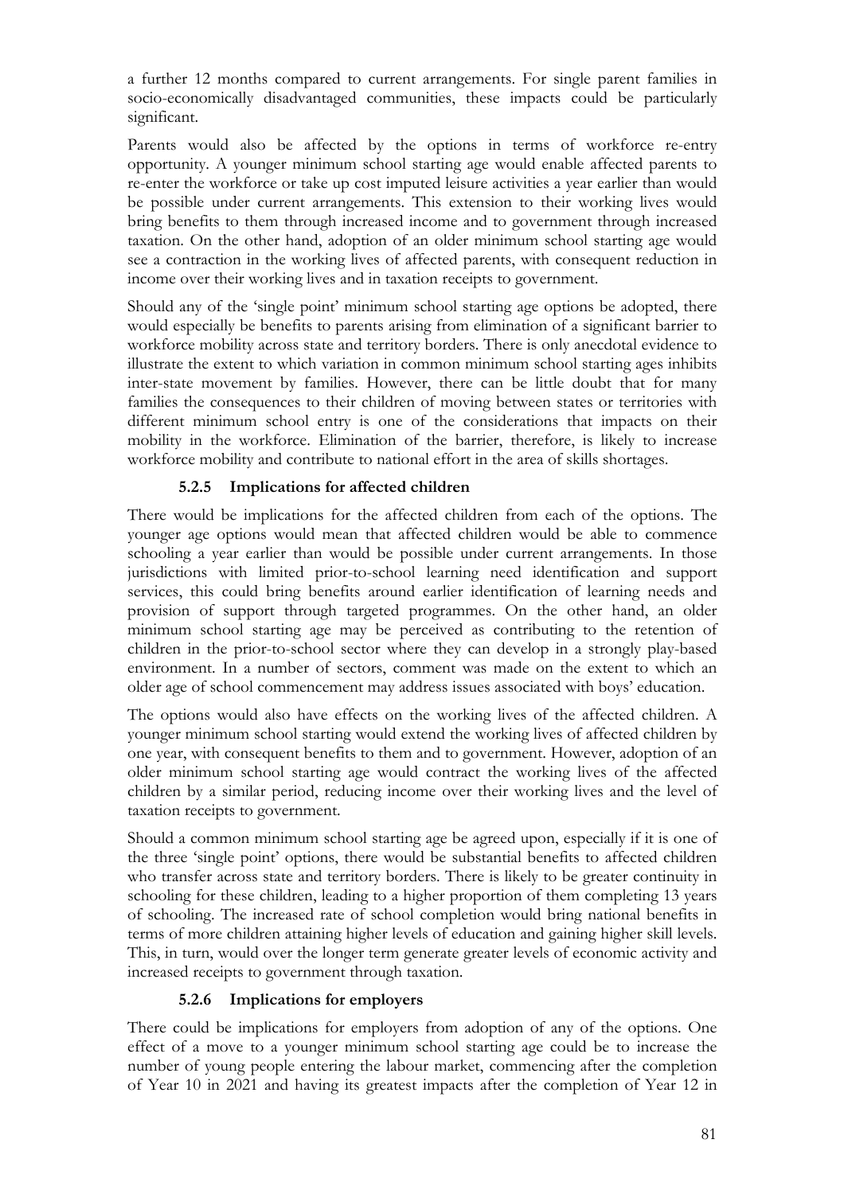a further 12 months compared to current arrangements. For single parent families in socio-economically disadvantaged communities, these impacts could be particularly significant.

Parents would also be affected by the options in terms of workforce re-entry opportunity. A younger minimum school starting age would enable affected parents to re-enter the workforce or take up cost imputed leisure activities a year earlier than would be possible under current arrangements. This extension to their working lives would bring benefits to them through increased income and to government through increased taxation. On the other hand, adoption of an older minimum school starting age would see a contraction in the working lives of affected parents, with consequent reduction in income over their working lives and in taxation receipts to government.

Should any of the 'single point' minimum school starting age options be adopted, there would especially be benefits to parents arising from elimination of a significant barrier to workforce mobility across state and territory borders. There is only anecdotal evidence to illustrate the extent to which variation in common minimum school starting ages inhibits inter-state movement by families. However, there can be little doubt that for many families the consequences to their children of moving between states or territories with different minimum school entry is one of the considerations that impacts on their mobility in the workforce. Elimination of the barrier, therefore, is likely to increase workforce mobility and contribute to national effort in the area of skills shortages.

### 5.2.5 Implications for affected children

There would be implications for the affected children from each of the options. The younger age options would mean that affected children would be able to commence schooling a year earlier than would be possible under current arrangements. In those jurisdictions with limited prior-to-school learning need identification and support services, this could bring benefits around earlier identification of learning needs and provision of support through targeted programmes. On the other hand, an older minimum school starting age may be perceived as contributing to the retention of children in the prior-to-school sector where they can develop in a strongly play-based environment. In a number of sectors, comment was made on the extent to which an older age of school commencement may address issues associated with boys' education.

The options would also have effects on the working lives of the affected children. A younger minimum school starting would extend the working lives of affected children by one year, with consequent benefits to them and to government. However, adoption of an older minimum school starting age would contract the working lives of the affected children by a similar period, reducing income over their working lives and the level of taxation receipts to government.

Should a common minimum school starting age be agreed upon, especially if it is one of the three 'single point' options, there would be substantial benefits to affected children who transfer across state and territory borders. There is likely to be greater continuity in schooling for these children, leading to a higher proportion of them completing 13 years of schooling. The increased rate of school completion would bring national benefits in terms of more children attaining higher levels of education and gaining higher skill levels. This, in turn, would over the longer term generate greater levels of economic activity and increased receipts to government through taxation.

### 5.2.6 Implications for employers

There could be implications for employers from adoption of any of the options. One effect of a move to a younger minimum school starting age could be to increase the number of young people entering the labour market, commencing after the completion of Year 10 in 2021 and having its greatest impacts after the completion of Year 12 in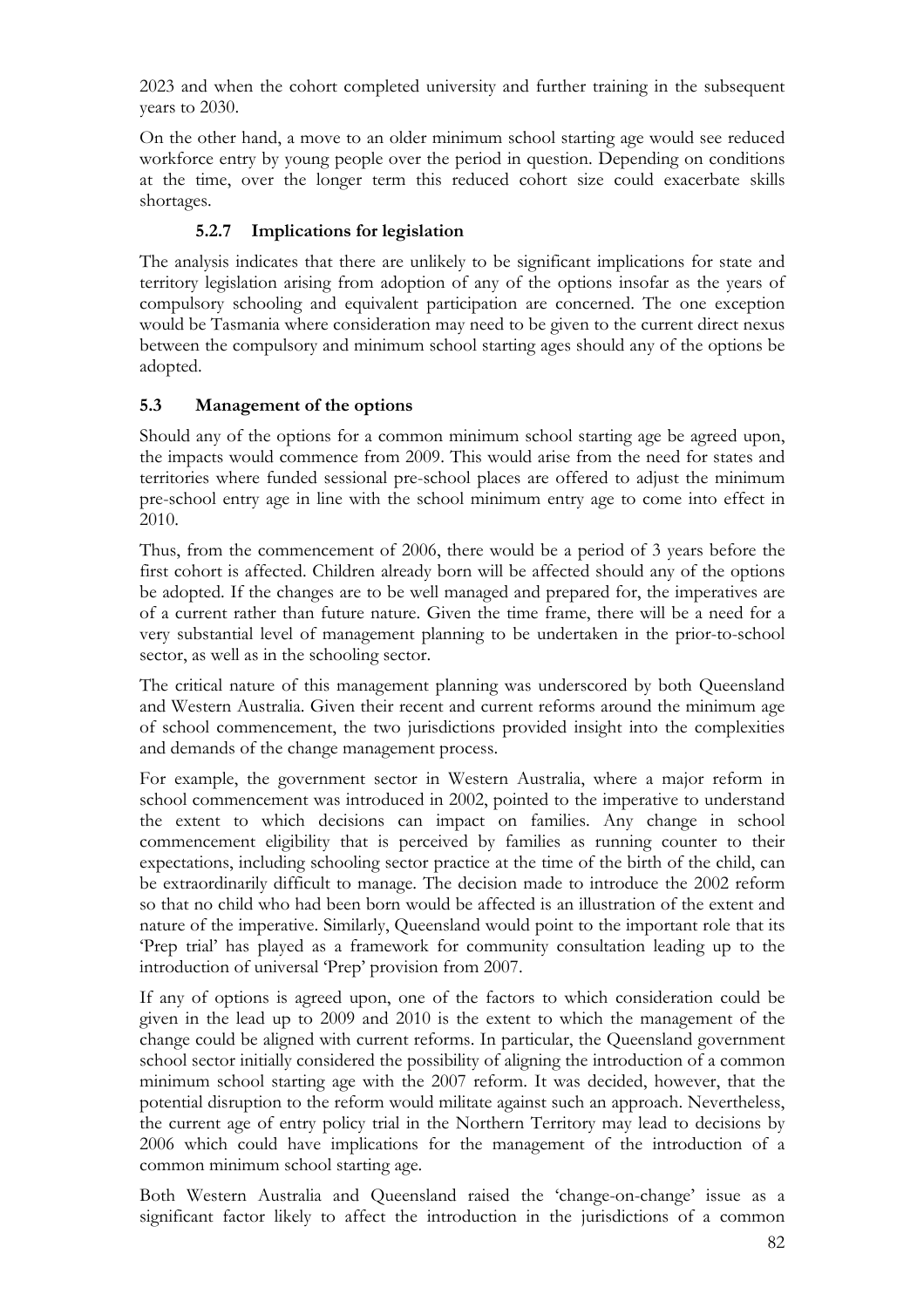2023 and when the cohort completed university and further training in the subsequent years to 2030.

On the other hand, a move to an older minimum school starting age would see reduced workforce entry by young people over the period in question. Depending on conditions at the time, over the longer term this reduced cohort size could exacerbate skills shortages.

#### 5.2.7 Implications for legislation

The analysis indicates that there are unlikely to be significant implications for state and territory legislation arising from adoption of any of the options insofar as the years of compulsory schooling and equivalent participation are concerned. The one exception would be Tasmania where consideration may need to be given to the current direct nexus between the compulsory and minimum school starting ages should any of the options be adopted.

### 5.3 Management of the options

Should any of the options for a common minimum school starting age be agreed upon, the impacts would commence from 2009. This would arise from the need for states and territories where funded sessional pre-school places are offered to adjust the minimum pre-school entry age in line with the school minimum entry age to come into effect in 2010.

Thus, from the commencement of 2006, there would be a period of 3 years before the first cohort is affected. Children already born will be affected should any of the options be adopted. If the changes are to be well managed and prepared for, the imperatives are of a current rather than future nature. Given the time frame, there will be a need for a very substantial level of management planning to be undertaken in the prior-to-school sector, as well as in the schooling sector.

The critical nature of this management planning was underscored by both Queensland and Western Australia. Given their recent and current reforms around the minimum age of school commencement, the two jurisdictions provided insight into the complexities and demands of the change management process.

For example, the government sector in Western Australia, where a major reform in school commencement was introduced in 2002, pointed to the imperative to understand the extent to which decisions can impact on families. Any change in school commencement eligibility that is perceived by families as running counter to their expectations, including schooling sector practice at the time of the birth of the child, can be extraordinarily difficult to manage. The decision made to introduce the 2002 reform so that no child who had been born would be affected is an illustration of the extent and nature of the imperative. Similarly, Queensland would point to the important role that its 'Prep trial' has played as a framework for community consultation leading up to the introduction of universal 'Prep' provision from 2007.

If any of options is agreed upon, one of the factors to which consideration could be given in the lead up to 2009 and 2010 is the extent to which the management of the change could be aligned with current reforms. In particular, the Queensland government school sector initially considered the possibility of aligning the introduction of a common minimum school starting age with the 2007 reform. It was decided, however, that the potential disruption to the reform would militate against such an approach. Nevertheless, the current age of entry policy trial in the Northern Territory may lead to decisions by 2006 which could have implications for the management of the introduction of a common minimum school starting age.

Both Western Australia and Queensland raised the 'change-on-change' issue as a significant factor likely to affect the introduction in the jurisdictions of a common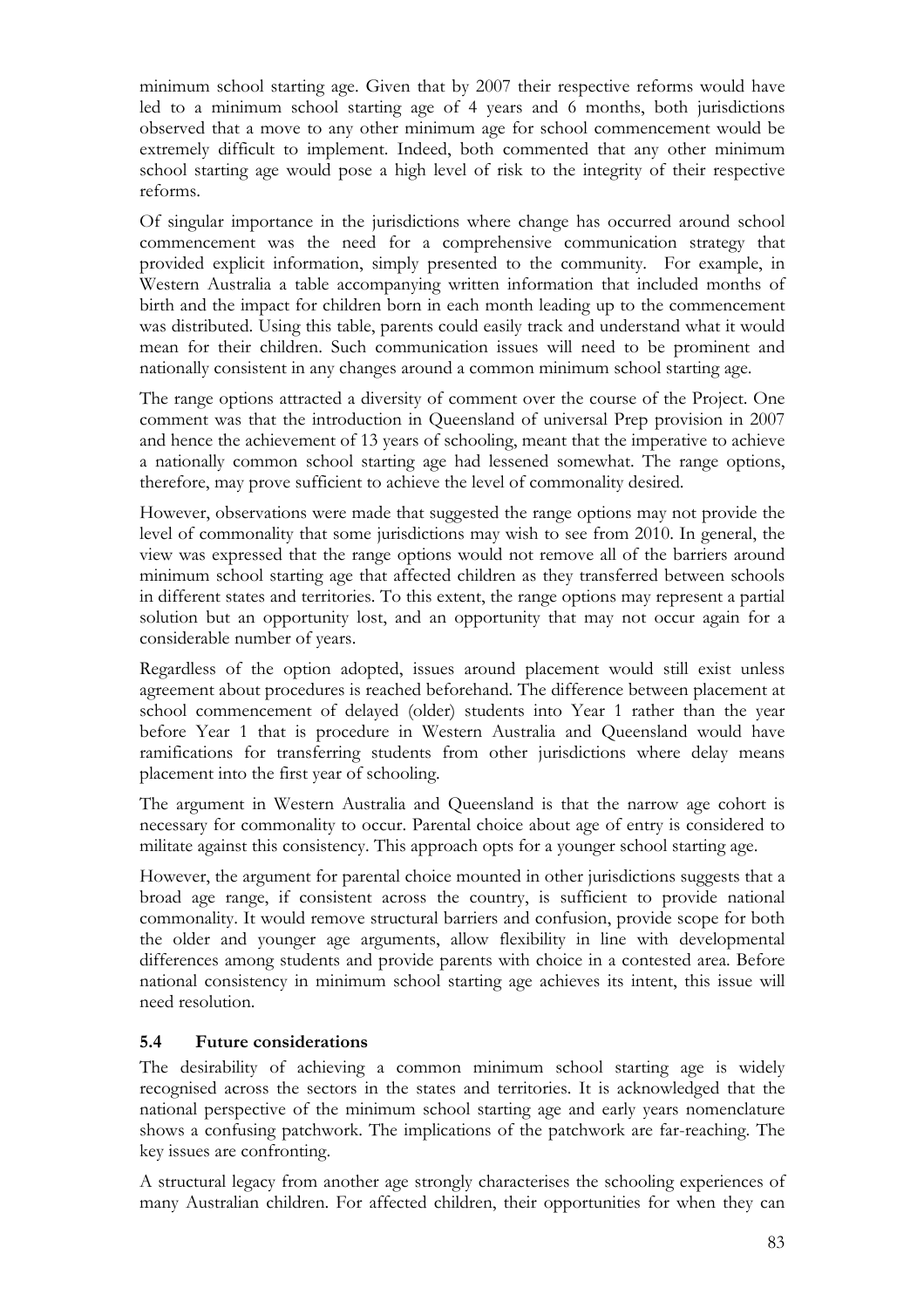minimum school starting age. Given that by 2007 their respective reforms would have led to a minimum school starting age of 4 years and 6 months, both jurisdictions observed that a move to any other minimum age for school commencement would be extremely difficult to implement. Indeed, both commented that any other minimum school starting age would pose a high level of risk to the integrity of their respective reforms.

Of singular importance in the jurisdictions where change has occurred around school commencement was the need for a comprehensive communication strategy that provided explicit information, simply presented to the community. For example, in Western Australia a table accompanying written information that included months of birth and the impact for children born in each month leading up to the commencement was distributed. Using this table, parents could easily track and understand what it would mean for their children. Such communication issues will need to be prominent and nationally consistent in any changes around a common minimum school starting age.

The range options attracted a diversity of comment over the course of the Project. One comment was that the introduction in Queensland of universal Prep provision in 2007 and hence the achievement of 13 years of schooling, meant that the imperative to achieve a nationally common school starting age had lessened somewhat. The range options, therefore, may prove sufficient to achieve the level of commonality desired.

However, observations were made that suggested the range options may not provide the level of commonality that some jurisdictions may wish to see from 2010. In general, the view was expressed that the range options would not remove all of the barriers around minimum school starting age that affected children as they transferred between schools in different states and territories. To this extent, the range options may represent a partial solution but an opportunity lost, and an opportunity that may not occur again for a considerable number of years.

Regardless of the option adopted, issues around placement would still exist unless agreement about procedures is reached beforehand. The difference between placement at school commencement of delayed (older) students into Year 1 rather than the year before Year 1 that is procedure in Western Australia and Queensland would have ramifications for transferring students from other jurisdictions where delay means placement into the first year of schooling.

The argument in Western Australia and Queensland is that the narrow age cohort is necessary for commonality to occur. Parental choice about age of entry is considered to militate against this consistency. This approach opts for a younger school starting age.

However, the argument for parental choice mounted in other jurisdictions suggests that a broad age range, if consistent across the country, is sufficient to provide national commonality. It would remove structural barriers and confusion, provide scope for both the older and younger age arguments, allow flexibility in line with developmental differences among students and provide parents with choice in a contested area. Before national consistency in minimum school starting age achieves its intent, this issue will need resolution.

### 5.4 Future considerations

The desirability of achieving a common minimum school starting age is widely recognised across the sectors in the states and territories. It is acknowledged that the national perspective of the minimum school starting age and early years nomenclature shows a confusing patchwork. The implications of the patchwork are far-reaching. The key issues are confronting.

A structural legacy from another age strongly characterises the schooling experiences of many Australian children. For affected children, their opportunities for when they can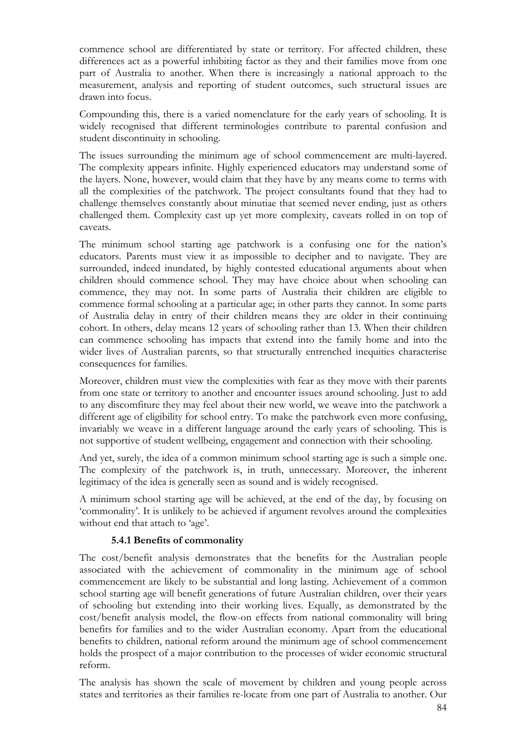commence school are differentiated by state or territory. For affected children, these differences act as a powerful inhibiting factor as they and their families move from one part of Australia to another. When there is increasingly a national approach to the measurement, analysis and reporting of student outcomes, such structural issues are drawn into focus.

Compounding this, there is a varied nomenclature for the early years of schooling. It is widely recognised that different terminologies contribute to parental confusion and student discontinuity in schooling.

The issues surrounding the minimum age of school commencement are multi-layered. The complexity appears infinite. Highly experienced educators may understand some of the layers. None, however, would claim that they have by any means come to terms with all the complexities of the patchwork. The project consultants found that they had to challenge themselves constantly about minutiae that seemed never ending, just as others challenged them. Complexity cast up yet more complexity, caveats rolled in on top of caveats.

The minimum school starting age patchwork is a confusing one for the nation's educators. Parents must view it as impossible to decipher and to navigate. They are surrounded, indeed inundated, by highly contested educational arguments about when children should commence school. They may have choice about when schooling can commence, they may not. In some parts of Australia their children are eligible to commence formal schooling at a particular age; in other parts they cannot. In some parts of Australia delay in entry of their children means they are older in their continuing cohort. In others, delay means 12 years of schooling rather than 13. When their children can commence schooling has impacts that extend into the family home and into the wider lives of Australian parents, so that structurally entrenched inequities characterise consequences for families.

Moreover, children must view the complexities with fear as they move with their parents from one state or territory to another and encounter issues around schooling. Just to add to any discomfiture they may feel about their new world, we weave into the patchwork a different age of eligibility for school entry. To make the patchwork even more confusing, invariably we weave in a different language around the early years of schooling. This is not supportive of student wellbeing, engagement and connection with their schooling.

And yet, surely, the idea of a common minimum school starting age is such a simple one. The complexity of the patchwork is, in truth, unnecessary. Moreover, the inherent legitimacy of the idea is generally seen as sound and is widely recognised.

A minimum school starting age will be achieved, at the end of the day, by focusing on 'commonality'. It is unlikely to be achieved if argument revolves around the complexities without end that attach to 'age'.

### 5.4.1 Benefits of commonality

The cost/benefit analysis demonstrates that the benefits for the Australian people associated with the achievement of commonality in the minimum age of school commencement are likely to be substantial and long lasting. Achievement of a common school starting age will benefit generations of future Australian children, over their years of schooling but extending into their working lives. Equally, as demonstrated by the cost/benefit analysis model, the flow-on effects from national commonality will bring benefits for families and to the wider Australian economy. Apart from the educational benefits to children, national reform around the minimum age of school commencement holds the prospect of a major contribution to the processes of wider economic structural reform.

The analysis has shown the scale of movement by children and young people across states and territories as their families re-locate from one part of Australia to another. Our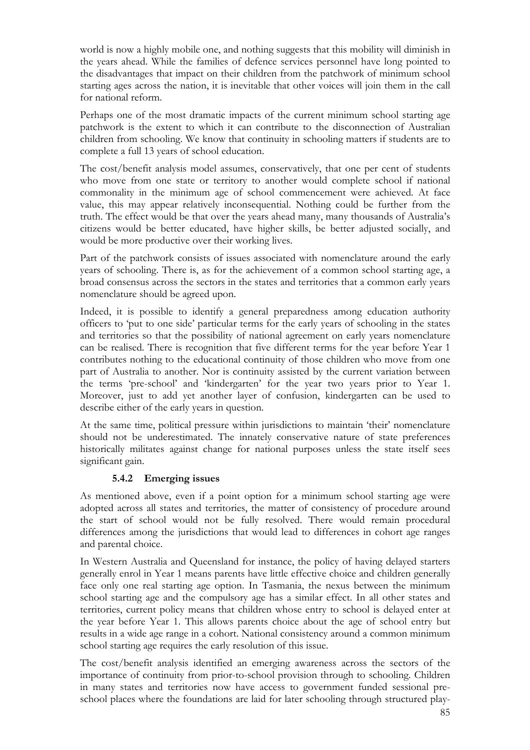world is now a highly mobile one, and nothing suggests that this mobility will diminish in the years ahead. While the families of defence services personnel have long pointed to the disadvantages that impact on their children from the patchwork of minimum school starting ages across the nation, it is inevitable that other voices will join them in the call for national reform.

Perhaps one of the most dramatic impacts of the current minimum school starting age patchwork is the extent to which it can contribute to the disconnection of Australian children from schooling. We know that continuity in schooling matters if students are to complete a full 13 years of school education.

The cost/benefit analysis model assumes, conservatively, that one per cent of students who move from one state or territory to another would complete school if national commonality in the minimum age of school commencement were achieved. At face value, this may appear relatively inconsequential. Nothing could be further from the truth. The effect would be that over the years ahead many, many thousands of Australia's citizens would be better educated, have higher skills, be better adjusted socially, and would be more productive over their working lives.

Part of the patchwork consists of issues associated with nomenclature around the early years of schooling. There is, as for the achievement of a common school starting age, a broad consensus across the sectors in the states and territories that a common early years nomenclature should be agreed upon.

Indeed, it is possible to identify a general preparedness among education authority officers to 'put to one side' particular terms for the early years of schooling in the states and territories so that the possibility of national agreement on early years nomenclature can be realised. There is recognition that five different terms for the year before Year 1 contributes nothing to the educational continuity of those children who move from one part of Australia to another. Nor is continuity assisted by the current variation between the terms 'pre-school' and 'kindergarten' for the year two years prior to Year 1. Moreover, just to add yet another layer of confusion, kindergarten can be used to describe either of the early years in question.

At the same time, political pressure within jurisdictions to maintain 'their' nomenclature should not be underestimated. The innately conservative nature of state preferences historically militates against change for national purposes unless the state itself sees significant gain.

### 5.4.2 Emerging issues

As mentioned above, even if a point option for a minimum school starting age were adopted across all states and territories, the matter of consistency of procedure around the start of school would not be fully resolved. There would remain procedural differences among the jurisdictions that would lead to differences in cohort age ranges and parental choice.

In Western Australia and Queensland for instance, the policy of having delayed starters generally enrol in Year 1 means parents have little effective choice and children generally face only one real starting age option. In Tasmania, the nexus between the minimum school starting age and the compulsory age has a similar effect. In all other states and territories, current policy means that children whose entry to school is delayed enter at the year before Year 1. This allows parents choice about the age of school entry but results in a wide age range in a cohort. National consistency around a common minimum school starting age requires the early resolution of this issue.

The cost/benefit analysis identified an emerging awareness across the sectors of the importance of continuity from prior-to-school provision through to schooling. Children in many states and territories now have access to government funded sessional pre-school places where the foundations are laid for later schooling through structured play-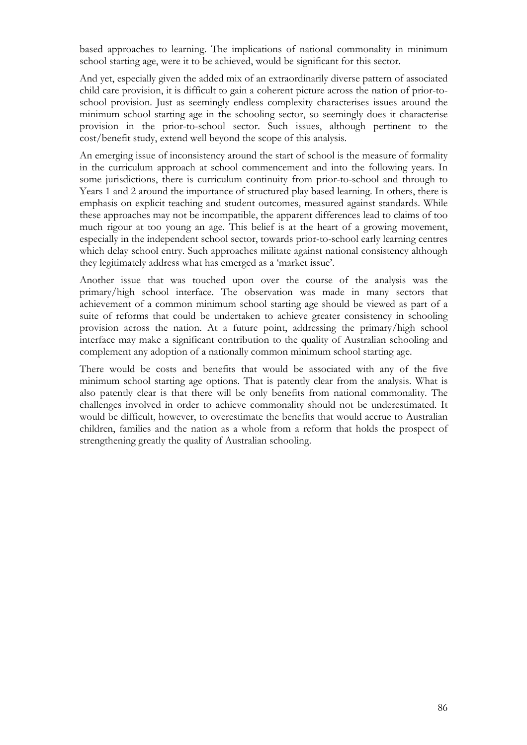based approaches to learning. The implications of national commonality in minimum school starting age, were it to be achieved, would be significant for this sector.

And yet, especially given the added mix of an extraordinarily diverse pattern of associated child care provision, it is difficult to gain a coherent picture across the nation of prior-to-school provision. Just as seemingly endless complexity characterises issues around the minimum school starting age in the schooling sector, so seemingly does it characterise provision in the prior-to-school sector. Such issues, although pertinent to the cost/benefit study, extend well beyond the scope of this analysis.

An emerging issue of inconsistency around the start of school is the measure of formality in the curriculum approach at school commencement and into the following years. In some jurisdictions, there is curriculum continuity from prior-to-school and through to Years 1 and 2 around the importance of structured play based learning. In others, there is emphasis on explicit teaching and student outcomes, measured against standards. While these approaches may not be incompatible, the apparent differences lead to claims of too much rigour at too young an age. This belief is at the heart of a growing movement, especially in the independent school sector, towards prior-to-school early learning centres which delay school entry. Such approaches militate against national consistency although they legitimately address what has emerged as a 'market issue'.

Another issue that was touched upon over the course of the analysis was the primary/high school interface. The observation was made in many sectors that achievement of a common minimum school starting age should be viewed as part of a suite of reforms that could be undertaken to achieve greater consistency in schooling provision across the nation. At a future point, addressing the primary/high school interface may make a significant contribution to the quality of Australian schooling and complement any adoption of a nationally common minimum school starting age.

There would be costs and benefits that would be associated with any of the five minimum school starting age options. That is patently clear from the analysis. What is also patently clear is that there will be only benefits from national commonality. The challenges involved in order to achieve commonality should not be underestimated. It would be difficult, however, to overestimate the benefits that would accrue to Australian children, families and the nation as a whole from a reform that holds the prospect of strengthening greatly the quality of Australian schooling.